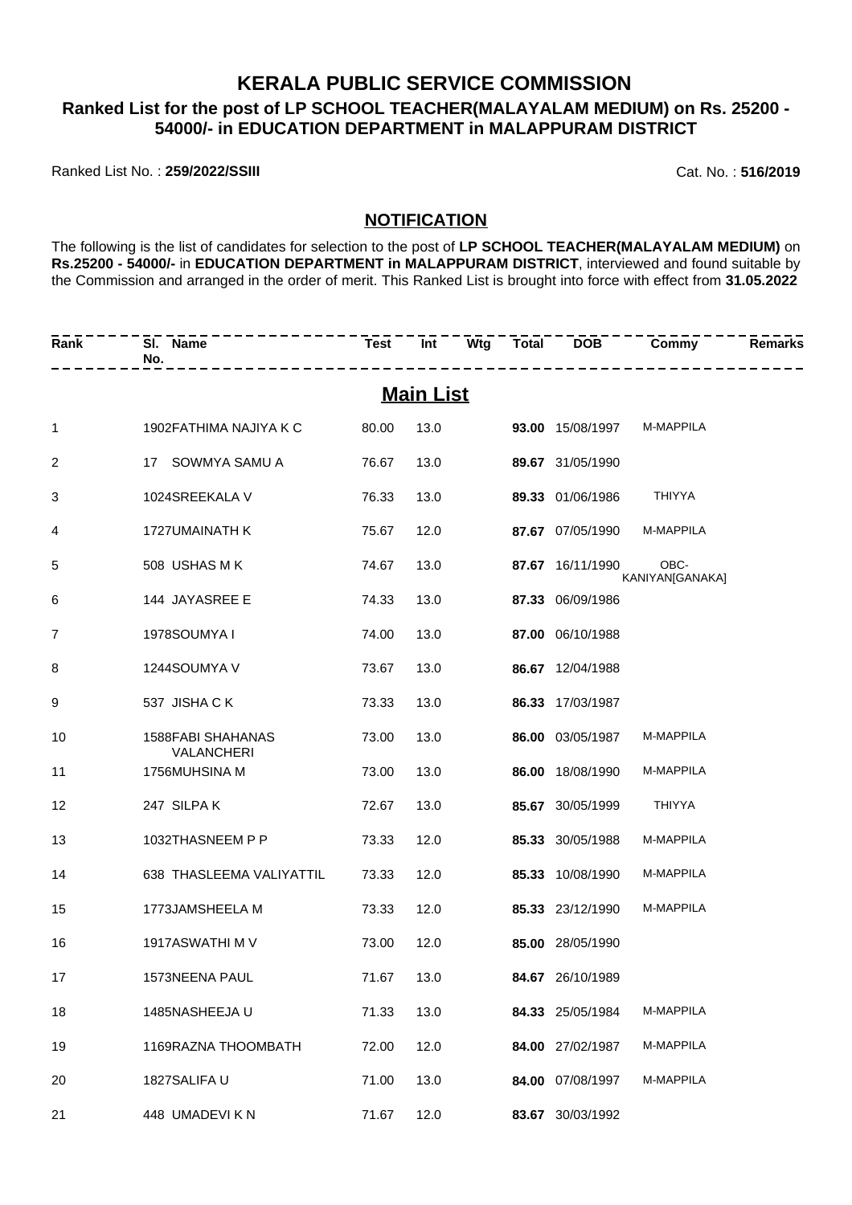# KERALA PUBLIC SERVICE COMMISSION

## Ranked List for the post of LP SCHOOL TEACHER(MALAYALAM MEDIUM) on Rs. 25200 - 54000/- in EDUCATION DEPARTMENT in MALAPPURAM DISTRICT

Ranked List No. : **259/2022/SSIII**

Cat. No. : **516/2019**

### NOTIFICATION

The following is the list of candidates for selection to the post of **LP SCHOOL TEACHER(MALAYALAM MEDIUM)** on **Rs.25200 - 54000/-** in **EDUCATION DEPARTMENT in MALAPPURAM DISTRICT**, interviewed and found suitable by the Commission and arranged in the order of merit. This Ranked List is brought into force with effect from **31.05.2022**

### Main List

| Rank | Sl. No. | Name | Test | Int | Wtg | Total | DOB | Commy | Remarks |
|---|---|---|---|---|---|---|---|---|---|
| 1 | 1902 | FATHIMA NAJIYA K C | 80.00 | 13.0 | | **93.00** | 15/08/1997 | M-MAPPILA | |
| 2 | 17 | SOWMYA SAMU A | 76.67 | 13.0 | | **89.67** | 31/05/1990 | | |
| 3 | 1024 | SREEKALA V | 76.33 | 13.0 | | **89.33** | 01/06/1986 | THIYYA | |
| 4 | 1727 | UMAINATH K | 75.67 | 12.0 | | **87.67** | 07/05/1990 | M-MAPPILA | |
| 5 | 508 | USHAS M K | 74.67 | 13.0 | | **87.67** | 16/11/1990 | OBC-KANIYAN[GANAKA] | |
| 6 | 144 | JAYASREE E | 74.33 | 13.0 | | **87.33** | 06/09/1986 | | |
| 7 | 1978 | SOUMYA I | 74.00 | 13.0 | | **87.00** | 06/10/1988 | | |
| 8 | 1244 | SOUMYA V | 73.67 | 13.0 | | **86.67** | 12/04/1988 | | |
| 9 | 537 | JISHA C K | 73.33 | 13.0 | | **86.33** | 17/03/1987 | | |
| 10 | 1588 | FABI SHAHANAS VALANCHERI | 73.00 | 13.0 | | **86.00** | 03/05/1987 | M-MAPPILA | |
| 11 | 1756 | MUHSINA M | 73.00 | 13.0 | | **86.00** | 18/08/1990 | M-MAPPILA | |
| 12 | 247 | SILPA K | 72.67 | 13.0 | | **85.67** | 30/05/1999 | THIYYA | |
| 13 | 1032 | THASNEEM P P | 73.33 | 12.0 | | **85.33** | 30/05/1988 | M-MAPPILA | |
| 14 | 638 | THASLEEMA VALIYATTIL | 73.33 | 12.0 | | **85.33** | 10/08/1990 | M-MAPPILA | |
| 15 | 1773 | JAMSHEELA M | 73.33 | 12.0 | | **85.33** | 23/12/1990 | M-MAPPILA | |
| 16 | 1917 | ASWATHI M V | 73.00 | 12.0 | | **85.00** | 28/05/1990 | | |
| 17 | 1573 | NEENA PAUL | 71.67 | 13.0 | | **84.67** | 26/10/1989 | | |
| 18 | 1485 | NASHEEJA U | 71.33 | 13.0 | | **84.33** | 25/05/1984 | M-MAPPILA | |
| 19 | 1169 | RAZNA THOOMBATH | 72.00 | 12.0 | | **84.00** | 27/02/1987 | M-MAPPILA | |
| 20 | 1827 | SALIFA U | 71.00 | 13.0 | | **84.00** | 07/08/1997 | M-MAPPILA | |
| 21 | 448 | UMADEVI K N | 71.67 | 12.0 | | **83.67** | 30/03/1992 | | |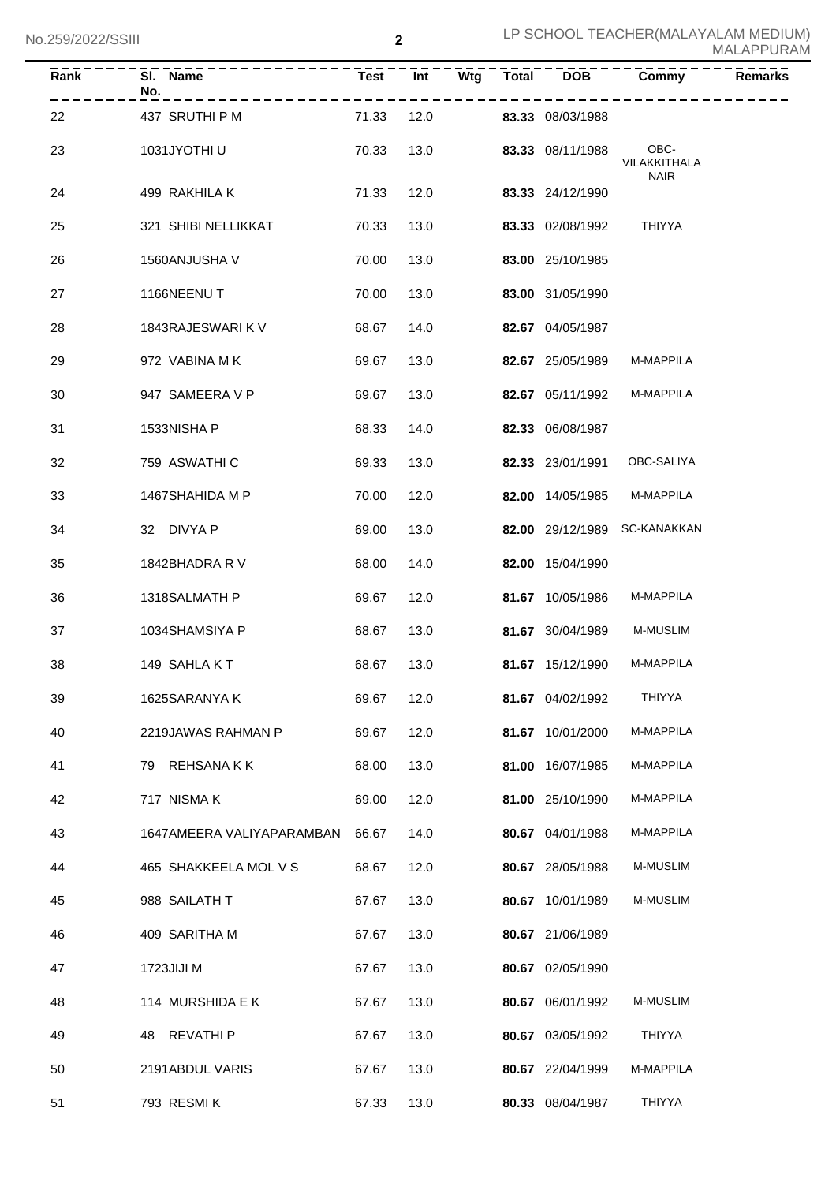| Rank | Sl. No. | Name | Test | Int | Wtg | Total | DOB | Commy | Remarks |
|---|---|---|---|---|---|---|---|---|---|
| 22 | 437 | SRUTHI P M | 71.33 | 12.0 | | 83.33 | 08/03/1988 | | |
| 23 | 1031 | JYOTHI U | 70.33 | 13.0 | | 83.33 | 08/11/1988 | OBC-VILAKKITHALA NAIR | |
| 24 | 499 | RAKHILA K | 71.33 | 12.0 | | 83.33 | 24/12/1990 | | |
| 25 | 321 | SHIBI NELLIKKAT | 70.33 | 13.0 | | 83.33 | 02/08/1992 | THIYYA | |
| 26 | 1560 | ANJUSHA V | 70.00 | 13.0 | | 83.00 | 25/10/1985 | | |
| 27 | 1166 | NEENU T | 70.00 | 13.0 | | 83.00 | 31/05/1990 | | |
| 28 | 1843 | RAJESWARI K V | 68.67 | 14.0 | | 82.67 | 04/05/1987 | | |
| 29 | 972 | VABINA M K | 69.67 | 13.0 | | 82.67 | 25/05/1989 | M-MAPPILA | |
| 30 | 947 | SAMEERA V P | 69.67 | 13.0 | | 82.67 | 05/11/1992 | M-MAPPILA | |
| 31 | 1533 | NISHA P | 68.33 | 14.0 | | 82.33 | 06/08/1987 | | |
| 32 | 759 | ASWATHI C | 69.33 | 13.0 | | 82.33 | 23/01/1991 | OBC-SALIYA | |
| 33 | 1467 | SHAHIDA M P | 70.00 | 12.0 | | 82.00 | 14/05/1985 | M-MAPPILA | |
| 34 | 32 | DIVYA P | 69.00 | 13.0 | | 82.00 | 29/12/1989 | SC-KANAKKAN | |
| 35 | 1842 | BHADRA R V | 68.00 | 14.0 | | 82.00 | 15/04/1990 | | |
| 36 | 1318 | SALMATH P | 69.67 | 12.0 | | 81.67 | 10/05/1986 | M-MAPPILA | |
| 37 | 1034 | SHAMSIYA P | 68.67 | 13.0 | | 81.67 | 30/04/1989 | M-MUSLIM | |
| 38 | 149 | SAHLA K T | 68.67 | 13.0 | | 81.67 | 15/12/1990 | M-MAPPILA | |
| 39 | 1625 | SARANYA K | 69.67 | 12.0 | | 81.67 | 04/02/1992 | THIYYA | |
| 40 | 2219 | JAWAS RAHMAN P | 69.67 | 12.0 | | 81.67 | 10/01/2000 | M-MAPPILA | |
| 41 | 79 | REHSANA K K | 68.00 | 13.0 | | 81.00 | 16/07/1985 | M-MAPPILA | |
| 42 | 717 | NISMA K | 69.00 | 12.0 | | 81.00 | 25/10/1990 | M-MAPPILA | |
| 43 | 1647 | AMEERA VALIYAPARAMBAN | 66.67 | 14.0 | | 80.67 | 04/01/1988 | M-MAPPILA | |
| 44 | 465 | SHAKKEELA MOL V S | 68.67 | 12.0 | | 80.67 | 28/05/1988 | M-MUSLIM | |
| 45 | 988 | SAILATH T | 67.67 | 13.0 | | 80.67 | 10/01/1989 | M-MUSLIM | |
| 46 | 409 | SARITHA M | 67.67 | 13.0 | | 80.67 | 21/06/1989 | | |
| 47 | 1723 | JIJI M | 67.67 | 13.0 | | 80.67 | 02/05/1990 | | |
| 48 | 114 | MURSHIDA E K | 67.67 | 13.0 | | 80.67 | 06/01/1992 | M-MUSLIM | |
| 49 | 48 | REVATHI P | 67.67 | 13.0 | | 80.67 | 03/05/1992 | THIYYA | |
| 50 | 2191 | ABDUL VARIS | 67.67 | 13.0 | | 80.67 | 22/04/1999 | M-MAPPILA | |
| 51 | 793 | RESMI K | 67.33 | 13.0 | | 80.33 | 08/04/1987 | THIYYA | |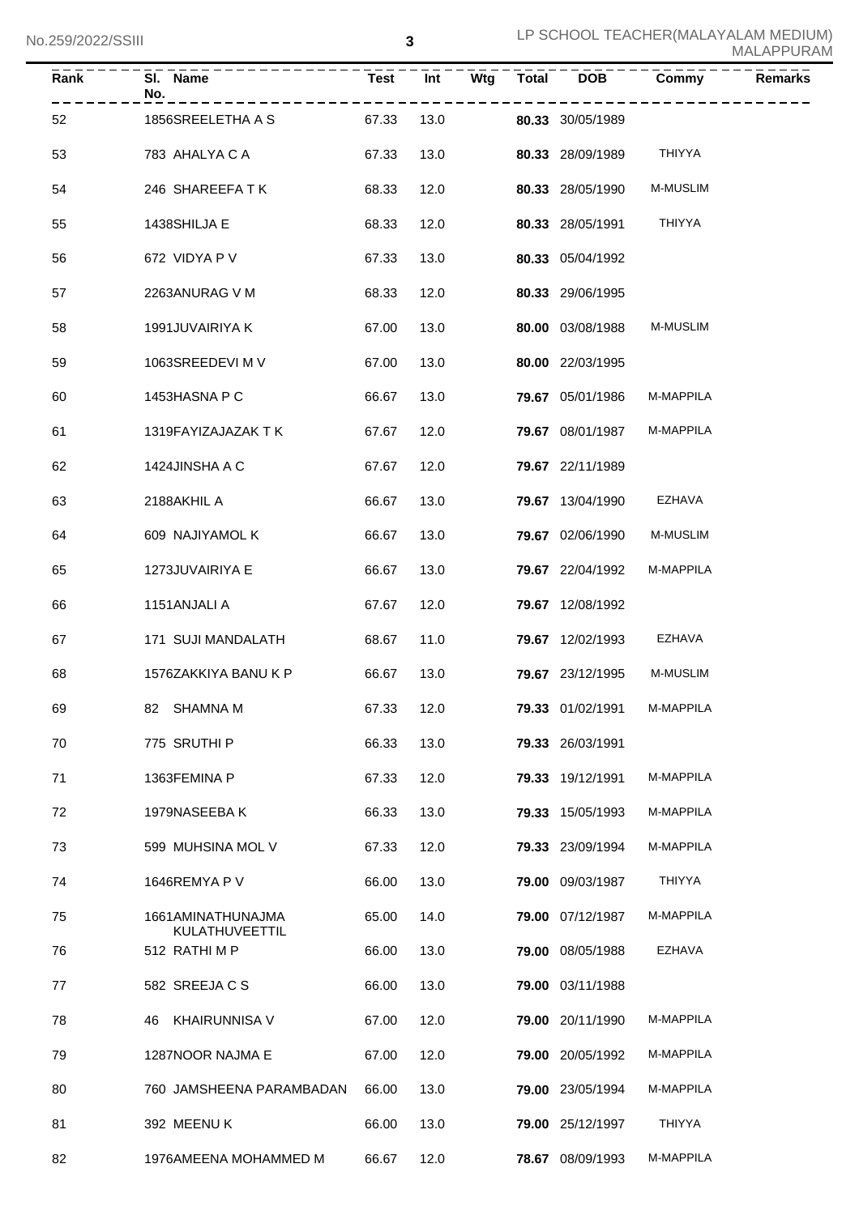| Rank | Sl. No. | Name | Test | Int | Wtg | Total | DOB | Commy | Remarks |
|---|---|---|---|---|---|---|---|---|---|
| 52 | 1856 | SREELETHA A S | 67.33 | 13.0 | | 80.33 | 30/05/1989 | | |
| 53 | 783 | AHALYA C A | 67.33 | 13.0 | | 80.33 | 28/09/1989 | THIYYA | |
| 54 | 246 | SHAREEFA T K | 68.33 | 12.0 | | 80.33 | 28/05/1990 | M-MUSLIM | |
| 55 | 1438 | SHILJA E | 68.33 | 12.0 | | 80.33 | 28/05/1991 | THIYYA | |
| 56 | 672 | VIDYA P V | 67.33 | 13.0 | | 80.33 | 05/04/1992 | | |
| 57 | 2263 | ANURAG V M | 68.33 | 12.0 | | 80.33 | 29/06/1995 | | |
| 58 | 1991 | JUVAIRIYA K | 67.00 | 13.0 | | 80.00 | 03/08/1988 | M-MUSLIM | |
| 59 | 1063 | SREEDEVI M V | 67.00 | 13.0 | | 80.00 | 22/03/1995 | | |
| 60 | 1453 | HASNA P C | 66.67 | 13.0 | | 79.67 | 05/01/1986 | M-MAPPILA | |
| 61 | 1319 | FAYIZAJAZAK T K | 67.67 | 12.0 | | 79.67 | 08/01/1987 | M-MAPPILA | |
| 62 | 1424 | JINSHA A C | 67.67 | 12.0 | | 79.67 | 22/11/1989 | | |
| 63 | 2188 | AKHIL A | 66.67 | 13.0 | | 79.67 | 13/04/1990 | EZHAVA | |
| 64 | 609 | NAJIYAMOL K | 66.67 | 13.0 | | 79.67 | 02/06/1990 | M-MUSLIM | |
| 65 | 1273 | JUVAIRIYA E | 66.67 | 13.0 | | 79.67 | 22/04/1992 | M-MAPPILA | |
| 66 | 1151 | ANJALI A | 67.67 | 12.0 | | 79.67 | 12/08/1992 | | |
| 67 | 171 | SUJI MANDALATH | 68.67 | 11.0 | | 79.67 | 12/02/1993 | EZHAVA | |
| 68 | 1576 | ZAKKIYA BANU K P | 66.67 | 13.0 | | 79.67 | 23/12/1995 | M-MUSLIM | |
| 69 | 82 | SHAMNA M | 67.33 | 12.0 | | 79.33 | 01/02/1991 | M-MAPPILA | |
| 70 | 775 | SRUTHI P | 66.33 | 13.0 | | 79.33 | 26/03/1991 | | |
| 71 | 1363 | FEMINA P | 67.33 | 12.0 | | 79.33 | 19/12/1991 | M-MAPPILA | |
| 72 | 1979 | NASEEBA K | 66.33 | 13.0 | | 79.33 | 15/05/1993 | M-MAPPILA | |
| 73 | 599 | MUHSINA MOL V | 67.33 | 12.0 | | 79.33 | 23/09/1994 | M-MAPPILA | |
| 74 | 1646 | REMYA P V | 66.00 | 13.0 | | 79.00 | 09/03/1987 | THIYYA | |
| 75 | 1661 | AMINATHUNAJMA KULATHUVEETTIL | 65.00 | 14.0 | | 79.00 | 07/12/1987 | M-MAPPILA | |
| 76 | 512 | RATHI M P | 66.00 | 13.0 | | 79.00 | 08/05/1988 | EZHAVA | |
| 77 | 582 | SREEJA C S | 66.00 | 13.0 | | 79.00 | 03/11/1988 | | |
| 78 | 46 | KHAIRUNNISA V | 67.00 | 12.0 | | 79.00 | 20/11/1990 | M-MAPPILA | |
| 79 | 1287 | NOOR NAJMA E | 67.00 | 12.0 | | 79.00 | 20/05/1992 | M-MAPPILA | |
| 80 | 760 | JAMSHEENA PARAMBADAN | 66.00 | 13.0 | | 79.00 | 23/05/1994 | M-MAPPILA | |
| 81 | 392 | MEENU K | 66.00 | 13.0 | | 79.00 | 25/12/1997 | THIYYA | |
| 82 | 1976 | AMEENA MOHAMMED M | 66.67 | 12.0 | | 78.67 | 08/09/1993 | M-MAPPILA | |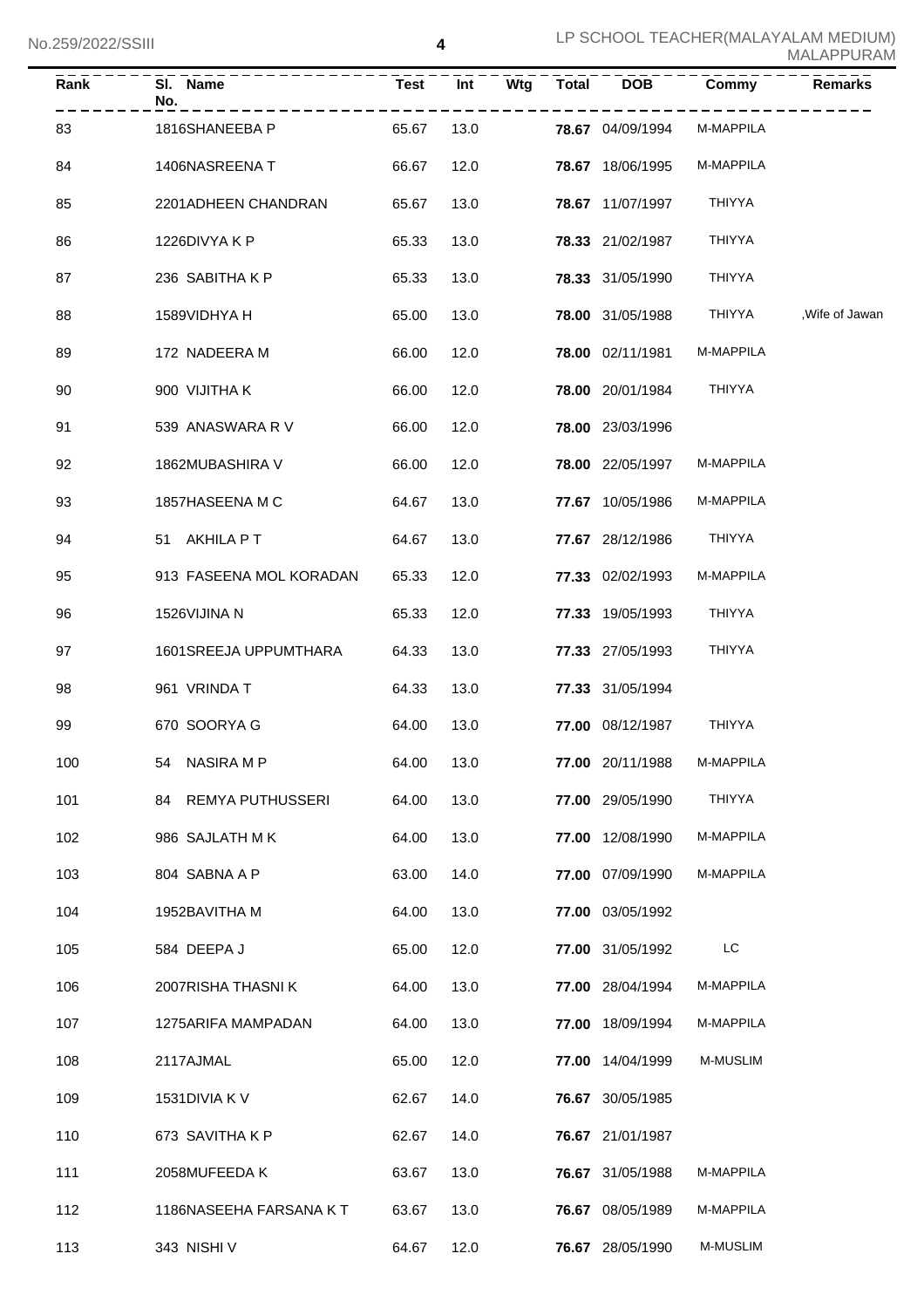| Rank | Sl. No. | Name | Test | Int | Wtg | Total | DOB | Commy | Remarks |
|---|---|---|---|---|---|---|---|---|---|
| 83 | 1816 | SHANEEBA P | 65.67 | 13.0 | | **78.67** | 04/09/1994 | M-MAPPILA | |
| 84 | 1406 | NASREENA T | 66.67 | 12.0 | | **78.67** | 18/06/1995 | M-MAPPILA | |
| 85 | 2201 | ADHEEN CHANDRAN | 65.67 | 13.0 | | **78.67** | 11/07/1997 | THIYYA | |
| 86 | 1226 | DIVYA K P | 65.33 | 13.0 | | **78.33** | 21/02/1987 | THIYYA | |
| 87 | 236 | SABITHA K P | 65.33 | 13.0 | | **78.33** | 31/05/1990 | THIYYA | |
| 88 | 1589 | VIDHYA H | 65.00 | 13.0 | | **78.00** | 31/05/1988 | THIYYA | ,Wife of Jawan |
| 89 | 172 | NADEERA M | 66.00 | 12.0 | | **78.00** | 02/11/1981 | M-MAPPILA | |
| 90 | 900 | VIJITHA K | 66.00 | 12.0 | | **78.00** | 20/01/1984 | THIYYA | |
| 91 | 539 | ANASWARA R V | 66.00 | 12.0 | | **78.00** | 23/03/1996 | | |
| 92 | 1862 | MUBASHIRA V | 66.00 | 12.0 | | **78.00** | 22/05/1997 | M-MAPPILA | |
| 93 | 1857 | HASEENA M C | 64.67 | 13.0 | | **77.67** | 10/05/1986 | M-MAPPILA | |
| 94 | 51 | AKHILA P T | 64.67 | 13.0 | | **77.67** | 28/12/1986 | THIYYA | |
| 95 | 913 | FASEENA MOL KORADAN | 65.33 | 12.0 | | **77.33** | 02/02/1993 | M-MAPPILA | |
| 96 | 1526 | VIJINA N | 65.33 | 12.0 | | **77.33** | 19/05/1993 | THIYYA | |
| 97 | 1601 | SREEJA UPPUMTHARA | 64.33 | 13.0 | | **77.33** | 27/05/1993 | THIYYA | |
| 98 | 961 | VRINDA T | 64.33 | 13.0 | | **77.33** | 31/05/1994 | | |
| 99 | 670 | SOORYA G | 64.00 | 13.0 | | **77.00** | 08/12/1987 | THIYYA | |
| 100 | 54 | NASIRA M P | 64.00 | 13.0 | | **77.00** | 20/11/1988 | M-MAPPILA | |
| 101 | 84 | REMYA PUTHUSSERI | 64.00 | 13.0 | | **77.00** | 29/05/1990 | THIYYA | |
| 102 | 986 | SAJLATH M K | 64.00 | 13.0 | | **77.00** | 12/08/1990 | M-MAPPILA | |
| 103 | 804 | SABNA A P | 63.00 | 14.0 | | **77.00** | 07/09/1990 | M-MAPPILA | |
| 104 | 1952 | BAVITHA M | 64.00 | 13.0 | | **77.00** | 03/05/1992 | | |
| 105 | 584 | DEEPA J | 65.00 | 12.0 | | **77.00** | 31/05/1992 | LC | |
| 106 | 2007 | RISHA THASNI K | 64.00 | 13.0 | | **77.00** | 28/04/1994 | M-MAPPILA | |
| 107 | 1275 | ARIFA MAMPADAN | 64.00 | 13.0 | | **77.00** | 18/09/1994 | M-MAPPILA | |
| 108 | 2117 | AJMAL | 65.00 | 12.0 | | **77.00** | 14/04/1999 | M-MUSLIM | |
| 109 | 1531 | DIVIA K V | 62.67 | 14.0 | | **76.67** | 30/05/1985 | | |
| 110 | 673 | SAVITHA K P | 62.67 | 14.0 | | **76.67** | 21/01/1987 | | |
| 111 | 2058 | MUFEEDA K | 63.67 | 13.0 | | **76.67** | 31/05/1988 | M-MAPPILA | |
| 112 | 1186 | NASEEHA FARSANA K T | 63.67 | 13.0 | | **76.67** | 08/05/1989 | M-MAPPILA | |
| 113 | 343 | NISHI V | 64.67 | 12.0 | | **76.67** | 28/05/1990 | M-MUSLIM | |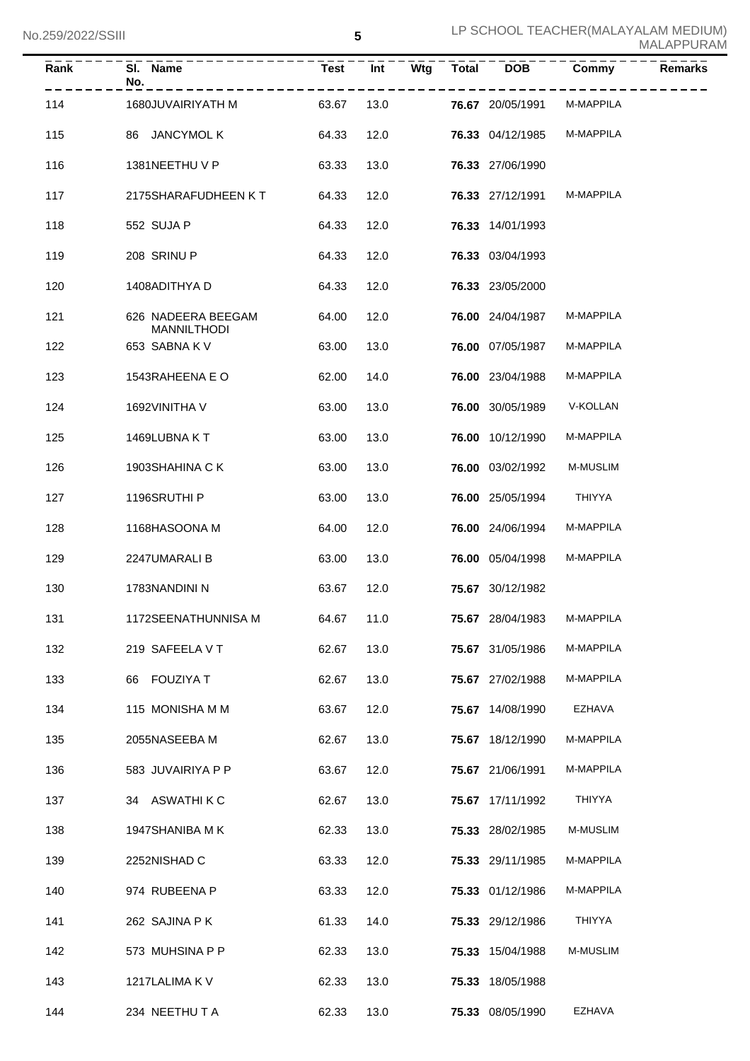| Rank | Sl. No. | Name | Test | Int | Wtg | Total | DOB | Commy | Remarks |
|---|---|---|---|---|---|---|---|---|---|
| 114 | 1680 | JUVAIRIYATH M | 63.67 | 13.0 | | **76.67** | 20/05/1991 | M-MAPPILA | |
| 115 | 86 | JANCYMOL K | 64.33 | 12.0 | | **76.33** | 04/12/1985 | M-MAPPILA | |
| 116 | 1381 | NEETHU V P | 63.33 | 13.0 | | **76.33** | 27/06/1990 | | |
| 117 | 2175 | SHARAFUDHEEN K T | 64.33 | 12.0 | | **76.33** | 27/12/1991 | M-MAPPILA | |
| 118 | 552 | SUJA P | 64.33 | 12.0 | | **76.33** | 14/01/1993 | | |
| 119 | 208 | SRINU P | 64.33 | 12.0 | | **76.33** | 03/04/1993 | | |
| 120 | 1408 | ADITHYA D | 64.33 | 12.0 | | **76.33** | 23/05/2000 | | |
| 121 | 626 | NADEERA BEEGAM MANNILTHODI | 64.00 | 12.0 | | **76.00** | 24/04/1987 | M-MAPPILA | |
| 122 | 653 | SABNA K V | 63.00 | 13.0 | | **76.00** | 07/05/1987 | M-MAPPILA | |
| 123 | 1543 | RAHEENA E O | 62.00 | 14.0 | | **76.00** | 23/04/1988 | M-MAPPILA | |
| 124 | 1692 | VINITHA V | 63.00 | 13.0 | | **76.00** | 30/05/1989 | V-KOLLAN | |
| 125 | 1469 | LUBNA K T | 63.00 | 13.0 | | **76.00** | 10/12/1990 | M-MAPPILA | |
| 126 | 1903 | SHAHINA C K | 63.00 | 13.0 | | **76.00** | 03/02/1992 | M-MUSLIM | |
| 127 | 1196 | SRUTHI P | 63.00 | 13.0 | | **76.00** | 25/05/1994 | THIYYA | |
| 128 | 1168 | HASOONA M | 64.00 | 12.0 | | **76.00** | 24/06/1994 | M-MAPPILA | |
| 129 | 2247 | UMARALI B | 63.00 | 13.0 | | **76.00** | 05/04/1998 | M-MAPPILA | |
| 130 | 1783 | NANDINI N | 63.67 | 12.0 | | **75.67** | 30/12/1982 | | |
| 131 | 1172 | SEENATHUNNISA M | 64.67 | 11.0 | | **75.67** | 28/04/1983 | M-MAPPILA | |
| 132 | 219 | SAFEELA V T | 62.67 | 13.0 | | **75.67** | 31/05/1986 | M-MAPPILA | |
| 133 | 66 | FOUZIYA T | 62.67 | 13.0 | | **75.67** | 27/02/1988 | M-MAPPILA | |
| 134 | 115 | MONISHA M M | 63.67 | 12.0 | | **75.67** | 14/08/1990 | EZHAVA | |
| 135 | 2055 | NASEEBA M | 62.67 | 13.0 | | **75.67** | 18/12/1990 | M-MAPPILA | |
| 136 | 583 | JUVAIRIYA P P | 63.67 | 12.0 | | **75.67** | 21/06/1991 | M-MAPPILA | |
| 137 | 34 | ASWATHI K C | 62.67 | 13.0 | | **75.67** | 17/11/1992 | THIYYA | |
| 138 | 1947 | SHANIBA M K | 62.33 | 13.0 | | **75.33** | 28/02/1985 | M-MUSLIM | |
| 139 | 2252 | NISHAD C | 63.33 | 12.0 | | **75.33** | 29/11/1985 | M-MAPPILA | |
| 140 | 974 | RUBEENA P | 63.33 | 12.0 | | **75.33** | 01/12/1986 | M-MAPPILA | |
| 141 | 262 | SAJINA P K | 61.33 | 14.0 | | **75.33** | 29/12/1986 | THIYYA | |
| 142 | 573 | MUHSINA P P | 62.33 | 13.0 | | **75.33** | 15/04/1988 | M-MUSLIM | |
| 143 | 1217 | LALIMA K V | 62.33 | 13.0 | | **75.33** | 18/05/1988 | | |
| 144 | 234 | NEETHU T A | 62.33 | 13.0 | | **75.33** | 08/05/1990 | EZHAVA | |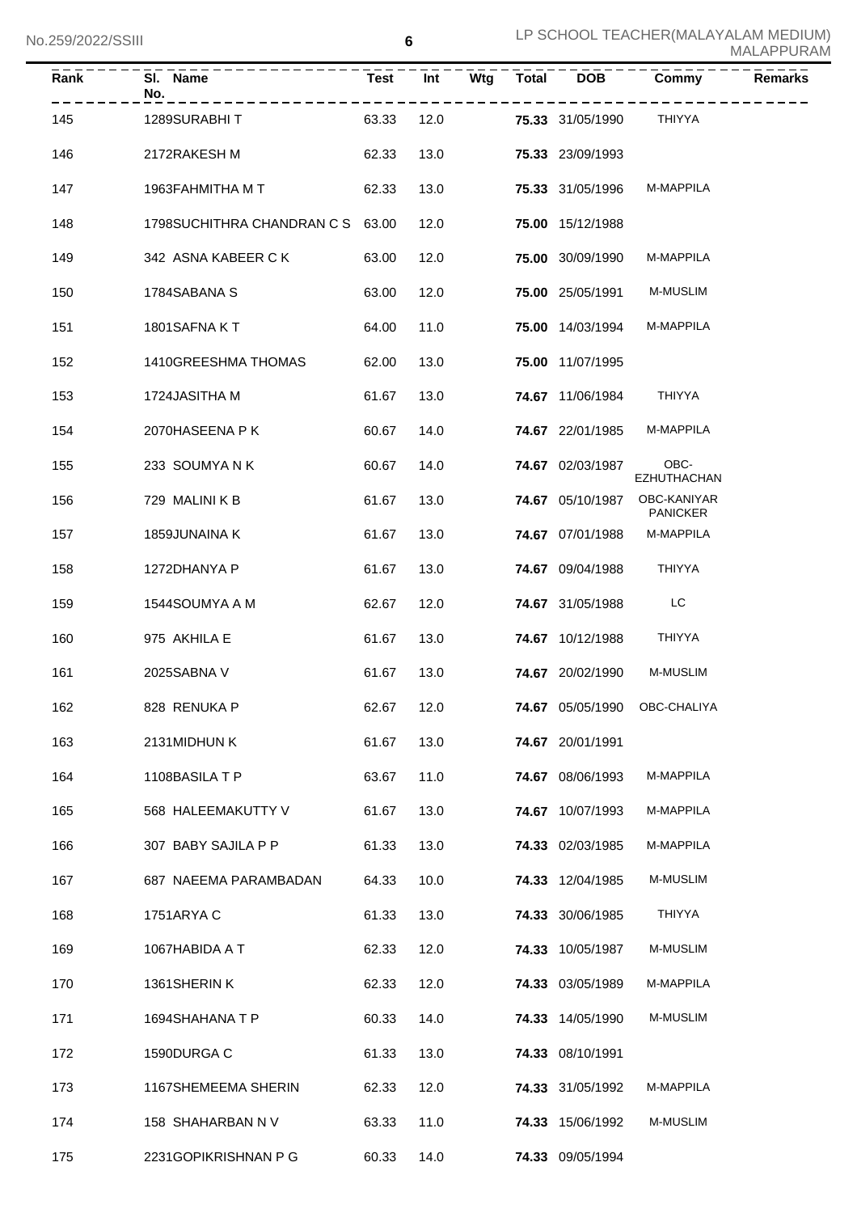| Rank | Sl. No. | Name | Test | Int | Wtg | Total | DOB | Commy | Remarks |
|---|---|---|---|---|---|---|---|---|---|
| 145 | 1289 | SURABHI T | 63.33 | 12.0 | | **75.33** | 31/05/1990 | THIYYA | |
| 146 | 2172 | RAKESH M | 62.33 | 13.0 | | **75.33** | 23/09/1993 | | |
| 147 | 1963 | FAHMITHA M T | 62.33 | 13.0 | | **75.33** | 31/05/1996 | M-MAPPILA | |
| 148 | 1798 | SUCHITHRA CHANDRAN C S | 63.00 | 12.0 | | **75.00** | 15/12/1988 | | |
| 149 | 342 | ASNA KABEER C K | 63.00 | 12.0 | | **75.00** | 30/09/1990 | M-MAPPILA | |
| 150 | 1784 | SABANA S | 63.00 | 12.0 | | **75.00** | 25/05/1991 | M-MUSLIM | |
| 151 | 1801 | SAFNA K T | 64.00 | 11.0 | | **75.00** | 14/03/1994 | M-MAPPILA | |
| 152 | 1410 | GREESHMA THOMAS | 62.00 | 13.0 | | **75.00** | 11/07/1995 | | |
| 153 | 1724 | JASITHA M | 61.67 | 13.0 | | **74.67** | 11/06/1984 | THIYYA | |
| 154 | 2070 | HASEENA P K | 60.67 | 14.0 | | **74.67** | 22/01/1985 | M-MAPPILA | |
| 155 | 233 | SOUMYA N K | 60.67 | 14.0 | | **74.67** | 02/03/1987 | OBC-EZHUTHACHAN | |
| 156 | 729 | MALINI K B | 61.67 | 13.0 | | **74.67** | 05/10/1987 | OBC-KANIYAR PANICKER | |
| 157 | 1859 | JUNAINA K | 61.67 | 13.0 | | **74.67** | 07/01/1988 | M-MAPPILA | |
| 158 | 1272 | DHANYA P | 61.67 | 13.0 | | **74.67** | 09/04/1988 | THIYYA | |
| 159 | 1544 | SOUMYA A M | 62.67 | 12.0 | | **74.67** | 31/05/1988 | LC | |
| 160 | 975 | AKHILA E | 61.67 | 13.0 | | **74.67** | 10/12/1988 | THIYYA | |
| 161 | 2025 | SABNA V | 61.67 | 13.0 | | **74.67** | 20/02/1990 | M-MUSLIM | |
| 162 | 828 | RENUKA P | 62.67 | 12.0 | | **74.67** | 05/05/1990 | OBC-CHALIYA | |
| 163 | 2131 | MIDHUN K | 61.67 | 13.0 | | **74.67** | 20/01/1991 | | |
| 164 | 1108 | BASILA T P | 63.67 | 11.0 | | **74.67** | 08/06/1993 | M-MAPPILA | |
| 165 | 568 | HALEEMAKUTTY V | 61.67 | 13.0 | | **74.67** | 10/07/1993 | M-MAPPILA | |
| 166 | 307 | BABY SAJILA P P | 61.33 | 13.0 | | **74.33** | 02/03/1985 | M-MAPPILA | |
| 167 | 687 | NAEEMA PARAMBADAN | 64.33 | 10.0 | | **74.33** | 12/04/1985 | M-MUSLIM | |
| 168 | 1751 | ARYA C | 61.33 | 13.0 | | **74.33** | 30/06/1985 | THIYYA | |
| 169 | 1067 | HABIDA A T | 62.33 | 12.0 | | **74.33** | 10/05/1987 | M-MUSLIM | |
| 170 | 1361 | SHERIN K | 62.33 | 12.0 | | **74.33** | 03/05/1989 | M-MAPPILA | |
| 171 | 1694 | SHAHANA T P | 60.33 | 14.0 | | **74.33** | 14/05/1990 | M-MUSLIM | |
| 172 | 1590 | DURGA C | 61.33 | 13.0 | | **74.33** | 08/10/1991 | | |
| 173 | 1167 | SHEMEEMA SHERIN | 62.33 | 12.0 | | **74.33** | 31/05/1992 | M-MAPPILA | |
| 174 | 158 | SHAHARBAN N V | 63.33 | 11.0 | | **74.33** | 15/06/1992 | M-MUSLIM | |
| 175 | 2231 | GOPIKRISHNAN P G | 60.33 | 14.0 | | **74.33** | 09/05/1994 | | |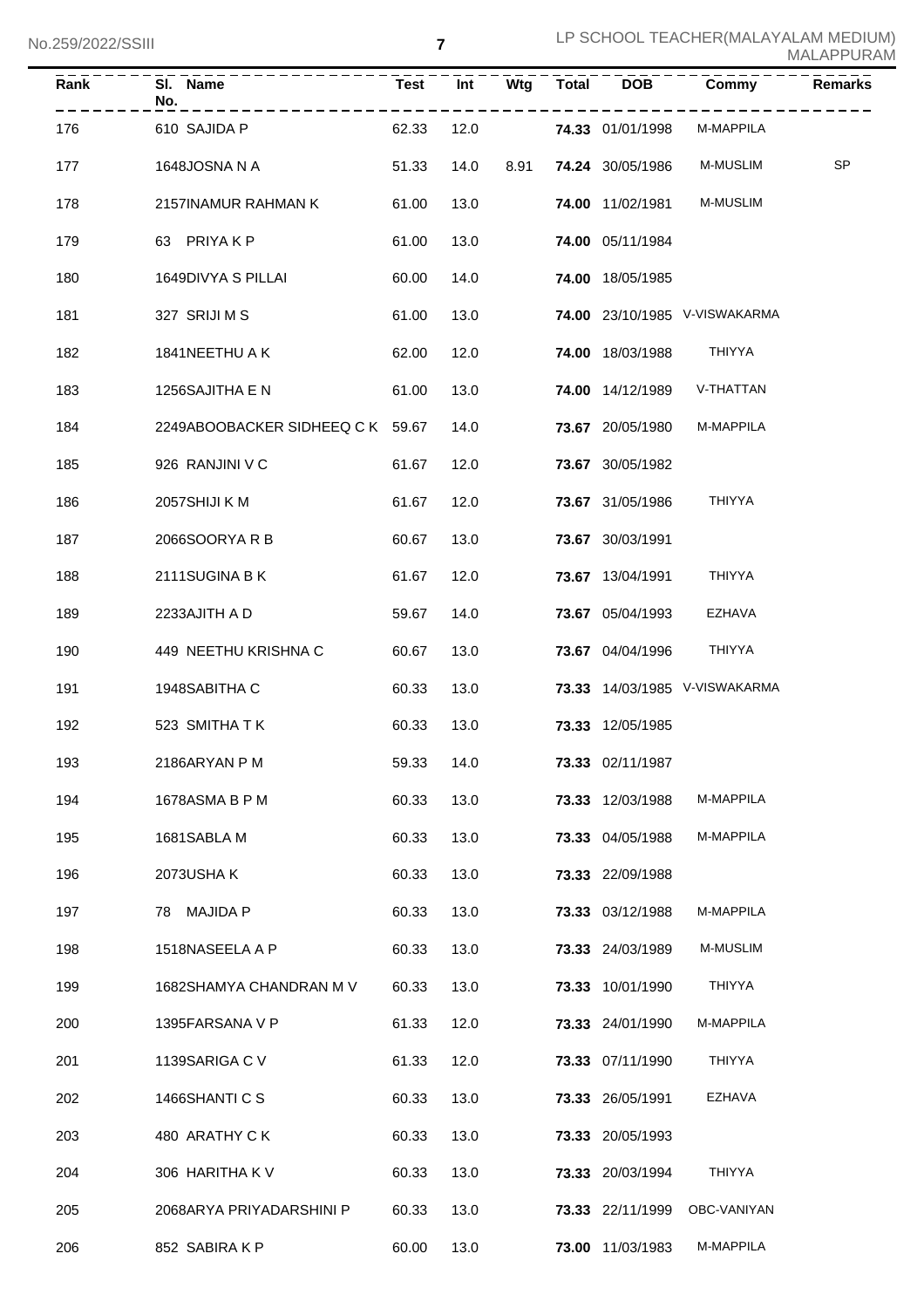| Rank | Sl. No. | Name | Test | Int | Wtg | Total | DOB | Commy | Remarks |
|---|---|---|---|---|---|---|---|---|---|
| 176 | 610 | SAJIDA P | 62.33 | 12.0 | | **74.33** | 01/01/1998 | M-MAPPILA | |
| 177 | 1648 | JOSNA N A | 51.33 | 14.0 | 8.91 | **74.24** | 30/05/1986 | M-MUSLIM | SP |
| 178 | 2157 | INAMUR RAHMAN K | 61.00 | 13.0 | | **74.00** | 11/02/1981 | M-MUSLIM | |
| 179 | 63 | PRIYA K P | 61.00 | 13.0 | | **74.00** | 05/11/1984 | | |
| 180 | 1649 | DIVYA S PILLAI | 60.00 | 14.0 | | **74.00** | 18/05/1985 | | |
| 181 | 327 | SRIJI M S | 61.00 | 13.0 | | **74.00** | 23/10/1985 | V-VISWAKARMA | |
| 182 | 1841 | NEETHU A K | 62.00 | 12.0 | | **74.00** | 18/03/1988 | THIYYA | |
| 183 | 1256 | SAJITHA E N | 61.00 | 13.0 | | **74.00** | 14/12/1989 | V-THATTAN | |
| 184 | 2249 | ABOOBACKER SIDHEEQ C K | 59.67 | 14.0 | | **73.67** | 20/05/1980 | M-MAPPILA | |
| 185 | 926 | RANJINI V C | 61.67 | 12.0 | | **73.67** | 30/05/1982 | | |
| 186 | 2057 | SHIJI K M | 61.67 | 12.0 | | **73.67** | 31/05/1986 | THIYYA | |
| 187 | 2066 | SOORYA R B | 60.67 | 13.0 | | **73.67** | 30/03/1991 | | |
| 188 | 2111 | SUGINA B K | 61.67 | 12.0 | | **73.67** | 13/04/1991 | THIYYA | |
| 189 | 2233 | AJITH A D | 59.67 | 14.0 | | **73.67** | 05/04/1993 | EZHAVA | |
| 190 | 449 | NEETHU KRISHNA C | 60.67 | 13.0 | | **73.67** | 04/04/1996 | THIYYA | |
| 191 | 1948 | SABITHA C | 60.33 | 13.0 | | **73.33** | 14/03/1985 | V-VISWAKARMA | |
| 192 | 523 | SMITHA T K | 60.33 | 13.0 | | **73.33** | 12/05/1985 | | |
| 193 | 2186 | ARYAN P M | 59.33 | 14.0 | | **73.33** | 02/11/1987 | | |
| 194 | 1678 | ASMA B P M | 60.33 | 13.0 | | **73.33** | 12/03/1988 | M-MAPPILA | |
| 195 | 1681 | SABLA M | 60.33 | 13.0 | | **73.33** | 04/05/1988 | M-MAPPILA | |
| 196 | 2073 | USHA K | 60.33 | 13.0 | | **73.33** | 22/09/1988 | | |
| 197 | 78 | MAJIDA P | 60.33 | 13.0 | | **73.33** | 03/12/1988 | M-MAPPILA | |
| 198 | 1518 | NASEELA A P | 60.33 | 13.0 | | **73.33** | 24/03/1989 | M-MUSLIM | |
| 199 | 1682 | SHAMYA CHANDRAN M V | 60.33 | 13.0 | | **73.33** | 10/01/1990 | THIYYA | |
| 200 | 1395 | FARSANA V P | 61.33 | 12.0 | | **73.33** | 24/01/1990 | M-MAPPILA | |
| 201 | 1139 | SARIGA C V | 61.33 | 12.0 | | **73.33** | 07/11/1990 | THIYYA | |
| 202 | 1466 | SHANTI C S | 60.33 | 13.0 | | **73.33** | 26/05/1991 | EZHAVA | |
| 203 | 480 | ARATHY C K | 60.33 | 13.0 | | **73.33** | 20/05/1993 | | |
| 204 | 306 | HARITHA K V | 60.33 | 13.0 | | **73.33** | 20/03/1994 | THIYYA | |
| 205 | 2068 | ARYA PRIYADARSHINI P | 60.33 | 13.0 | | **73.33** | 22/11/1999 | OBC-VANIYAN | |
| 206 | 852 | SABIRA K P | 60.00 | 13.0 | | **73.00** | 11/03/1983 | M-MAPPILA | |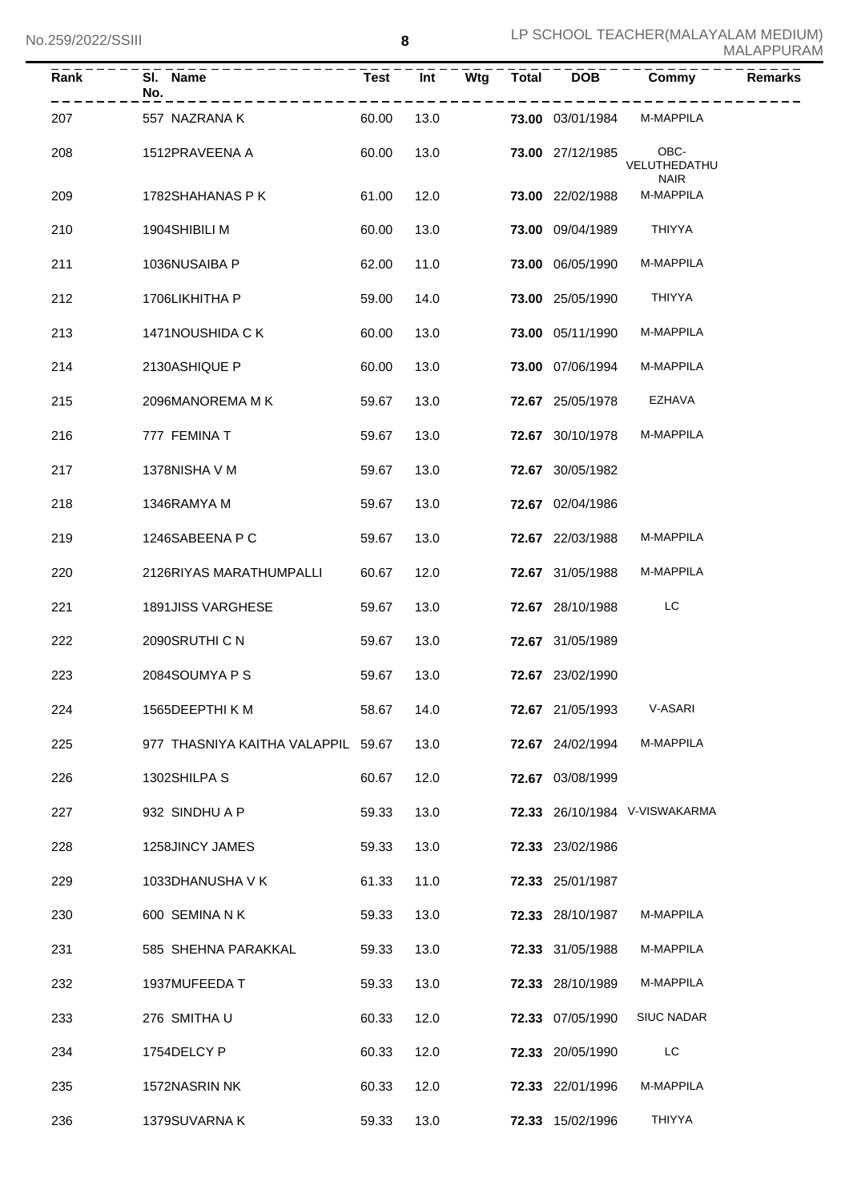| Rank | Sl. No. | Name | Test | Int | Wtg | Total | DOB | Commy | Remarks |
|---|---|---|---|---|---|---|---|---|---|
| 207 | 557 | NAZRANA K | 60.00 | 13.0 | | **73.00** | 03/01/1984 | M-MAPPILA | |
| 208 | 1512 | PRAVEENA A | 60.00 | 13.0 | | **73.00** | 27/12/1985 | OBC-VELUTHEDATHU NAIR | |
| 209 | 1782 | SHAHANAS P K | 61.00 | 12.0 | | **73.00** | 22/02/1988 | M-MAPPILA | |
| 210 | 1904 | SHIBILI M | 60.00 | 13.0 | | **73.00** | 09/04/1989 | THIYYA | |
| 211 | 1036 | NUSAIBA P | 62.00 | 11.0 | | **73.00** | 06/05/1990 | M-MAPPILA | |
| 212 | 1706 | LIKHITHA P | 59.00 | 14.0 | | **73.00** | 25/05/1990 | THIYYA | |
| 213 | 1471 | NOUSHIDA C K | 60.00 | 13.0 | | **73.00** | 05/11/1990 | M-MAPPILA | |
| 214 | 2130 | ASHIQUE P | 60.00 | 13.0 | | **73.00** | 07/06/1994 | M-MAPPILA | |
| 215 | 2096 | MANOREMA M K | 59.67 | 13.0 | | **72.67** | 25/05/1978 | EZHAVA | |
| 216 | 777 | FEMINA T | 59.67 | 13.0 | | **72.67** | 30/10/1978 | M-MAPPILA | |
| 217 | 1378 | NISHA V M | 59.67 | 13.0 | | **72.67** | 30/05/1982 | | |
| 218 | 1346 | RAMYA M | 59.67 | 13.0 | | **72.67** | 02/04/1986 | | |
| 219 | 1246 | SABEENA P C | 59.67 | 13.0 | | **72.67** | 22/03/1988 | M-MAPPILA | |
| 220 | 2126 | RIYAS MARATHUMPALLI | 60.67 | 12.0 | | **72.67** | 31/05/1988 | M-MAPPILA | |
| 221 | 1891 | JISS VARGHESE | 59.67 | 13.0 | | **72.67** | 28/10/1988 | LC | |
| 222 | 2090 | SRUTHI C N | 59.67 | 13.0 | | **72.67** | 31/05/1989 | | |
| 223 | 2084 | SOUMYA P S | 59.67 | 13.0 | | **72.67** | 23/02/1990 | | |
| 224 | 1565 | DEEPTHI K M | 58.67 | 14.0 | | **72.67** | 21/05/1993 | V-ASARI | |
| 225 | 977 | THASNIYA KAITHA VALAPPIL | 59.67 | 13.0 | | **72.67** | 24/02/1994 | M-MAPPILA | |
| 226 | 1302 | SHILPA S | 60.67 | 12.0 | | **72.67** | 03/08/1999 | | |
| 227 | 932 | SINDHU A P | 59.33 | 13.0 | | **72.33** | 26/10/1984 | V-VISWAKARMA | |
| 228 | 1258 | JINCY JAMES | 59.33 | 13.0 | | **72.33** | 23/02/1986 | | |
| 229 | 1033 | DHANUSHA V K | 61.33 | 11.0 | | **72.33** | 25/01/1987 | | |
| 230 | 600 | SEMINA N K | 59.33 | 13.0 | | **72.33** | 28/10/1987 | M-MAPPILA | |
| 231 | 585 | SHEHNA PARAKKAL | 59.33 | 13.0 | | **72.33** | 31/05/1988 | M-MAPPILA | |
| 232 | 1937 | MUFEEDA T | 59.33 | 13.0 | | **72.33** | 28/10/1989 | M-MAPPILA | |
| 233 | 276 | SMITHA U | 60.33 | 12.0 | | **72.33** | 07/05/1990 | SIUC NADAR | |
| 234 | 1754 | DELCY P | 60.33 | 12.0 | | **72.33** | 20/05/1990 | LC | |
| 235 | 1572 | NASRIN NK | 60.33 | 12.0 | | **72.33** | 22/01/1996 | M-MAPPILA | |
| 236 | 1379 | SUVARNA K | 59.33 | 13.0 | | **72.33** | 15/02/1996 | THIYYA | |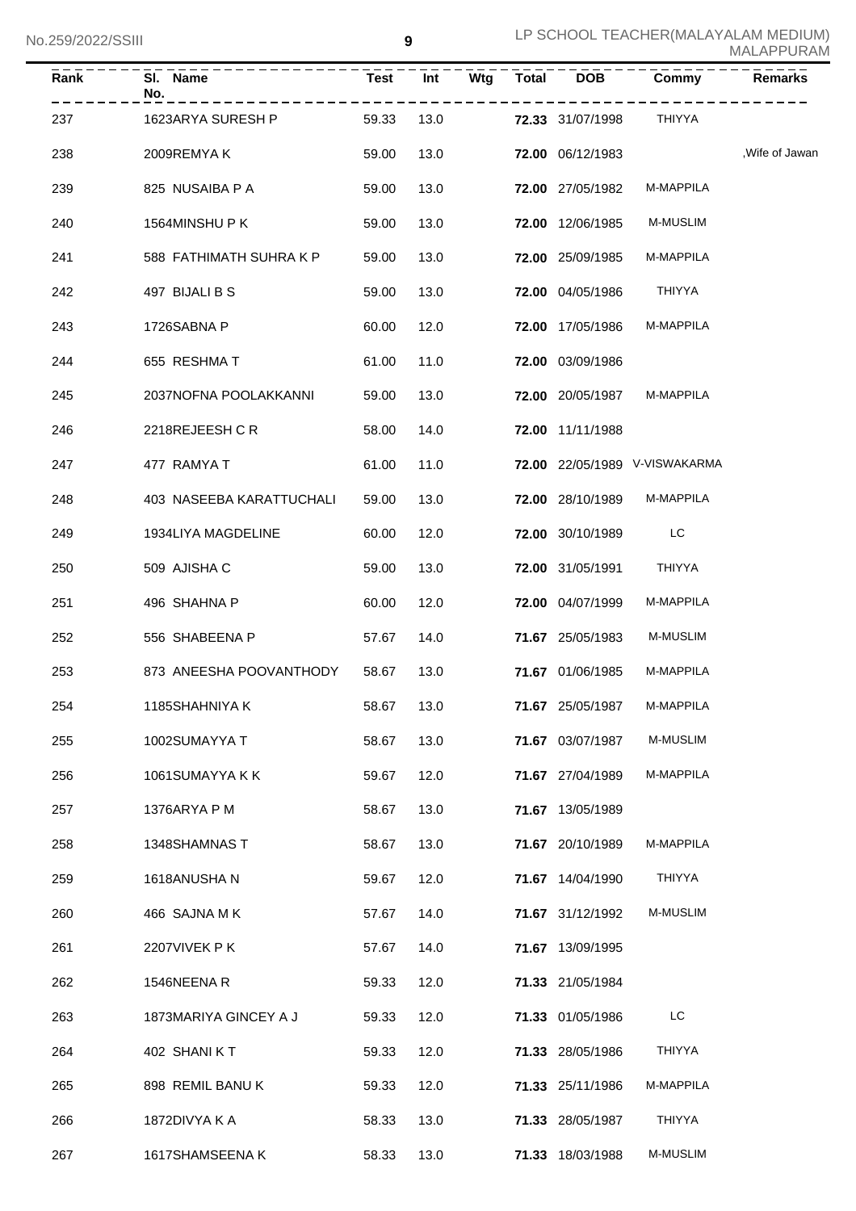| Rank | Sl. No. | Name | Test | Int | Wtg | Total | DOB | Commy | Remarks |
|---|---|---|---|---|---|---|---|---|---|
| 237 | 1623 | ARYA SURESH P | 59.33 | 13.0 | | **72.33** | 31/07/1998 | THIYYA | |
| 238 | 2009 | REMYA K | 59.00 | 13.0 | | **72.00** | 06/12/1983 | | ,Wife of Jawan |
| 239 | 825 | NUSAIBA P A | 59.00 | 13.0 | | **72.00** | 27/05/1982 | M-MAPPILA | |
| 240 | 1564 | MINSHU P K | 59.00 | 13.0 | | **72.00** | 12/06/1985 | M-MUSLIM | |
| 241 | 588 | FATHIMATH SUHRA K P | 59.00 | 13.0 | | **72.00** | 25/09/1985 | M-MAPPILA | |
| 242 | 497 | BIJALI B S | 59.00 | 13.0 | | **72.00** | 04/05/1986 | THIYYA | |
| 243 | 1726 | SABNA P | 60.00 | 12.0 | | **72.00** | 17/05/1986 | M-MAPPILA | |
| 244 | 655 | RESHMA T | 61.00 | 11.0 | | **72.00** | 03/09/1986 | | |
| 245 | 2037 | NOFNA POOLAKKANNI | 59.00 | 13.0 | | **72.00** | 20/05/1987 | M-MAPPILA | |
| 246 | 2218 | REJEESH C R | 58.00 | 14.0 | | **72.00** | 11/11/1988 | | |
| 247 | 477 | RAMYA T | 61.00 | 11.0 | | **72.00** | 22/05/1989 | V-VISWAKARMA | |
| 248 | 403 | NASEEBA KARATTUCHALI | 59.00 | 13.0 | | **72.00** | 28/10/1989 | M-MAPPILA | |
| 249 | 1934 | LIYA MAGDELINE | 60.00 | 12.0 | | **72.00** | 30/10/1989 | LC | |
| 250 | 509 | AJISHA C | 59.00 | 13.0 | | **72.00** | 31/05/1991 | THIYYA | |
| 251 | 496 | SHAHNA P | 60.00 | 12.0 | | **72.00** | 04/07/1999 | M-MAPPILA | |
| 252 | 556 | SHABEENA P | 57.67 | 14.0 | | **71.67** | 25/05/1983 | M-MUSLIM | |
| 253 | 873 | ANEESHA POOVANTHODY | 58.67 | 13.0 | | **71.67** | 01/06/1985 | M-MAPPILA | |
| 254 | 1185 | SHAHNIYA K | 58.67 | 13.0 | | **71.67** | 25/05/1987 | M-MAPPILA | |
| 255 | 1002 | SUMAYYA T | 58.67 | 13.0 | | **71.67** | 03/07/1987 | M-MUSLIM | |
| 256 | 1061 | SUMAYYA K K | 59.67 | 12.0 | | **71.67** | 27/04/1989 | M-MAPPILA | |
| 257 | 1376 | ARYA P M | 58.67 | 13.0 | | **71.67** | 13/05/1989 | | |
| 258 | 1348 | SHAMNAS T | 58.67 | 13.0 | | **71.67** | 20/10/1989 | M-MAPPILA | |
| 259 | 1618 | ANUSHA N | 59.67 | 12.0 | | **71.67** | 14/04/1990 | THIYYA | |
| 260 | 466 | SAJNA M K | 57.67 | 14.0 | | **71.67** | 31/12/1992 | M-MUSLIM | |
| 261 | 2207 | VIVEK P K | 57.67 | 14.0 | | **71.67** | 13/09/1995 | | |
| 262 | 1546 | NEENA R | 59.33 | 12.0 | | **71.33** | 21/05/1984 | | |
| 263 | 1873 | MARIYA GINCEY A J | 59.33 | 12.0 | | **71.33** | 01/05/1986 | LC | |
| 264 | 402 | SHANI K T | 59.33 | 12.0 | | **71.33** | 28/05/1986 | THIYYA | |
| 265 | 898 | REMIL BANU K | 59.33 | 12.0 | | **71.33** | 25/11/1986 | M-MAPPILA | |
| 266 | 1872 | DIVYA K A | 58.33 | 13.0 | | **71.33** | 28/05/1987 | THIYYA | |
| 267 | 1617 | SHAMSEENA K | 58.33 | 13.0 | | **71.33** | 18/03/1988 | M-MUSLIM | |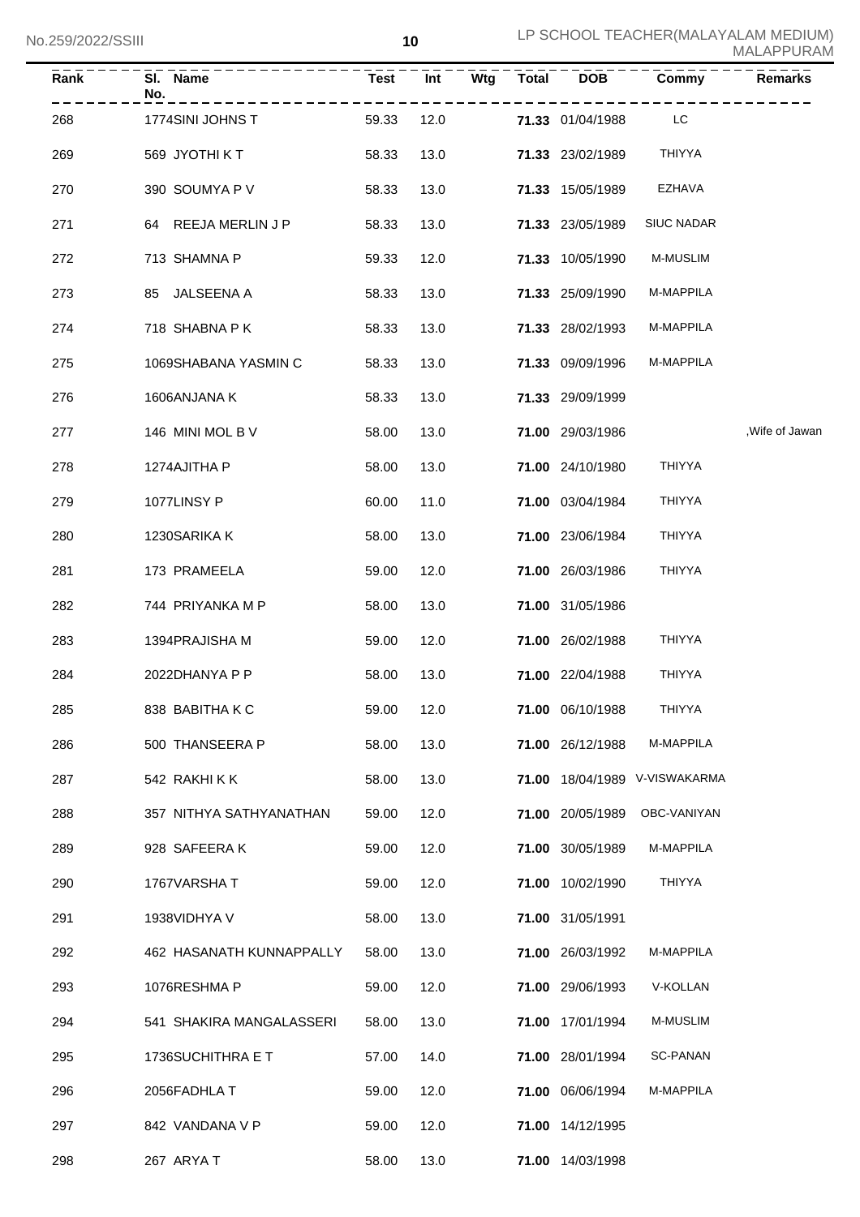| Rank | Sl. No. | Name | Test | Int | Wtg | Total | DOB | Commy | Remarks |
|---|---|---|---|---|---|---|---|---|---|
| 268 | 1774 | SINI JOHNS T | 59.33 | 12.0 | | **71.33** | 01/04/1988 | LC | |
| 269 | 569 | JYOTHI K T | 58.33 | 13.0 | | **71.33** | 23/02/1989 | THIYYA | |
| 270 | 390 | SOUMYA P V | 58.33 | 13.0 | | **71.33** | 15/05/1989 | EZHAVA | |
| 271 | 64 | REEJA MERLIN J P | 58.33 | 13.0 | | **71.33** | 23/05/1989 | SIUC NADAR | |
| 272 | 713 | SHAMNA P | 59.33 | 12.0 | | **71.33** | 10/05/1990 | M-MUSLIM | |
| 273 | 85 | JALSEENA A | 58.33 | 13.0 | | **71.33** | 25/09/1990 | M-MAPPILA | |
| 274 | 718 | SHABNA P K | 58.33 | 13.0 | | **71.33** | 28/02/1993 | M-MAPPILA | |
| 275 | 1069 | SHABANA YASMIN C | 58.33 | 13.0 | | **71.33** | 09/09/1996 | M-MAPPILA | |
| 276 | 1606 | ANJANA K | 58.33 | 13.0 | | **71.33** | 29/09/1999 | | |
| 277 | 146 | MINI MOL B V | 58.00 | 13.0 | | **71.00** | 29/03/1986 | | ,Wife of Jawan |
| 278 | 1274 | AJITHA P | 58.00 | 13.0 | | **71.00** | 24/10/1980 | THIYYA | |
| 279 | 1077 | LINSY P | 60.00 | 11.0 | | **71.00** | 03/04/1984 | THIYYA | |
| 280 | 1230 | SARIKA K | 58.00 | 13.0 | | **71.00** | 23/06/1984 | THIYYA | |
| 281 | 173 | PRAMEELA | 59.00 | 12.0 | | **71.00** | 26/03/1986 | THIYYA | |
| 282 | 744 | PRIYANKA M P | 58.00 | 13.0 | | **71.00** | 31/05/1986 | | |
| 283 | 1394 | PRAJISHA M | 59.00 | 12.0 | | **71.00** | 26/02/1988 | THIYYA | |
| 284 | 2022 | DHANYA P P | 58.00 | 13.0 | | **71.00** | 22/04/1988 | THIYYA | |
| 285 | 838 | BABITHA K C | 59.00 | 12.0 | | **71.00** | 06/10/1988 | THIYYA | |
| 286 | 500 | THANSEERA P | 58.00 | 13.0 | | **71.00** | 26/12/1988 | M-MAPPILA | |
| 287 | 542 | RAKHI K K | 58.00 | 13.0 | | **71.00** | 18/04/1989 | V-VISWAKARMA | |
| 288 | 357 | NITHYA SATHYANATHAN | 59.00 | 12.0 | | **71.00** | 20/05/1989 | OBC-VANIYAN | |
| 289 | 928 | SAFEERA K | 59.00 | 12.0 | | **71.00** | 30/05/1989 | M-MAPPILA | |
| 290 | 1767 | VARSHA T | 59.00 | 12.0 | | **71.00** | 10/02/1990 | THIYYA | |
| 291 | 1938 | VIDHYA V | 58.00 | 13.0 | | **71.00** | 31/05/1991 | | |
| 292 | 462 | HASANATH KUNNAPPALLY | 58.00 | 13.0 | | **71.00** | 26/03/1992 | M-MAPPILA | |
| 293 | 1076 | RESHMA P | 59.00 | 12.0 | | **71.00** | 29/06/1993 | V-KOLLAN | |
| 294 | 541 | SHAKIRA MANGALASSERI | 58.00 | 13.0 | | **71.00** | 17/01/1994 | M-MUSLIM | |
| 295 | 1736 | SUCHITHRA E T | 57.00 | 14.0 | | **71.00** | 28/01/1994 | SC-PANAN | |
| 296 | 2056 | FADHLA T | 59.00 | 12.0 | | **71.00** | 06/06/1994 | M-MAPPILA | |
| 297 | 842 | VANDANA V P | 59.00 | 12.0 | | **71.00** | 14/12/1995 | | |
| 298 | 267 | ARYA T | 58.00 | 13.0 | | **71.00** | 14/03/1998 | | |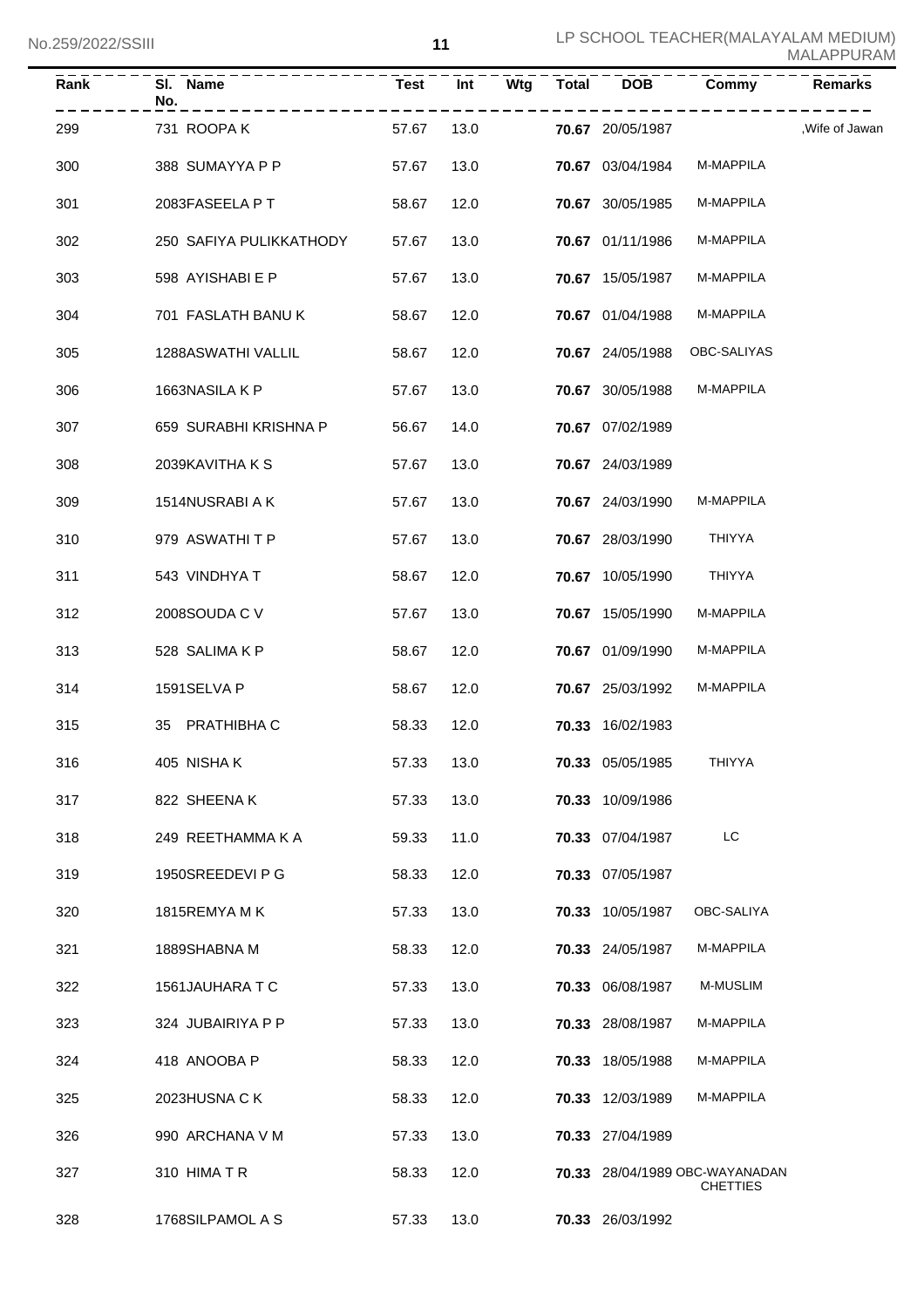| Rank | Sl. No. | Name | Test | Int | Wtg | Total | DOB | Commy | Remarks |
|---|---|---|---|---|---|---|---|---|---|
| 299 | 731 | ROOPA K | 57.67 | 13.0 | | **70.67** | 20/05/1987 | | ,Wife of Jawan |
| 300 | 388 | SUMAYYA P P | 57.67 | 13.0 | | **70.67** | 03/04/1984 | M-MAPPILA | |
| 301 | 2083 | FASEELA P T | 58.67 | 12.0 | | **70.67** | 30/05/1985 | M-MAPPILA | |
| 302 | 250 | SAFIYA PULIKKATHODY | 57.67 | 13.0 | | **70.67** | 01/11/1986 | M-MAPPILA | |
| 303 | 598 | AYISHABI E P | 57.67 | 13.0 | | **70.67** | 15/05/1987 | M-MAPPILA | |
| 304 | 701 | FASLATH BANU K | 58.67 | 12.0 | | **70.67** | 01/04/1988 | M-MAPPILA | |
| 305 | 1288 | ASWATHI VALLIL | 58.67 | 12.0 | | **70.67** | 24/05/1988 | OBC-SALIYAS | |
| 306 | 1663 | NASILA K P | 57.67 | 13.0 | | **70.67** | 30/05/1988 | M-MAPPILA | |
| 307 | 659 | SURABHI KRISHNA P | 56.67 | 14.0 | | **70.67** | 07/02/1989 | | |
| 308 | 2039 | KAVITHA K S | 57.67 | 13.0 | | **70.67** | 24/03/1989 | | |
| 309 | 1514 | NUSRABI A K | 57.67 | 13.0 | | **70.67** | 24/03/1990 | M-MAPPILA | |
| 310 | 979 | ASWATHI T P | 57.67 | 13.0 | | **70.67** | 28/03/1990 | THIYYA | |
| 311 | 543 | VINDHYA T | 58.67 | 12.0 | | **70.67** | 10/05/1990 | THIYYA | |
| 312 | 2008 | SOUDA C V | 57.67 | 13.0 | | **70.67** | 15/05/1990 | M-MAPPILA | |
| 313 | 528 | SALIMA K P | 58.67 | 12.0 | | **70.67** | 01/09/1990 | M-MAPPILA | |
| 314 | 1591 | SELVA P | 58.67 | 12.0 | | **70.67** | 25/03/1992 | M-MAPPILA | |
| 315 | 35 | PRATHIBHA C | 58.33 | 12.0 | | **70.33** | 16/02/1983 | | |
| 316 | 405 | NISHA K | 57.33 | 13.0 | | **70.33** | 05/05/1985 | THIYYA | |
| 317 | 822 | SHEENA K | 57.33 | 13.0 | | **70.33** | 10/09/1986 | | |
| 318 | 249 | REETHAMMA K A | 59.33 | 11.0 | | **70.33** | 07/04/1987 | LC | |
| 319 | 1950 | SREEDEVI P G | 58.33 | 12.0 | | **70.33** | 07/05/1987 | | |
| 320 | 1815 | REMYA M K | 57.33 | 13.0 | | **70.33** | 10/05/1987 | OBC-SALIYA | |
| 321 | 1889 | SHABNA M | 58.33 | 12.0 | | **70.33** | 24/05/1987 | M-MAPPILA | |
| 322 | 1561 | JAUHARA T C | 57.33 | 13.0 | | **70.33** | 06/08/1987 | M-MUSLIM | |
| 323 | 324 | JUBAIRIYA P P | 57.33 | 13.0 | | **70.33** | 28/08/1987 | M-MAPPILA | |
| 324 | 418 | ANOOBA P | 58.33 | 12.0 | | **70.33** | 18/05/1988 | M-MAPPILA | |
| 325 | 2023 | HUSNA C K | 58.33 | 12.0 | | **70.33** | 12/03/1989 | M-MAPPILA | |
| 326 | 990 | ARCHANA V M | 57.33 | 13.0 | | **70.33** | 27/04/1989 | | |
| 327 | 310 | HIMA T R | 58.33 | 12.0 | | **70.33** | 28/04/1989 | OBC-WAYANADAN CHETTIES | |
| 328 | 1768 | SILPAMOL A S | 57.33 | 13.0 | | **70.33** | 26/03/1992 | | |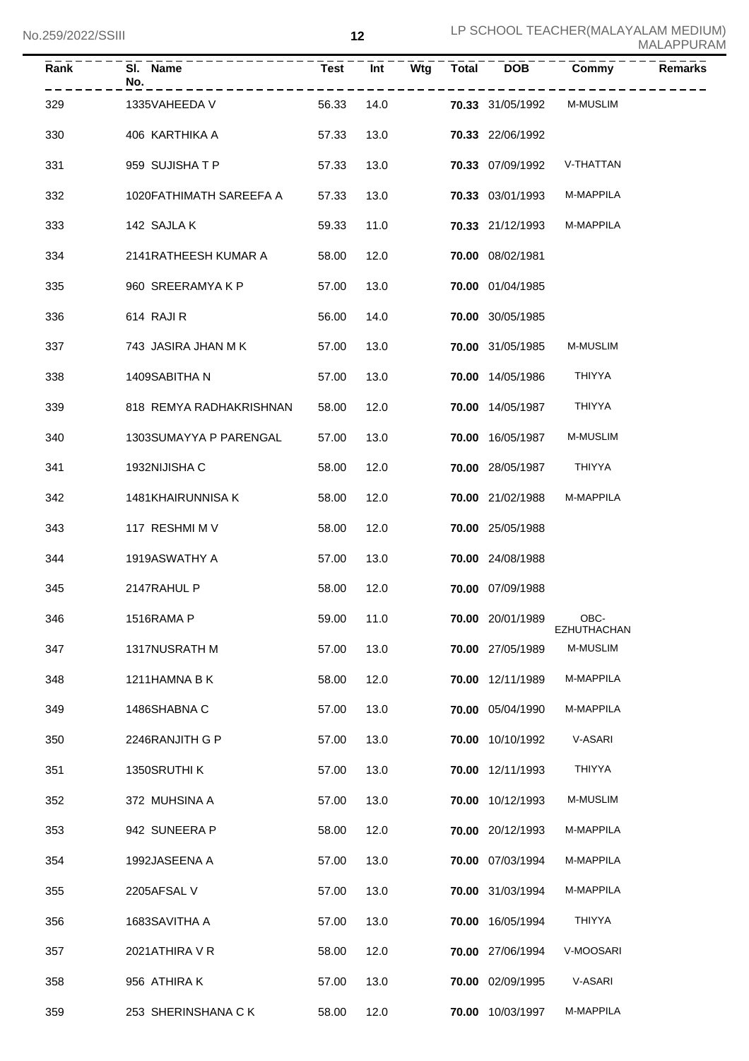| Rank | Sl. No. | Name | Test | Int | Wtg | Total | DOB | Commy | Remarks |
|---|---|---|---|---|---|---|---|---|---|
| 329 | 1335 | VAHEEDA V | 56.33 | 14.0 | | **70.33** | 31/05/1992 | M-MUSLIM | |
| 330 | 406 | KARTHIKA A | 57.33 | 13.0 | | **70.33** | 22/06/1992 | | |
| 331 | 959 | SUJISHA T P | 57.33 | 13.0 | | **70.33** | 07/09/1992 | V-THATTAN | |
| 332 | 1020 | FATHIMATH SAREEFA A | 57.33 | 13.0 | | **70.33** | 03/01/1993 | M-MAPPILA | |
| 333 | 142 | SAJLA K | 59.33 | 11.0 | | **70.33** | 21/12/1993 | M-MAPPILA | |
| 334 | 2141 | RATHEESH KUMAR A | 58.00 | 12.0 | | **70.00** | 08/02/1981 | | |
| 335 | 960 | SREERAMYA K P | 57.00 | 13.0 | | **70.00** | 01/04/1985 | | |
| 336 | 614 | RAJI R | 56.00 | 14.0 | | **70.00** | 30/05/1985 | | |
| 337 | 743 | JASIRA JHAN M K | 57.00 | 13.0 | | **70.00** | 31/05/1985 | M-MUSLIM | |
| 338 | 1409 | SABITHA N | 57.00 | 13.0 | | **70.00** | 14/05/1986 | THIYYA | |
| 339 | 818 | REMYA RADHAKRISHNAN | 58.00 | 12.0 | | **70.00** | 14/05/1987 | THIYYA | |
| 340 | 1303 | SUMAYYA P PARENGAL | 57.00 | 13.0 | | **70.00** | 16/05/1987 | M-MUSLIM | |
| 341 | 1932 | NIJISHA C | 58.00 | 12.0 | | **70.00** | 28/05/1987 | THIYYA | |
| 342 | 1481 | KHAIRUNNISA K | 58.00 | 12.0 | | **70.00** | 21/02/1988 | M-MAPPILA | |
| 343 | 117 | RESHMI M V | 58.00 | 12.0 | | **70.00** | 25/05/1988 | | |
| 344 | 1919 | ASWATHY A | 57.00 | 13.0 | | **70.00** | 24/08/1988 | | |
| 345 | 2147 | RAHUL P | 58.00 | 12.0 | | **70.00** | 07/09/1988 | | |
| 346 | 1516 | RAMA P | 59.00 | 11.0 | | **70.00** | 20/01/1989 | OBC-EZHUTHACHAN | |
| 347 | 1317 | NUSRATH M | 57.00 | 13.0 | | **70.00** | 27/05/1989 | M-MUSLIM | |
| 348 | 1211 | HAMNA B K | 58.00 | 12.0 | | **70.00** | 12/11/1989 | M-MAPPILA | |
| 349 | 1486 | SHABNA C | 57.00 | 13.0 | | **70.00** | 05/04/1990 | M-MAPPILA | |
| 350 | 2246 | RANJITH G P | 57.00 | 13.0 | | **70.00** | 10/10/1992 | V-ASARI | |
| 351 | 1350 | SRUTHI K | 57.00 | 13.0 | | **70.00** | 12/11/1993 | THIYYA | |
| 352 | 372 | MUHSINA A | 57.00 | 13.0 | | **70.00** | 10/12/1993 | M-MUSLIM | |
| 353 | 942 | SUNEERA P | 58.00 | 12.0 | | **70.00** | 20/12/1993 | M-MAPPILA | |
| 354 | 1992 | JASEENA A | 57.00 | 13.0 | | **70.00** | 07/03/1994 | M-MAPPILA | |
| 355 | 2205 | AFSAL V | 57.00 | 13.0 | | **70.00** | 31/03/1994 | M-MAPPILA | |
| 356 | 1683 | SAVITHA A | 57.00 | 13.0 | | **70.00** | 16/05/1994 | THIYYA | |
| 357 | 2021 | ATHIRA V R | 58.00 | 12.0 | | **70.00** | 27/06/1994 | V-MOOSARI | |
| 358 | 956 | ATHIRA K | 57.00 | 13.0 | | **70.00** | 02/09/1995 | V-ASARI | |
| 359 | 253 | SHERINSHANA C K | 58.00 | 12.0 | | **70.00** | 10/03/1997 | M-MAPPILA | |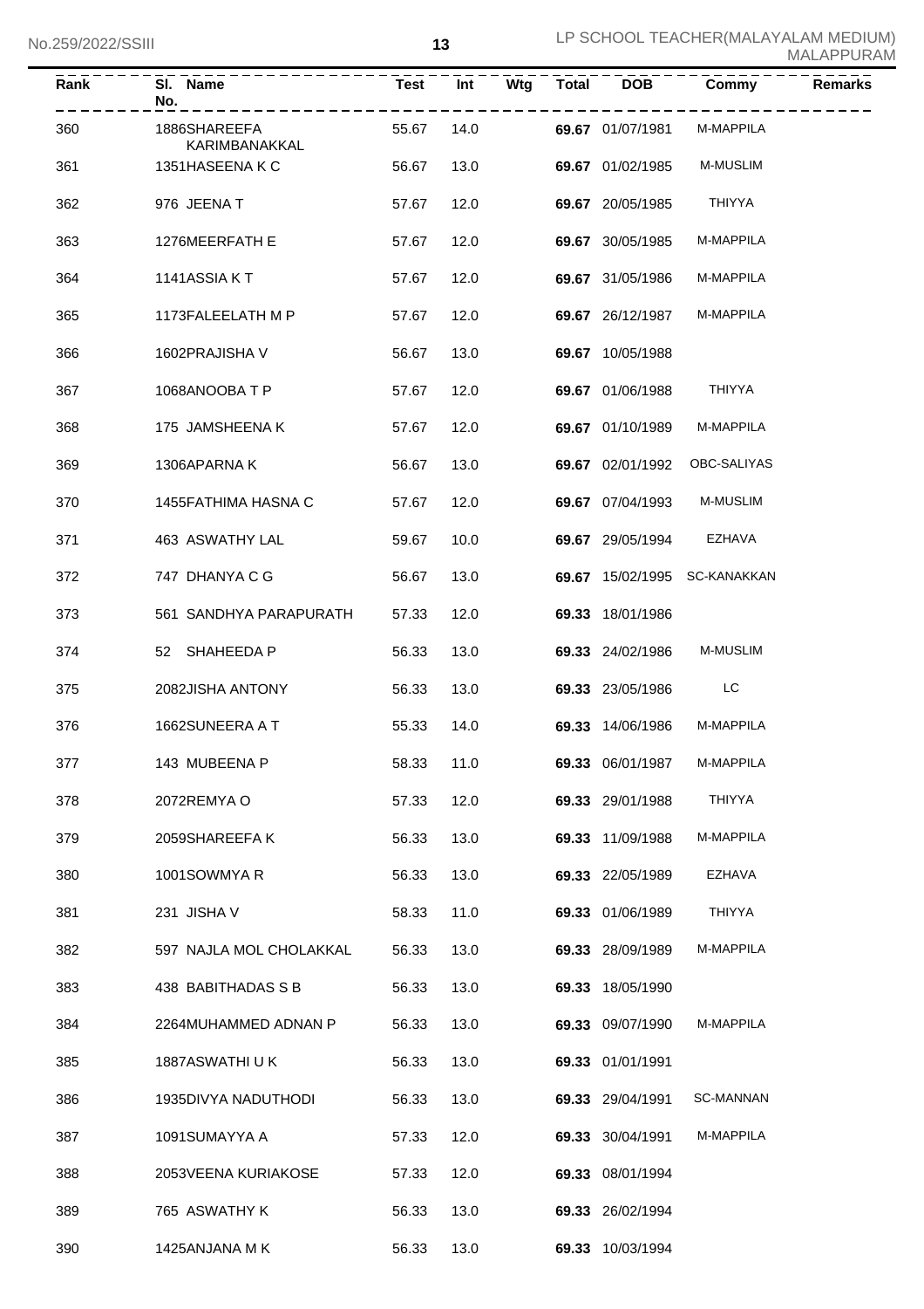| Rank | Sl. No. | Name | Test | Int | Wtg | Total | DOB | Commy | Remarks |
|---|---|---|---|---|---|---|---|---|---|
| 360 | 1886 | SHAREEFA KARIMBANAKKAL | 55.67 | 14.0 | | 69.67 | 01/07/1981 | M-MAPPILA | |
| 361 | 1351 | HASEENA K C | 56.67 | 13.0 | | 69.67 | 01/02/1985 | M-MUSLIM | |
| 362 | 976 | JEENA T | 57.67 | 12.0 | | 69.67 | 20/05/1985 | THIYYA | |
| 363 | 1276 | MEERFATH E | 57.67 | 12.0 | | 69.67 | 30/05/1985 | M-MAPPILA | |
| 364 | 1141 | ASSIA K T | 57.67 | 12.0 | | 69.67 | 31/05/1986 | M-MAPPILA | |
| 365 | 1173 | FALEELATH M P | 57.67 | 12.0 | | 69.67 | 26/12/1987 | M-MAPPILA | |
| 366 | 1602 | PRAJISHA V | 56.67 | 13.0 | | 69.67 | 10/05/1988 | | |
| 367 | 1068 | ANOOBA T P | 57.67 | 12.0 | | 69.67 | 01/06/1988 | THIYYA | |
| 368 | 175 | JAMSHEENA K | 57.67 | 12.0 | | 69.67 | 01/10/1989 | M-MAPPILA | |
| 369 | 1306 | APARNA K | 56.67 | 13.0 | | 69.67 | 02/01/1992 | OBC-SALIYAS | |
| 370 | 1455 | FATHIMA HASNA C | 57.67 | 12.0 | | 69.67 | 07/04/1993 | M-MUSLIM | |
| 371 | 463 | ASWATHY LAL | 59.67 | 10.0 | | 69.67 | 29/05/1994 | EZHAVA | |
| 372 | 747 | DHANYA C G | 56.67 | 13.0 | | 69.67 | 15/02/1995 | SC-KANAKKAN | |
| 373 | 561 | SANDHYA PARAPURATH | 57.33 | 12.0 | | 69.33 | 18/01/1986 | | |
| 374 | 52 | SHAHEEDA P | 56.33 | 13.0 | | 69.33 | 24/02/1986 | M-MUSLIM | |
| 375 | 2082 | JISHA ANTONY | 56.33 | 13.0 | | 69.33 | 23/05/1986 | LC | |
| 376 | 1662 | SUNEERA A T | 55.33 | 14.0 | | 69.33 | 14/06/1986 | M-MAPPILA | |
| 377 | 143 | MUBEENA P | 58.33 | 11.0 | | 69.33 | 06/01/1987 | M-MAPPILA | |
| 378 | 2072 | REMYA O | 57.33 | 12.0 | | 69.33 | 29/01/1988 | THIYYA | |
| 379 | 2059 | SHAREEFA K | 56.33 | 13.0 | | 69.33 | 11/09/1988 | M-MAPPILA | |
| 380 | 1001 | SOWMYA R | 56.33 | 13.0 | | 69.33 | 22/05/1989 | EZHAVA | |
| 381 | 231 | JISHA V | 58.33 | 11.0 | | 69.33 | 01/06/1989 | THIYYA | |
| 382 | 597 | NAJLA MOL CHOLAKKAL | 56.33 | 13.0 | | 69.33 | 28/09/1989 | M-MAPPILA | |
| 383 | 438 | BABITHADAS S B | 56.33 | 13.0 | | 69.33 | 18/05/1990 | | |
| 384 | 2264 | MUHAMMED ADNAN P | 56.33 | 13.0 | | 69.33 | 09/07/1990 | M-MAPPILA | |
| 385 | 1887 | ASWATHI U K | 56.33 | 13.0 | | 69.33 | 01/01/1991 | | |
| 386 | 1935 | DIVYA NADUTHODI | 56.33 | 13.0 | | 69.33 | 29/04/1991 | SC-MANNAN | |
| 387 | 1091 | SUMAYYA A | 57.33 | 12.0 | | 69.33 | 30/04/1991 | M-MAPPILA | |
| 388 | 2053 | VEENA KURIAKOSE | 57.33 | 12.0 | | 69.33 | 08/01/1994 | | |
| 389 | 765 | ASWATHY K | 56.33 | 13.0 | | 69.33 | 26/02/1994 | | |
| 390 | 1425 | ANJANA M K | 56.33 | 13.0 | | 69.33 | 10/03/1994 | | |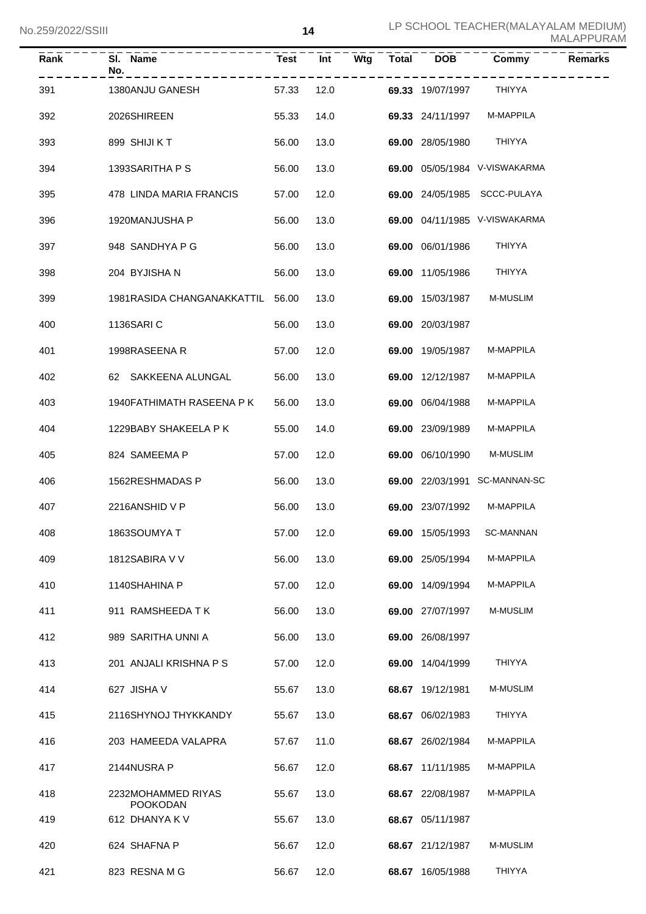| Rank | Sl. No. | Name | Test | Int | Wtg | Total | DOB | Commy | Remarks |
|---|---|---|---|---|---|---|---|---|---|
| 391 | 1380 | ANJU GANESH | 57.33 | 12.0 | | **69.33** | 19/07/1997 | THIYYA | |
| 392 | 2026 | SHIREEN | 55.33 | 14.0 | | **69.33** | 24/11/1997 | M-MAPPILA | |
| 393 | 899 | SHIJI K T | 56.00 | 13.0 | | **69.00** | 28/05/1980 | THIYYA | |
| 394 | 1393 | SARITHA P S | 56.00 | 13.0 | | **69.00** | 05/05/1984 | V-VISWAKARMA | |
| 395 | 478 | LINDA MARIA FRANCIS | 57.00 | 12.0 | | **69.00** | 24/05/1985 | SCCC-PULAYA | |
| 396 | 1920 | MANJUSHA P | 56.00 | 13.0 | | **69.00** | 04/11/1985 | V-VISWAKARMA | |
| 397 | 948 | SANDHYA P G | 56.00 | 13.0 | | **69.00** | 06/01/1986 | THIYYA | |
| 398 | 204 | BYJISHA N | 56.00 | 13.0 | | **69.00** | 11/05/1986 | THIYYA | |
| 399 | 1981 | RASIDA CHANGANAKKATTIL | 56.00 | 13.0 | | **69.00** | 15/03/1987 | M-MUSLIM | |
| 400 | 1136 | SARI C | 56.00 | 13.0 | | **69.00** | 20/03/1987 | | |
| 401 | 1998 | RASEENA R | 57.00 | 12.0 | | **69.00** | 19/05/1987 | M-MAPPILA | |
| 402 | 62 | SAKKEENA ALUNGAL | 56.00 | 13.0 | | **69.00** | 12/12/1987 | M-MAPPILA | |
| 403 | 1940 | FATHIMATH RASEENA P K | 56.00 | 13.0 | | **69.00** | 06/04/1988 | M-MAPPILA | |
| 404 | 1229 | BABY SHAKEELA P K | 55.00 | 14.0 | | **69.00** | 23/09/1989 | M-MAPPILA | |
| 405 | 824 | SAMEEMA P | 57.00 | 12.0 | | **69.00** | 06/10/1990 | M-MUSLIM | |
| 406 | 1562 | RESHMADAS P | 56.00 | 13.0 | | **69.00** | 22/03/1991 | SC-MANNAN-SC | |
| 407 | 2216 | ANSHID V P | 56.00 | 13.0 | | **69.00** | 23/07/1992 | M-MAPPILA | |
| 408 | 1863 | SOUMYA T | 57.00 | 12.0 | | **69.00** | 15/05/1993 | SC-MANNAN | |
| 409 | 1812 | SABIRA V V | 56.00 | 13.0 | | **69.00** | 25/05/1994 | M-MAPPILA | |
| 410 | 1140 | SHAHINA P | 57.00 | 12.0 | | **69.00** | 14/09/1994 | M-MAPPILA | |
| 411 | 911 | RAMSHEEDA T K | 56.00 | 13.0 | | **69.00** | 27/07/1997 | M-MUSLIM | |
| 412 | 989 | SARITHA UNNI A | 56.00 | 13.0 | | **69.00** | 26/08/1997 | | |
| 413 | 201 | ANJALI KRISHNA P S | 57.00 | 12.0 | | **69.00** | 14/04/1999 | THIYYA | |
| 414 | 627 | JISHA V | 55.67 | 13.0 | | **68.67** | 19/12/1981 | M-MUSLIM | |
| 415 | 2116 | SHYNOJ THYKKANDY | 55.67 | 13.0 | | **68.67** | 06/02/1983 | THIYYA | |
| 416 | 203 | HAMEEDA VALAPRA | 57.67 | 11.0 | | **68.67** | 26/02/1984 | M-MAPPILA | |
| 417 | 2144 | NUSRA P | 56.67 | 12.0 | | **68.67** | 11/11/1985 | M-MAPPILA | |
| 418 | 2232 | MOHAMMED RIYAS POOKODAN | 55.67 | 13.0 | | **68.67** | 22/08/1987 | M-MAPPILA | |
| 419 | 612 | DHANYA K V | 55.67 | 13.0 | | **68.67** | 05/11/1987 | | |
| 420 | 624 | SHAFNA P | 56.67 | 12.0 | | **68.67** | 21/12/1987 | M-MUSLIM | |
| 421 | 823 | RESNA M G | 56.67 | 12.0 | | **68.67** | 16/05/1988 | THIYYA | |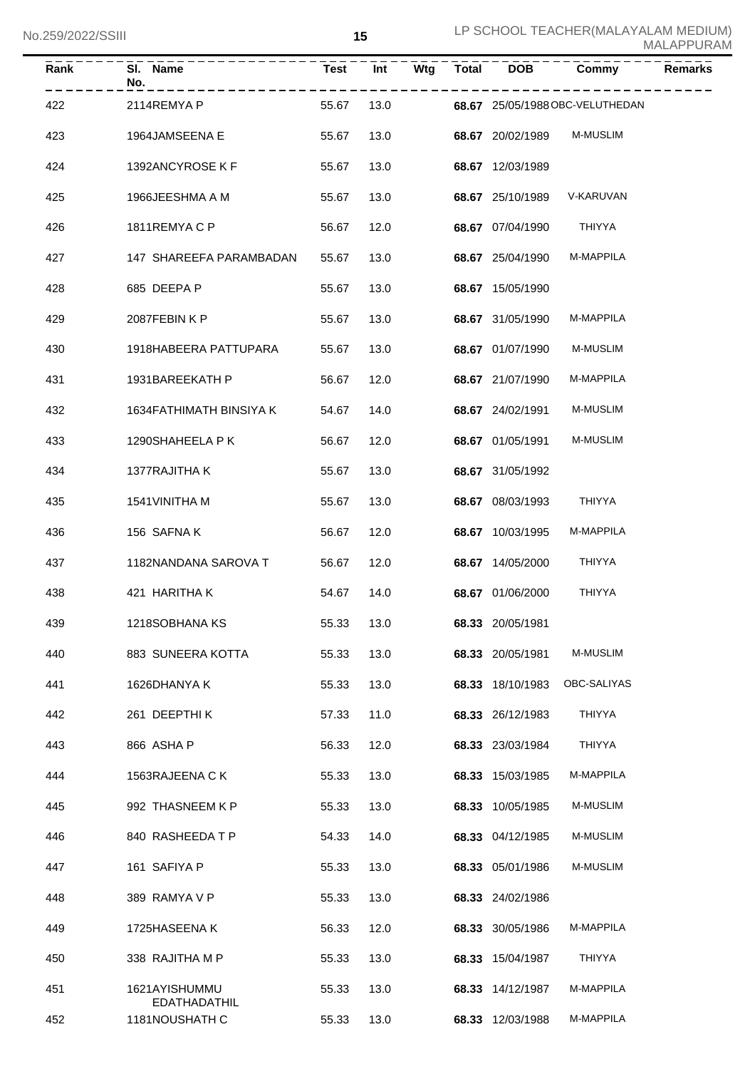| Rank | Sl. No. | Name | Test | Int | Wtg | Total | DOB | Commy | Remarks |
|---|---|---|---|---|---|---|---|---|---|
| 422 | 2114 | REMYA P | 55.67 | 13.0 | | **68.67** | 25/05/1988 | OBC-VELUTHEDAN | |
| 423 | 1964 | JAMSEENA E | 55.67 | 13.0 | | **68.67** | 20/02/1989 | M-MUSLIM | |
| 424 | 1392 | ANCYROSE K F | 55.67 | 13.0 | | **68.67** | 12/03/1989 | | |
| 425 | 1966 | JEESHMA A M | 55.67 | 13.0 | | **68.67** | 25/10/1989 | V-KARUVAN | |
| 426 | 1811 | REMYA C P | 56.67 | 12.0 | | **68.67** | 07/04/1990 | THIYYA | |
| 427 | 147 | SHAREEFA PARAMBADAN | 55.67 | 13.0 | | **68.67** | 25/04/1990 | M-MAPPILA | |
| 428 | 685 | DEEPA P | 55.67 | 13.0 | | **68.67** | 15/05/1990 | | |
| 429 | 2087 | FEBIN K P | 55.67 | 13.0 | | **68.67** | 31/05/1990 | M-MAPPILA | |
| 430 | 1918 | HABEERA PATTUPARA | 55.67 | 13.0 | | **68.67** | 01/07/1990 | M-MUSLIM | |
| 431 | 1931 | BAREEKATH P | 56.67 | 12.0 | | **68.67** | 21/07/1990 | M-MAPPILA | |
| 432 | 1634 | FATHIMATH BINSIYA K | 54.67 | 14.0 | | **68.67** | 24/02/1991 | M-MUSLIM | |
| 433 | 1290 | SHAHEELA P K | 56.67 | 12.0 | | **68.67** | 01/05/1991 | M-MUSLIM | |
| 434 | 1377 | RAJITHA K | 55.67 | 13.0 | | **68.67** | 31/05/1992 | | |
| 435 | 1541 | VINITHA M | 55.67 | 13.0 | | **68.67** | 08/03/1993 | THIYYA | |
| 436 | 156 | SAFNA K | 56.67 | 12.0 | | **68.67** | 10/03/1995 | M-MAPPILA | |
| 437 | 1182 | NANDANA SAROVA T | 56.67 | 12.0 | | **68.67** | 14/05/2000 | THIYYA | |
| 438 | 421 | HARITHA K | 54.67 | 14.0 | | **68.67** | 01/06/2000 | THIYYA | |
| 439 | 1218 | SOBHANA KS | 55.33 | 13.0 | | **68.33** | 20/05/1981 | | |
| 440 | 883 | SUNEERA KOTTA | 55.33 | 13.0 | | **68.33** | 20/05/1981 | M-MUSLIM | |
| 441 | 1626 | DHANYA K | 55.33 | 13.0 | | **68.33** | 18/10/1983 | OBC-SALIYAS | |
| 442 | 261 | DEEPTHI K | 57.33 | 11.0 | | **68.33** | 26/12/1983 | THIYYA | |
| 443 | 866 | ASHA P | 56.33 | 12.0 | | **68.33** | 23/03/1984 | THIYYA | |
| 444 | 1563 | RAJEENA C K | 55.33 | 13.0 | | **68.33** | 15/03/1985 | M-MAPPILA | |
| 445 | 992 | THASNEEM K P | 55.33 | 13.0 | | **68.33** | 10/05/1985 | M-MUSLIM | |
| 446 | 840 | RASHEEDA T P | 54.33 | 14.0 | | **68.33** | 04/12/1985 | M-MUSLIM | |
| 447 | 161 | SAFIYA P | 55.33 | 13.0 | | **68.33** | 05/01/1986 | M-MUSLIM | |
| 448 | 389 | RAMYA V P | 55.33 | 13.0 | | **68.33** | 24/02/1986 | | |
| 449 | 1725 | HASEENA K | 56.33 | 12.0 | | **68.33** | 30/05/1986 | M-MAPPILA | |
| 450 | 338 | RAJITHA M P | 55.33 | 13.0 | | **68.33** | 15/04/1987 | THIYYA | |
| 451 | 1621 | AYISHUMMU EDATHADATHIL | 55.33 | 13.0 | | **68.33** | 14/12/1987 | M-MAPPILA | |
| 452 | 1181 | NOUSHATH C | 55.33 | 13.0 | | **68.33** | 12/03/1988 | M-MAPPILA | |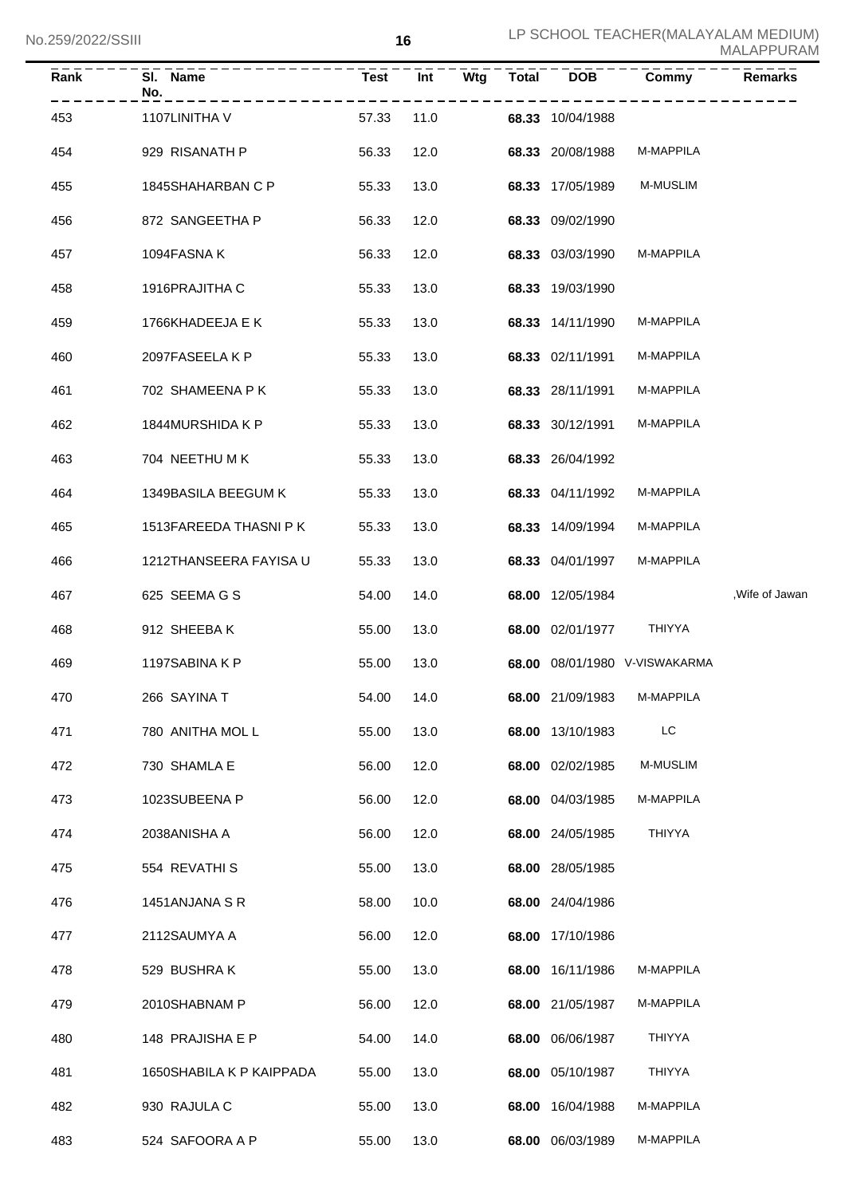| Rank | Sl. No. | Name | Test | Int | Wtg | Total | DOB | Commy | Remarks |
|---|---|---|---|---|---|---|---|---|---|
| 453 | 1107 | LINITHA V | 57.33 | 11.0 | | 68.33 | 10/04/1988 | | |
| 454 | 929 | RISANATH P | 56.33 | 12.0 | | 68.33 | 20/08/1988 | M-MAPPILA | |
| 455 | 1845 | SHAHARBAN C P | 55.33 | 13.0 | | 68.33 | 17/05/1989 | M-MUSLIM | |
| 456 | 872 | SANGEETHA P | 56.33 | 12.0 | | 68.33 | 09/02/1990 | | |
| 457 | 1094 | FASNA K | 56.33 | 12.0 | | 68.33 | 03/03/1990 | M-MAPPILA | |
| 458 | 1916 | PRAJITHA C | 55.33 | 13.0 | | 68.33 | 19/03/1990 | | |
| 459 | 1766 | KHADEEJA E K | 55.33 | 13.0 | | 68.33 | 14/11/1990 | M-MAPPILA | |
| 460 | 2097 | FASEELA K P | 55.33 | 13.0 | | 68.33 | 02/11/1991 | M-MAPPILA | |
| 461 | 702 | SHAMEENA P K | 55.33 | 13.0 | | 68.33 | 28/11/1991 | M-MAPPILA | |
| 462 | 1844 | MURSHIDA K P | 55.33 | 13.0 | | 68.33 | 30/12/1991 | M-MAPPILA | |
| 463 | 704 | NEETHU M K | 55.33 | 13.0 | | 68.33 | 26/04/1992 | | |
| 464 | 1349 | BASILA BEEGUM K | 55.33 | 13.0 | | 68.33 | 04/11/1992 | M-MAPPILA | |
| 465 | 1513 | FAREEDA THASNI P K | 55.33 | 13.0 | | 68.33 | 14/09/1994 | M-MAPPILA | |
| 466 | 1212 | THANSEERA FAYISA U | 55.33 | 13.0 | | 68.33 | 04/01/1997 | M-MAPPILA | |
| 467 | 625 | SEEMA G S | 54.00 | 14.0 | | 68.00 | 12/05/1984 | | ,Wife of Jawan |
| 468 | 912 | SHEEBA K | 55.00 | 13.0 | | 68.00 | 02/01/1977 | THIYYA | |
| 469 | 1197 | SABINA K P | 55.00 | 13.0 | | 68.00 | 08/01/1980 | V-VISWAKARMA | |
| 470 | 266 | SAYINA T | 54.00 | 14.0 | | 68.00 | 21/09/1983 | M-MAPPILA | |
| 471 | 780 | ANITHA MOL L | 55.00 | 13.0 | | 68.00 | 13/10/1983 | LC | |
| 472 | 730 | SHAMLA E | 56.00 | 12.0 | | 68.00 | 02/02/1985 | M-MUSLIM | |
| 473 | 1023 | SUBEENA P | 56.00 | 12.0 | | 68.00 | 04/03/1985 | M-MAPPILA | |
| 474 | 2038 | ANISHA A | 56.00 | 12.0 | | 68.00 | 24/05/1985 | THIYYA | |
| 475 | 554 | REVATHI S | 55.00 | 13.0 | | 68.00 | 28/05/1985 | | |
| 476 | 1451 | ANJANA S R | 58.00 | 10.0 | | 68.00 | 24/04/1986 | | |
| 477 | 2112 | SAUMYA A | 56.00 | 12.0 | | 68.00 | 17/10/1986 | | |
| 478 | 529 | BUSHRA K | 55.00 | 13.0 | | 68.00 | 16/11/1986 | M-MAPPILA | |
| 479 | 2010 | SHABNAM P | 56.00 | 12.0 | | 68.00 | 21/05/1987 | M-MAPPILA | |
| 480 | 148 | PRAJISHA E P | 54.00 | 14.0 | | 68.00 | 06/06/1987 | THIYYA | |
| 481 | 1650 | SHABILA K P KAIPPADA | 55.00 | 13.0 | | 68.00 | 05/10/1987 | THIYYA | |
| 482 | 930 | RAJULA C | 55.00 | 13.0 | | 68.00 | 16/04/1988 | M-MAPPILA | |
| 483 | 524 | SAFOORA A P | 55.00 | 13.0 | | 68.00 | 06/03/1989 | M-MAPPILA | |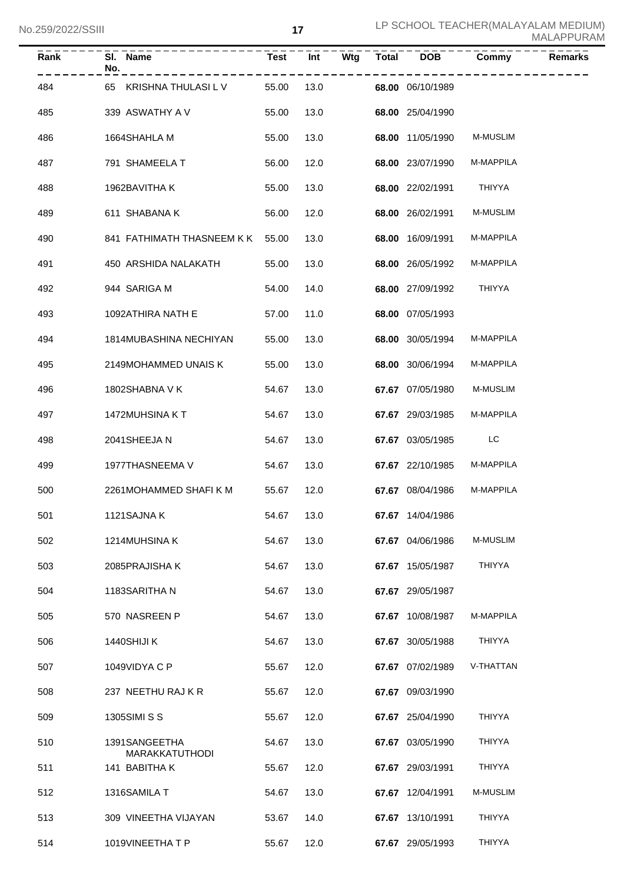| Rank | Sl. No. | Name | Test | Int | Wtg | Total | DOB | Commy | Remarks |
|---|---|---|---|---|---|---|---|---|---|
| 484 | 65 | KRISHNA THULASI L V | 55.00 | 13.0 | | 68.00 | 06/10/1989 | | |
| 485 | 339 | ASWATHY A V | 55.00 | 13.0 | | 68.00 | 25/04/1990 | | |
| 486 | 1664 | SHAHLA M | 55.00 | 13.0 | | 68.00 | 11/05/1990 | M-MUSLIM | |
| 487 | 791 | SHAMEELA T | 56.00 | 12.0 | | 68.00 | 23/07/1990 | M-MAPPILA | |
| 488 | 1962 | BAVITHA K | 55.00 | 13.0 | | 68.00 | 22/02/1991 | THIYYA | |
| 489 | 611 | SHABANA K | 56.00 | 12.0 | | 68.00 | 26/02/1991 | M-MUSLIM | |
| 490 | 841 | FATHIMATH THASNEEM K K | 55.00 | 13.0 | | 68.00 | 16/09/1991 | M-MAPPILA | |
| 491 | 450 | ARSHIDA NALAKATH | 55.00 | 13.0 | | 68.00 | 26/05/1992 | M-MAPPILA | |
| 492 | 944 | SARIGA M | 54.00 | 14.0 | | 68.00 | 27/09/1992 | THIYYA | |
| 493 | 1092 | ATHIRA NATH E | 57.00 | 11.0 | | 68.00 | 07/05/1993 | | |
| 494 | 1814 | MUBASHINA NECHIYAN | 55.00 | 13.0 | | 68.00 | 30/05/1994 | M-MAPPILA | |
| 495 | 2149 | MOHAMMED UNAIS K | 55.00 | 13.0 | | 68.00 | 30/06/1994 | M-MAPPILA | |
| 496 | 1802 | SHABNA V K | 54.67 | 13.0 | | 67.67 | 07/05/1980 | M-MUSLIM | |
| 497 | 1472 | MUHSINA K T | 54.67 | 13.0 | | 67.67 | 29/03/1985 | M-MAPPILA | |
| 498 | 2041 | SHEEJA N | 54.67 | 13.0 | | 67.67 | 03/05/1985 | LC | |
| 499 | 1977 | THASNEEMA V | 54.67 | 13.0 | | 67.67 | 22/10/1985 | M-MAPPILA | |
| 500 | 2261 | MOHAMMED SHAFI K M | 55.67 | 12.0 | | 67.67 | 08/04/1986 | M-MAPPILA | |
| 501 | 1121 | SAJNA K | 54.67 | 13.0 | | 67.67 | 14/04/1986 | | |
| 502 | 1214 | MUHSINA K | 54.67 | 13.0 | | 67.67 | 04/06/1986 | M-MUSLIM | |
| 503 | 2085 | PRAJISHA K | 54.67 | 13.0 | | 67.67 | 15/05/1987 | THIYYA | |
| 504 | 1183 | SARITHA N | 54.67 | 13.0 | | 67.67 | 29/05/1987 | | |
| 505 | 570 | NASREEN P | 54.67 | 13.0 | | 67.67 | 10/08/1987 | M-MAPPILA | |
| 506 | 1440 | SHIJI K | 54.67 | 13.0 | | 67.67 | 30/05/1988 | THIYYA | |
| 507 | 1049 | VIDYA C P | 55.67 | 12.0 | | 67.67 | 07/02/1989 | V-THATTAN | |
| 508 | 237 | NEETHU RAJ K R | 55.67 | 12.0 | | 67.67 | 09/03/1990 | | |
| 509 | 1305 | SIMI S S | 55.67 | 12.0 | | 67.67 | 25/04/1990 | THIYYA | |
| 510 | 1391 | SANGEETHA MARAKKATUTHODI | 54.67 | 13.0 | | 67.67 | 03/05/1990 | THIYYA | |
| 511 | 141 | BABITHA K | 55.67 | 12.0 | | 67.67 | 29/03/1991 | THIYYA | |
| 512 | 1316 | SAMILA T | 54.67 | 13.0 | | 67.67 | 12/04/1991 | M-MUSLIM | |
| 513 | 309 | VINEETHA VIJAYAN | 53.67 | 14.0 | | 67.67 | 13/10/1991 | THIYYA | |
| 514 | 1019 | VINEETHA T P | 55.67 | 12.0 | | 67.67 | 29/05/1993 | THIYYA | |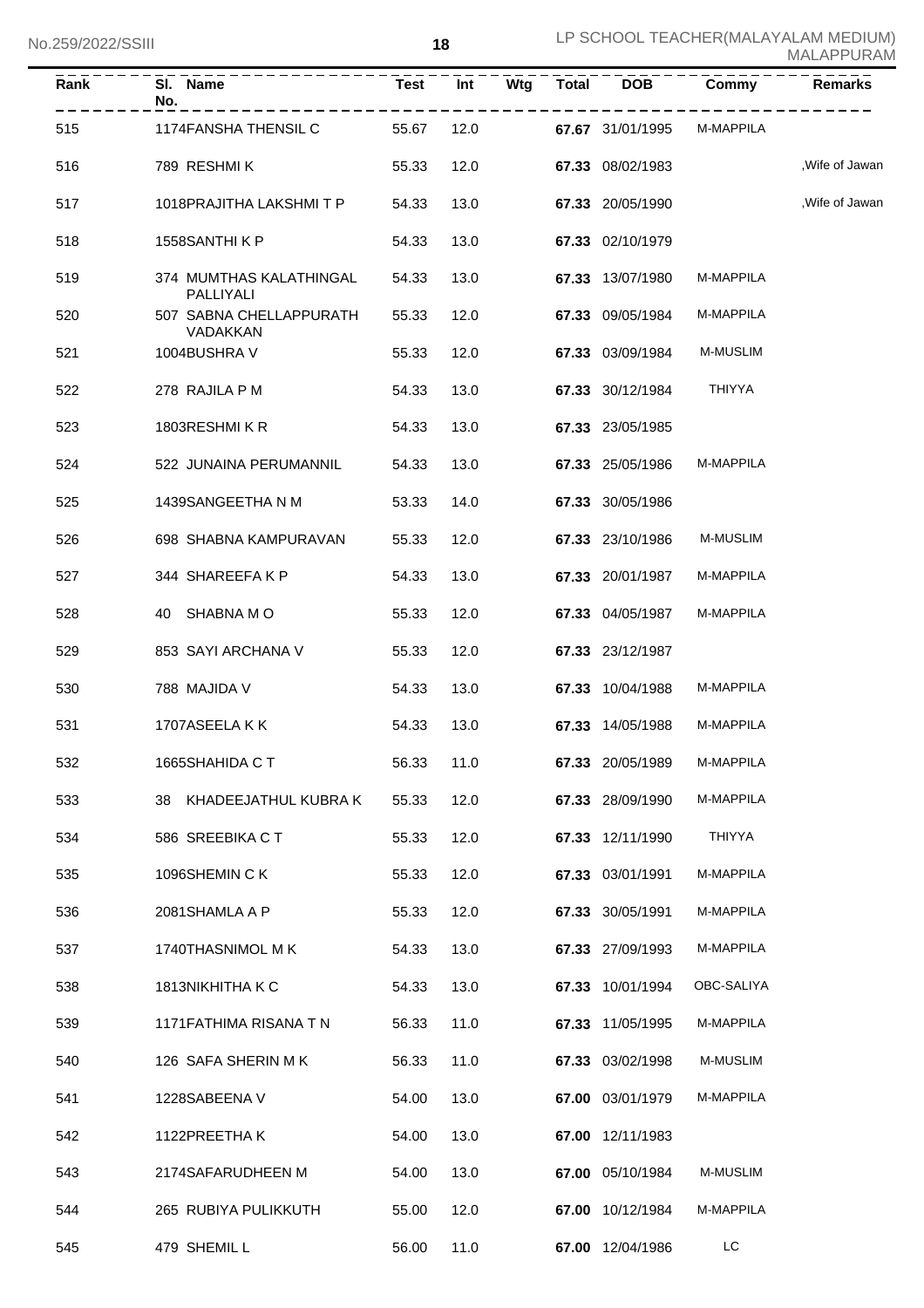| Rank | Sl. No. | Name | Test | Int | Wtg | Total | DOB | Commy | Remarks |
|---|---|---|---|---|---|---|---|---|---|
| 515 | 1174 | FANSHA THENSIL C | 55.67 | 12.0 | | **67.67** | 31/01/1995 | M-MAPPILA | |
| 516 | 789 | RESHMI K | 55.33 | 12.0 | | **67.33** | 08/02/1983 | | ,Wife of Jawan |
| 517 | 1018 | PRAJITHA LAKSHMI T P | 54.33 | 13.0 | | **67.33** | 20/05/1990 | | ,Wife of Jawan |
| 518 | 1558 | SANTHI K P | 54.33 | 13.0 | | **67.33** | 02/10/1979 | | |
| 519 | 374 | MUMTHAS KALATHINGAL PALLIYALI | 54.33 | 13.0 | | **67.33** | 13/07/1980 | M-MAPPILA | |
| 520 | 507 | SABNA CHELLAPPURATH VADAKKAN | 55.33 | 12.0 | | **67.33** | 09/05/1984 | M-MAPPILA | |
| 521 | 1004 | BUSHRA V | 55.33 | 12.0 | | **67.33** | 03/09/1984 | M-MUSLIM | |
| 522 | 278 | RAJILA P M | 54.33 | 13.0 | | **67.33** | 30/12/1984 | THIYYA | |
| 523 | 1803 | RESHMI K R | 54.33 | 13.0 | | **67.33** | 23/05/1985 | | |
| 524 | 522 | JUNAINA PERUMANNIL | 54.33 | 13.0 | | **67.33** | 25/05/1986 | M-MAPPILA | |
| 525 | 1439 | SANGEETHA N M | 53.33 | 14.0 | | **67.33** | 30/05/1986 | | |
| 526 | 698 | SHABNA KAMPURAVAN | 55.33 | 12.0 | | **67.33** | 23/10/1986 | M-MUSLIM | |
| 527 | 344 | SHAREEFA K P | 54.33 | 13.0 | | **67.33** | 20/01/1987 | M-MAPPILA | |
| 528 | 40 | SHABNA M O | 55.33 | 12.0 | | **67.33** | 04/05/1987 | M-MAPPILA | |
| 529 | 853 | SAYI ARCHANA V | 55.33 | 12.0 | | **67.33** | 23/12/1987 | | |
| 530 | 788 | MAJIDA V | 54.33 | 13.0 | | **67.33** | 10/04/1988 | M-MAPPILA | |
| 531 | 1707 | ASEELA K K | 54.33 | 13.0 | | **67.33** | 14/05/1988 | M-MAPPILA | |
| 532 | 1665 | SHAHIDA C T | 56.33 | 11.0 | | **67.33** | 20/05/1989 | M-MAPPILA | |
| 533 | 38 | KHADEEJATHUL KUBRA K | 55.33 | 12.0 | | **67.33** | 28/09/1990 | M-MAPPILA | |
| 534 | 586 | SREEBIKA C T | 55.33 | 12.0 | | **67.33** | 12/11/1990 | THIYYA | |
| 535 | 1096 | SHEMIN C K | 55.33 | 12.0 | | **67.33** | 03/01/1991 | M-MAPPILA | |
| 536 | 2081 | SHAMLA A P | 55.33 | 12.0 | | **67.33** | 30/05/1991 | M-MAPPILA | |
| 537 | 1740 | THASNIMOL M K | 54.33 | 13.0 | | **67.33** | 27/09/1993 | M-MAPPILA | |
| 538 | 1813 | NIKHITHA K C | 54.33 | 13.0 | | **67.33** | 10/01/1994 | OBC-SALIYA | |
| 539 | 1171 | FATHIMA RISANA T N | 56.33 | 11.0 | | **67.33** | 11/05/1995 | M-MAPPILA | |
| 540 | 126 | SAFA SHERIN M K | 56.33 | 11.0 | | **67.33** | 03/02/1998 | M-MUSLIM | |
| 541 | 1228 | SABEENA V | 54.00 | 13.0 | | **67.00** | 03/01/1979 | M-MAPPILA | |
| 542 | 1122 | PREETHA K | 54.00 | 13.0 | | **67.00** | 12/11/1983 | | |
| 543 | 2174 | SAFARUDHEEN M | 54.00 | 13.0 | | **67.00** | 05/10/1984 | M-MUSLIM | |
| 544 | 265 | RUBIYA PULIKKUTH | 55.00 | 12.0 | | **67.00** | 10/12/1984 | M-MAPPILA | |
| 545 | 479 | SHEMIL L | 56.00 | 11.0 | | **67.00** | 12/04/1986 | LC | |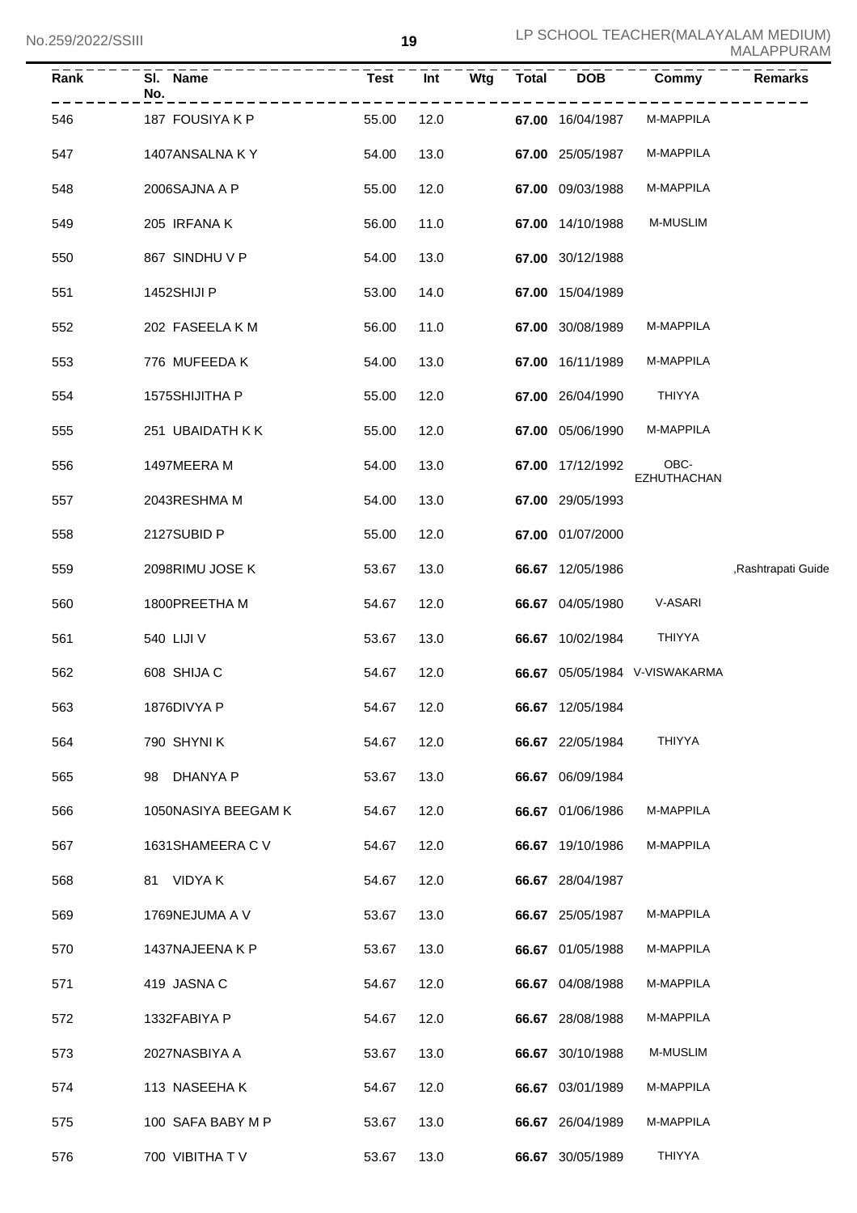| Rank | Sl. No. | Name | Test | Int | Wtg | Total | DOB | Commy | Remarks |
|---|---|---|---|---|---|---|---|---|---|
| 546 | 187 | FOUSIYA K P | 55.00 | 12.0 | | **67.00** | 16/04/1987 | M-MAPPILA | |
| 547 | 1407 | ANSALNA K Y | 54.00 | 13.0 | | **67.00** | 25/05/1987 | M-MAPPILA | |
| 548 | 2006 | SAJNA A P | 55.00 | 12.0 | | **67.00** | 09/03/1988 | M-MAPPILA | |
| 549 | 205 | IRFANA K | 56.00 | 11.0 | | **67.00** | 14/10/1988 | M-MUSLIM | |
| 550 | 867 | SINDHU V P | 54.00 | 13.0 | | **67.00** | 30/12/1988 | | |
| 551 | 1452 | SHIJI P | 53.00 | 14.0 | | **67.00** | 15/04/1989 | | |
| 552 | 202 | FASEELA K M | 56.00 | 11.0 | | **67.00** | 30/08/1989 | M-MAPPILA | |
| 553 | 776 | MUFEEDA K | 54.00 | 13.0 | | **67.00** | 16/11/1989 | M-MAPPILA | |
| 554 | 1575 | SHIJITHA P | 55.00 | 12.0 | | **67.00** | 26/04/1990 | THIYYA | |
| 555 | 251 | UBAIDATH K K | 55.00 | 12.0 | | **67.00** | 05/06/1990 | M-MAPPILA | |
| 556 | 1497 | MEERA M | 54.00 | 13.0 | | **67.00** | 17/12/1992 | OBC-EZHUTHACHAN | |
| 557 | 2043 | RESHMA M | 54.00 | 13.0 | | **67.00** | 29/05/1993 | | |
| 558 | 2127 | SUBID P | 55.00 | 12.0 | | **67.00** | 01/07/2000 | | |
| 559 | 2098 | RIMU JOSE K | 53.67 | 13.0 | | **66.67** | 12/05/1986 | | ,Rashtrapati Guide |
| 560 | 1800 | PREETHA M | 54.67 | 12.0 | | **66.67** | 04/05/1980 | V-ASARI | |
| 561 | 540 | LIJI V | 53.67 | 13.0 | | **66.67** | 10/02/1984 | THIYYA | |
| 562 | 608 | SHIJA C | 54.67 | 12.0 | | **66.67** | 05/05/1984 | V-VISWAKARMA | |
| 563 | 1876 | DIVYA P | 54.67 | 12.0 | | **66.67** | 12/05/1984 | | |
| 564 | 790 | SHYNI K | 54.67 | 12.0 | | **66.67** | 22/05/1984 | THIYYA | |
| 565 | 98 | DHANYA P | 53.67 | 13.0 | | **66.67** | 06/09/1984 | | |
| 566 | 1050 | NASIYA BEEGAM K | 54.67 | 12.0 | | **66.67** | 01/06/1986 | M-MAPPILA | |
| 567 | 1631 | SHAMEERA C V | 54.67 | 12.0 | | **66.67** | 19/10/1986 | M-MAPPILA | |
| 568 | 81 | VIDYA K | 54.67 | 12.0 | | **66.67** | 28/04/1987 | | |
| 569 | 1769 | NEJUMA A V | 53.67 | 13.0 | | **66.67** | 25/05/1987 | M-MAPPILA | |
| 570 | 1437 | NAJEENA K P | 53.67 | 13.0 | | **66.67** | 01/05/1988 | M-MAPPILA | |
| 571 | 419 | JASNA C | 54.67 | 12.0 | | **66.67** | 04/08/1988 | M-MAPPILA | |
| 572 | 1332 | FABIYA P | 54.67 | 12.0 | | **66.67** | 28/08/1988 | M-MAPPILA | |
| 573 | 2027 | NASBIYA A | 53.67 | 13.0 | | **66.67** | 30/10/1988 | M-MUSLIM | |
| 574 | 113 | NASEEHA K | 54.67 | 12.0 | | **66.67** | 03/01/1989 | M-MAPPILA | |
| 575 | 100 | SAFA BABY M P | 53.67 | 13.0 | | **66.67** | 26/04/1989 | M-MAPPILA | |
| 576 | 700 | VIBITHA T V | 53.67 | 13.0 | | **66.67** | 30/05/1989 | THIYYA | |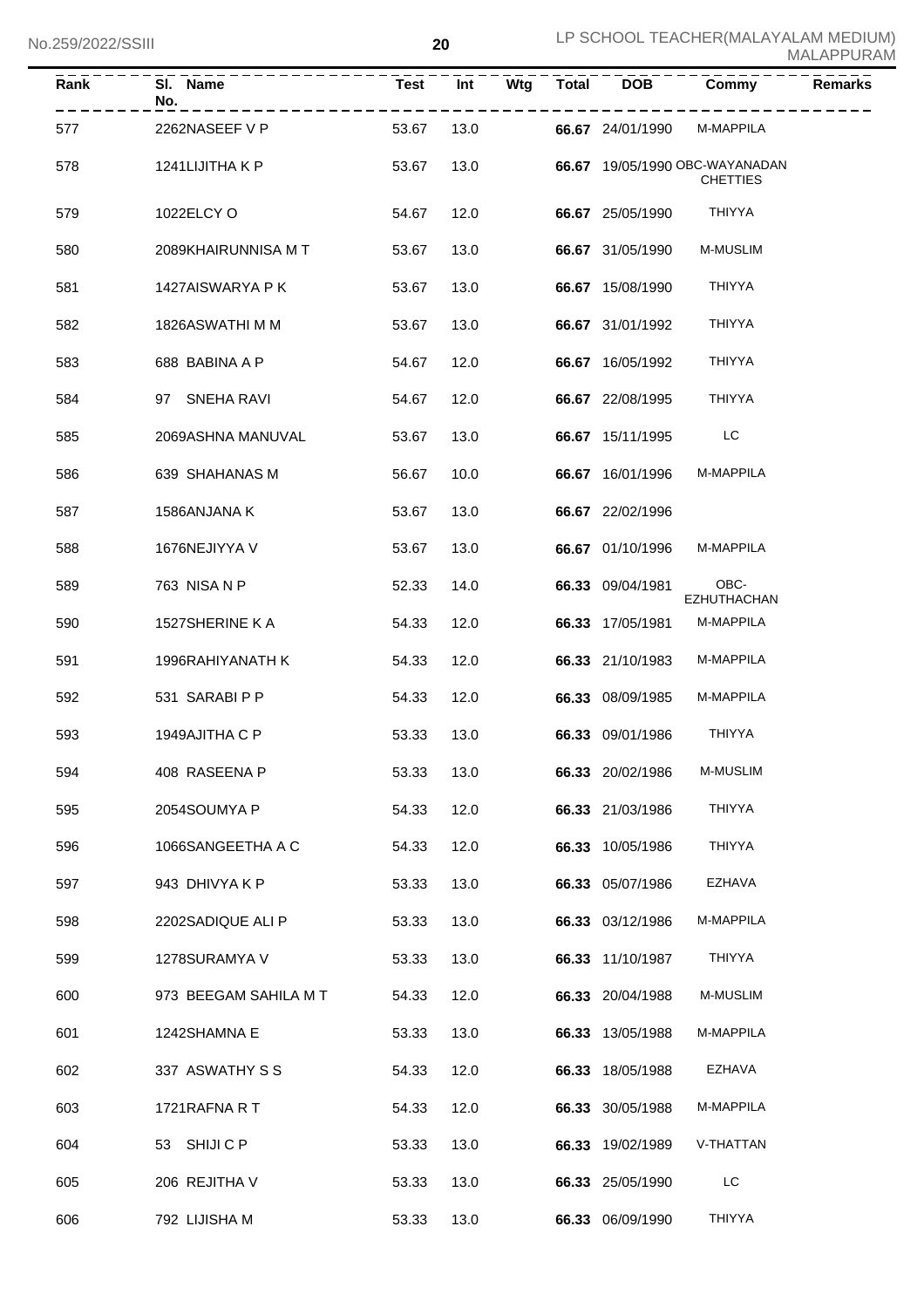| Rank | Sl. No. | Name | Test | Int | Wtg | Total | DOB | Commy | Remarks |
|---|---|---|---|---|---|---|---|---|---|
| 577 | 2262 | NASEEF V P | 53.67 | 13.0 | | **66.67** | 24/01/1990 | M-MAPPILA | |
| 578 | 1241 | LIJITHA K P | 53.67 | 13.0 | | **66.67** | 19/05/1990 | OBC-WAYANADAN CHETTIES | |
| 579 | 1022 | ELCY O | 54.67 | 12.0 | | **66.67** | 25/05/1990 | THIYYA | |
| 580 | 2089 | KHAIRUNNISA M T | 53.67 | 13.0 | | **66.67** | 31/05/1990 | M-MUSLIM | |
| 581 | 1427 | AISWARYA P K | 53.67 | 13.0 | | **66.67** | 15/08/1990 | THIYYA | |
| 582 | 1826 | ASWATHI M M | 53.67 | 13.0 | | **66.67** | 31/01/1992 | THIYYA | |
| 583 | 688 | BABINA A P | 54.67 | 12.0 | | **66.67** | 16/05/1992 | THIYYA | |
| 584 | 97 | SNEHA RAVI | 54.67 | 12.0 | | **66.67** | 22/08/1995 | THIYYA | |
| 585 | 2069 | ASHNA MANUVAL | 53.67 | 13.0 | | **66.67** | 15/11/1995 | LC | |
| 586 | 639 | SHAHANAS M | 56.67 | 10.0 | | **66.67** | 16/01/1996 | M-MAPPILA | |
| 587 | 1586 | ANJANA K | 53.67 | 13.0 | | **66.67** | 22/02/1996 | | |
| 588 | 1676 | NEJIYYA V | 53.67 | 13.0 | | **66.67** | 01/10/1996 | M-MAPPILA | |
| 589 | 763 | NISA N P | 52.33 | 14.0 | | **66.33** | 09/04/1981 | OBC-EZHUTHACHAN | |
| 590 | 1527 | SHERINE K A | 54.33 | 12.0 | | **66.33** | 17/05/1981 | M-MAPPILA | |
| 591 | 1996 | RAHIYANATH K | 54.33 | 12.0 | | **66.33** | 21/10/1983 | M-MAPPILA | |
| 592 | 531 | SARABI P P | 54.33 | 12.0 | | **66.33** | 08/09/1985 | M-MAPPILA | |
| 593 | 1949 | AJITHA C P | 53.33 | 13.0 | | **66.33** | 09/01/1986 | THIYYA | |
| 594 | 408 | RASEENA P | 53.33 | 13.0 | | **66.33** | 20/02/1986 | M-MUSLIM | |
| 595 | 2054 | SOUMYA P | 54.33 | 12.0 | | **66.33** | 21/03/1986 | THIYYA | |
| 596 | 1066 | SANGEETHA A C | 54.33 | 12.0 | | **66.33** | 10/05/1986 | THIYYA | |
| 597 | 943 | DHIVYA K P | 53.33 | 13.0 | | **66.33** | 05/07/1986 | EZHAVA | |
| 598 | 2202 | SADIQUE ALI P | 53.33 | 13.0 | | **66.33** | 03/12/1986 | M-MAPPILA | |
| 599 | 1278 | SURAMYA V | 53.33 | 13.0 | | **66.33** | 11/10/1987 | THIYYA | |
| 600 | 973 | BEEGAM SAHILA M T | 54.33 | 12.0 | | **66.33** | 20/04/1988 | M-MUSLIM | |
| 601 | 1242 | SHAMNA E | 53.33 | 13.0 | | **66.33** | 13/05/1988 | M-MAPPILA | |
| 602 | 337 | ASWATHY S S | 54.33 | 12.0 | | **66.33** | 18/05/1988 | EZHAVA | |
| 603 | 1721 | RAFNA R T | 54.33 | 12.0 | | **66.33** | 30/05/1988 | M-MAPPILA | |
| 604 | 53 | SHIJI C P | 53.33 | 13.0 | | **66.33** | 19/02/1989 | V-THATTAN | |
| 605 | 206 | REJITHA V | 53.33 | 13.0 | | **66.33** | 25/05/1990 | LC | |
| 606 | 792 | LIJISHA M | 53.33 | 13.0 | | **66.33** | 06/09/1990 | THIYYA | |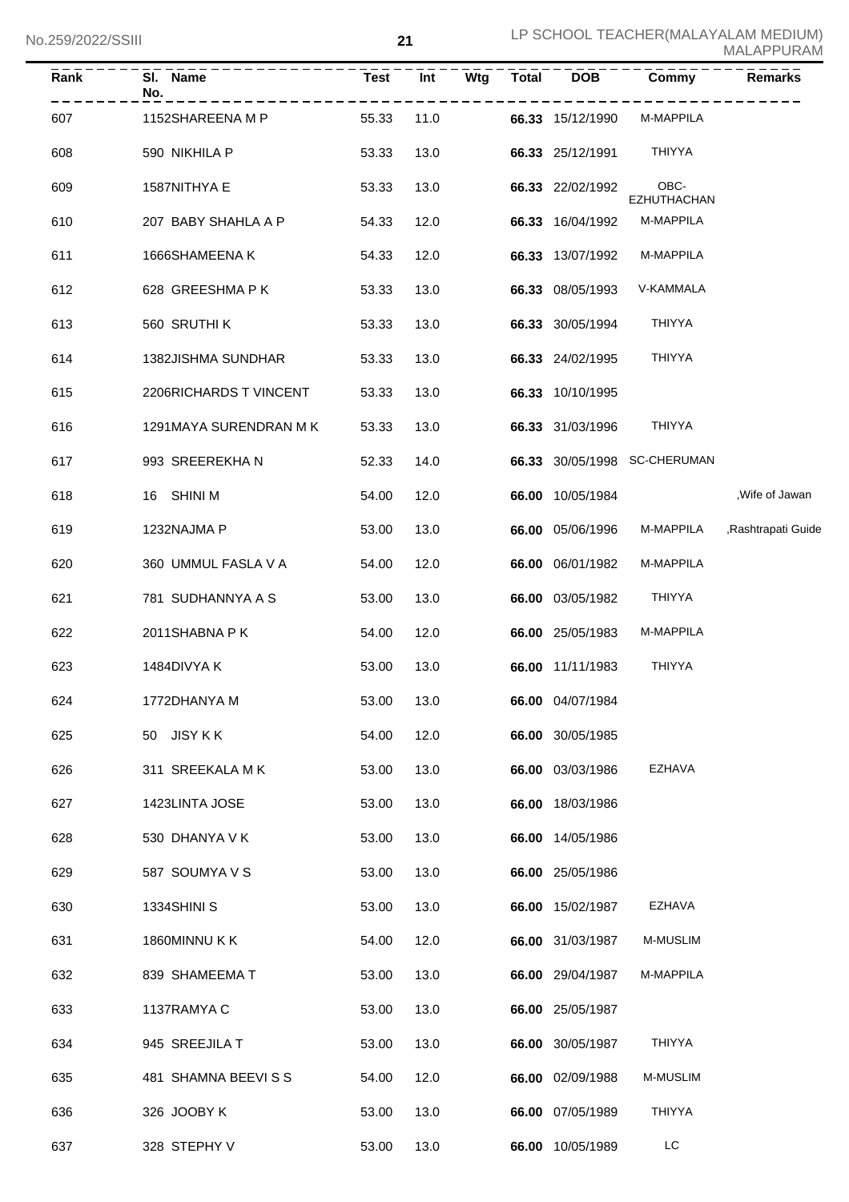| Rank | Sl. No. | Name | Test | Int | Wtg | Total | DOB | Commy | Remarks |
|---|---|---|---|---|---|---|---|---|---|
| 607 | 1152 | SHAREENA M P | 55.33 | 11.0 | | **66.33** | 15/12/1990 | M-MAPPILA | |
| 608 | 590 | NIKHILA P | 53.33 | 13.0 | | **66.33** | 25/12/1991 | THIYYA | |
| 609 | 1587 | NITHYA E | 53.33 | 13.0 | | **66.33** | 22/02/1992 | OBC-EZHUTHACHAN | |
| 610 | 207 | BABY SHAHLA A P | 54.33 | 12.0 | | **66.33** | 16/04/1992 | M-MAPPILA | |
| 611 | 1666 | SHAMEENA K | 54.33 | 12.0 | | **66.33** | 13/07/1992 | M-MAPPILA | |
| 612 | 628 | GREESHMA P K | 53.33 | 13.0 | | **66.33** | 08/05/1993 | V-KAMMALA | |
| 613 | 560 | SRUTHI K | 53.33 | 13.0 | | **66.33** | 30/05/1994 | THIYYA | |
| 614 | 1382 | JISHMA SUNDHAR | 53.33 | 13.0 | | **66.33** | 24/02/1995 | THIYYA | |
| 615 | 2206 | RICHARDS T VINCENT | 53.33 | 13.0 | | **66.33** | 10/10/1995 | | |
| 616 | 1291 | MAYA SURENDRAN M K | 53.33 | 13.0 | | **66.33** | 31/03/1996 | THIYYA | |
| 617 | 993 | SREEREKHA N | 52.33 | 14.0 | | **66.33** | 30/05/1998 | SC-CHERUMAN | |
| 618 | 16 | SHINI M | 54.00 | 12.0 | | **66.00** | 10/05/1984 | | ,Wife of Jawan |
| 619 | 1232 | NAJMA P | 53.00 | 13.0 | | **66.00** | 05/06/1996 | M-MAPPILA | ,Rashtrapati Guide |
| 620 | 360 | UMMUL FASLA V A | 54.00 | 12.0 | | **66.00** | 06/01/1982 | M-MAPPILA | |
| 621 | 781 | SUDHANNYA A S | 53.00 | 13.0 | | **66.00** | 03/05/1982 | THIYYA | |
| 622 | 2011 | SHABNA P K | 54.00 | 12.0 | | **66.00** | 25/05/1983 | M-MAPPILA | |
| 623 | 1484 | DIVYA K | 53.00 | 13.0 | | **66.00** | 11/11/1983 | THIYYA | |
| 624 | 1772 | DHANYA M | 53.00 | 13.0 | | **66.00** | 04/07/1984 | | |
| 625 | 50 | JISY K K | 54.00 | 12.0 | | **66.00** | 30/05/1985 | | |
| 626 | 311 | SREEKALA M K | 53.00 | 13.0 | | **66.00** | 03/03/1986 | EZHAVA | |
| 627 | 1423 | LINTA JOSE | 53.00 | 13.0 | | **66.00** | 18/03/1986 | | |
| 628 | 530 | DHANYA V K | 53.00 | 13.0 | | **66.00** | 14/05/1986 | | |
| 629 | 587 | SOUMYA V S | 53.00 | 13.0 | | **66.00** | 25/05/1986 | | |
| 630 | 1334 | SHINI S | 53.00 | 13.0 | | **66.00** | 15/02/1987 | EZHAVA | |
| 631 | 1860 | MINNU K K | 54.00 | 12.0 | | **66.00** | 31/03/1987 | M-MUSLIM | |
| 632 | 839 | SHAMEEMA T | 53.00 | 13.0 | | **66.00** | 29/04/1987 | M-MAPPILA | |
| 633 | 1137 | RAMYA C | 53.00 | 13.0 | | **66.00** | 25/05/1987 | | |
| 634 | 945 | SREEJILA T | 53.00 | 13.0 | | **66.00** | 30/05/1987 | THIYYA | |
| 635 | 481 | SHAMNA BEEVI S S | 54.00 | 12.0 | | **66.00** | 02/09/1988 | M-MUSLIM | |
| 636 | 326 | JOOBY K | 53.00 | 13.0 | | **66.00** | 07/05/1989 | THIYYA | |
| 637 | 328 | STEPHY V | 53.00 | 13.0 | | **66.00** | 10/05/1989 | LC | |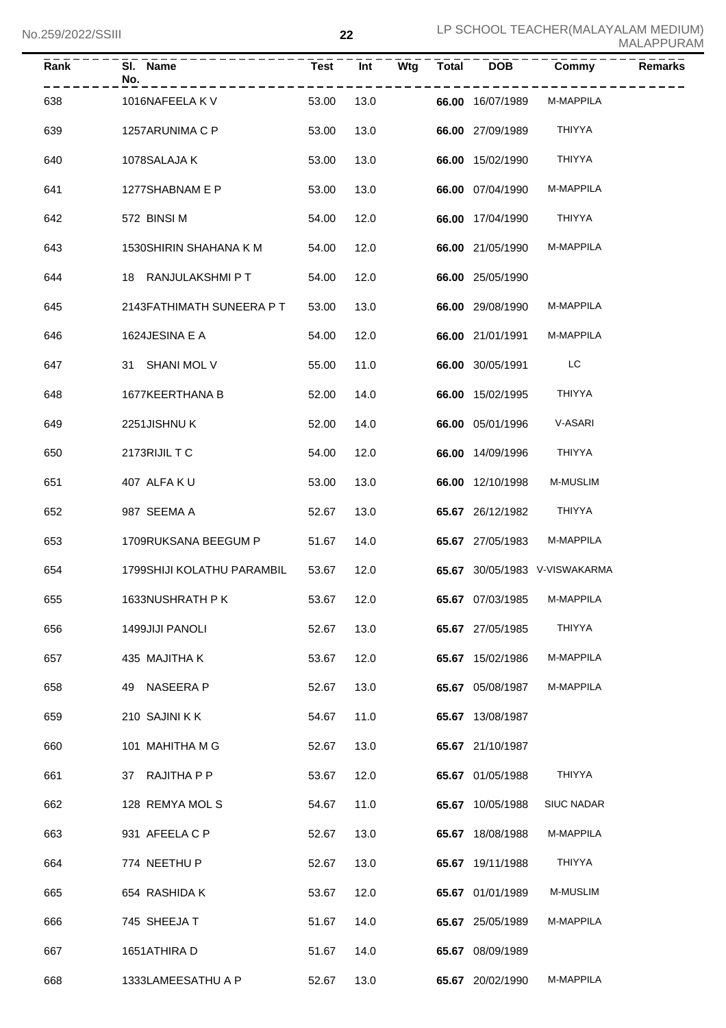| Rank | Sl. No. | Name | Test | Int | Wtg | Total | DOB | Commy | Remarks |
|---|---|---|---|---|---|---|---|---|---|
| 638 | 1016 | NAFEELA K V | 53.00 | 13.0 | | **66.00** | 16/07/1989 | M-MAPPILA | |
| 639 | 1257 | ARUNIMA C P | 53.00 | 13.0 | | **66.00** | 27/09/1989 | THIYYA | |
| 640 | 1078 | SALAJA K | 53.00 | 13.0 | | **66.00** | 15/02/1990 | THIYYA | |
| 641 | 1277 | SHABNAM E P | 53.00 | 13.0 | | **66.00** | 07/04/1990 | M-MAPPILA | |
| 642 | 572 | BINSI M | 54.00 | 12.0 | | **66.00** | 17/04/1990 | THIYYA | |
| 643 | 1530 | SHIRIN SHAHANA K M | 54.00 | 12.0 | | **66.00** | 21/05/1990 | M-MAPPILA | |
| 644 | 18 | RANJULAKSHMI P T | 54.00 | 12.0 | | **66.00** | 25/05/1990 | | |
| 645 | 2143 | FATHIMATH SUNEERA P T | 53.00 | 13.0 | | **66.00** | 29/08/1990 | M-MAPPILA | |
| 646 | 1624 | JESINA E A | 54.00 | 12.0 | | **66.00** | 21/01/1991 | M-MAPPILA | |
| 647 | 31 | SHANI MOL V | 55.00 | 11.0 | | **66.00** | 30/05/1991 | LC | |
| 648 | 1677 | KEERTHANA B | 52.00 | 14.0 | | **66.00** | 15/02/1995 | THIYYA | |
| 649 | 2251 | JISHNU K | 52.00 | 14.0 | | **66.00** | 05/01/1996 | V-ASARI | |
| 650 | 2173 | RIJIL T C | 54.00 | 12.0 | | **66.00** | 14/09/1996 | THIYYA | |
| 651 | 407 | ALFA K U | 53.00 | 13.0 | | **66.00** | 12/10/1998 | M-MUSLIM | |
| 652 | 987 | SEEMA A | 52.67 | 13.0 | | **65.67** | 26/12/1982 | THIYYA | |
| 653 | 1709 | RUKSANA BEEGUM P | 51.67 | 14.0 | | **65.67** | 27/05/1983 | M-MAPPILA | |
| 654 | 1799 | SHIJI KOLATHU PARAMBIL | 53.67 | 12.0 | | **65.67** | 30/05/1983 | V-VISWAKARMA | |
| 655 | 1633 | NUSHRATH P K | 53.67 | 12.0 | | **65.67** | 07/03/1985 | M-MAPPILA | |
| 656 | 1499 | JIJI PANOLI | 52.67 | 13.0 | | **65.67** | 27/05/1985 | THIYYA | |
| 657 | 435 | MAJITHA K | 53.67 | 12.0 | | **65.67** | 15/02/1986 | M-MAPPILA | |
| 658 | 49 | NASEERA P | 52.67 | 13.0 | | **65.67** | 05/08/1987 | M-MAPPILA | |
| 659 | 210 | SAJINI K K | 54.67 | 11.0 | | **65.67** | 13/08/1987 | | |
| 660 | 101 | MAHITHA M G | 52.67 | 13.0 | | **65.67** | 21/10/1987 | | |
| 661 | 37 | RAJITHA P P | 53.67 | 12.0 | | **65.67** | 01/05/1988 | THIYYA | |
| 662 | 128 | REMYA MOL S | 54.67 | 11.0 | | **65.67** | 10/05/1988 | SIUC NADAR | |
| 663 | 931 | AFEELA C P | 52.67 | 13.0 | | **65.67** | 18/08/1988 | M-MAPPILA | |
| 664 | 774 | NEETHU P | 52.67 | 13.0 | | **65.67** | 19/11/1988 | THIYYA | |
| 665 | 654 | RASHIDA K | 53.67 | 12.0 | | **65.67** | 01/01/1989 | M-MUSLIM | |
| 666 | 745 | SHEEJA T | 51.67 | 14.0 | | **65.67** | 25/05/1989 | M-MAPPILA | |
| 667 | 1651 | ATHIRA D | 51.67 | 14.0 | | **65.67** | 08/09/1989 | | |
| 668 | 1333 | LAMEESATHU A P | 52.67 | 13.0 | | **65.67** | 20/02/1990 | M-MAPPILA | |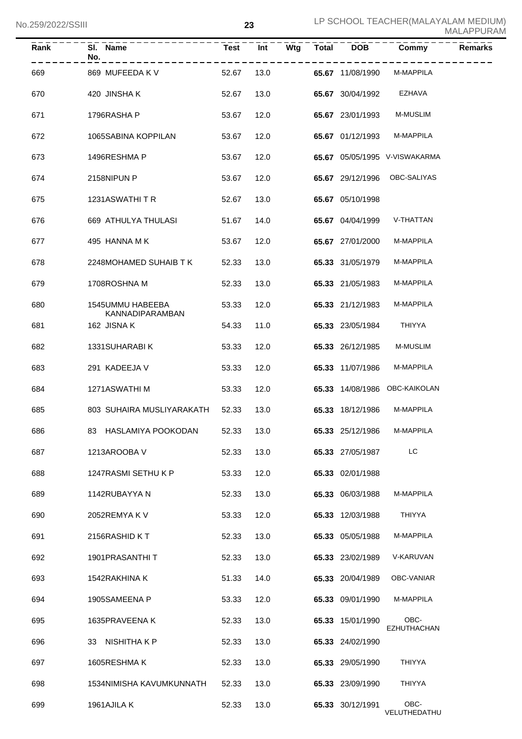| Rank | Sl. No. | Name | Test | Int | Wtg | Total | DOB | Commy | Remarks |
|---|---|---|---|---|---|---|---|---|---|
| 669 | 869 | MUFEEDA K V | 52.67 | 13.0 | | **65.67** | 11/08/1990 | M-MAPPILA | |
| 670 | 420 | JINSHA K | 52.67 | 13.0 | | **65.67** | 30/04/1992 | EZHAVA | |
| 671 | 1796 | RASHA P | 53.67 | 12.0 | | **65.67** | 23/01/1993 | M-MUSLIM | |
| 672 | 1065 | SABINA KOPPILAN | 53.67 | 12.0 | | **65.67** | 01/12/1993 | M-MAPPILA | |
| 673 | 1496 | RESHMA P | 53.67 | 12.0 | | **65.67** | 05/05/1995 | V-VISWAKARMA | |
| 674 | 2158 | NIPUN P | 53.67 | 12.0 | | **65.67** | 29/12/1996 | OBC-SALIYAS | |
| 675 | 1231 | ASWATHI T R | 52.67 | 13.0 | | **65.67** | 05/10/1998 | | |
| 676 | 669 | ATHULYA THULASI | 51.67 | 14.0 | | **65.67** | 04/04/1999 | V-THATTAN | |
| 677 | 495 | HANNA M K | 53.67 | 12.0 | | **65.67** | 27/01/2000 | M-MAPPILA | |
| 678 | 2248 | MOHAMED SUHAIB T K | 52.33 | 13.0 | | **65.33** | 31/05/1979 | M-MAPPILA | |
| 679 | 1708 | ROSHNA M | 52.33 | 13.0 | | **65.33** | 21/05/1983 | M-MAPPILA | |
| 680 | 1545 | UMMU HABEEBA KANNADIPARAMBAN | 53.33 | 12.0 | | **65.33** | 21/12/1983 | M-MAPPILA | |
| 681 | 162 | JISNA K | 54.33 | 11.0 | | **65.33** | 23/05/1984 | THIYYA | |
| 682 | 1331 | SUHARABI K | 53.33 | 12.0 | | **65.33** | 26/12/1985 | M-MUSLIM | |
| 683 | 291 | KADEEJA V | 53.33 | 12.0 | | **65.33** | 11/07/1986 | M-MAPPILA | |
| 684 | 1271 | ASWATHI M | 53.33 | 12.0 | | **65.33** | 14/08/1986 | OBC-KAIKOLAN | |
| 685 | 803 | SUHAIRA MUSLIYARAKATH | 52.33 | 13.0 | | **65.33** | 18/12/1986 | M-MAPPILA | |
| 686 | 83 | HASLAMIYA POOKODAN | 52.33 | 13.0 | | **65.33** | 25/12/1986 | M-MAPPILA | |
| 687 | 1213 | AROOBA V | 52.33 | 13.0 | | **65.33** | 27/05/1987 | LC | |
| 688 | 1247 | RASMI SETHU K P | 53.33 | 12.0 | | **65.33** | 02/01/1988 | | |
| 689 | 1142 | RUBAYYA N | 52.33 | 13.0 | | **65.33** | 06/03/1988 | M-MAPPILA | |
| 690 | 2052 | REMYA K V | 53.33 | 12.0 | | **65.33** | 12/03/1988 | THIYYA | |
| 691 | 2156 | RASHID K T | 52.33 | 13.0 | | **65.33** | 05/05/1988 | M-MAPPILA | |
| 692 | 1901 | PRASANTHI T | 52.33 | 13.0 | | **65.33** | 23/02/1989 | V-KARUVAN | |
| 693 | 1542 | RAKHINA K | 51.33 | 14.0 | | **65.33** | 20/04/1989 | OBC-VANIAR | |
| 694 | 1905 | SAMEENA P | 53.33 | 12.0 | | **65.33** | 09/01/1990 | M-MAPPILA | |
| 695 | 1635 | PRAVEENA K | 52.33 | 13.0 | | **65.33** | 15/01/1990 | OBC-EZHUTHACHAN | |
| 696 | 33 | NISHITHA K P | 52.33 | 13.0 | | **65.33** | 24/02/1990 | | |
| 697 | 1605 | RESHMA K | 52.33 | 13.0 | | **65.33** | 29/05/1990 | THIYYA | |
| 698 | 1534 | NIMISHA KAVUMKUNNATH | 52.33 | 13.0 | | **65.33** | 23/09/1990 | THIYYA | |
| 699 | 1961 | AJILA K | 52.33 | 13.0 | | **65.33** | 30/12/1991 | OBC-VELUTHEDATHU | |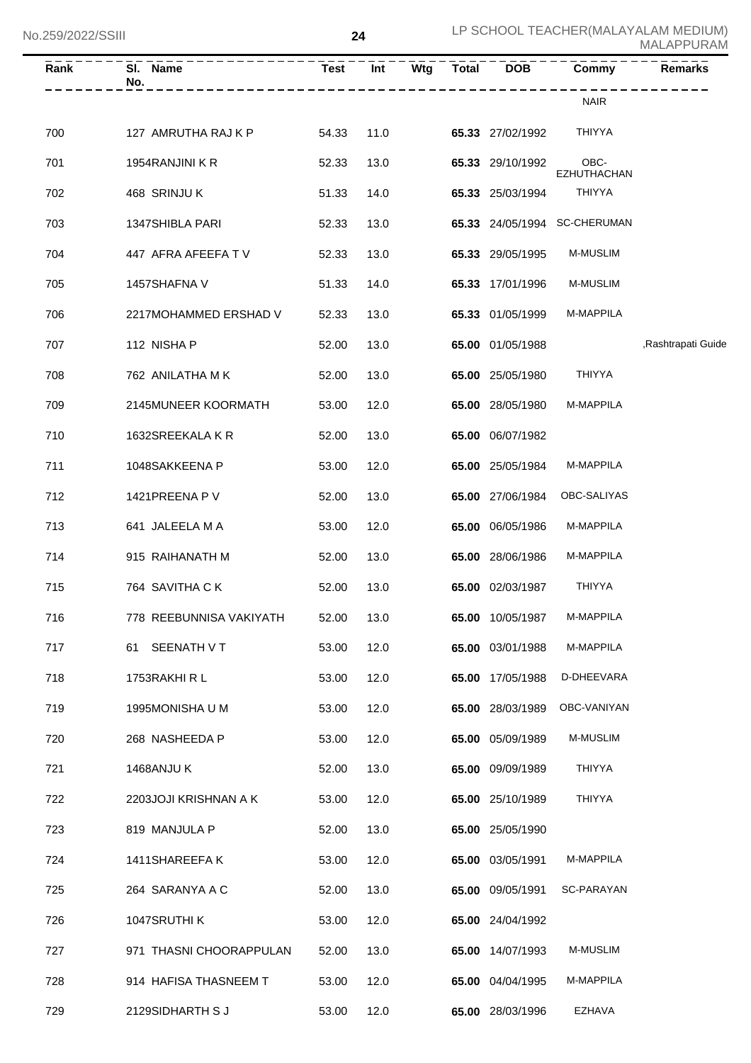| Rank | Sl. No. | Name | Test | Int | Wtg | Total | DOB | Commy | Remarks |
|---|---|---|---|---|---|---|---|---|---|
| | | | | | | | | NAIR | |
| 700 | 127 | AMRUTHA RAJ K P | 54.33 | 11.0 | | **65.33** | 27/02/1992 | THIYYA | |
| 701 | 1954 | RANJINI K R | 52.33 | 13.0 | | **65.33** | 29/10/1992 | OBC-EZHUTHACHAN | |
| 702 | 468 | SRINJU K | 51.33 | 14.0 | | **65.33** | 25/03/1994 | THIYYA | |
| 703 | 1347 | SHIBLA PARI | 52.33 | 13.0 | | **65.33** | 24/05/1994 | SC-CHERUMAN | |
| 704 | 447 | AFRA AFEEFA T V | 52.33 | 13.0 | | **65.33** | 29/05/1995 | M-MUSLIM | |
| 705 | 1457 | SHAFNA V | 51.33 | 14.0 | | **65.33** | 17/01/1996 | M-MUSLIM | |
| 706 | 2217 | MOHAMMED ERSHAD V | 52.33 | 13.0 | | **65.33** | 01/05/1999 | M-MAPPILA | |
| 707 | 112 | NISHA P | 52.00 | 13.0 | | **65.00** | 01/05/1988 | | ,Rashtrapati Guide |
| 708 | 762 | ANILATHA M K | 52.00 | 13.0 | | **65.00** | 25/05/1980 | THIYYA | |
| 709 | 2145 | MUNEER KOORMATH | 53.00 | 12.0 | | **65.00** | 28/05/1980 | M-MAPPILA | |
| 710 | 1632 | SREEKALA K R | 52.00 | 13.0 | | **65.00** | 06/07/1982 | | |
| 711 | 1048 | SAKKEENA P | 53.00 | 12.0 | | **65.00** | 25/05/1984 | M-MAPPILA | |
| 712 | 1421 | PREENA P V | 52.00 | 13.0 | | **65.00** | 27/06/1984 | OBC-SALIYAS | |
| 713 | 641 | JALEELA M A | 53.00 | 12.0 | | **65.00** | 06/05/1986 | M-MAPPILA | |
| 714 | 915 | RAIHANATH M | 52.00 | 13.0 | | **65.00** | 28/06/1986 | M-MAPPILA | |
| 715 | 764 | SAVITHA C K | 52.00 | 13.0 | | **65.00** | 02/03/1987 | THIYYA | |
| 716 | 778 | REEBUNNISA VAKIYATH | 52.00 | 13.0 | | **65.00** | 10/05/1987 | M-MAPPILA | |
| 717 | 61 | SEENATH V T | 53.00 | 12.0 | | **65.00** | 03/01/1988 | M-MAPPILA | |
| 718 | 1753 | RAKHI R L | 53.00 | 12.0 | | **65.00** | 17/05/1988 | D-DHEEVARA | |
| 719 | 1995 | MONISHA U M | 53.00 | 12.0 | | **65.00** | 28/03/1989 | OBC-VANIYAN | |
| 720 | 268 | NASHEEDA P | 53.00 | 12.0 | | **65.00** | 05/09/1989 | M-MUSLIM | |
| 721 | 1468 | ANJU K | 52.00 | 13.0 | | **65.00** | 09/09/1989 | THIYYA | |
| 722 | 2203 | JOJI KRISHNAN A K | 53.00 | 12.0 | | **65.00** | 25/10/1989 | THIYYA | |
| 723 | 819 | MANJULA P | 52.00 | 13.0 | | **65.00** | 25/05/1990 | | |
| 724 | 1411 | SHAREEFA K | 53.00 | 12.0 | | **65.00** | 03/05/1991 | M-MAPPILA | |
| 725 | 264 | SARANYA A C | 52.00 | 13.0 | | **65.00** | 09/05/1991 | SC-PARAYAN | |
| 726 | 1047 | SRUTHI K | 53.00 | 12.0 | | **65.00** | 24/04/1992 | | |
| 727 | 971 | THASNI CHOORAPPULAN | 52.00 | 13.0 | | **65.00** | 14/07/1993 | M-MUSLIM | |
| 728 | 914 | HAFISA THASNEEM T | 53.00 | 12.0 | | **65.00** | 04/04/1995 | M-MAPPILA | |
| 729 | 2129 | SIDHARTH S J | 53.00 | 12.0 | | **65.00** | 28/03/1996 | EZHAVA | |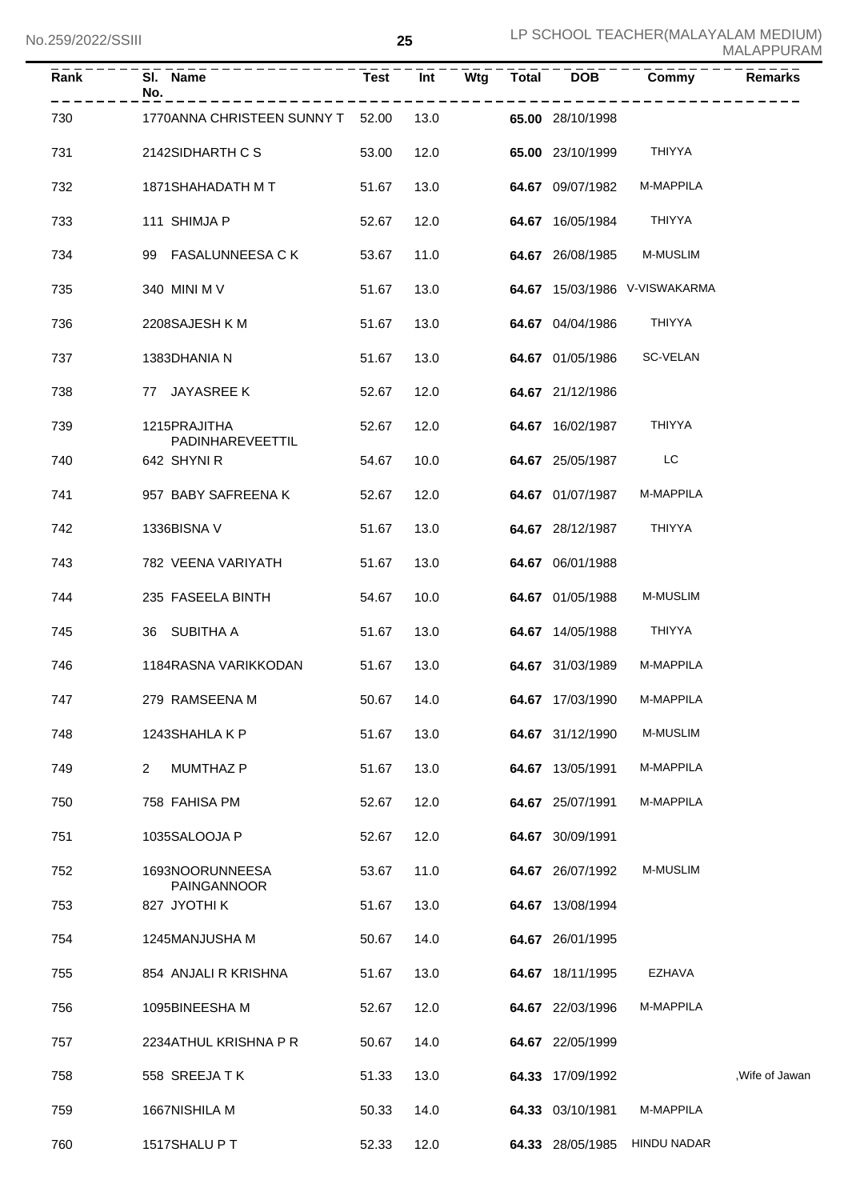| Rank | Sl. No. | Name | Test | Int | Wtg | Total | DOB | Commy | Remarks |
|---|---|---|---|---|---|---|---|---|---|
| 730 | 1770 | ANNA CHRISTEEN SUNNY T | 52.00 | 13.0 | | **65.00** | 28/10/1998 | | |
| 731 | 2142 | SIDHARTH C S | 53.00 | 12.0 | | **65.00** | 23/10/1999 | THIYYA | |
| 732 | 1871 | SHAHADATH M T | 51.67 | 13.0 | | **64.67** | 09/07/1982 | M-MAPPILA | |
| 733 | 111 | SHIMJA P | 52.67 | 12.0 | | **64.67** | 16/05/1984 | THIYYA | |
| 734 | 99 | FASALUNNEESA C K | 53.67 | 11.0 | | **64.67** | 26/08/1985 | M-MUSLIM | |
| 735 | 340 | MINI M V | 51.67 | 13.0 | | **64.67** | 15/03/1986 | V-VISWAKARMA | |
| 736 | 2208 | SAJESH K M | 51.67 | 13.0 | | **64.67** | 04/04/1986 | THIYYA | |
| 737 | 1383 | DHANIA N | 51.67 | 13.0 | | **64.67** | 01/05/1986 | SC-VELAN | |
| 738 | 77 | JAYASREE K | 52.67 | 12.0 | | **64.67** | 21/12/1986 | | |
| 739 | 1215 | PRAJITHA PADINHAREVEETTIL | 52.67 | 12.0 | | **64.67** | 16/02/1987 | THIYYA | |
| 740 | 642 | SHYNI R | 54.67 | 10.0 | | **64.67** | 25/05/1987 | LC | |
| 741 | 957 | BABY SAFREENA K | 52.67 | 12.0 | | **64.67** | 01/07/1987 | M-MAPPILA | |
| 742 | 1336 | BISNA V | 51.67 | 13.0 | | **64.67** | 28/12/1987 | THIYYA | |
| 743 | 782 | VEENA VARIYATH | 51.67 | 13.0 | | **64.67** | 06/01/1988 | | |
| 744 | 235 | FASEELA BINTH | 54.67 | 10.0 | | **64.67** | 01/05/1988 | M-MUSLIM | |
| 745 | 36 | SUBITHA A | 51.67 | 13.0 | | **64.67** | 14/05/1988 | THIYYA | |
| 746 | 1184 | RASNA VARIKKODAN | 51.67 | 13.0 | | **64.67** | 31/03/1989 | M-MAPPILA | |
| 747 | 279 | RAMSEENA M | 50.67 | 14.0 | | **64.67** | 17/03/1990 | M-MAPPILA | |
| 748 | 1243 | SHAHLA K P | 51.67 | 13.0 | | **64.67** | 31/12/1990 | M-MUSLIM | |
| 749 | 2 | MUMTHAZ P | 51.67 | 13.0 | | **64.67** | 13/05/1991 | M-MAPPILA | |
| 750 | 758 | FAHISA PM | 52.67 | 12.0 | | **64.67** | 25/07/1991 | M-MAPPILA | |
| 751 | 1035 | SALOOJA P | 52.67 | 12.0 | | **64.67** | 30/09/1991 | | |
| 752 | 1693 | NOORUNNEESA PAINGANNOOR | 53.67 | 11.0 | | **64.67** | 26/07/1992 | M-MUSLIM | |
| 753 | 827 | JYOTHI K | 51.67 | 13.0 | | **64.67** | 13/08/1994 | | |
| 754 | 1245 | MANJUSHA M | 50.67 | 14.0 | | **64.67** | 26/01/1995 | | |
| 755 | 854 | ANJALI R KRISHNA | 51.67 | 13.0 | | **64.67** | 18/11/1995 | EZHAVA | |
| 756 | 1095 | BINEESHA M | 52.67 | 12.0 | | **64.67** | 22/03/1996 | M-MAPPILA | |
| 757 | 2234 | ATHUL KRISHNA P R | 50.67 | 14.0 | | **64.67** | 22/05/1999 | | |
| 758 | 558 | SREEJA T K | 51.33 | 13.0 | | **64.33** | 17/09/1992 | | ,Wife of Jawan |
| 759 | 1667 | NISHILA M | 50.33 | 14.0 | | **64.33** | 03/10/1981 | M-MAPPILA | |
| 760 | 1517 | SHALU P T | 52.33 | 12.0 | | **64.33** | 28/05/1985 | HINDU NADAR | |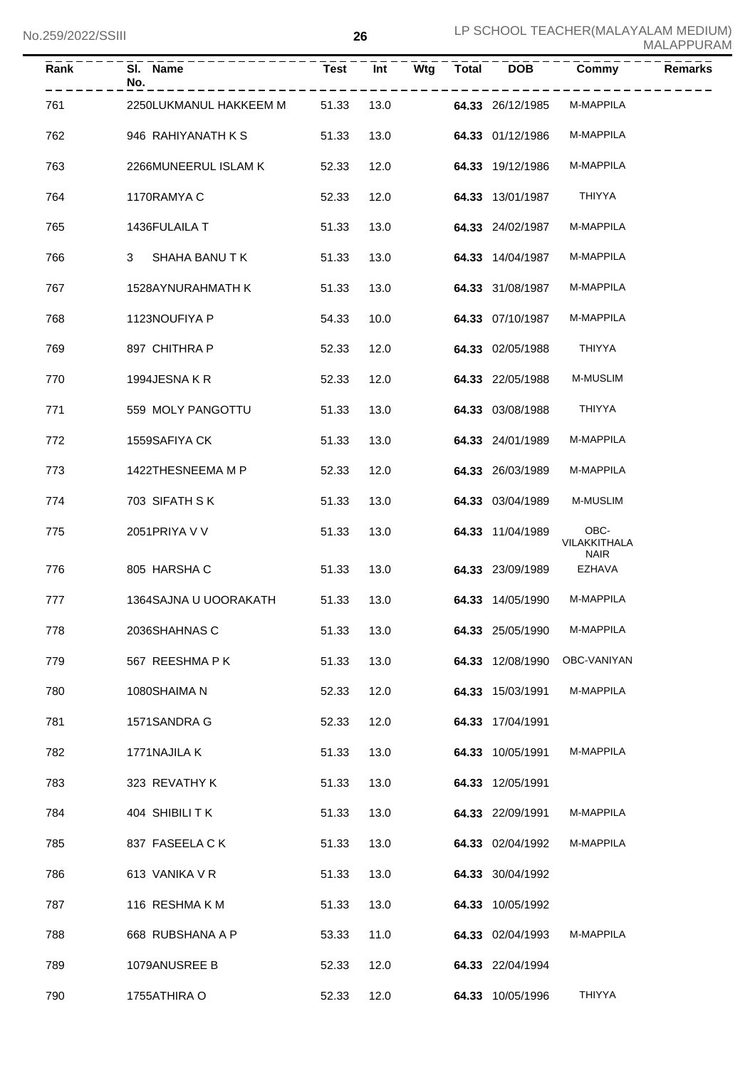| Rank | Sl. No. | Name | Test | Int | Wtg | Total | DOB | Commy | Remarks |
|---|---|---|---|---|---|---|---|---|---|
| 761 | 2250 | LUKMANUL HAKKEEM M | 51.33 | 13.0 | | **64.33** | 26/12/1985 | M-MAPPILA | |
| 762 | 946 | RAHIYANATH K S | 51.33 | 13.0 | | **64.33** | 01/12/1986 | M-MAPPILA | |
| 763 | 2266 | MUNEERUL ISLAM K | 52.33 | 12.0 | | **64.33** | 19/12/1986 | M-MAPPILA | |
| 764 | 1170 | RAMYA C | 52.33 | 12.0 | | **64.33** | 13/01/1987 | THIYYA | |
| 765 | 1436 | FULAILA T | 51.33 | 13.0 | | **64.33** | 24/02/1987 | M-MAPPILA | |
| 766 | 3 | SHAHA BANU T K | 51.33 | 13.0 | | **64.33** | 14/04/1987 | M-MAPPILA | |
| 767 | 1528 | AYNURAHMATH K | 51.33 | 13.0 | | **64.33** | 31/08/1987 | M-MAPPILA | |
| 768 | 1123 | NOUFIYA P | 54.33 | 10.0 | | **64.33** | 07/10/1987 | M-MAPPILA | |
| 769 | 897 | CHITHRA P | 52.33 | 12.0 | | **64.33** | 02/05/1988 | THIYYA | |
| 770 | 1994 | JESNA K R | 52.33 | 12.0 | | **64.33** | 22/05/1988 | M-MUSLIM | |
| 771 | 559 | MOLY PANGOTTU | 51.33 | 13.0 | | **64.33** | 03/08/1988 | THIYYA | |
| 772 | 1559 | SAFIYA CK | 51.33 | 13.0 | | **64.33** | 24/01/1989 | M-MAPPILA | |
| 773 | 1422 | THESNEEMA M P | 52.33 | 12.0 | | **64.33** | 26/03/1989 | M-MAPPILA | |
| 774 | 703 | SIFATH S K | 51.33 | 13.0 | | **64.33** | 03/04/1989 | M-MUSLIM | |
| 775 | 2051 | PRIYA V V | 51.33 | 13.0 | | **64.33** | 11/04/1989 | OBC-VILAKKITHALA NAIR | |
| 776 | 805 | HARSHA C | 51.33 | 13.0 | | **64.33** | 23/09/1989 | EZHAVA | |
| 777 | 1364 | SAJNA U UOORAKATH | 51.33 | 13.0 | | **64.33** | 14/05/1990 | M-MAPPILA | |
| 778 | 2036 | SHAHNAS C | 51.33 | 13.0 | | **64.33** | 25/05/1990 | M-MAPPILA | |
| 779 | 567 | REESHMA P K | 51.33 | 13.0 | | **64.33** | 12/08/1990 | OBC-VANIYAN | |
| 780 | 1080 | SHAIMA N | 52.33 | 12.0 | | **64.33** | 15/03/1991 | M-MAPPILA | |
| 781 | 1571 | SANDRA G | 52.33 | 12.0 | | **64.33** | 17/04/1991 | | |
| 782 | 1771 | NAJILA K | 51.33 | 13.0 | | **64.33** | 10/05/1991 | M-MAPPILA | |
| 783 | 323 | REVATHY K | 51.33 | 13.0 | | **64.33** | 12/05/1991 | | |
| 784 | 404 | SHIBILI T K | 51.33 | 13.0 | | **64.33** | 22/09/1991 | M-MAPPILA | |
| 785 | 837 | FASEELA C K | 51.33 | 13.0 | | **64.33** | 02/04/1992 | M-MAPPILA | |
| 786 | 613 | VANIKA V R | 51.33 | 13.0 | | **64.33** | 30/04/1992 | | |
| 787 | 116 | RESHMA K M | 51.33 | 13.0 | | **64.33** | 10/05/1992 | | |
| 788 | 668 | RUBSHANA A P | 53.33 | 11.0 | | **64.33** | 02/04/1993 | M-MAPPILA | |
| 789 | 1079 | ANUSREE B | 52.33 | 12.0 | | **64.33** | 22/04/1994 | | |
| 790 | 1755 | ATHIRA O | 52.33 | 12.0 | | **64.33** | 10/05/1996 | THIYYA | |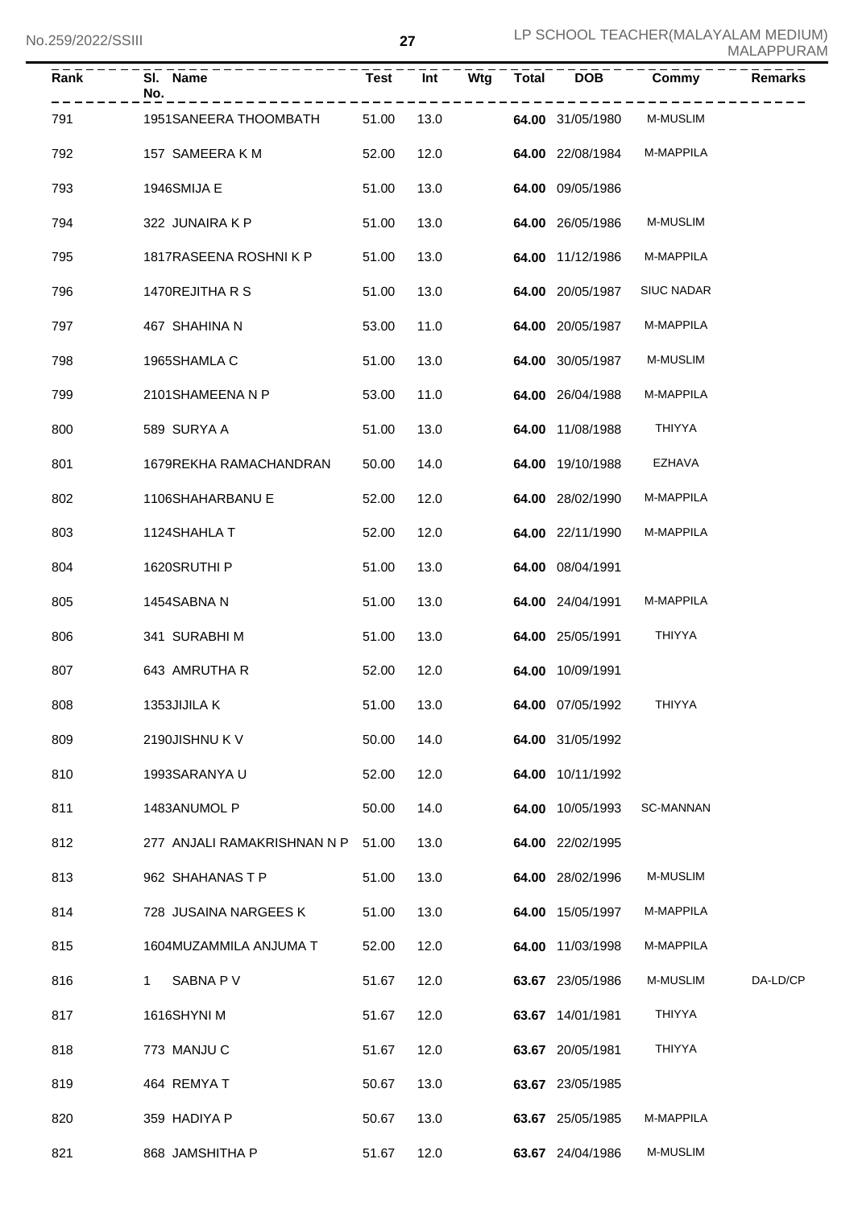| Rank | Sl. No. | Name | Test | Int | Wtg | Total | DOB | Commy | Remarks |
|---|---|---|---|---|---|---|---|---|---|
| 791 | 1951 | SANEERA THOOMBATH | 51.00 | 13.0 | | **64.00** | 31/05/1980 | M-MUSLIM | |
| 792 | 157 | SAMEERA K M | 52.00 | 12.0 | | **64.00** | 22/08/1984 | M-MAPPILA | |
| 793 | 1946 | SMIJA E | 51.00 | 13.0 | | **64.00** | 09/05/1986 | | |
| 794 | 322 | JUNAIRA K P | 51.00 | 13.0 | | **64.00** | 26/05/1986 | M-MUSLIM | |
| 795 | 1817 | RASEENA ROSHNI K P | 51.00 | 13.0 | | **64.00** | 11/12/1986 | M-MAPPILA | |
| 796 | 1470 | REJITHA R S | 51.00 | 13.0 | | **64.00** | 20/05/1987 | SIUC NADAR | |
| 797 | 467 | SHAHINA N | 53.00 | 11.0 | | **64.00** | 20/05/1987 | M-MAPPILA | |
| 798 | 1965 | SHAMLA C | 51.00 | 13.0 | | **64.00** | 30/05/1987 | M-MUSLIM | |
| 799 | 2101 | SHAMEENA N P | 53.00 | 11.0 | | **64.00** | 26/04/1988 | M-MAPPILA | |
| 800 | 589 | SURYA A | 51.00 | 13.0 | | **64.00** | 11/08/1988 | THIYYA | |
| 801 | 1679 | REKHA RAMACHANDRAN | 50.00 | 14.0 | | **64.00** | 19/10/1988 | EZHAVA | |
| 802 | 1106 | SHAHARBANU E | 52.00 | 12.0 | | **64.00** | 28/02/1990 | M-MAPPILA | |
| 803 | 1124 | SHAHLA T | 52.00 | 12.0 | | **64.00** | 22/11/1990 | M-MAPPILA | |
| 804 | 1620 | SRUTHI P | 51.00 | 13.0 | | **64.00** | 08/04/1991 | | |
| 805 | 1454 | SABNA N | 51.00 | 13.0 | | **64.00** | 24/04/1991 | M-MAPPILA | |
| 806 | 341 | SURABHI M | 51.00 | 13.0 | | **64.00** | 25/05/1991 | THIYYA | |
| 807 | 643 | AMRUTHA R | 52.00 | 12.0 | | **64.00** | 10/09/1991 | | |
| 808 | 1353 | JIJILA K | 51.00 | 13.0 | | **64.00** | 07/05/1992 | THIYYA | |
| 809 | 2190 | JISHNU K V | 50.00 | 14.0 | | **64.00** | 31/05/1992 | | |
| 810 | 1993 | SARANYA U | 52.00 | 12.0 | | **64.00** | 10/11/1992 | | |
| 811 | 1483 | ANUMOL P | 50.00 | 14.0 | | **64.00** | 10/05/1993 | SC-MANNAN | |
| 812 | 277 | ANJALI RAMAKRISHNAN N P | 51.00 | 13.0 | | **64.00** | 22/02/1995 | | |
| 813 | 962 | SHAHANAS T P | 51.00 | 13.0 | | **64.00** | 28/02/1996 | M-MUSLIM | |
| 814 | 728 | JUSAINA NARGEES K | 51.00 | 13.0 | | **64.00** | 15/05/1997 | M-MAPPILA | |
| 815 | 1604 | MUZAMMILA ANJUMA T | 52.00 | 12.0 | | **64.00** | 11/03/1998 | M-MAPPILA | |
| 816 | 1 | SABNA P V | 51.67 | 12.0 | | **63.67** | 23/05/1986 | M-MUSLIM | DA-LD/CP |
| 817 | 1616 | SHYNI M | 51.67 | 12.0 | | **63.67** | 14/01/1981 | THIYYA | |
| 818 | 773 | MANJU C | 51.67 | 12.0 | | **63.67** | 20/05/1981 | THIYYA | |
| 819 | 464 | REMYA T | 50.67 | 13.0 | | **63.67** | 23/05/1985 | | |
| 820 | 359 | HADIYA P | 50.67 | 13.0 | | **63.67** | 25/05/1985 | M-MAPPILA | |
| 821 | 868 | JAMSHITHA P | 51.67 | 12.0 | | **63.67** | 24/04/1986 | M-MUSLIM | |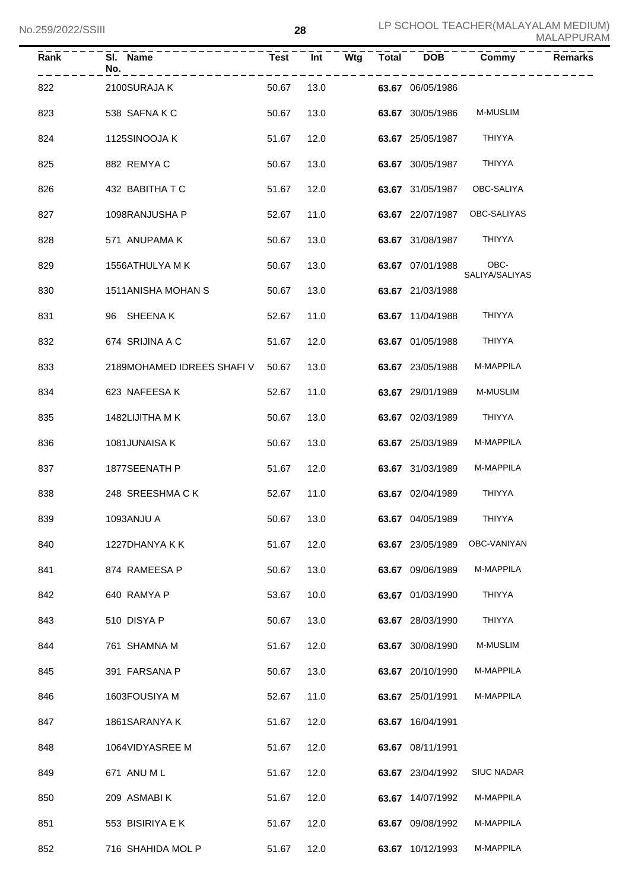| Rank | Sl. No. | Name | Test | Int | Wtg | Total | DOB | Commy | Remarks |
|---|---|---|---|---|---|---|---|---|---|
| 822 | 2100 | SURAJA K | 50.67 | 13.0 | | **63.67** | 06/05/1986 | | |
| 823 | 538 | SAFNA K C | 50.67 | 13.0 | | **63.67** | 30/05/1986 | M-MUSLIM | |
| 824 | 1125 | SINOOJA K | 51.67 | 12.0 | | **63.67** | 25/05/1987 | THIYYA | |
| 825 | 882 | REMYA C | 50.67 | 13.0 | | **63.67** | 30/05/1987 | THIYYA | |
| 826 | 432 | BABITHA T C | 51.67 | 12.0 | | **63.67** | 31/05/1987 | OBC-SALIYA | |
| 827 | 1098 | RANJUSHA P | 52.67 | 11.0 | | **63.67** | 22/07/1987 | OBC-SALIYAS | |
| 828 | 571 | ANUPAMA K | 50.67 | 13.0 | | **63.67** | 31/08/1987 | THIYYA | |
| 829 | 1556 | ATHULYA M K | 50.67 | 13.0 | | **63.67** | 07/01/1988 | OBC-SALIYA/SALIYAS | |
| 830 | 1511 | ANISHA MOHAN S | 50.67 | 13.0 | | **63.67** | 21/03/1988 | | |
| 831 | 96 | SHEENA K | 52.67 | 11.0 | | **63.67** | 11/04/1988 | THIYYA | |
| 832 | 674 | SRIJINA A C | 51.67 | 12.0 | | **63.67** | 01/05/1988 | THIYYA | |
| 833 | 2189 | MOHAMED IDREES SHAFI V | 50.67 | 13.0 | | **63.67** | 23/05/1988 | M-MAPPILA | |
| 834 | 623 | NAFEESA K | 52.67 | 11.0 | | **63.67** | 29/01/1989 | M-MUSLIM | |
| 835 | 1482 | LIJITHA M K | 50.67 | 13.0 | | **63.67** | 02/03/1989 | THIYYA | |
| 836 | 1081 | JUNAISA K | 50.67 | 13.0 | | **63.67** | 25/03/1989 | M-MAPPILA | |
| 837 | 1877 | SEENATH P | 51.67 | 12.0 | | **63.67** | 31/03/1989 | M-MAPPILA | |
| 838 | 248 | SREESHMA C K | 52.67 | 11.0 | | **63.67** | 02/04/1989 | THIYYA | |
| 839 | 1093 | ANJU A | 50.67 | 13.0 | | **63.67** | 04/05/1989 | THIYYA | |
| 840 | 1227 | DHANYA K K | 51.67 | 12.0 | | **63.67** | 23/05/1989 | OBC-VANIYAN | |
| 841 | 874 | RAMEESA P | 50.67 | 13.0 | | **63.67** | 09/06/1989 | M-MAPPILA | |
| 842 | 640 | RAMYA P | 53.67 | 10.0 | | **63.67** | 01/03/1990 | THIYYA | |
| 843 | 510 | DISYA P | 50.67 | 13.0 | | **63.67** | 28/03/1990 | THIYYA | |
| 844 | 761 | SHAMNA M | 51.67 | 12.0 | | **63.67** | 30/08/1990 | M-MUSLIM | |
| 845 | 391 | FARSANA P | 50.67 | 13.0 | | **63.67** | 20/10/1990 | M-MAPPILA | |
| 846 | 1603 | FOUSIYA M | 52.67 | 11.0 | | **63.67** | 25/01/1991 | M-MAPPILA | |
| 847 | 1861 | SARANYA K | 51.67 | 12.0 | | **63.67** | 16/04/1991 | | |
| 848 | 1064 | VIDYASREE M | 51.67 | 12.0 | | **63.67** | 08/11/1991 | | |
| 849 | 671 | ANU M L | 51.67 | 12.0 | | **63.67** | 23/04/1992 | SIUC NADAR | |
| 850 | 209 | ASMABI K | 51.67 | 12.0 | | **63.67** | 14/07/1992 | M-MAPPILA | |
| 851 | 553 | BISIRIYA E K | 51.67 | 12.0 | | **63.67** | 09/08/1992 | M-MAPPILA | |
| 852 | 716 | SHAHIDA MOL P | 51.67 | 12.0 | | **63.67** | 10/12/1993 | M-MAPPILA | |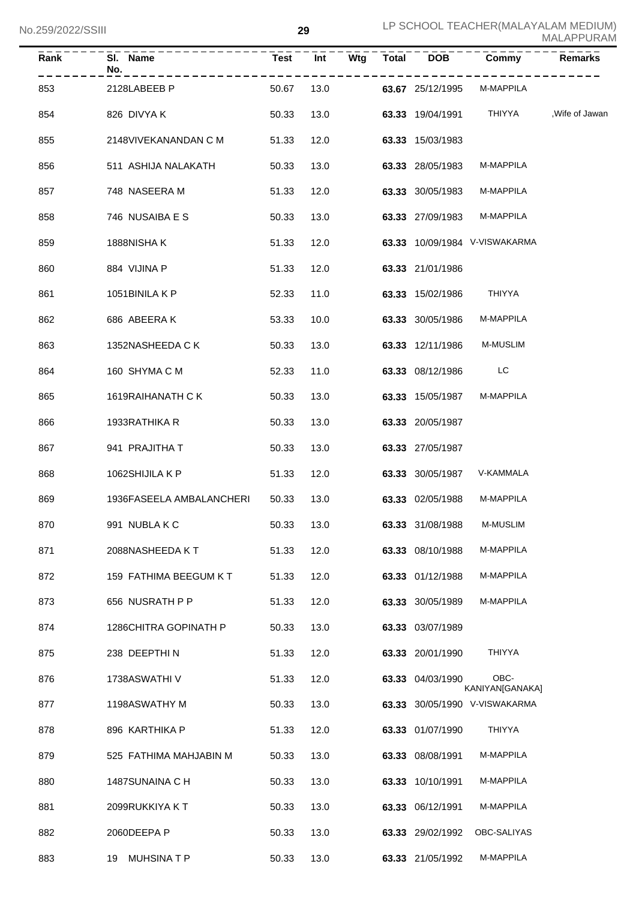| Rank | Sl. No. | Name | Test | Int | Wtg | Total | DOB | Commy | Remarks |
|---|---|---|---|---|---|---|---|---|---|
| 853 | 2128 | LABEEB P | 50.67 | 13.0 | | **63.67** | 25/12/1995 | M-MAPPILA | |
| 854 | 826 | DIVYA K | 50.33 | 13.0 | | **63.33** | 19/04/1991 | THIYYA | ,Wife of Jawan |
| 855 | 2148 | VIVEKANANDAN C M | 51.33 | 12.0 | | **63.33** | 15/03/1983 | | |
| 856 | 511 | ASHIJA NALAKATH | 50.33 | 13.0 | | **63.33** | 28/05/1983 | M-MAPPILA | |
| 857 | 748 | NASEERA M | 51.33 | 12.0 | | **63.33** | 30/05/1983 | M-MAPPILA | |
| 858 | 746 | NUSAIBA E S | 50.33 | 13.0 | | **63.33** | 27/09/1983 | M-MAPPILA | |
| 859 | 1888 | NISHA K | 51.33 | 12.0 | | **63.33** | 10/09/1984 | V-VISWAKARMA | |
| 860 | 884 | VIJINA P | 51.33 | 12.0 | | **63.33** | 21/01/1986 | | |
| 861 | 1051 | BINILA K P | 52.33 | 11.0 | | **63.33** | 15/02/1986 | THIYYA | |
| 862 | 686 | ABEERA K | 53.33 | 10.0 | | **63.33** | 30/05/1986 | M-MAPPILA | |
| 863 | 1352 | NASHEEDA C K | 50.33 | 13.0 | | **63.33** | 12/11/1986 | M-MUSLIM | |
| 864 | 160 | SHYMA C M | 52.33 | 11.0 | | **63.33** | 08/12/1986 | LC | |
| 865 | 1619 | RAIHANATH C K | 50.33 | 13.0 | | **63.33** | 15/05/1987 | M-MAPPILA | |
| 866 | 1933 | RATHIKA R | 50.33 | 13.0 | | **63.33** | 20/05/1987 | | |
| 867 | 941 | PRAJITHA T | 50.33 | 13.0 | | **63.33** | 27/05/1987 | | |
| 868 | 1062 | SHIJILA K P | 51.33 | 12.0 | | **63.33** | 30/05/1987 | V-KAMMALA | |
| 869 | 1936 | FASEELA AMBALANCHERI | 50.33 | 13.0 | | **63.33** | 02/05/1988 | M-MAPPILA | |
| 870 | 991 | NUBLA K C | 50.33 | 13.0 | | **63.33** | 31/08/1988 | M-MUSLIM | |
| 871 | 2088 | NASHEEDA K T | 51.33 | 12.0 | | **63.33** | 08/10/1988 | M-MAPPILA | |
| 872 | 159 | FATHIMA BEEGUM K T | 51.33 | 12.0 | | **63.33** | 01/12/1988 | M-MAPPILA | |
| 873 | 656 | NUSRATH P P | 51.33 | 12.0 | | **63.33** | 30/05/1989 | M-MAPPILA | |
| 874 | 1286 | CHITRA GOPINATH P | 50.33 | 13.0 | | **63.33** | 03/07/1989 | | |
| 875 | 238 | DEEPTHI N | 51.33 | 12.0 | | **63.33** | 20/01/1990 | THIYYA | |
| 876 | 1738 | ASWATHI V | 51.33 | 12.0 | | **63.33** | 04/03/1990 | OBC-KANIYAN[GANAKA] | |
| 877 | 1198 | ASWATHY M | 50.33 | 13.0 | | **63.33** | 30/05/1990 | V-VISWAKARMA | |
| 878 | 896 | KARTHIKA P | 51.33 | 12.0 | | **63.33** | 01/07/1990 | THIYYA | |
| 879 | 525 | FATHIMA MAHJABIN M | 50.33 | 13.0 | | **63.33** | 08/08/1991 | M-MAPPILA | |
| 880 | 1487 | SUNAINA C H | 50.33 | 13.0 | | **63.33** | 10/10/1991 | M-MAPPILA | |
| 881 | 2099 | RUKKIYA K T | 50.33 | 13.0 | | **63.33** | 06/12/1991 | M-MAPPILA | |
| 882 | 2060 | DEEPA P | 50.33 | 13.0 | | **63.33** | 29/02/1992 | OBC-SALIYAS | |
| 883 | 19 | MUHSINA T P | 50.33 | 13.0 | | **63.33** | 21/05/1992 | M-MAPPILA | |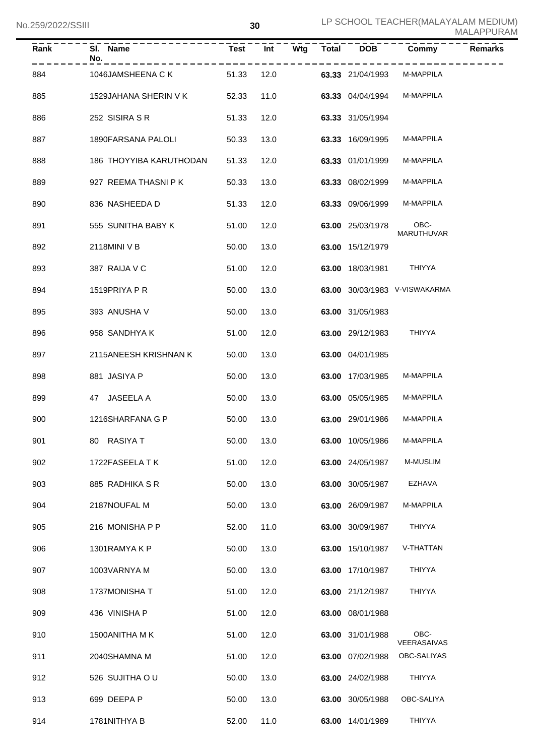| Rank | Sl. No. | Name | Test | Int | Wtg | Total | DOB | Commy | Remarks |
|---|---|---|---|---|---|---|---|---|---|
| 884 | 1046 | JAMSHEENA C K | 51.33 | 12.0 | | 63.33 | 21/04/1993 | M-MAPPILA | |
| 885 | 1529 | JAHANA SHERIN V K | 52.33 | 11.0 | | 63.33 | 04/04/1994 | M-MAPPILA | |
| 886 | 252 | SISIRA S R | 51.33 | 12.0 | | 63.33 | 31/05/1994 | | |
| 887 | 1890 | FARSANA PALOLI | 50.33 | 13.0 | | 63.33 | 16/09/1995 | M-MAPPILA | |
| 888 | 186 | THOYYIBA KARUTHODAN | 51.33 | 12.0 | | 63.33 | 01/01/1999 | M-MAPPILA | |
| 889 | 927 | REEMA THASNI P K | 50.33 | 13.0 | | 63.33 | 08/02/1999 | M-MAPPILA | |
| 890 | 836 | NASHEEDA D | 51.33 | 12.0 | | 63.33 | 09/06/1999 | M-MAPPILA | |
| 891 | 555 | SUNITHA BABY K | 51.00 | 12.0 | | 63.00 | 25/03/1978 | OBC-MARUTHUVAR | |
| 892 | 2118 | MINI V B | 50.00 | 13.0 | | 63.00 | 15/12/1979 | | |
| 893 | 387 | RAIJA V C | 51.00 | 12.0 | | 63.00 | 18/03/1981 | THIYYA | |
| 894 | 1519 | PRIYA P R | 50.00 | 13.0 | | 63.00 | 30/03/1983 | V-VISWAKARMA | |
| 895 | 393 | ANUSHA V | 50.00 | 13.0 | | 63.00 | 31/05/1983 | | |
| 896 | 958 | SANDHYA K | 51.00 | 12.0 | | 63.00 | 29/12/1983 | THIYYA | |
| 897 | 2115 | ANEESH KRISHNAN K | 50.00 | 13.0 | | 63.00 | 04/01/1985 | | |
| 898 | 881 | JASIYA P | 50.00 | 13.0 | | 63.00 | 17/03/1985 | M-MAPPILA | |
| 899 | 47 | JASEELA A | 50.00 | 13.0 | | 63.00 | 05/05/1985 | M-MAPPILA | |
| 900 | 1216 | SHARFANA G P | 50.00 | 13.0 | | 63.00 | 29/01/1986 | M-MAPPILA | |
| 901 | 80 | RASIYA T | 50.00 | 13.0 | | 63.00 | 10/05/1986 | M-MAPPILA | |
| 902 | 1722 | FASEELA T K | 51.00 | 12.0 | | 63.00 | 24/05/1987 | M-MUSLIM | |
| 903 | 885 | RADHIKA S R | 50.00 | 13.0 | | 63.00 | 30/05/1987 | EZHAVA | |
| 904 | 2187 | NOUFAL M | 50.00 | 13.0 | | 63.00 | 26/09/1987 | M-MAPPILA | |
| 905 | 216 | MONISHA P P | 52.00 | 11.0 | | 63.00 | 30/09/1987 | THIYYA | |
| 906 | 1301 | RAMYA K P | 50.00 | 13.0 | | 63.00 | 15/10/1987 | V-THATTAN | |
| 907 | 1003 | VARNYA M | 50.00 | 13.0 | | 63.00 | 17/10/1987 | THIYYA | |
| 908 | 1737 | MONISHA T | 51.00 | 12.0 | | 63.00 | 21/12/1987 | THIYYA | |
| 909 | 436 | VINISHA P | 51.00 | 12.0 | | 63.00 | 08/01/1988 | | |
| 910 | 1500 | ANITHA M K | 51.00 | 12.0 | | 63.00 | 31/01/1988 | OBC-VEERASAIVAS | |
| 911 | 2040 | SHAMNA M | 51.00 | 12.0 | | 63.00 | 07/02/1988 | OBC-SALIYAS | |
| 912 | 526 | SUJITHA O U | 50.00 | 13.0 | | 63.00 | 24/02/1988 | THIYYA | |
| 913 | 699 | DEEPA P | 50.00 | 13.0 | | 63.00 | 30/05/1988 | OBC-SALIYA | |
| 914 | 1781 | NITHYA B | 52.00 | 11.0 | | 63.00 | 14/01/1989 | THIYYA | |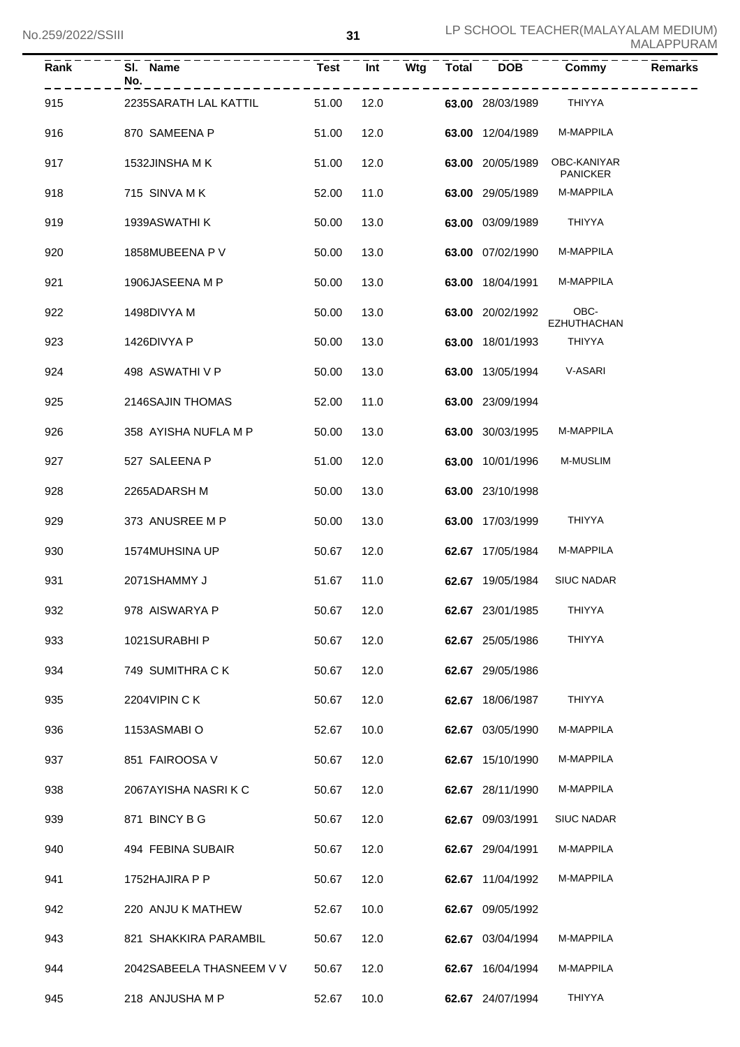| Rank | Sl. No. | Name | Test | Int | Wtg | Total | DOB | Commy | Remarks |
|---|---|---|---|---|---|---|---|---|---|
| 915 | 2235 | SARATH LAL KATTIL | 51.00 | 12.0 | | **63.00** | 28/03/1989 | THIYYA | |
| 916 | 870 | SAMEENA P | 51.00 | 12.0 | | **63.00** | 12/04/1989 | M-MAPPILA | |
| 917 | 1532 | JINSHA M K | 51.00 | 12.0 | | **63.00** | 20/05/1989 | OBC-KANIYAR PANICKER | |
| 918 | 715 | SINVA M K | 52.00 | 11.0 | | **63.00** | 29/05/1989 | M-MAPPILA | |
| 919 | 1939 | ASWATHI K | 50.00 | 13.0 | | **63.00** | 03/09/1989 | THIYYA | |
| 920 | 1858 | MUBEENA P V | 50.00 | 13.0 | | **63.00** | 07/02/1990 | M-MAPPILA | |
| 921 | 1906 | JASEENA M P | 50.00 | 13.0 | | **63.00** | 18/04/1991 | M-MAPPILA | |
| 922 | 1498 | DIVYA M | 50.00 | 13.0 | | **63.00** | 20/02/1992 | OBC-EZHUTHACHAN | |
| 923 | 1426 | DIVYA P | 50.00 | 13.0 | | **63.00** | 18/01/1993 | THIYYA | |
| 924 | 498 | ASWATHI V P | 50.00 | 13.0 | | **63.00** | 13/05/1994 | V-ASARI | |
| 925 | 2146 | SAJIN THOMAS | 52.00 | 11.0 | | **63.00** | 23/09/1994 | | |
| 926 | 358 | AYISHA NUFLA M P | 50.00 | 13.0 | | **63.00** | 30/03/1995 | M-MAPPILA | |
| 927 | 527 | SALEENA P | 51.00 | 12.0 | | **63.00** | 10/01/1996 | M-MUSLIM | |
| 928 | 2265 | ADARSH M | 50.00 | 13.0 | | **63.00** | 23/10/1998 | | |
| 929 | 373 | ANUSREE M P | 50.00 | 13.0 | | **63.00** | 17/03/1999 | THIYYA | |
| 930 | 1574 | MUHSINA UP | 50.67 | 12.0 | | **62.67** | 17/05/1984 | M-MAPPILA | |
| 931 | 2071 | SHAMMY J | 51.67 | 11.0 | | **62.67** | 19/05/1984 | SIUC NADAR | |
| 932 | 978 | AISWARYA P | 50.67 | 12.0 | | **62.67** | 23/01/1985 | THIYYA | |
| 933 | 1021 | SURABHI P | 50.67 | 12.0 | | **62.67** | 25/05/1986 | THIYYA | |
| 934 | 749 | SUMITHRA C K | 50.67 | 12.0 | | **62.67** | 29/05/1986 | | |
| 935 | 2204 | VIPIN C K | 50.67 | 12.0 | | **62.67** | 18/06/1987 | THIYYA | |
| 936 | 1153 | ASMABI O | 52.67 | 10.0 | | **62.67** | 03/05/1990 | M-MAPPILA | |
| 937 | 851 | FAIROOSA V | 50.67 | 12.0 | | **62.67** | 15/10/1990 | M-MAPPILA | |
| 938 | 2067 | AYISHA NASRI K C | 50.67 | 12.0 | | **62.67** | 28/11/1990 | M-MAPPILA | |
| 939 | 871 | BINCY B G | 50.67 | 12.0 | | **62.67** | 09/03/1991 | SIUC NADAR | |
| 940 | 494 | FEBINA SUBAIR | 50.67 | 12.0 | | **62.67** | 29/04/1991 | M-MAPPILA | |
| 941 | 1752 | HAJIRA P P | 50.67 | 12.0 | | **62.67** | 11/04/1992 | M-MAPPILA | |
| 942 | 220 | ANJU K MATHEW | 52.67 | 10.0 | | **62.67** | 09/05/1992 | | |
| 943 | 821 | SHAKKIRA PARAMBIL | 50.67 | 12.0 | | **62.67** | 03/04/1994 | M-MAPPILA | |
| 944 | 2042 | SABEELA THASNEEM V V | 50.67 | 12.0 | | **62.67** | 16/04/1994 | M-MAPPILA | |
| 945 | 218 | ANJUSHA M P | 52.67 | 10.0 | | **62.67** | 24/07/1994 | THIYYA | |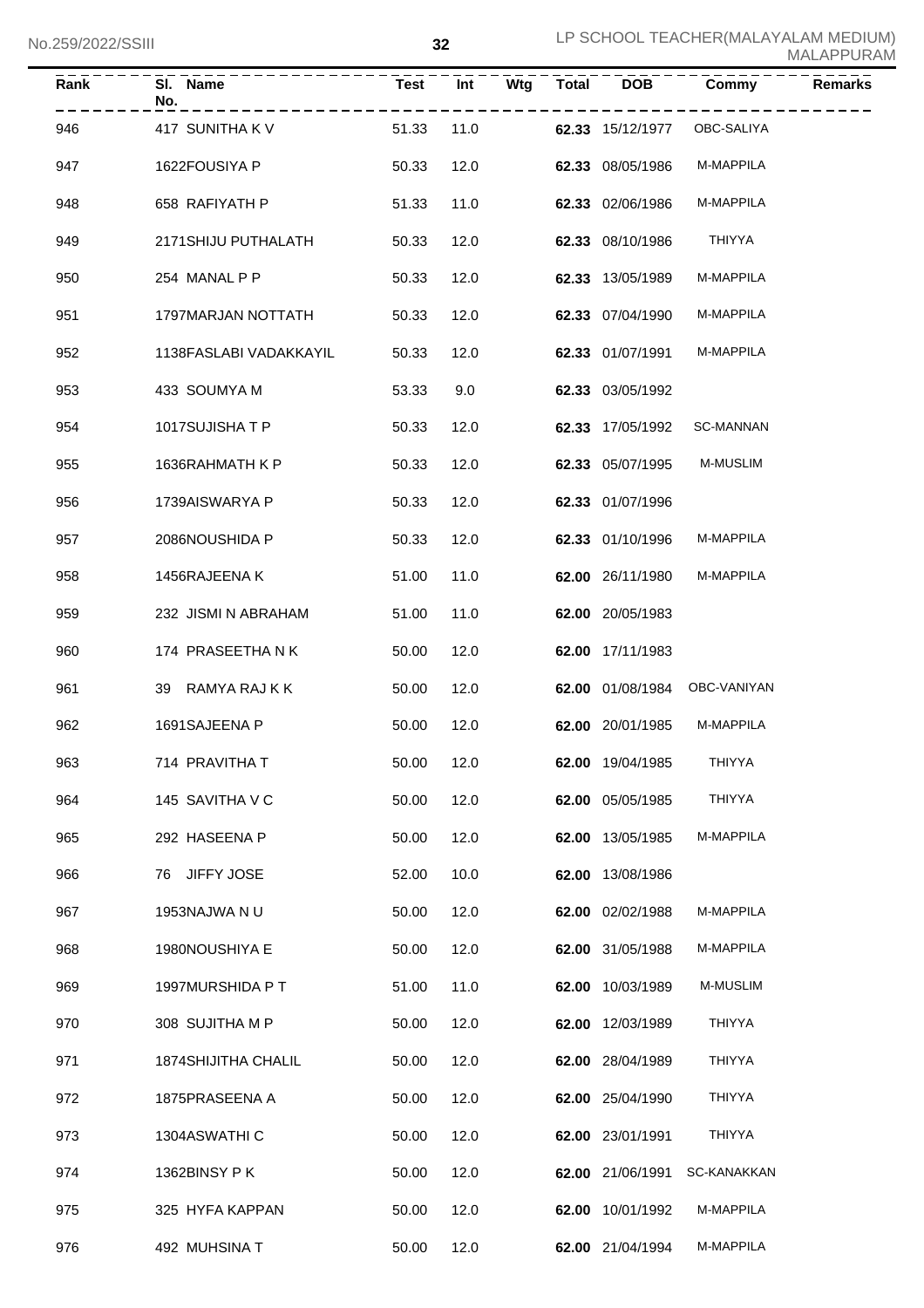| Rank | Sl. No. | Name | Test | Int | Wtg | Total | DOB | Commy | Remarks |
|---|---|---|---|---|---|---|---|---|---|
| 946 | 417 | SUNITHA K V | 51.33 | 11.0 | | **62.33** | 15/12/1977 | OBC-SALIYA | |
| 947 | 1622 | FOUSIYA P | 50.33 | 12.0 | | **62.33** | 08/05/1986 | M-MAPPILA | |
| 948 | 658 | RAFIYATH P | 51.33 | 11.0 | | **62.33** | 02/06/1986 | M-MAPPILA | |
| 949 | 2171 | SHIJU PUTHALATH | 50.33 | 12.0 | | **62.33** | 08/10/1986 | THIYYA | |
| 950 | 254 | MANAL P P | 50.33 | 12.0 | | **62.33** | 13/05/1989 | M-MAPPILA | |
| 951 | 1797 | MARJAN NOTTATH | 50.33 | 12.0 | | **62.33** | 07/04/1990 | M-MAPPILA | |
| 952 | 1138 | FASLABI VADAKKAYIL | 50.33 | 12.0 | | **62.33** | 01/07/1991 | M-MAPPILA | |
| 953 | 433 | SOUMYA M | 53.33 | 9.0 | | **62.33** | 03/05/1992 | | |
| 954 | 1017 | SUJISHA T P | 50.33 | 12.0 | | **62.33** | 17/05/1992 | SC-MANNAN | |
| 955 | 1636 | RAHMATH K P | 50.33 | 12.0 | | **62.33** | 05/07/1995 | M-MUSLIM | |
| 956 | 1739 | AISWARYA P | 50.33 | 12.0 | | **62.33** | 01/07/1996 | | |
| 957 | 2086 | NOUSHIDA P | 50.33 | 12.0 | | **62.33** | 01/10/1996 | M-MAPPILA | |
| 958 | 1456 | RAJEENA K | 51.00 | 11.0 | | **62.00** | 26/11/1980 | M-MAPPILA | |
| 959 | 232 | JISMI N ABRAHAM | 51.00 | 11.0 | | **62.00** | 20/05/1983 | | |
| 960 | 174 | PRASEETHA N K | 50.00 | 12.0 | | **62.00** | 17/11/1983 | | |
| 961 | 39 | RAMYA RAJ K K | 50.00 | 12.0 | | **62.00** | 01/08/1984 | OBC-VANIYAN | |
| 962 | 1691 | SAJEENA P | 50.00 | 12.0 | | **62.00** | 20/01/1985 | M-MAPPILA | |
| 963 | 714 | PRAVITHA T | 50.00 | 12.0 | | **62.00** | 19/04/1985 | THIYYA | |
| 964 | 145 | SAVITHA V C | 50.00 | 12.0 | | **62.00** | 05/05/1985 | THIYYA | |
| 965 | 292 | HASEENA P | 50.00 | 12.0 | | **62.00** | 13/05/1985 | M-MAPPILA | |
| 966 | 76 | JIFFY JOSE | 52.00 | 10.0 | | **62.00** | 13/08/1986 | | |
| 967 | 1953 | NAJWA N U | 50.00 | 12.0 | | **62.00** | 02/02/1988 | M-MAPPILA | |
| 968 | 1980 | NOUSHIYA E | 50.00 | 12.0 | | **62.00** | 31/05/1988 | M-MAPPILA | |
| 969 | 1997 | MURSHIDA P T | 51.00 | 11.0 | | **62.00** | 10/03/1989 | M-MUSLIM | |
| 970 | 308 | SUJITHA M P | 50.00 | 12.0 | | **62.00** | 12/03/1989 | THIYYA | |
| 971 | 1874 | SHIJITHA CHALIL | 50.00 | 12.0 | | **62.00** | 28/04/1989 | THIYYA | |
| 972 | 1875 | PRASEENA A | 50.00 | 12.0 | | **62.00** | 25/04/1990 | THIYYA | |
| 973 | 1304 | ASWATHI C | 50.00 | 12.0 | | **62.00** | 23/01/1991 | THIYYA | |
| 974 | 1362 | BINSY P K | 50.00 | 12.0 | | **62.00** | 21/06/1991 | SC-KANAKKAN | |
| 975 | 325 | HYFA KAPPAN | 50.00 | 12.0 | | **62.00** | 10/01/1992 | M-MAPPILA | |
| 976 | 492 | MUHSINA T | 50.00 | 12.0 | | **62.00** | 21/04/1994 | M-MAPPILA | |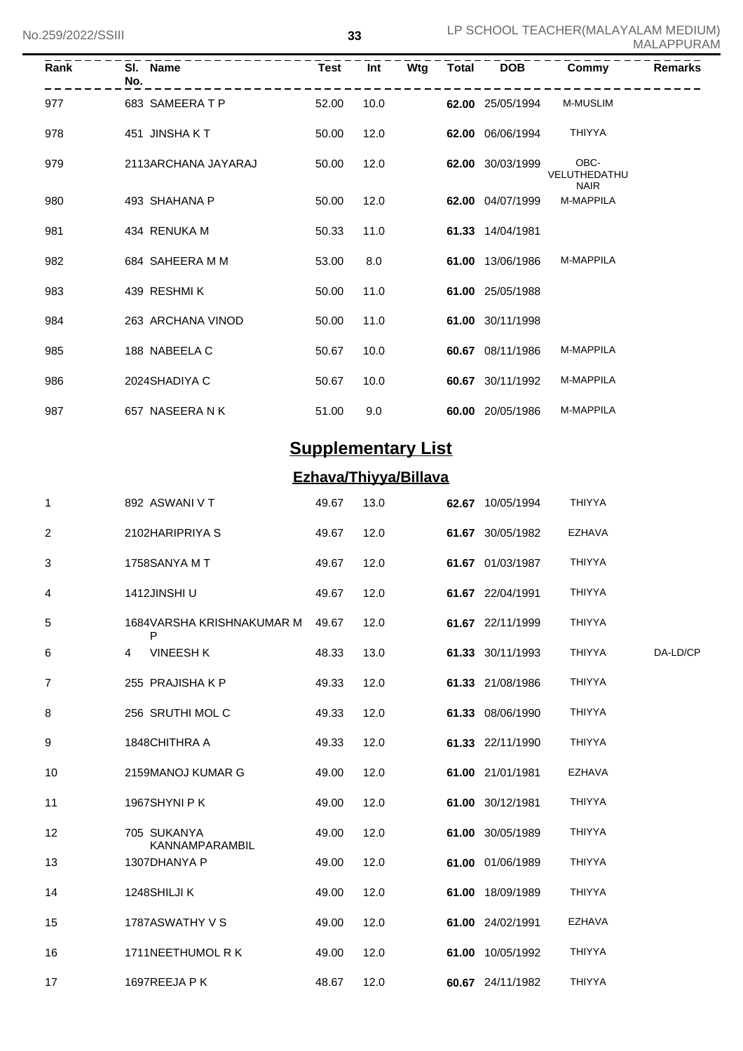| Rank | Sl. No. | Name | Test | Int | Wtg | Total | DOB | Commy | Remarks |
|---|---|---|---|---|---|---|---|---|---|
| 977 | 683 | SAMEERA T P | 52.00 | 10.0 | | 62.00 | 25/05/1994 | M-MUSLIM | |
| 978 | 451 | JINSHA K T | 50.00 | 12.0 | | 62.00 | 06/06/1994 | THIYYA | |
| 979 | 2113 | ARCHANA JAYARAJ | 50.00 | 12.0 | | 62.00 | 30/03/1999 | OBC-VELUTHEDATHU NAIR | |
| 980 | 493 | SHAHANA P | 50.00 | 12.0 | | 62.00 | 04/07/1999 | M-MAPPILA | |
| 981 | 434 | RENUKA M | 50.33 | 11.0 | | 61.33 | 14/04/1981 | | |
| 982 | 684 | SAHEERA M M | 53.00 | 8.0 | | 61.00 | 13/06/1986 | M-MAPPILA | |
| 983 | 439 | RESHMI K | 50.00 | 11.0 | | 61.00 | 25/05/1988 | | |
| 984 | 263 | ARCHANA VINOD | 50.00 | 11.0 | | 61.00 | 30/11/1998 | | |
| 985 | 188 | NABEELA C | 50.67 | 10.0 | | 60.67 | 08/11/1986 | M-MAPPILA | |
| 986 | 2024 | SHADIYA C | 50.67 | 10.0 | | 60.67 | 30/11/1992 | M-MAPPILA | |
| 987 | 657 | NASEERA N K | 51.00 | 9.0 | | 60.00 | 20/05/1986 | M-MAPPILA | |

## Supplementary List

### Ezhava/Thiyya/Billava

| Rank | Sl. No. | Name | Test | Int | Wtg | Total | DOB | Commy | Remarks |
|---|---|---|---|---|---|---|---|---|---|
| 1 | 892 | ASWANI V T | 49.67 | 13.0 | | 62.67 | 10/05/1994 | THIYYA | |
| 2 | 2102 | HARIPRIYA S | 49.67 | 12.0 | | 61.67 | 30/05/1982 | EZHAVA | |
| 3 | 1758 | SANYA M T | 49.67 | 12.0 | | 61.67 | 01/03/1987 | THIYYA | |
| 4 | 1412 | JINSHI U | 49.67 | 12.0 | | 61.67 | 22/04/1991 | THIYYA | |
| 5 | 1684 | VARSHA KRISHNAKUMAR M P | 49.67 | 12.0 | | 61.67 | 22/11/1999 | THIYYA | |
| 6 | 4 | VINEESH K | 48.33 | 13.0 | | 61.33 | 30/11/1993 | THIYYA | DA-LD/CP |
| 7 | 255 | PRAJISHA K P | 49.33 | 12.0 | | 61.33 | 21/08/1986 | THIYYA | |
| 8 | 256 | SRUTHI MOL C | 49.33 | 12.0 | | 61.33 | 08/06/1990 | THIYYA | |
| 9 | 1848 | CHITHRA A | 49.33 | 12.0 | | 61.33 | 22/11/1990 | THIYYA | |
| 10 | 2159 | MANOJ KUMAR G | 49.00 | 12.0 | | 61.00 | 21/01/1981 | EZHAVA | |
| 11 | 1967 | SHYNI P K | 49.00 | 12.0 | | 61.00 | 30/12/1981 | THIYYA | |
| 12 | 705 | SUKANYA KANNAMPARAMBIL | 49.00 | 12.0 | | 61.00 | 30/05/1989 | THIYYA | |
| 13 | 1307 | DHANYA P | 49.00 | 12.0 | | 61.00 | 01/06/1989 | THIYYA | |
| 14 | 1248 | SHILJI K | 49.00 | 12.0 | | 61.00 | 18/09/1989 | THIYYA | |
| 15 | 1787 | ASWATHY V S | 49.00 | 12.0 | | 61.00 | 24/02/1991 | EZHAVA | |
| 16 | 1711 | NEETHUMOL R K | 49.00 | 12.0 | | 61.00 | 10/05/1992 | THIYYA | |
| 17 | 1697 | REEJA P K | 48.67 | 12.0 | | 60.67 | 24/11/1982 | THIYYA | |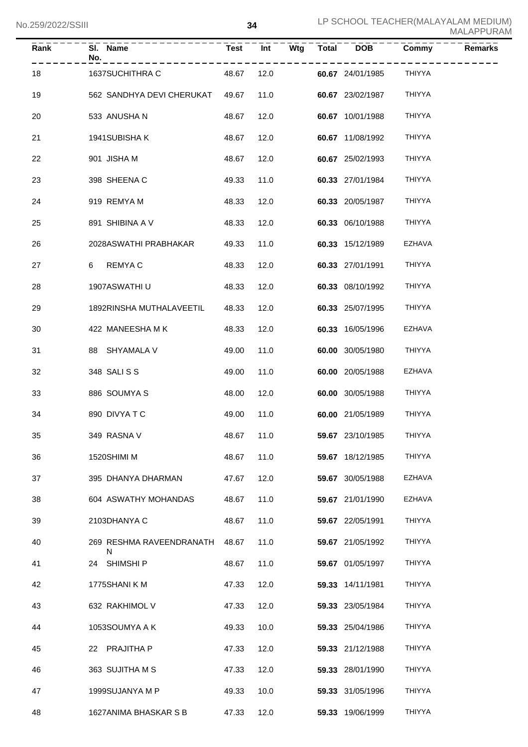| Rank | Sl. No. | Name | Test | Int | Wtg | Total | DOB | Commy | Remarks |
|---|---|---|---|---|---|---|---|---|---|
| 18 | 1637 | SUCHITHRA C | 48.67 | 12.0 | | **60.67** | 24/01/1985 | THIYYA | |
| 19 | 562 | SANDHYA DEVI CHERUKAT | 49.67 | 11.0 | | **60.67** | 23/02/1987 | THIYYA | |
| 20 | 533 | ANUSHA N | 48.67 | 12.0 | | **60.67** | 10/01/1988 | THIYYA | |
| 21 | 1941 | SUBISHA K | 48.67 | 12.0 | | **60.67** | 11/08/1992 | THIYYA | |
| 22 | 901 | JISHA M | 48.67 | 12.0 | | **60.67** | 25/02/1993 | THIYYA | |
| 23 | 398 | SHEENA C | 49.33 | 11.0 | | **60.33** | 27/01/1984 | THIYYA | |
| 24 | 919 | REMYA M | 48.33 | 12.0 | | **60.33** | 20/05/1987 | THIYYA | |
| 25 | 891 | SHIBINA A V | 48.33 | 12.0 | | **60.33** | 06/10/1988 | THIYYA | |
| 26 | 2028 | ASWATHI PRABHAKAR | 49.33 | 11.0 | | **60.33** | 15/12/1989 | EZHAVA | |
| 27 | 6 | REMYA C | 48.33 | 12.0 | | **60.33** | 27/01/1991 | THIYYA | |
| 28 | 1907 | ASWATHI U | 48.33 | 12.0 | | **60.33** | 08/10/1992 | THIYYA | |
| 29 | 1892 | RINSHA MUTHALAVEETIL | 48.33 | 12.0 | | **60.33** | 25/07/1995 | THIYYA | |
| 30 | 422 | MANEESHA M K | 48.33 | 12.0 | | **60.33** | 16/05/1996 | EZHAVA | |
| 31 | 88 | SHYAMALA V | 49.00 | 11.0 | | **60.00** | 30/05/1980 | THIYYA | |
| 32 | 348 | SALI S S | 49.00 | 11.0 | | **60.00** | 20/05/1988 | EZHAVA | |
| 33 | 886 | SOUMYA S | 48.00 | 12.0 | | **60.00** | 30/05/1988 | THIYYA | |
| 34 | 890 | DIVYA T C | 49.00 | 11.0 | | **60.00** | 21/05/1989 | THIYYA | |
| 35 | 349 | RASNA V | 48.67 | 11.0 | | **59.67** | 23/10/1985 | THIYYA | |
| 36 | 1520 | SHIMI M | 48.67 | 11.0 | | **59.67** | 18/12/1985 | THIYYA | |
| 37 | 395 | DHANYA DHARMAN | 47.67 | 12.0 | | **59.67** | 30/05/1988 | EZHAVA | |
| 38 | 604 | ASWATHY MOHANDAS | 48.67 | 11.0 | | **59.67** | 21/01/1990 | EZHAVA | |
| 39 | 2103 | DHANYA C | 48.67 | 11.0 | | **59.67** | 22/05/1991 | THIYYA | |
| 40 | 269 | RESHMA RAVEENDRANATH N | 48.67 | 11.0 | | **59.67** | 21/05/1992 | THIYYA | |
| 41 | 24 | SHIMSHI P | 48.67 | 11.0 | | **59.67** | 01/05/1997 | THIYYA | |
| 42 | 1775 | SHANI K M | 47.33 | 12.0 | | **59.33** | 14/11/1981 | THIYYA | |
| 43 | 632 | RAKHIMOL V | 47.33 | 12.0 | | **59.33** | 23/05/1984 | THIYYA | |
| 44 | 1053 | SOUMYA A K | 49.33 | 10.0 | | **59.33** | 25/04/1986 | THIYYA | |
| 45 | 22 | PRAJITHA P | 47.33 | 12.0 | | **59.33** | 21/12/1988 | THIYYA | |
| 46 | 363 | SUJITHA M S | 47.33 | 12.0 | | **59.33** | 28/01/1990 | THIYYA | |
| 47 | 1999 | SUJANYA M P | 49.33 | 10.0 | | **59.33** | 31/05/1996 | THIYYA | |
| 48 | 1627 | ANIMA BHASKAR S B | 47.33 | 12.0 | | **59.33** | 19/06/1999 | THIYYA | |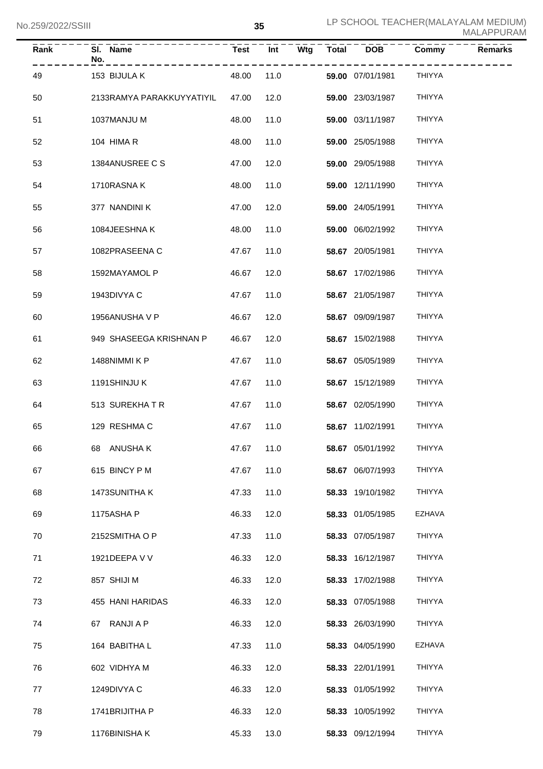| Rank | Sl. No. | Name | Test | Int | Wtg | Total | DOB | Commy | Remarks |
|---|---|---|---|---|---|---|---|---|---|
| 49 | 153 | BIJULA K | 48.00 | 11.0 | | **59.00** | 07/01/1981 | THIYYA | |
| 50 | 2133 | RAMYA PARAKKUYYATIYIL | 47.00 | 12.0 | | **59.00** | 23/03/1987 | THIYYA | |
| 51 | 1037 | MANJU M | 48.00 | 11.0 | | **59.00** | 03/11/1987 | THIYYA | |
| 52 | 104 | HIMA R | 48.00 | 11.0 | | **59.00** | 25/05/1988 | THIYYA | |
| 53 | 1384 | ANUSREE C S | 47.00 | 12.0 | | **59.00** | 29/05/1988 | THIYYA | |
| 54 | 1710 | RASNA K | 48.00 | 11.0 | | **59.00** | 12/11/1990 | THIYYA | |
| 55 | 377 | NANDINI K | 47.00 | 12.0 | | **59.00** | 24/05/1991 | THIYYA | |
| 56 | 1084 | JEESHNA K | 48.00 | 11.0 | | **59.00** | 06/02/1992 | THIYYA | |
| 57 | 1082 | PRASEENA C | 47.67 | 11.0 | | **58.67** | 20/05/1981 | THIYYA | |
| 58 | 1592 | MAYAMOL P | 46.67 | 12.0 | | **58.67** | 17/02/1986 | THIYYA | |
| 59 | 1943 | DIVYA C | 47.67 | 11.0 | | **58.67** | 21/05/1987 | THIYYA | |
| 60 | 1956 | ANUSHA V P | 46.67 | 12.0 | | **58.67** | 09/09/1987 | THIYYA | |
| 61 | 949 | SHASEEGA KRISHNAN P | 46.67 | 12.0 | | **58.67** | 15/02/1988 | THIYYA | |
| 62 | 1488 | NIMMI K P | 47.67 | 11.0 | | **58.67** | 05/05/1989 | THIYYA | |
| 63 | 1191 | SHINJU K | 47.67 | 11.0 | | **58.67** | 15/12/1989 | THIYYA | |
| 64 | 513 | SUREKHA T R | 47.67 | 11.0 | | **58.67** | 02/05/1990 | THIYYA | |
| 65 | 129 | RESHMA C | 47.67 | 11.0 | | **58.67** | 11/02/1991 | THIYYA | |
| 66 | 68 | ANUSHA K | 47.67 | 11.0 | | **58.67** | 05/01/1992 | THIYYA | |
| 67 | 615 | BINCY P M | 47.67 | 11.0 | | **58.67** | 06/07/1993 | THIYYA | |
| 68 | 1473 | SUNITHA K | 47.33 | 11.0 | | **58.33** | 19/10/1982 | THIYYA | |
| 69 | 1175 | ASHA P | 46.33 | 12.0 | | **58.33** | 01/05/1985 | EZHAVA | |
| 70 | 2152 | SMITHA O P | 47.33 | 11.0 | | **58.33** | 07/05/1987 | THIYYA | |
| 71 | 1921 | DEEPA V V | 46.33 | 12.0 | | **58.33** | 16/12/1987 | THIYYA | |
| 72 | 857 | SHIJI M | 46.33 | 12.0 | | **58.33** | 17/02/1988 | THIYYA | |
| 73 | 455 | HANI HARIDAS | 46.33 | 12.0 | | **58.33** | 07/05/1988 | THIYYA | |
| 74 | 67 | RANJI A P | 46.33 | 12.0 | | **58.33** | 26/03/1990 | THIYYA | |
| 75 | 164 | BABITHA L | 47.33 | 11.0 | | **58.33** | 04/05/1990 | EZHAVA | |
| 76 | 602 | VIDHYA M | 46.33 | 12.0 | | **58.33** | 22/01/1991 | THIYYA | |
| 77 | 1249 | DIVYA C | 46.33 | 12.0 | | **58.33** | 01/05/1992 | THIYYA | |
| 78 | 1741 | BRIJITHA P | 46.33 | 12.0 | | **58.33** | 10/05/1992 | THIYYA | |
| 79 | 1176 | BINISHA K | 45.33 | 13.0 | | **58.33** | 09/12/1994 | THIYYA | |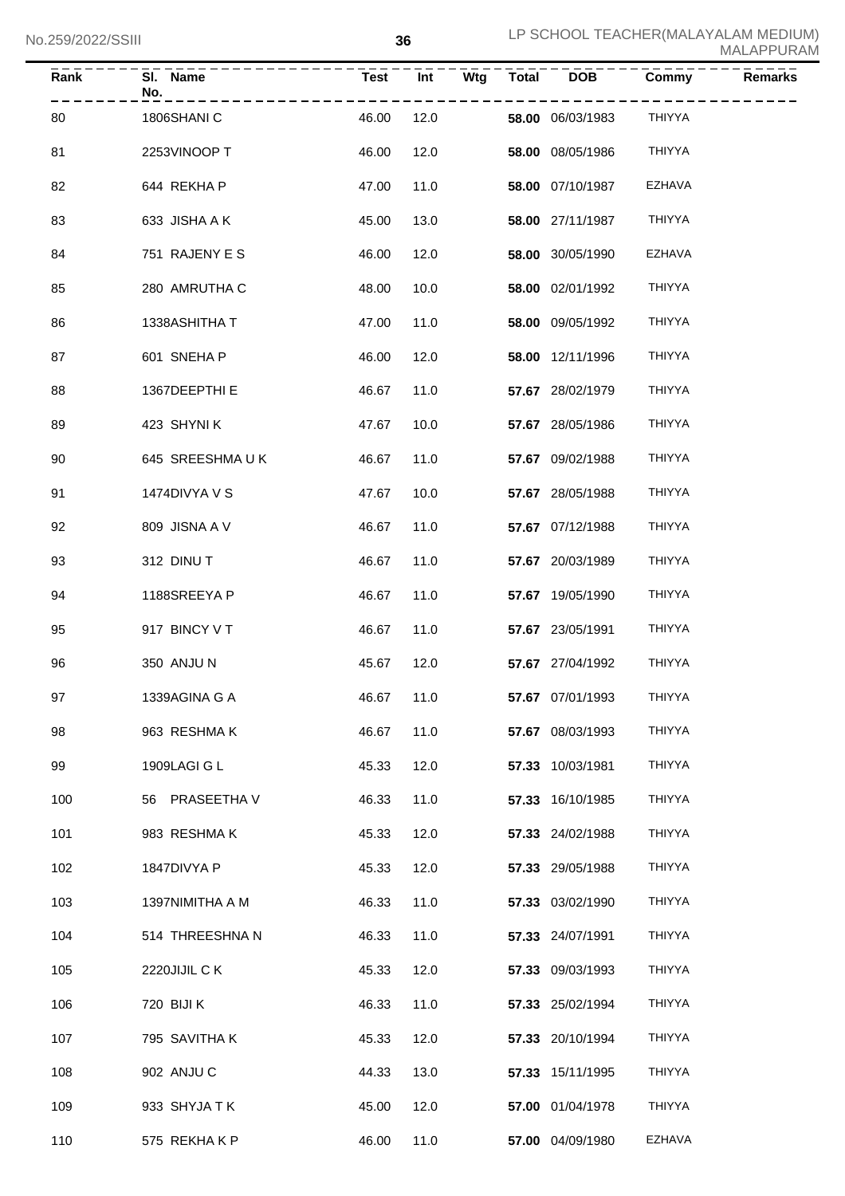| Rank | Sl. No. | Name | Test | Int | Wtg | Total | DOB | Commy | Remarks |
|---|---|---|---|---|---|---|---|---|---|
| 80 | 1806 | SHANI C | 46.00 | 12.0 | | **58.00** | 06/03/1983 | THIYYA | |
| 81 | 2253 | VINOOP T | 46.00 | 12.0 | | **58.00** | 08/05/1986 | THIYYA | |
| 82 | 644 | REKHA P | 47.00 | 11.0 | | **58.00** | 07/10/1987 | EZHAVA | |
| 83 | 633 | JISHA A K | 45.00 | 13.0 | | **58.00** | 27/11/1987 | THIYYA | |
| 84 | 751 | RAJENY E S | 46.00 | 12.0 | | **58.00** | 30/05/1990 | EZHAVA | |
| 85 | 280 | AMRUTHA C | 48.00 | 10.0 | | **58.00** | 02/01/1992 | THIYYA | |
| 86 | 1338 | ASHITHA T | 47.00 | 11.0 | | **58.00** | 09/05/1992 | THIYYA | |
| 87 | 601 | SNEHA P | 46.00 | 12.0 | | **58.00** | 12/11/1996 | THIYYA | |
| 88 | 1367 | DEEPTHI E | 46.67 | 11.0 | | **57.67** | 28/02/1979 | THIYYA | |
| 89 | 423 | SHYNI K | 47.67 | 10.0 | | **57.67** | 28/05/1986 | THIYYA | |
| 90 | 645 | SREESHMA U K | 46.67 | 11.0 | | **57.67** | 09/02/1988 | THIYYA | |
| 91 | 1474 | DIVYA V S | 47.67 | 10.0 | | **57.67** | 28/05/1988 | THIYYA | |
| 92 | 809 | JISNA A V | 46.67 | 11.0 | | **57.67** | 07/12/1988 | THIYYA | |
| 93 | 312 | DINU T | 46.67 | 11.0 | | **57.67** | 20/03/1989 | THIYYA | |
| 94 | 1188 | SREEYA P | 46.67 | 11.0 | | **57.67** | 19/05/1990 | THIYYA | |
| 95 | 917 | BINCY V T | 46.67 | 11.0 | | **57.67** | 23/05/1991 | THIYYA | |
| 96 | 350 | ANJU N | 45.67 | 12.0 | | **57.67** | 27/04/1992 | THIYYA | |
| 97 | 1339 | AGINA G A | 46.67 | 11.0 | | **57.67** | 07/01/1993 | THIYYA | |
| 98 | 963 | RESHMA K | 46.67 | 11.0 | | **57.67** | 08/03/1993 | THIYYA | |
| 99 | 1909 | LAGI G L | 45.33 | 12.0 | | **57.33** | 10/03/1981 | THIYYA | |
| 100 | 56 | PRASEETHA V | 46.33 | 11.0 | | **57.33** | 16/10/1985 | THIYYA | |
| 101 | 983 | RESHMA K | 45.33 | 12.0 | | **57.33** | 24/02/1988 | THIYYA | |
| 102 | 1847 | DIVYA P | 45.33 | 12.0 | | **57.33** | 29/05/1988 | THIYYA | |
| 103 | 1397 | NIMITHA A M | 46.33 | 11.0 | | **57.33** | 03/02/1990 | THIYYA | |
| 104 | 514 | THREESHNA N | 46.33 | 11.0 | | **57.33** | 24/07/1991 | THIYYA | |
| 105 | 2220 | JIJIL C K | 45.33 | 12.0 | | **57.33** | 09/03/1993 | THIYYA | |
| 106 | 720 | BIJI K | 46.33 | 11.0 | | **57.33** | 25/02/1994 | THIYYA | |
| 107 | 795 | SAVITHA K | 45.33 | 12.0 | | **57.33** | 20/10/1994 | THIYYA | |
| 108 | 902 | ANJU C | 44.33 | 13.0 | | **57.33** | 15/11/1995 | THIYYA | |
| 109 | 933 | SHYJA T K | 45.00 | 12.0 | | **57.00** | 01/04/1978 | THIYYA | |
| 110 | 575 | REKHA K P | 46.00 | 11.0 | | **57.00** | 04/09/1980 | EZHAVA | |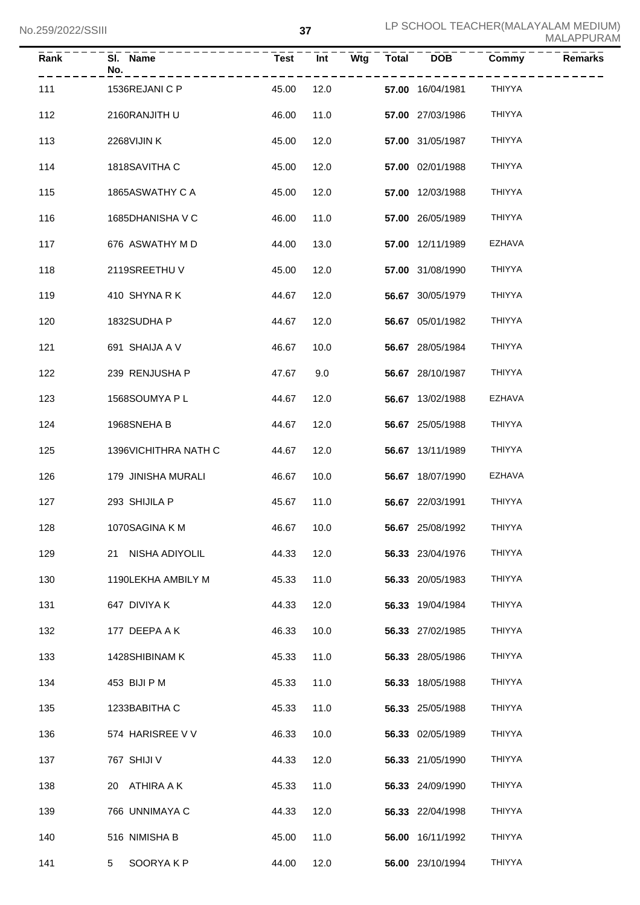| Rank | Sl. No. | Name | Test | Int | Wtg | Total | DOB | Commy | Remarks |
|---|---|---|---|---|---|---|---|---|---|
| 111 | 1536 | REJANI C P | 45.00 | 12.0 | | **57.00** | 16/04/1981 | THIYYA | |
| 112 | 2160 | RANJITH U | 46.00 | 11.0 | | **57.00** | 27/03/1986 | THIYYA | |
| 113 | 2268 | VIJIN K | 45.00 | 12.0 | | **57.00** | 31/05/1987 | THIYYA | |
| 114 | 1818 | SAVITHA C | 45.00 | 12.0 | | **57.00** | 02/01/1988 | THIYYA | |
| 115 | 1865 | ASWATHY C A | 45.00 | 12.0 | | **57.00** | 12/03/1988 | THIYYA | |
| 116 | 1685 | DHANISHA V C | 46.00 | 11.0 | | **57.00** | 26/05/1989 | THIYYA | |
| 117 | 676 | ASWATHY M D | 44.00 | 13.0 | | **57.00** | 12/11/1989 | EZHAVA | |
| 118 | 2119 | SREETHU V | 45.00 | 12.0 | | **57.00** | 31/08/1990 | THIYYA | |
| 119 | 410 | SHYNA R K | 44.67 | 12.0 | | **56.67** | 30/05/1979 | THIYYA | |
| 120 | 1832 | SUDHA P | 44.67 | 12.0 | | **56.67** | 05/01/1982 | THIYYA | |
| 121 | 691 | SHAIJA A V | 46.67 | 10.0 | | **56.67** | 28/05/1984 | THIYYA | |
| 122 | 239 | RENJUSHA P | 47.67 | 9.0 | | **56.67** | 28/10/1987 | THIYYA | |
| 123 | 1568 | SOUMYA P L | 44.67 | 12.0 | | **56.67** | 13/02/1988 | EZHAVA | |
| 124 | 1968 | SNEHA B | 44.67 | 12.0 | | **56.67** | 25/05/1988 | THIYYA | |
| 125 | 1396 | VICHITHRA NATH C | 44.67 | 12.0 | | **56.67** | 13/11/1989 | THIYYA | |
| 126 | 179 | JINISHA MURALI | 46.67 | 10.0 | | **56.67** | 18/07/1990 | EZHAVA | |
| 127 | 293 | SHIJILA P | 45.67 | 11.0 | | **56.67** | 22/03/1991 | THIYYA | |
| 128 | 1070 | SAGINA K M | 46.67 | 10.0 | | **56.67** | 25/08/1992 | THIYYA | |
| 129 | 21 | NISHA ADIYOLIL | 44.33 | 12.0 | | **56.33** | 23/04/1976 | THIYYA | |
| 130 | 1190 | LEKHA AMBILY M | 45.33 | 11.0 | | **56.33** | 20/05/1983 | THIYYA | |
| 131 | 647 | DIVIYA K | 44.33 | 12.0 | | **56.33** | 19/04/1984 | THIYYA | |
| 132 | 177 | DEEPA A K | 46.33 | 10.0 | | **56.33** | 27/02/1985 | THIYYA | |
| 133 | 1428 | SHIBINAM K | 45.33 | 11.0 | | **56.33** | 28/05/1986 | THIYYA | |
| 134 | 453 | BIJI P M | 45.33 | 11.0 | | **56.33** | 18/05/1988 | THIYYA | |
| 135 | 1233 | BABITHA C | 45.33 | 11.0 | | **56.33** | 25/05/1988 | THIYYA | |
| 136 | 574 | HARISREE V V | 46.33 | 10.0 | | **56.33** | 02/05/1989 | THIYYA | |
| 137 | 767 | SHIJI V | 44.33 | 12.0 | | **56.33** | 21/05/1990 | THIYYA | |
| 138 | 20 | ATHIRA A K | 45.33 | 11.0 | | **56.33** | 24/09/1990 | THIYYA | |
| 139 | 766 | UNNIMAYA C | 44.33 | 12.0 | | **56.33** | 22/04/1998 | THIYYA | |
| 140 | 516 | NIMISHA B | 45.00 | 11.0 | | **56.00** | 16/11/1992 | THIYYA | |
| 141 | 5 | SOORYA K P | 44.00 | 12.0 | | **56.00** | 23/10/1994 | THIYYA | |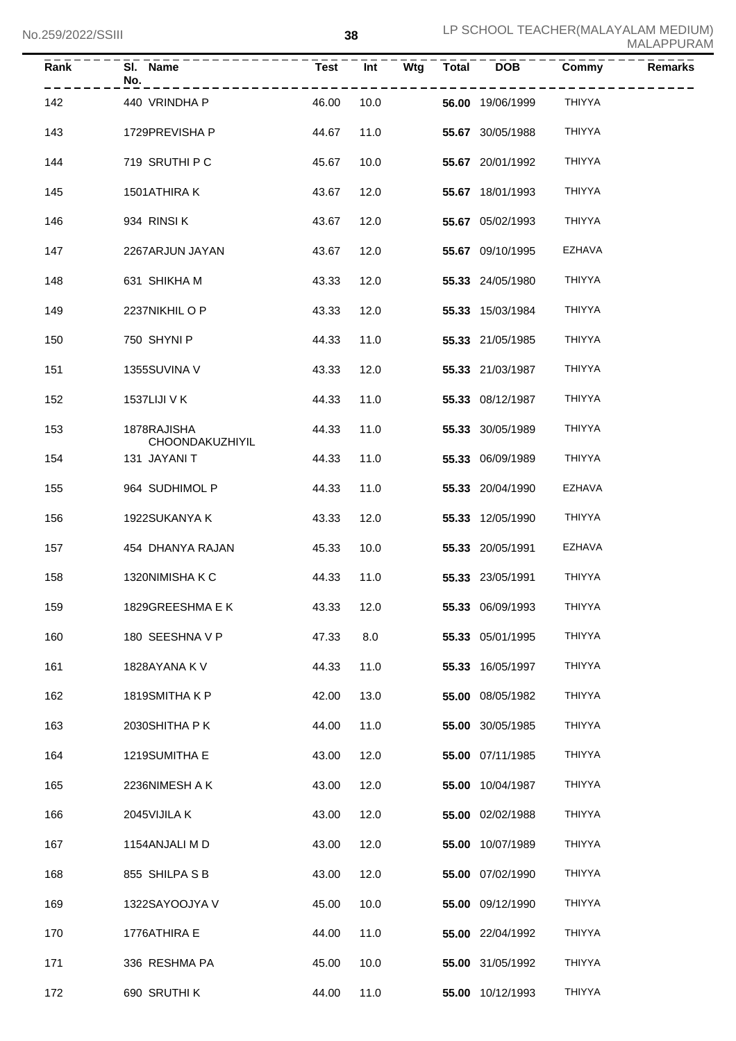| Rank | Sl. No. | Name | Test | Int | Wtg | Total | DOB | Commy | Remarks |
|---|---|---|---|---|---|---|---|---|---|
| 142 | 440 | VRINDHA P | 46.00 | 10.0 | | **56.00** | 19/06/1999 | THIYYA | |
| 143 | 1729 | PREVISHA P | 44.67 | 11.0 | | **55.67** | 30/05/1988 | THIYYA | |
| 144 | 719 | SRUTHI P C | 45.67 | 10.0 | | **55.67** | 20/01/1992 | THIYYA | |
| 145 | 1501 | ATHIRA K | 43.67 | 12.0 | | **55.67** | 18/01/1993 | THIYYA | |
| 146 | 934 | RINSI K | 43.67 | 12.0 | | **55.67** | 05/02/1993 | THIYYA | |
| 147 | 2267 | ARJUN JAYAN | 43.67 | 12.0 | | **55.67** | 09/10/1995 | EZHAVA | |
| 148 | 631 | SHIKHA M | 43.33 | 12.0 | | **55.33** | 24/05/1980 | THIYYA | |
| 149 | 2237 | NIKHIL O P | 43.33 | 12.0 | | **55.33** | 15/03/1984 | THIYYA | |
| 150 | 750 | SHYNI P | 44.33 | 11.0 | | **55.33** | 21/05/1985 | THIYYA | |
| 151 | 1355 | SUVINA V | 43.33 | 12.0 | | **55.33** | 21/03/1987 | THIYYA | |
| 152 | 1537 | LIJI V K | 44.33 | 11.0 | | **55.33** | 08/12/1987 | THIYYA | |
| 153 | 1878 | RAJISHA CHOONDAKUZHIYIL | 44.33 | 11.0 | | **55.33** | 30/05/1989 | THIYYA | |
| 154 | 131 | JAYANI T | 44.33 | 11.0 | | **55.33** | 06/09/1989 | THIYYA | |
| 155 | 964 | SUDHIMOL P | 44.33 | 11.0 | | **55.33** | 20/04/1990 | EZHAVA | |
| 156 | 1922 | SUKANYA K | 43.33 | 12.0 | | **55.33** | 12/05/1990 | THIYYA | |
| 157 | 454 | DHANYA RAJAN | 45.33 | 10.0 | | **55.33** | 20/05/1991 | EZHAVA | |
| 158 | 1320 | NIMISHA K C | 44.33 | 11.0 | | **55.33** | 23/05/1991 | THIYYA | |
| 159 | 1829 | GREESHMA E K | 43.33 | 12.0 | | **55.33** | 06/09/1993 | THIYYA | |
| 160 | 180 | SEESHNA V P | 47.33 | 8.0 | | **55.33** | 05/01/1995 | THIYYA | |
| 161 | 1828 | AYANA K V | 44.33 | 11.0 | | **55.33** | 16/05/1997 | THIYYA | |
| 162 | 1819 | SMITHA K P | 42.00 | 13.0 | | **55.00** | 08/05/1982 | THIYYA | |
| 163 | 2030 | SHITHA P K | 44.00 | 11.0 | | **55.00** | 30/05/1985 | THIYYA | |
| 164 | 1219 | SUMITHA E | 43.00 | 12.0 | | **55.00** | 07/11/1985 | THIYYA | |
| 165 | 2236 | NIMESH A K | 43.00 | 12.0 | | **55.00** | 10/04/1987 | THIYYA | |
| 166 | 2045 | VIJILA K | 43.00 | 12.0 | | **55.00** | 02/02/1988 | THIYYA | |
| 167 | 1154 | ANJALI M D | 43.00 | 12.0 | | **55.00** | 10/07/1989 | THIYYA | |
| 168 | 855 | SHILPA S B | 43.00 | 12.0 | | **55.00** | 07/02/1990 | THIYYA | |
| 169 | 1322 | SAYOOJYA V | 45.00 | 10.0 | | **55.00** | 09/12/1990 | THIYYA | |
| 170 | 1776 | ATHIRA E | 44.00 | 11.0 | | **55.00** | 22/04/1992 | THIYYA | |
| 171 | 336 | RESHMA PA | 45.00 | 10.0 | | **55.00** | 31/05/1992 | THIYYA | |
| 172 | 690 | SRUTHI K | 44.00 | 11.0 | | **55.00** | 10/12/1993 | THIYYA | |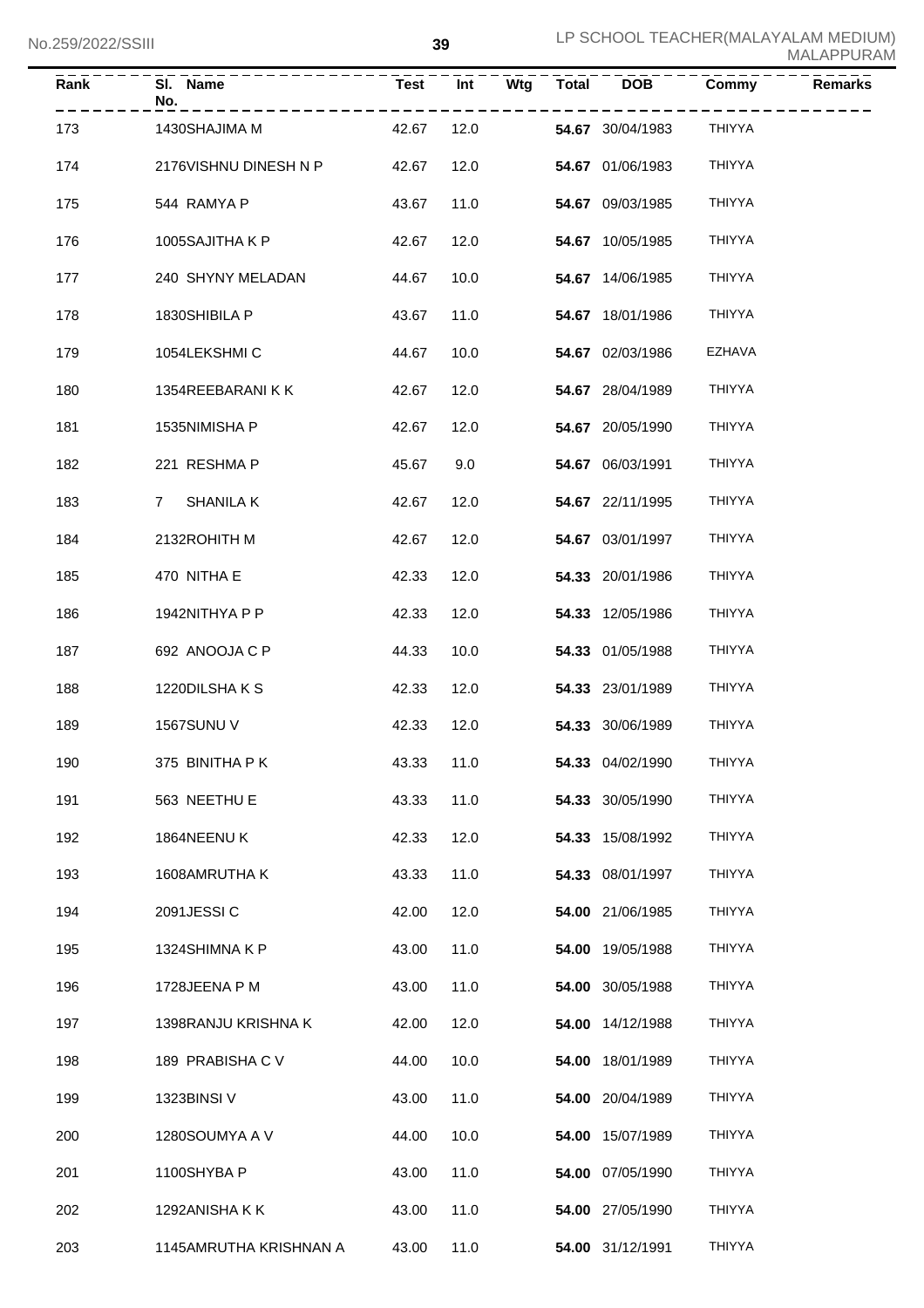| Rank | Sl. No. | Name | Test | Int | Wtg | Total | DOB | Commy | Remarks |
|---|---|---|---|---|---|---|---|---|---|
| 173 | 1430 | SHAJIMA M | 42.67 | 12.0 | | **54.67** | 30/04/1983 | THIYYA | |
| 174 | 2176 | VISHNU DINESH N P | 42.67 | 12.0 | | **54.67** | 01/06/1983 | THIYYA | |
| 175 | 544 | RAMYA P | 43.67 | 11.0 | | **54.67** | 09/03/1985 | THIYYA | |
| 176 | 1005 | SAJITHA K P | 42.67 | 12.0 | | **54.67** | 10/05/1985 | THIYYA | |
| 177 | 240 | SHYNY MELADAN | 44.67 | 10.0 | | **54.67** | 14/06/1985 | THIYYA | |
| 178 | 1830 | SHIBILA P | 43.67 | 11.0 | | **54.67** | 18/01/1986 | THIYYA | |
| 179 | 1054 | LEKSHMI C | 44.67 | 10.0 | | **54.67** | 02/03/1986 | EZHAVA | |
| 180 | 1354 | REEBARANI K K | 42.67 | 12.0 | | **54.67** | 28/04/1989 | THIYYA | |
| 181 | 1535 | NIMISHA P | 42.67 | 12.0 | | **54.67** | 20/05/1990 | THIYYA | |
| 182 | 221 | RESHMA P | 45.67 | 9.0 | | **54.67** | 06/03/1991 | THIYYA | |
| 183 | 7 | SHANILA K | 42.67 | 12.0 | | **54.67** | 22/11/1995 | THIYYA | |
| 184 | 2132 | ROHITH M | 42.67 | 12.0 | | **54.67** | 03/01/1997 | THIYYA | |
| 185 | 470 | NITHA E | 42.33 | 12.0 | | **54.33** | 20/01/1986 | THIYYA | |
| 186 | 1942 | NITHYA P P | 42.33 | 12.0 | | **54.33** | 12/05/1986 | THIYYA | |
| 187 | 692 | ANOOJA C P | 44.33 | 10.0 | | **54.33** | 01/05/1988 | THIYYA | |
| 188 | 1220 | DILSHA K S | 42.33 | 12.0 | | **54.33** | 23/01/1989 | THIYYA | |
| 189 | 1567 | SUNU V | 42.33 | 12.0 | | **54.33** | 30/06/1989 | THIYYA | |
| 190 | 375 | BINITHA P K | 43.33 | 11.0 | | **54.33** | 04/02/1990 | THIYYA | |
| 191 | 563 | NEETHU E | 43.33 | 11.0 | | **54.33** | 30/05/1990 | THIYYA | |
| 192 | 1864 | NEENU K | 42.33 | 12.0 | | **54.33** | 15/08/1992 | THIYYA | |
| 193 | 1608 | AMRUTHA K | 43.33 | 11.0 | | **54.33** | 08/01/1997 | THIYYA | |
| 194 | 2091 | JESSI C | 42.00 | 12.0 | | **54.00** | 21/06/1985 | THIYYA | |
| 195 | 1324 | SHIMNA K P | 43.00 | 11.0 | | **54.00** | 19/05/1988 | THIYYA | |
| 196 | 1728 | JEENA P M | 43.00 | 11.0 | | **54.00** | 30/05/1988 | THIYYA | |
| 197 | 1398 | RANJU KRISHNA K | 42.00 | 12.0 | | **54.00** | 14/12/1988 | THIYYA | |
| 198 | 189 | PRABISHA C V | 44.00 | 10.0 | | **54.00** | 18/01/1989 | THIYYA | |
| 199 | 1323 | BINSI V | 43.00 | 11.0 | | **54.00** | 20/04/1989 | THIYYA | |
| 200 | 1280 | SOUMYA A V | 44.00 | 10.0 | | **54.00** | 15/07/1989 | THIYYA | |
| 201 | 1100 | SHYBA P | 43.00 | 11.0 | | **54.00** | 07/05/1990 | THIYYA | |
| 202 | 1292 | ANISHA K K | 43.00 | 11.0 | | **54.00** | 27/05/1990 | THIYYA | |
| 203 | 1145 | AMRUTHA KRISHNAN A | 43.00 | 11.0 | | **54.00** | 31/12/1991 | THIYYA | |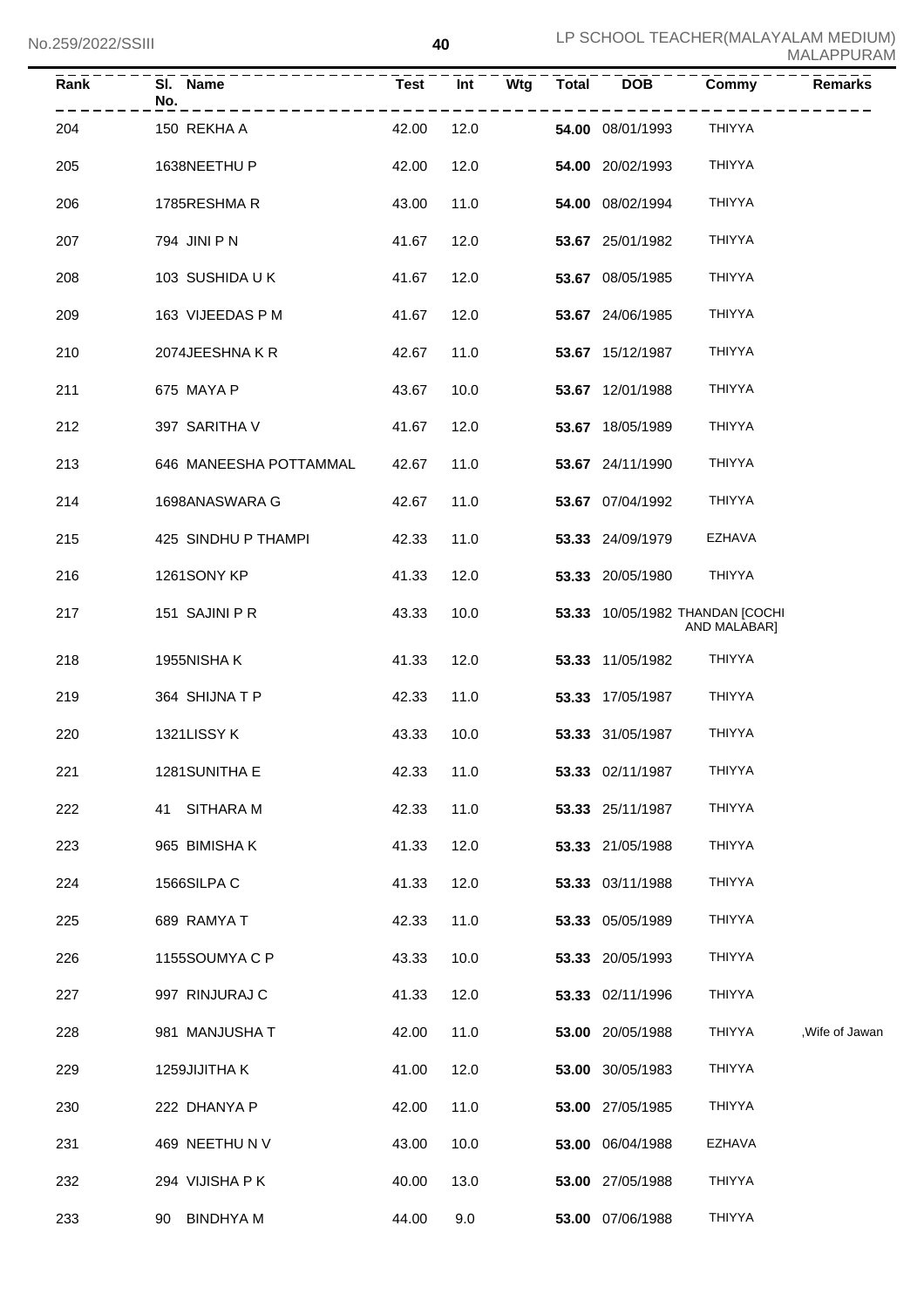| Rank | Sl. No. | Name | Test | Int | Wtg | Total | DOB | Commy | Remarks |
|---|---|---|---|---|---|---|---|---|---|
| 204 | 150 | REKHA A | 42.00 | 12.0 | | **54.00** | 08/01/1993 | THIYYA | |
| 205 | 1638 | NEETHU P | 42.00 | 12.0 | | **54.00** | 20/02/1993 | THIYYA | |
| 206 | 1785 | RESHMA R | 43.00 | 11.0 | | **54.00** | 08/02/1994 | THIYYA | |
| 207 | 794 | JINI P N | 41.67 | 12.0 | | **53.67** | 25/01/1982 | THIYYA | |
| 208 | 103 | SUSHIDA U K | 41.67 | 12.0 | | **53.67** | 08/05/1985 | THIYYA | |
| 209 | 163 | VIJEEDAS P M | 41.67 | 12.0 | | **53.67** | 24/06/1985 | THIYYA | |
| 210 | 2074 | JEESHNA K R | 42.67 | 11.0 | | **53.67** | 15/12/1987 | THIYYA | |
| 211 | 675 | MAYA P | 43.67 | 10.0 | | **53.67** | 12/01/1988 | THIYYA | |
| 212 | 397 | SARITHA V | 41.67 | 12.0 | | **53.67** | 18/05/1989 | THIYYA | |
| 213 | 646 | MANEESHA POTTAMMAL | 42.67 | 11.0 | | **53.67** | 24/11/1990 | THIYYA | |
| 214 | 1698 | ANASWARA G | 42.67 | 11.0 | | **53.67** | 07/04/1992 | THIYYA | |
| 215 | 425 | SINDHU P THAMPI | 42.33 | 11.0 | | **53.33** | 24/09/1979 | EZHAVA | |
| 216 | 1261 | SONY KP | 41.33 | 12.0 | | **53.33** | 20/05/1980 | THIYYA | |
| 217 | 151 | SAJINI P R | 43.33 | 10.0 | | **53.33** | 10/05/1982 | THANDAN [COCHI AND MALABAR] | |
| 218 | 1955 | NISHA K | 41.33 | 12.0 | | **53.33** | 11/05/1982 | THIYYA | |
| 219 | 364 | SHIJNA T P | 42.33 | 11.0 | | **53.33** | 17/05/1987 | THIYYA | |
| 220 | 1321 | LISSY K | 43.33 | 10.0 | | **53.33** | 31/05/1987 | THIYYA | |
| 221 | 1281 | SUNITHA E | 42.33 | 11.0 | | **53.33** | 02/11/1987 | THIYYA | |
| 222 | 41 | SITHARA M | 42.33 | 11.0 | | **53.33** | 25/11/1987 | THIYYA | |
| 223 | 965 | BIMISHA K | 41.33 | 12.0 | | **53.33** | 21/05/1988 | THIYYA | |
| 224 | 1566 | SILPA C | 41.33 | 12.0 | | **53.33** | 03/11/1988 | THIYYA | |
| 225 | 689 | RAMYA T | 42.33 | 11.0 | | **53.33** | 05/05/1989 | THIYYA | |
| 226 | 1155 | SOUMYA C P | 43.33 | 10.0 | | **53.33** | 20/05/1993 | THIYYA | |
| 227 | 997 | RINJURAJ C | 41.33 | 12.0 | | **53.33** | 02/11/1996 | THIYYA | |
| 228 | 981 | MANJUSHA T | 42.00 | 11.0 | | **53.00** | 20/05/1988 | THIYYA | ,Wife of Jawan |
| 229 | 1259 | JIJITHA K | 41.00 | 12.0 | | **53.00** | 30/05/1983 | THIYYA | |
| 230 | 222 | DHANYA P | 42.00 | 11.0 | | **53.00** | 27/05/1985 | THIYYA | |
| 231 | 469 | NEETHU N V | 43.00 | 10.0 | | **53.00** | 06/04/1988 | EZHAVA | |
| 232 | 294 | VIJISHA P K | 40.00 | 13.0 | | **53.00** | 27/05/1988 | THIYYA | |
| 233 | 90 | BINDHYA M | 44.00 | 9.0 | | **53.00** | 07/06/1988 | THIYYA | |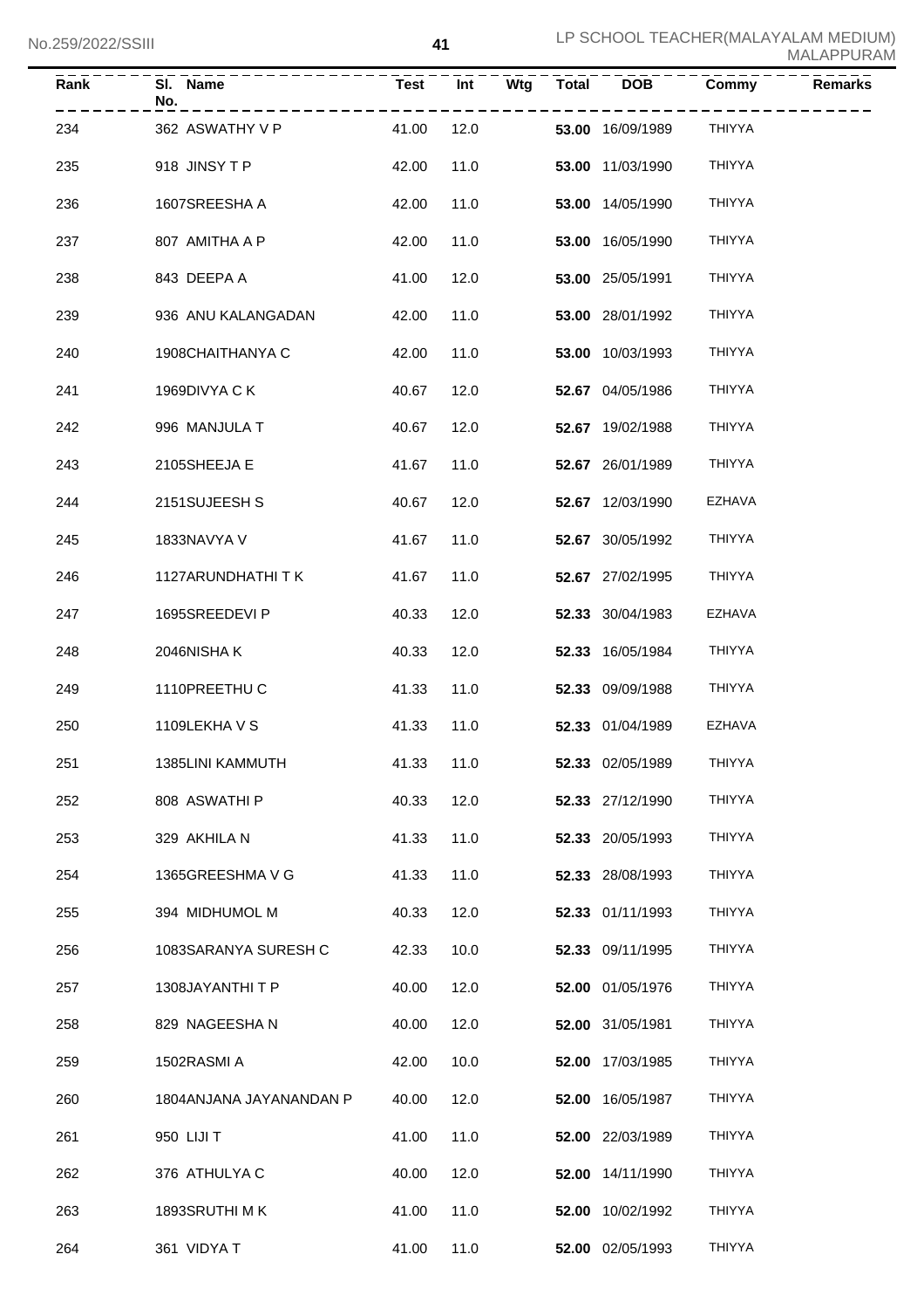| Rank | Sl. No. | Name | Test | Int | Wtg | Total | DOB | Commy | Remarks |
|---|---|---|---|---|---|---|---|---|---|
| 234 | 362 | ASWATHY V P | 41.00 | 12.0 | | **53.00** | 16/09/1989 | THIYYA | |
| 235 | 918 | JINSY T P | 42.00 | 11.0 | | **53.00** | 11/03/1990 | THIYYA | |
| 236 | 1607 | SREESHA A | 42.00 | 11.0 | | **53.00** | 14/05/1990 | THIYYA | |
| 237 | 807 | AMITHA A P | 42.00 | 11.0 | | **53.00** | 16/05/1990 | THIYYA | |
| 238 | 843 | DEEPA A | 41.00 | 12.0 | | **53.00** | 25/05/1991 | THIYYA | |
| 239 | 936 | ANU KALANGADAN | 42.00 | 11.0 | | **53.00** | 28/01/1992 | THIYYA | |
| 240 | 1908 | CHAITHANYA C | 42.00 | 11.0 | | **53.00** | 10/03/1993 | THIYYA | |
| 241 | 1969 | DIVYA C K | 40.67 | 12.0 | | **52.67** | 04/05/1986 | THIYYA | |
| 242 | 996 | MANJULA T | 40.67 | 12.0 | | **52.67** | 19/02/1988 | THIYYA | |
| 243 | 2105 | SHEEJA E | 41.67 | 11.0 | | **52.67** | 26/01/1989 | THIYYA | |
| 244 | 2151 | SUJEESH S | 40.67 | 12.0 | | **52.67** | 12/03/1990 | EZHAVA | |
| 245 | 1833 | NAVYA V | 41.67 | 11.0 | | **52.67** | 30/05/1992 | THIYYA | |
| 246 | 1127 | ARUNDHATHI T K | 41.67 | 11.0 | | **52.67** | 27/02/1995 | THIYYA | |
| 247 | 1695 | SREEDEVI P | 40.33 | 12.0 | | **52.33** | 30/04/1983 | EZHAVA | |
| 248 | 2046 | NISHA K | 40.33 | 12.0 | | **52.33** | 16/05/1984 | THIYYA | |
| 249 | 1110 | PREETHU C | 41.33 | 11.0 | | **52.33** | 09/09/1988 | THIYYA | |
| 250 | 1109 | LEKHA V S | 41.33 | 11.0 | | **52.33** | 01/04/1989 | EZHAVA | |
| 251 | 1385 | LINI KAMMUTH | 41.33 | 11.0 | | **52.33** | 02/05/1989 | THIYYA | |
| 252 | 808 | ASWATHI P | 40.33 | 12.0 | | **52.33** | 27/12/1990 | THIYYA | |
| 253 | 329 | AKHILA N | 41.33 | 11.0 | | **52.33** | 20/05/1993 | THIYYA | |
| 254 | 1365 | GREESHMA V G | 41.33 | 11.0 | | **52.33** | 28/08/1993 | THIYYA | |
| 255 | 394 | MIDHUMOL M | 40.33 | 12.0 | | **52.33** | 01/11/1993 | THIYYA | |
| 256 | 1083 | SARANYA SURESH C | 42.33 | 10.0 | | **52.33** | 09/11/1995 | THIYYA | |
| 257 | 1308 | JAYANTHI T P | 40.00 | 12.0 | | **52.00** | 01/05/1976 | THIYYA | |
| 258 | 829 | NAGEESHA N | 40.00 | 12.0 | | **52.00** | 31/05/1981 | THIYYA | |
| 259 | 1502 | RASMI A | 42.00 | 10.0 | | **52.00** | 17/03/1985 | THIYYA | |
| 260 | 1804 | ANJANA JAYANANDAN P | 40.00 | 12.0 | | **52.00** | 16/05/1987 | THIYYA | |
| 261 | 950 | LIJI T | 41.00 | 11.0 | | **52.00** | 22/03/1989 | THIYYA | |
| 262 | 376 | ATHULYA C | 40.00 | 12.0 | | **52.00** | 14/11/1990 | THIYYA | |
| 263 | 1893 | SRUTHI M K | 41.00 | 11.0 | | **52.00** | 10/02/1992 | THIYYA | |
| 264 | 361 | VIDYA T | 41.00 | 11.0 | | **52.00** | 02/05/1993 | THIYYA | |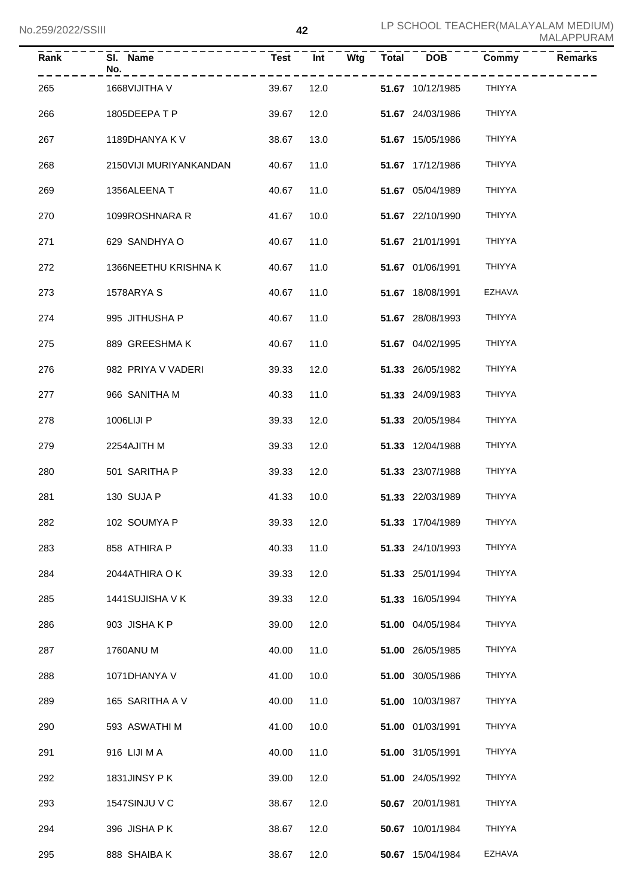| Rank | Sl. No. Name | Test | Int | Wtg | Total | DOB | Commy | Remarks |
|---|---|---|---|---|---|---|---|---|
| 265 | 1668VIJITHA V | 39.67 | 12.0 | | **51.67** | 10/12/1985 | THIYYA | |
| 266 | 1805DEEPA T P | 39.67 | 12.0 | | **51.67** | 24/03/1986 | THIYYA | |
| 267 | 1189DHANYA K V | 38.67 | 13.0 | | **51.67** | 15/05/1986 | THIYYA | |
| 268 | 2150VIJI MURIYANKANDAN | 40.67 | 11.0 | | **51.67** | 17/12/1986 | THIYYA | |
| 269 | 1356ALEENA T | 40.67 | 11.0 | | **51.67** | 05/04/1989 | THIYYA | |
| 270 | 1099ROSHNARA R | 41.67 | 10.0 | | **51.67** | 22/10/1990 | THIYYA | |
| 271 | 629 SANDHYA O | 40.67 | 11.0 | | **51.67** | 21/01/1991 | THIYYA | |
| 272 | 1366NEETHU KRISHNA K | 40.67 | 11.0 | | **51.67** | 01/06/1991 | THIYYA | |
| 273 | 1578ARYA S | 40.67 | 11.0 | | **51.67** | 18/08/1991 | EZHAVA | |
| 274 | 995 JITHUSHA P | 40.67 | 11.0 | | **51.67** | 28/08/1993 | THIYYA | |
| 275 | 889 GREESHMA K | 40.67 | 11.0 | | **51.67** | 04/02/1995 | THIYYA | |
| 276 | 982 PRIYA V VADERI | 39.33 | 12.0 | | **51.33** | 26/05/1982 | THIYYA | |
| 277 | 966 SANITHA M | 40.33 | 11.0 | | **51.33** | 24/09/1983 | THIYYA | |
| 278 | 1006LIJI P | 39.33 | 12.0 | | **51.33** | 20/05/1984 | THIYYA | |
| 279 | 2254AJITH M | 39.33 | 12.0 | | **51.33** | 12/04/1988 | THIYYA | |
| 280 | 501 SARITHA P | 39.33 | 12.0 | | **51.33** | 23/07/1988 | THIYYA | |
| 281 | 130 SUJA P | 41.33 | 10.0 | | **51.33** | 22/03/1989 | THIYYA | |
| 282 | 102 SOUMYA P | 39.33 | 12.0 | | **51.33** | 17/04/1989 | THIYYA | |
| 283 | 858 ATHIRA P | 40.33 | 11.0 | | **51.33** | 24/10/1993 | THIYYA | |
| 284 | 2044ATHIRA O K | 39.33 | 12.0 | | **51.33** | 25/01/1994 | THIYYA | |
| 285 | 1441SUJISHA V K | 39.33 | 12.0 | | **51.33** | 16/05/1994 | THIYYA | |
| 286 | 903 JISHA K P | 39.00 | 12.0 | | **51.00** | 04/05/1984 | THIYYA | |
| 287 | 1760ANU M | 40.00 | 11.0 | | **51.00** | 26/05/1985 | THIYYA | |
| 288 | 1071DHANYA V | 41.00 | 10.0 | | **51.00** | 30/05/1986 | THIYYA | |
| 289 | 165 SARITHA A V | 40.00 | 11.0 | | **51.00** | 10/03/1987 | THIYYA | |
| 290 | 593 ASWATHI M | 41.00 | 10.0 | | **51.00** | 01/03/1991 | THIYYA | |
| 291 | 916 LIJI M A | 40.00 | 11.0 | | **51.00** | 31/05/1991 | THIYYA | |
| 292 | 1831JINSY P K | 39.00 | 12.0 | | **51.00** | 24/05/1992 | THIYYA | |
| 293 | 1547SINJU V C | 38.67 | 12.0 | | **50.67** | 20/01/1981 | THIYYA | |
| 294 | 396 JISHA P K | 38.67 | 12.0 | | **50.67** | 10/01/1984 | THIYYA | |
| 295 | 888 SHAIBA K | 38.67 | 12.0 | | **50.67** | 15/04/1984 | EZHAVA | |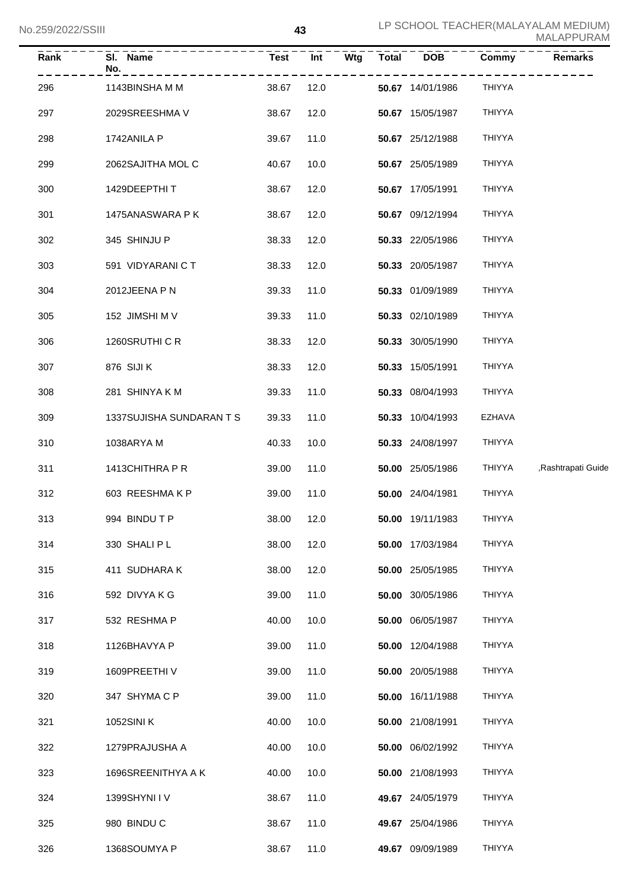| Rank | Sl. No. | Name | Test | Int | Wtg | Total | DOB | Commy | Remarks |
|---|---|---|---|---|---|---|---|---|---|
| 296 | 1143 | BINSHA M M | 38.67 | 12.0 | | **50.67** | 14/01/1986 | THIYYA | |
| 297 | 2029 | SREESHMA V | 38.67 | 12.0 | | **50.67** | 15/05/1987 | THIYYA | |
| 298 | 1742 | ANILA P | 39.67 | 11.0 | | **50.67** | 25/12/1988 | THIYYA | |
| 299 | 2062 | SAJITHA MOL C | 40.67 | 10.0 | | **50.67** | 25/05/1989 | THIYYA | |
| 300 | 1429 | DEEPTHI T | 38.67 | 12.0 | | **50.67** | 17/05/1991 | THIYYA | |
| 301 | 1475 | ANASWARA P K | 38.67 | 12.0 | | **50.67** | 09/12/1994 | THIYYA | |
| 302 | 345 | SHINJU P | 38.33 | 12.0 | | **50.33** | 22/05/1986 | THIYYA | |
| 303 | 591 | VIDYARANI C T | 38.33 | 12.0 | | **50.33** | 20/05/1987 | THIYYA | |
| 304 | 2012 | JEENA P N | 39.33 | 11.0 | | **50.33** | 01/09/1989 | THIYYA | |
| 305 | 152 | JIMSHI M V | 39.33 | 11.0 | | **50.33** | 02/10/1989 | THIYYA | |
| 306 | 1260 | SRUTHI C R | 38.33 | 12.0 | | **50.33** | 30/05/1990 | THIYYA | |
| 307 | 876 | SIJI K | 38.33 | 12.0 | | **50.33** | 15/05/1991 | THIYYA | |
| 308 | 281 | SHINYA K M | 39.33 | 11.0 | | **50.33** | 08/04/1993 | THIYYA | |
| 309 | 1337 | SUJISHA SUNDARAN T S | 39.33 | 11.0 | | **50.33** | 10/04/1993 | EZHAVA | |
| 310 | 1038 | ARYA M | 40.33 | 10.0 | | **50.33** | 24/08/1997 | THIYYA | |
| 311 | 1413 | CHITHRA P R | 39.00 | 11.0 | | **50.00** | 25/05/1986 | THIYYA | ,Rashtrapati Guide |
| 312 | 603 | REESHMA K P | 39.00 | 11.0 | | **50.00** | 24/04/1981 | THIYYA | |
| 313 | 994 | BINDU T P | 38.00 | 12.0 | | **50.00** | 19/11/1983 | THIYYA | |
| 314 | 330 | SHALI P L | 38.00 | 12.0 | | **50.00** | 17/03/1984 | THIYYA | |
| 315 | 411 | SUDHARA K | 38.00 | 12.0 | | **50.00** | 25/05/1985 | THIYYA | |
| 316 | 592 | DIVYA K G | 39.00 | 11.0 | | **50.00** | 30/05/1986 | THIYYA | |
| 317 | 532 | RESHMA P | 40.00 | 10.0 | | **50.00** | 06/05/1987 | THIYYA | |
| 318 | 1126 | BHAVYA P | 39.00 | 11.0 | | **50.00** | 12/04/1988 | THIYYA | |
| 319 | 1609 | PREETHI V | 39.00 | 11.0 | | **50.00** | 20/05/1988 | THIYYA | |
| 320 | 347 | SHYMA C P | 39.00 | 11.0 | | **50.00** | 16/11/1988 | THIYYA | |
| 321 | 1052 | SINI K | 40.00 | 10.0 | | **50.00** | 21/08/1991 | THIYYA | |
| 322 | 1279 | PRAJUSHA A | 40.00 | 10.0 | | **50.00** | 06/02/1992 | THIYYA | |
| 323 | 1696 | SREENITHYA A K | 40.00 | 10.0 | | **50.00** | 21/08/1993 | THIYYA | |
| 324 | 1399 | SHYNI I V | 38.67 | 11.0 | | **49.67** | 24/05/1979 | THIYYA | |
| 325 | 980 | BINDU C | 38.67 | 11.0 | | **49.67** | 25/04/1986 | THIYYA | |
| 326 | 1368 | SOUMYA P | 38.67 | 11.0 | | **49.67** | 09/09/1989 | THIYYA | |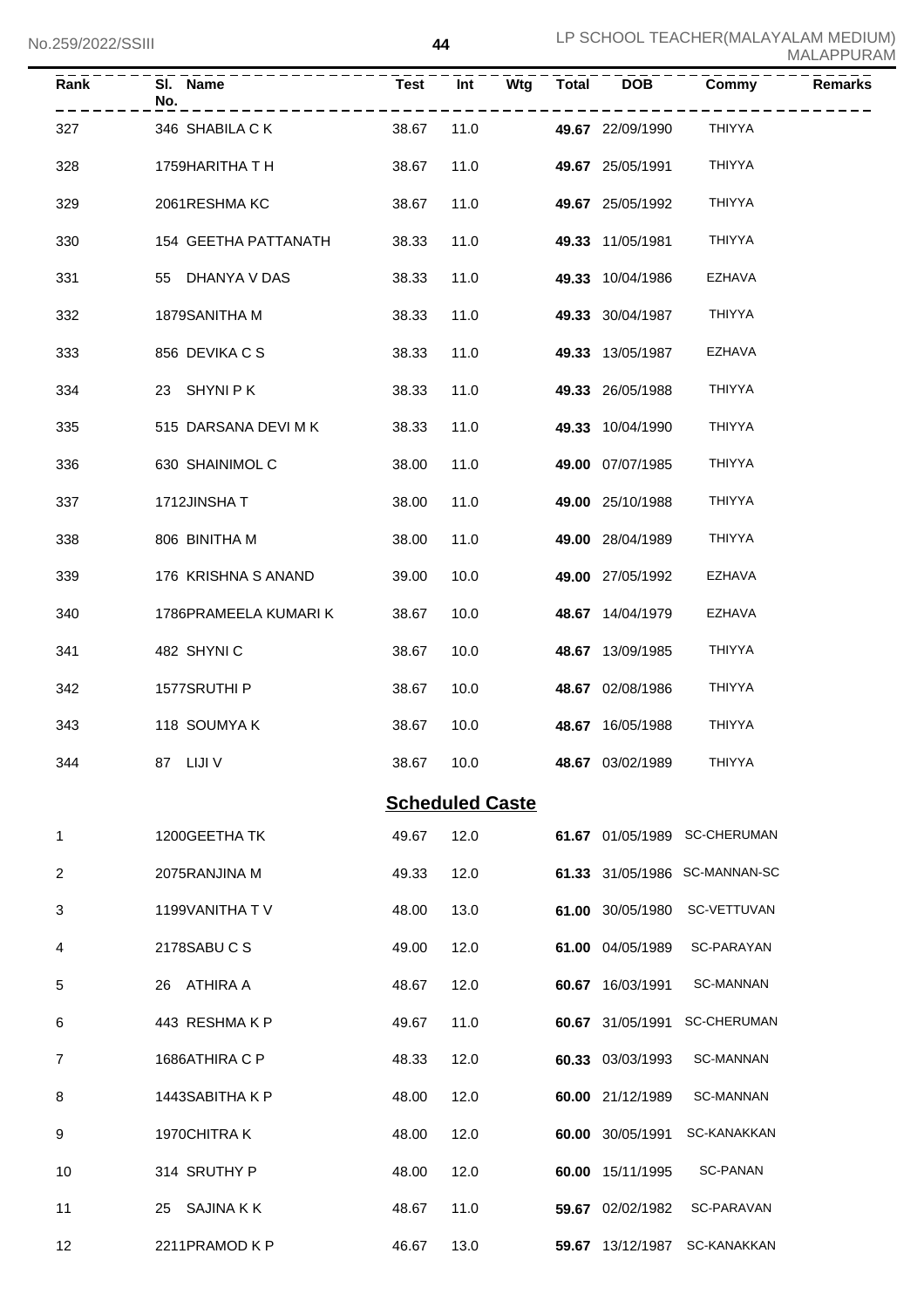| Rank | Sl. No. | Name | Test | Int | Wtg | Total | DOB | Commy | Remarks |
|---|---|---|---|---|---|---|---|---|---|
| 327 | 346 | SHABILA C K | 38.67 | 11.0 | | **49.67** | 22/09/1990 | THIYYA | |
| 328 | 1759 | HARITHA T H | 38.67 | 11.0 | | **49.67** | 25/05/1991 | THIYYA | |
| 329 | 2061 | RESHMA KC | 38.67 | 11.0 | | **49.67** | 25/05/1992 | THIYYA | |
| 330 | 154 | GEETHA PATTANATH | 38.33 | 11.0 | | **49.33** | 11/05/1981 | THIYYA | |
| 331 | 55 | DHANYA V DAS | 38.33 | 11.0 | | **49.33** | 10/04/1986 | EZHAVA | |
| 332 | 1879 | SANITHA M | 38.33 | 11.0 | | **49.33** | 30/04/1987 | THIYYA | |
| 333 | 856 | DEVIKA C S | 38.33 | 11.0 | | **49.33** | 13/05/1987 | EZHAVA | |
| 334 | 23 | SHYNI P K | 38.33 | 11.0 | | **49.33** | 26/05/1988 | THIYYA | |
| 335 | 515 | DARSANA DEVI M K | 38.33 | 11.0 | | **49.33** | 10/04/1990 | THIYYA | |
| 336 | 630 | SHAINIMOL C | 38.00 | 11.0 | | **49.00** | 07/07/1985 | THIYYA | |
| 337 | 1712 | JINSHA T | 38.00 | 11.0 | | **49.00** | 25/10/1988 | THIYYA | |
| 338 | 806 | BINITHA M | 38.00 | 11.0 | | **49.00** | 28/04/1989 | THIYYA | |
| 339 | 176 | KRISHNA S ANAND | 39.00 | 10.0 | | **49.00** | 27/05/1992 | EZHAVA | |
| 340 | 1786 | PRAMEELA KUMARI K | 38.67 | 10.0 | | **48.67** | 14/04/1979 | EZHAVA | |
| 341 | 482 | SHYNI C | 38.67 | 10.0 | | **48.67** | 13/09/1985 | THIYYA | |
| 342 | 1577 | SRUTHI P | 38.67 | 10.0 | | **48.67** | 02/08/1986 | THIYYA | |
| 343 | 118 | SOUMYA K | 38.67 | 10.0 | | **48.67** | 16/05/1988 | THIYYA | |
| 344 | 87 | LIJI V | 38.67 | 10.0 | | **48.67** | 03/02/1989 | THIYYA | |

## Scheduled Caste

| Rank | Sl. No. | Name | Test | Int | Wtg | Total | DOB | Commy | Remarks |
|---|---|---|---|---|---|---|---|---|---|
| 1 | 1200 | GEETHA TK | 49.67 | 12.0 | | **61.67** | 01/05/1989 | SC-CHERUMAN | |
| 2 | 2075 | RANJINA M | 49.33 | 12.0 | | **61.33** | 31/05/1986 | SC-MANNAN-SC | |
| 3 | 1199 | VANITHA T V | 48.00 | 13.0 | | **61.00** | 30/05/1980 | SC-VETTUVAN | |
| 4 | 2178 | SABU C S | 49.00 | 12.0 | | **61.00** | 04/05/1989 | SC-PARAYAN | |
| 5 | 26 | ATHIRA A | 48.67 | 12.0 | | **60.67** | 16/03/1991 | SC-MANNAN | |
| 6 | 443 | RESHMA K P | 49.67 | 11.0 | | **60.67** | 31/05/1991 | SC-CHERUMAN | |
| 7 | 1686 | ATHIRA C P | 48.33 | 12.0 | | **60.33** | 03/03/1993 | SC-MANNAN | |
| 8 | 1443 | SABITHA K P | 48.00 | 12.0 | | **60.00** | 21/12/1989 | SC-MANNAN | |
| 9 | 1970 | CHITRA K | 48.00 | 12.0 | | **60.00** | 30/05/1991 | SC-KANAKKAN | |
| 10 | 314 | SRUTHY P | 48.00 | 12.0 | | **60.00** | 15/11/1995 | SC-PANAN | |
| 11 | 25 | SAJINA K K | 48.67 | 11.0 | | **59.67** | 02/02/1982 | SC-PARAVAN | |
| 12 | 2211 | PRAMOD K P | 46.67 | 13.0 | | **59.67** | 13/12/1987 | SC-KANAKKAN | |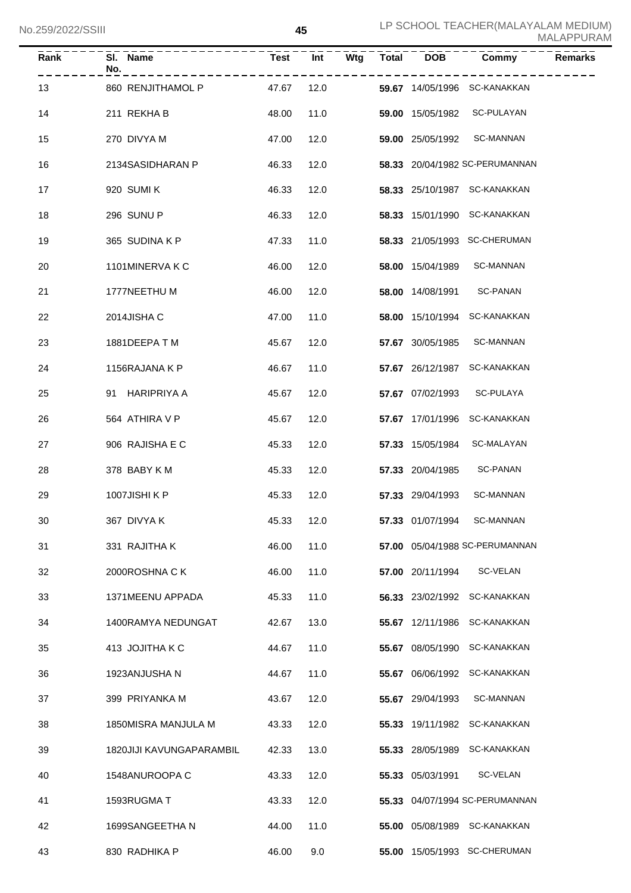| Rank | Sl. No. | Name | Test | Int | Wtg | Total | DOB | Commy | Remarks |
|---|---|---|---|---|---|---|---|---|---|
| 13 | 860 | RENJITHAMOL P | 47.67 | 12.0 | | **59.67** | 14/05/1996 | SC-KANAKKAN | |
| 14 | 211 | REKHA B | 48.00 | 11.0 | | **59.00** | 15/05/1982 | SC-PULAYAN | |
| 15 | 270 | DIVYA M | 47.00 | 12.0 | | **59.00** | 25/05/1992 | SC-MANNAN | |
| 16 | 2134 | SASIDHARAN P | 46.33 | 12.0 | | **58.33** | 20/04/1982 | SC-PERUMANNAN | |
| 17 | 920 | SUMI K | 46.33 | 12.0 | | **58.33** | 25/10/1987 | SC-KANAKKAN | |
| 18 | 296 | SUNU P | 46.33 | 12.0 | | **58.33** | 15/01/1990 | SC-KANAKKAN | |
| 19 | 365 | SUDINA K P | 47.33 | 11.0 | | **58.33** | 21/05/1993 | SC-CHERUMAN | |
| 20 | 1101 | MINERVA K C | 46.00 | 12.0 | | **58.00** | 15/04/1989 | SC-MANNAN | |
| 21 | 1777 | NEETHU M | 46.00 | 12.0 | | **58.00** | 14/08/1991 | SC-PANAN | |
| 22 | 2014 | JISHA C | 47.00 | 11.0 | | **58.00** | 15/10/1994 | SC-KANAKKAN | |
| 23 | 1881 | DEEPA T M | 45.67 | 12.0 | | **57.67** | 30/05/1985 | SC-MANNAN | |
| 24 | 1156 | RAJANA K P | 46.67 | 11.0 | | **57.67** | 26/12/1987 | SC-KANAKKAN | |
| 25 | 91 | HARIPRIYA A | 45.67 | 12.0 | | **57.67** | 07/02/1993 | SC-PULAYA | |
| 26 | 564 | ATHIRA V P | 45.67 | 12.0 | | **57.67** | 17/01/1996 | SC-KANAKKAN | |
| 27 | 906 | RAJISHA E C | 45.33 | 12.0 | | **57.33** | 15/05/1984 | SC-MALAYAN | |
| 28 | 378 | BABY K M | 45.33 | 12.0 | | **57.33** | 20/04/1985 | SC-PANAN | |
| 29 | 1007 | JISHI K P | 45.33 | 12.0 | | **57.33** | 29/04/1993 | SC-MANNAN | |
| 30 | 367 | DIVYA K | 45.33 | 12.0 | | **57.33** | 01/07/1994 | SC-MANNAN | |
| 31 | 331 | RAJITHA K | 46.00 | 11.0 | | **57.00** | 05/04/1988 | SC-PERUMANNAN | |
| 32 | 2000 | ROSHNA C K | 46.00 | 11.0 | | **57.00** | 20/11/1994 | SC-VELAN | |
| 33 | 1371 | MEENU APPADA | 45.33 | 11.0 | | **56.33** | 23/02/1992 | SC-KANAKKAN | |
| 34 | 1400 | RAMYA NEDUNGAT | 42.67 | 13.0 | | **55.67** | 12/11/1986 | SC-KANAKKAN | |
| 35 | 413 | JOJITHA K C | 44.67 | 11.0 | | **55.67** | 08/05/1990 | SC-KANAKKAN | |
| 36 | 1923 | ANJUSHA N | 44.67 | 11.0 | | **55.67** | 06/06/1992 | SC-KANAKKAN | |
| 37 | 399 | PRIYANKA M | 43.67 | 12.0 | | **55.67** | 29/04/1993 | SC-MANNAN | |
| 38 | 1850 | MISRA MANJULA M | 43.33 | 12.0 | | **55.33** | 19/11/1982 | SC-KANAKKAN | |
| 39 | 1820 | JIJI KAVUNGAPARAMBIL | 42.33 | 13.0 | | **55.33** | 28/05/1989 | SC-KANAKKAN | |
| 40 | 1548 | ANUROOPA C | 43.33 | 12.0 | | **55.33** | 05/03/1991 | SC-VELAN | |
| 41 | 1593 | RUGMA T | 43.33 | 12.0 | | **55.33** | 04/07/1994 | SC-PERUMANNAN | |
| 42 | 1699 | SANGEETHA N | 44.00 | 11.0 | | **55.00** | 05/08/1989 | SC-KANAKKAN | |
| 43 | 830 | RADHIKA P | 46.00 | 9.0 | | **55.00** | 15/05/1993 | SC-CHERUMAN | |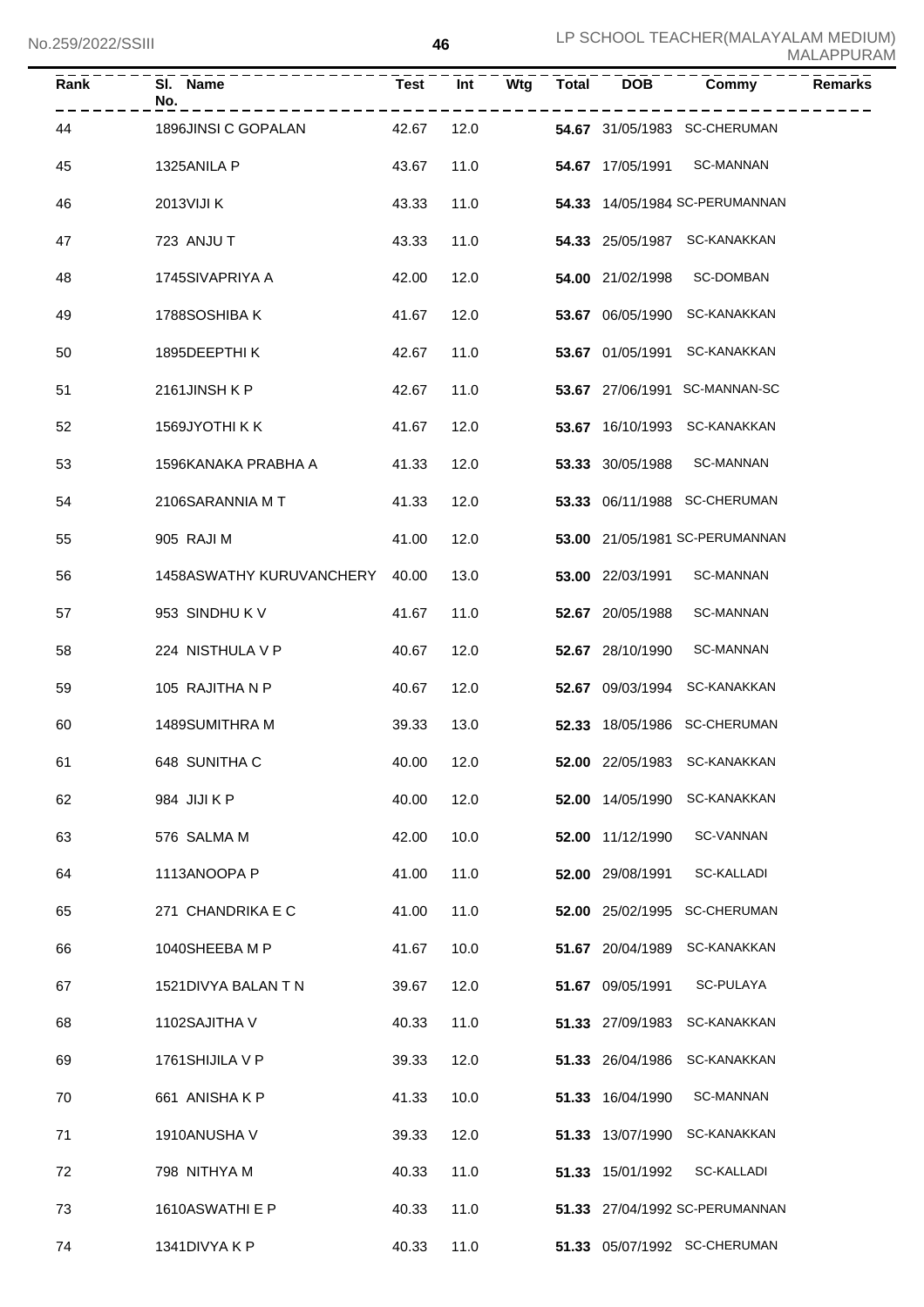| Rank | Sl. No. | Name | Test | Int | Wtg | Total | DOB | Commy | Remarks |
|---|---|---|---|---|---|---|---|---|---|
| 44 | 1896 | JINSI C GOPALAN | 42.67 | 12.0 | | **54.67** | 31/05/1983 | SC-CHERUMAN | |
| 45 | 1325 | ANILA P | 43.67 | 11.0 | | **54.67** | 17/05/1991 | SC-MANNAN | |
| 46 | 2013 | VIJI K | 43.33 | 11.0 | | **54.33** | 14/05/1984 | SC-PERUMANNAN | |
| 47 | 723 | ANJU T | 43.33 | 11.0 | | **54.33** | 25/05/1987 | SC-KANAKKAN | |
| 48 | 1745 | SIVAPRIYA A | 42.00 | 12.0 | | **54.00** | 21/02/1998 | SC-DOMBAN | |
| 49 | 1788 | SOSHIBA K | 41.67 | 12.0 | | **53.67** | 06/05/1990 | SC-KANAKKAN | |
| 50 | 1895 | DEEPTHI K | 42.67 | 11.0 | | **53.67** | 01/05/1991 | SC-KANAKKAN | |
| 51 | 2161 | JINSH K P | 42.67 | 11.0 | | **53.67** | 27/06/1991 | SC-MANNAN-SC | |
| 52 | 1569 | JYOTHI K K | 41.67 | 12.0 | | **53.67** | 16/10/1993 | SC-KANAKKAN | |
| 53 | 1596 | KANAKA PRABHA A | 41.33 | 12.0 | | **53.33** | 30/05/1988 | SC-MANNAN | |
| 54 | 2106 | SARANNIA M T | 41.33 | 12.0 | | **53.33** | 06/11/1988 | SC-CHERUMAN | |
| 55 | 905 | RAJI M | 41.00 | 12.0 | | **53.00** | 21/05/1981 | SC-PERUMANNAN | |
| 56 | 1458 | ASWATHY KURUVANCHERY | 40.00 | 13.0 | | **53.00** | 22/03/1991 | SC-MANNAN | |
| 57 | 953 | SINDHU K V | 41.67 | 11.0 | | **52.67** | 20/05/1988 | SC-MANNAN | |
| 58 | 224 | NISTHULA V P | 40.67 | 12.0 | | **52.67** | 28/10/1990 | SC-MANNAN | |
| 59 | 105 | RAJITHA N P | 40.67 | 12.0 | | **52.67** | 09/03/1994 | SC-KANAKKAN | |
| 60 | 1489 | SUMITHRA M | 39.33 | 13.0 | | **52.33** | 18/05/1986 | SC-CHERUMAN | |
| 61 | 648 | SUNITHA C | 40.00 | 12.0 | | **52.00** | 22/05/1983 | SC-KANAKKAN | |
| 62 | 984 | JIJI K P | 40.00 | 12.0 | | **52.00** | 14/05/1990 | SC-KANAKKAN | |
| 63 | 576 | SALMA M | 42.00 | 10.0 | | **52.00** | 11/12/1990 | SC-VANNAN | |
| 64 | 1113 | ANOOPA P | 41.00 | 11.0 | | **52.00** | 29/08/1991 | SC-KALLADI | |
| 65 | 271 | CHANDRIKA E C | 41.00 | 11.0 | | **52.00** | 25/02/1995 | SC-CHERUMAN | |
| 66 | 1040 | SHEEBA M P | 41.67 | 10.0 | | **51.67** | 20/04/1989 | SC-KANAKKAN | |
| 67 | 1521 | DIVYA BALAN T N | 39.67 | 12.0 | | **51.67** | 09/05/1991 | SC-PULAYA | |
| 68 | 1102 | SAJITHA V | 40.33 | 11.0 | | **51.33** | 27/09/1983 | SC-KANAKKAN | |
| 69 | 1761 | SHIJILA V P | 39.33 | 12.0 | | **51.33** | 26/04/1986 | SC-KANAKKAN | |
| 70 | 661 | ANISHA K P | 41.33 | 10.0 | | **51.33** | 16/04/1990 | SC-MANNAN | |
| 71 | 1910 | ANUSHA V | 39.33 | 12.0 | | **51.33** | 13/07/1990 | SC-KANAKKAN | |
| 72 | 798 | NITHYA M | 40.33 | 11.0 | | **51.33** | 15/01/1992 | SC-KALLADI | |
| 73 | 1610 | ASWATHI E P | 40.33 | 11.0 | | **51.33** | 27/04/1992 | SC-PERUMANNAN | |
| 74 | 1341 | DIVYA K P | 40.33 | 11.0 | | **51.33** | 05/07/1992 | SC-CHERUMAN | |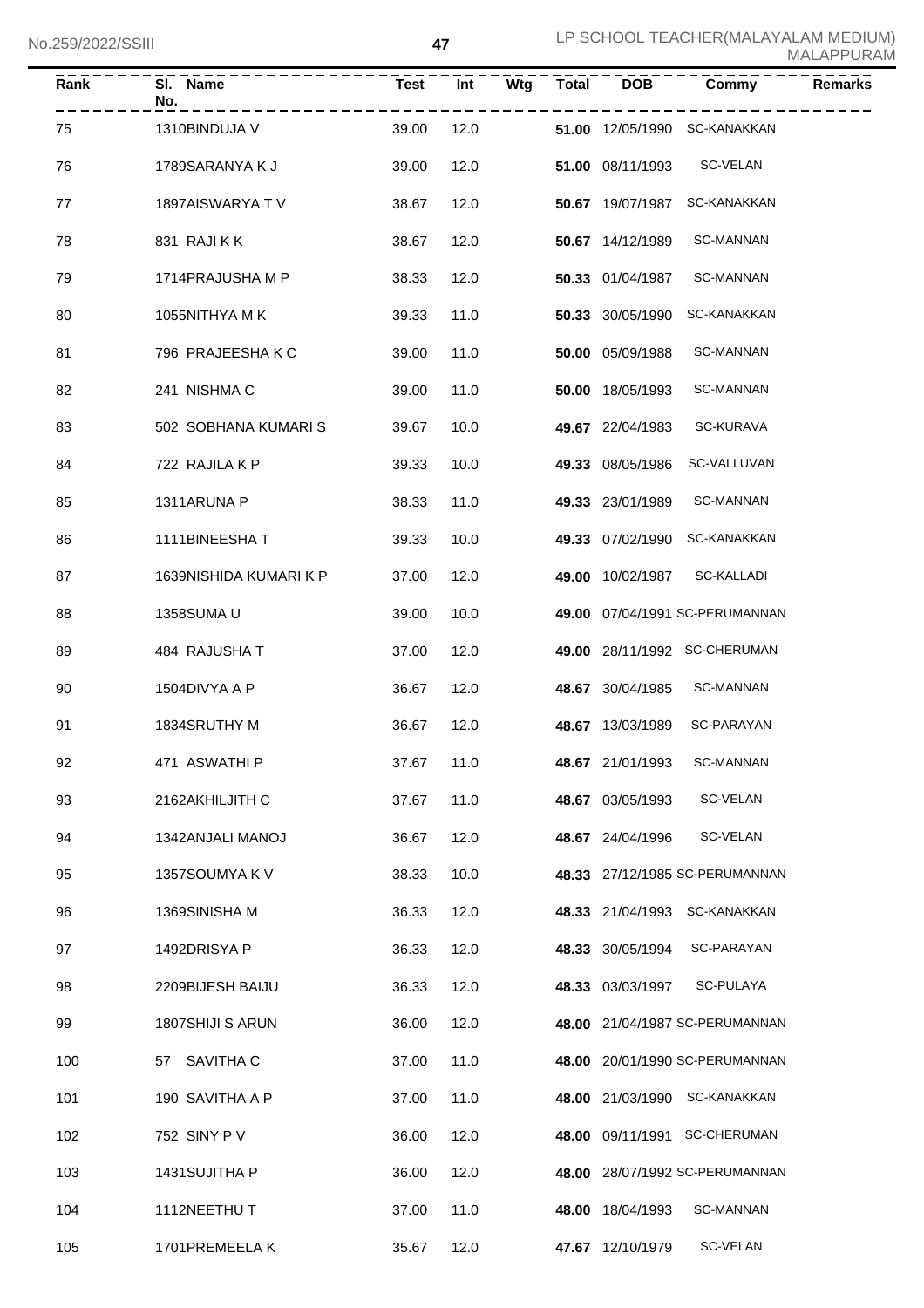| Rank | Sl. No. | Name | Test | Int | Wtg | Total | DOB | Commy | Remarks |
|---|---|---|---|---|---|---|---|---|---|
| 75 | 1310 | BINDUJA V | 39.00 | 12.0 | | **51.00** | 12/05/1990 | SC-KANAKKAN | |
| 76 | 1789 | SARANYA K J | 39.00 | 12.0 | | **51.00** | 08/11/1993 | SC-VELAN | |
| 77 | 1897 | AISWARYA T V | 38.67 | 12.0 | | **50.67** | 19/07/1987 | SC-KANAKKAN | |
| 78 | 831 | RAJI K K | 38.67 | 12.0 | | **50.67** | 14/12/1989 | SC-MANNAN | |
| 79 | 1714 | PRAJUSHA M P | 38.33 | 12.0 | | **50.33** | 01/04/1987 | SC-MANNAN | |
| 80 | 1055 | NITHYA M K | 39.33 | 11.0 | | **50.33** | 30/05/1990 | SC-KANAKKAN | |
| 81 | 796 | PRAJEESHA K C | 39.00 | 11.0 | | **50.00** | 05/09/1988 | SC-MANNAN | |
| 82 | 241 | NISHMA C | 39.00 | 11.0 | | **50.00** | 18/05/1993 | SC-MANNAN | |
| 83 | 502 | SOBHANA KUMARI S | 39.67 | 10.0 | | **49.67** | 22/04/1983 | SC-KURAVA | |
| 84 | 722 | RAJILA K P | 39.33 | 10.0 | | **49.33** | 08/05/1986 | SC-VALLUVAN | |
| 85 | 1311 | ARUNA P | 38.33 | 11.0 | | **49.33** | 23/01/1989 | SC-MANNAN | |
| 86 | 1111 | BINEESHA T | 39.33 | 10.0 | | **49.33** | 07/02/1990 | SC-KANAKKAN | |
| 87 | 1639 | NISHIDA KUMARI K P | 37.00 | 12.0 | | **49.00** | 10/02/1987 | SC-KALLADI | |
| 88 | 1358 | SUMA U | 39.00 | 10.0 | | **49.00** | 07/04/1991 | SC-PERUMANNAN | |
| 89 | 484 | RAJUSHA T | 37.00 | 12.0 | | **49.00** | 28/11/1992 | SC-CHERUMAN | |
| 90 | 1504 | DIVYA A P | 36.67 | 12.0 | | **48.67** | 30/04/1985 | SC-MANNAN | |
| 91 | 1834 | SRUTHY M | 36.67 | 12.0 | | **48.67** | 13/03/1989 | SC-PARAYAN | |
| 92 | 471 | ASWATHI P | 37.67 | 11.0 | | **48.67** | 21/01/1993 | SC-MANNAN | |
| 93 | 2162 | AKHILJITH C | 37.67 | 11.0 | | **48.67** | 03/05/1993 | SC-VELAN | |
| 94 | 1342 | ANJALI MANOJ | 36.67 | 12.0 | | **48.67** | 24/04/1996 | SC-VELAN | |
| 95 | 1357 | SOUMYA K V | 38.33 | 10.0 | | **48.33** | 27/12/1985 | SC-PERUMANNAN | |
| 96 | 1369 | SINISHA M | 36.33 | 12.0 | | **48.33** | 21/04/1993 | SC-KANAKKAN | |
| 97 | 1492 | DRISYA P | 36.33 | 12.0 | | **48.33** | 30/05/1994 | SC-PARAYAN | |
| 98 | 2209 | BIJESH BAIJU | 36.33 | 12.0 | | **48.33** | 03/03/1997 | SC-PULAYA | |
| 99 | 1807 | SHIJI S ARUN | 36.00 | 12.0 | | **48.00** | 21/04/1987 | SC-PERUMANNAN | |
| 100 | 57 | SAVITHA C | 37.00 | 11.0 | | **48.00** | 20/01/1990 | SC-PERUMANNAN | |
| 101 | 190 | SAVITHA A P | 37.00 | 11.0 | | **48.00** | 21/03/1990 | SC-KANAKKAN | |
| 102 | 752 | SINY P V | 36.00 | 12.0 | | **48.00** | 09/11/1991 | SC-CHERUMAN | |
| 103 | 1431 | SUJITHA P | 36.00 | 12.0 | | **48.00** | 28/07/1992 | SC-PERUMANNAN | |
| 104 | 1112 | NEETHU T | 37.00 | 11.0 | | **48.00** | 18/04/1993 | SC-MANNAN | |
| 105 | 1701 | PREMEELA K | 35.67 | 12.0 | | **47.67** | 12/10/1979 | SC-VELAN | |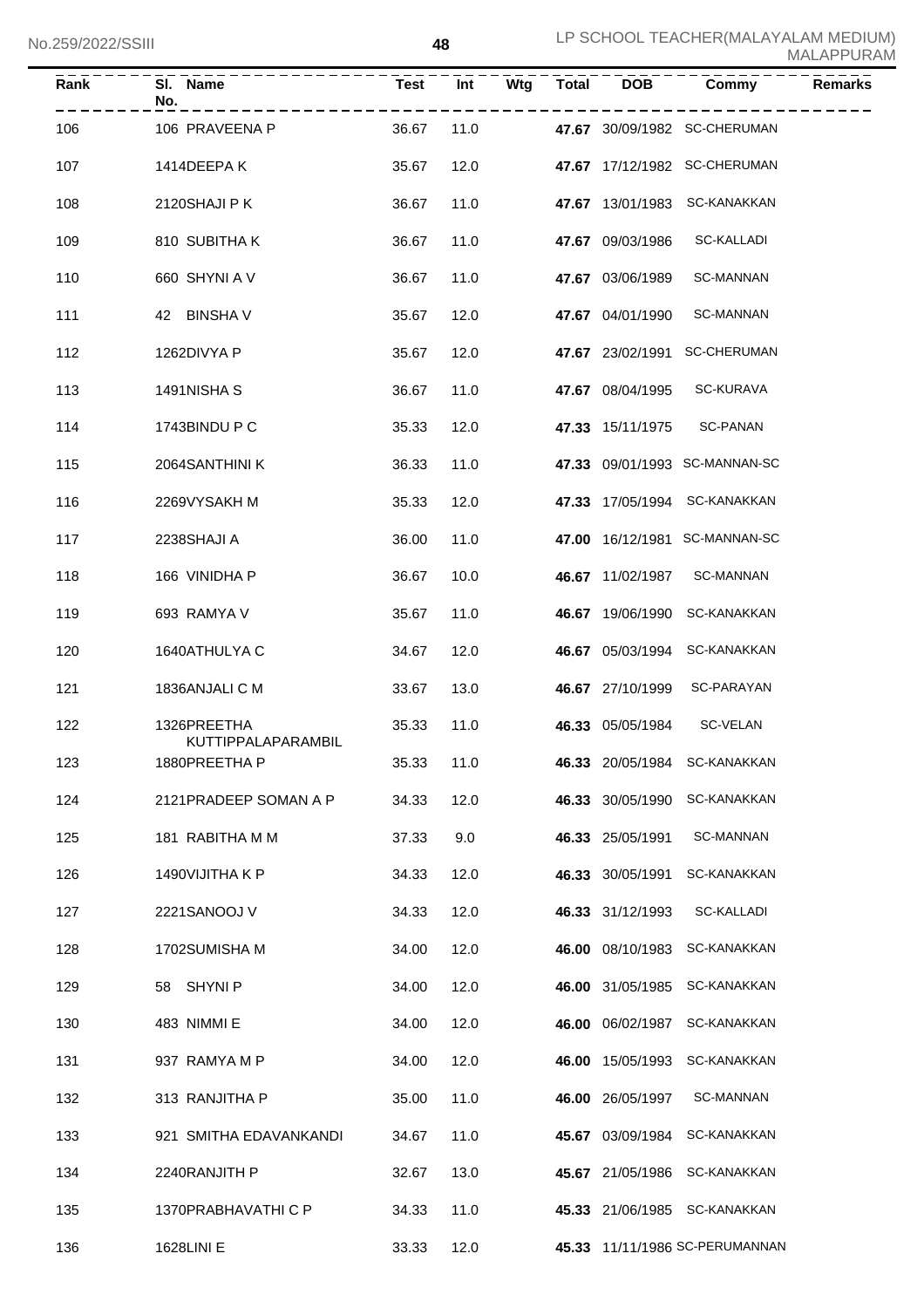| Rank | Sl. No. | Name | Test | Int | Wtg | Total | DOB | Commy | Remarks |
|---|---|---|---|---|---|---|---|---|---|
| 106 | 106 | PRAVEENA P | 36.67 | 11.0 | | **47.67** | 30/09/1982 | SC-CHERUMAN | |
| 107 | 1414 | DEEPA K | 35.67 | 12.0 | | **47.67** | 17/12/1982 | SC-CHERUMAN | |
| 108 | 2120 | SHAJI P K | 36.67 | 11.0 | | **47.67** | 13/01/1983 | SC-KANAKKAN | |
| 109 | 810 | SUBITHA K | 36.67 | 11.0 | | **47.67** | 09/03/1986 | SC-KALLADI | |
| 110 | 660 | SHYNI A V | 36.67 | 11.0 | | **47.67** | 03/06/1989 | SC-MANNAN | |
| 111 | 42 | BINSHA V | 35.67 | 12.0 | | **47.67** | 04/01/1990 | SC-MANNAN | |
| 112 | 1262 | DIVYA P | 35.67 | 12.0 | | **47.67** | 23/02/1991 | SC-CHERUMAN | |
| 113 | 1491 | NISHA S | 36.67 | 11.0 | | **47.67** | 08/04/1995 | SC-KURAVA | |
| 114 | 1743 | BINDU P C | 35.33 | 12.0 | | **47.33** | 15/11/1975 | SC-PANAN | |
| 115 | 2064 | SANTHINI K | 36.33 | 11.0 | | **47.33** | 09/01/1993 | SC-MANNAN-SC | |
| 116 | 2269 | VYSAKH M | 35.33 | 12.0 | | **47.33** | 17/05/1994 | SC-KANAKKAN | |
| 117 | 2238 | SHAJI A | 36.00 | 11.0 | | **47.00** | 16/12/1981 | SC-MANNAN-SC | |
| 118 | 166 | VINIDHA P | 36.67 | 10.0 | | **46.67** | 11/02/1987 | SC-MANNAN | |
| 119 | 693 | RAMYA V | 35.67 | 11.0 | | **46.67** | 19/06/1990 | SC-KANAKKAN | |
| 120 | 1640 | ATHULYA C | 34.67 | 12.0 | | **46.67** | 05/03/1994 | SC-KANAKKAN | |
| 121 | 1836 | ANJALI C M | 33.67 | 13.0 | | **46.67** | 27/10/1999 | SC-PARAYAN | |
| 122 | 1326 | PREETHA KUTTIPPALAPARAMBIL | 35.33 | 11.0 | | **46.33** | 05/05/1984 | SC-VELAN | |
| 123 | 1880 | PREETHA P | 35.33 | 11.0 | | **46.33** | 20/05/1984 | SC-KANAKKAN | |
| 124 | 2121 | PRADEEP SOMAN A P | 34.33 | 12.0 | | **46.33** | 30/05/1990 | SC-KANAKKAN | |
| 125 | 181 | RABITHA M M | 37.33 | 9.0 | | **46.33** | 25/05/1991 | SC-MANNAN | |
| 126 | 1490 | VIJITHA K P | 34.33 | 12.0 | | **46.33** | 30/05/1991 | SC-KANAKKAN | |
| 127 | 2221 | SANOOJ V | 34.33 | 12.0 | | **46.33** | 31/12/1993 | SC-KALLADI | |
| 128 | 1702 | SUMISHA M | 34.00 | 12.0 | | **46.00** | 08/10/1983 | SC-KANAKKAN | |
| 129 | 58 | SHYNI P | 34.00 | 12.0 | | **46.00** | 31/05/1985 | SC-KANAKKAN | |
| 130 | 483 | NIMMI E | 34.00 | 12.0 | | **46.00** | 06/02/1987 | SC-KANAKKAN | |
| 131 | 937 | RAMYA M P | 34.00 | 12.0 | | **46.00** | 15/05/1993 | SC-KANAKKAN | |
| 132 | 313 | RANJITHA P | 35.00 | 11.0 | | **46.00** | 26/05/1997 | SC-MANNAN | |
| 133 | 921 | SMITHA EDAVANKANDI | 34.67 | 11.0 | | **45.67** | 03/09/1984 | SC-KANAKKAN | |
| 134 | 2240 | RANJITH P | 32.67 | 13.0 | | **45.67** | 21/05/1986 | SC-KANAKKAN | |
| 135 | 1370 | PRABHAVATHI C P | 34.33 | 11.0 | | **45.33** | 21/06/1985 | SC-KANAKKAN | |
| 136 | 1628 | LINI E | 33.33 | 12.0 | | **45.33** | 11/11/1986 | SC-PERUMANNAN | |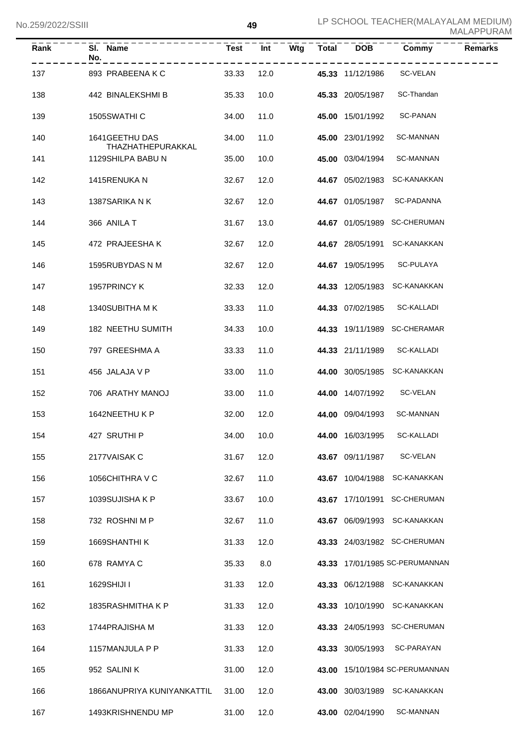| Rank | Sl. No. | Name | Test | Int | Wtg | Total | DOB | Commy | Remarks |
|---|---|---|---|---|---|---|---|---|---|
| 137 | 893 | PRABEENA K C | 33.33 | 12.0 | | **45.33** | 11/12/1986 | SC-VELAN | |
| 138 | 442 | BINALEKSHMI B | 35.33 | 10.0 | | **45.33** | 20/05/1987 | SC-Thandan | |
| 139 | 1505 | SWATHI C | 34.00 | 11.0 | | **45.00** | 15/01/1992 | SC-PANAN | |
| 140 | 1641 | GEETHU DAS THAZHATHEPURAKKAL | 34.00 | 11.0 | | **45.00** | 23/01/1992 | SC-MANNAN | |
| 141 | 1129 | SHILPA BABU N | 35.00 | 10.0 | | **45.00** | 03/04/1994 | SC-MANNAN | |
| 142 | 1415 | RENUKA N | 32.67 | 12.0 | | **44.67** | 05/02/1983 | SC-KANAKKAN | |
| 143 | 1387 | SARIKA N K | 32.67 | 12.0 | | **44.67** | 01/05/1987 | SC-PADANNA | |
| 144 | 366 | ANILA T | 31.67 | 13.0 | | **44.67** | 01/05/1989 | SC-CHERUMAN | |
| 145 | 472 | PRAJEESHA K | 32.67 | 12.0 | | **44.67** | 28/05/1991 | SC-KANAKKAN | |
| 146 | 1595 | RUBYDAS N M | 32.67 | 12.0 | | **44.67** | 19/05/1995 | SC-PULAYA | |
| 147 | 1957 | PRINCY K | 32.33 | 12.0 | | **44.33** | 12/05/1983 | SC-KANAKKAN | |
| 148 | 1340 | SUBITHA M K | 33.33 | 11.0 | | **44.33** | 07/02/1985 | SC-KALLADI | |
| 149 | 182 | NEETHU SUMITH | 34.33 | 10.0 | | **44.33** | 19/11/1989 | SC-CHERAMAR | |
| 150 | 797 | GREESHMA A | 33.33 | 11.0 | | **44.33** | 21/11/1989 | SC-KALLADI | |
| 151 | 456 | JALAJA V P | 33.00 | 11.0 | | **44.00** | 30/05/1985 | SC-KANAKKAN | |
| 152 | 706 | ARATHY MANOJ | 33.00 | 11.0 | | **44.00** | 14/07/1992 | SC-VELAN | |
| 153 | 1642 | NEETHU K P | 32.00 | 12.0 | | **44.00** | 09/04/1993 | SC-MANNAN | |
| 154 | 427 | SRUTHI P | 34.00 | 10.0 | | **44.00** | 16/03/1995 | SC-KALLADI | |
| 155 | 2177 | VAISAK C | 31.67 | 12.0 | | **43.67** | 09/11/1987 | SC-VELAN | |
| 156 | 1056 | CHITHRA V C | 32.67 | 11.0 | | **43.67** | 10/04/1988 | SC-KANAKKAN | |
| 157 | 1039 | SUJISHA K P | 33.67 | 10.0 | | **43.67** | 17/10/1991 | SC-CHERUMAN | |
| 158 | 732 | ROSHNI M P | 32.67 | 11.0 | | **43.67** | 06/09/1993 | SC-KANAKKAN | |
| 159 | 1669 | SHANTHI K | 31.33 | 12.0 | | **43.33** | 24/03/1982 | SC-CHERUMAN | |
| 160 | 678 | RAMYA C | 35.33 | 8.0 | | **43.33** | 17/01/1985 | SC-PERUMANNAN | |
| 161 | 1629 | SHIJI I | 31.33 | 12.0 | | **43.33** | 06/12/1988 | SC-KANAKKAN | |
| 162 | 1835 | RASHMITHA K P | 31.33 | 12.0 | | **43.33** | 10/10/1990 | SC-KANAKKAN | |
| 163 | 1744 | PRAJISHA M | 31.33 | 12.0 | | **43.33** | 24/05/1993 | SC-CHERUMAN | |
| 164 | 1157 | MANJULA P P | 31.33 | 12.0 | | **43.33** | 30/05/1993 | SC-PARAYAN | |
| 165 | 952 | SALINI K | 31.00 | 12.0 | | **43.00** | 15/10/1984 | SC-PERUMANNAN | |
| 166 | 1866 | ANUPRIYA KUNIYANKATTIL | 31.00 | 12.0 | | **43.00** | 30/03/1989 | SC-KANAKKAN | |
| 167 | 1493 | KRISHNENDU MP | 31.00 | 12.0 | | **43.00** | 02/04/1990 | SC-MANNAN | |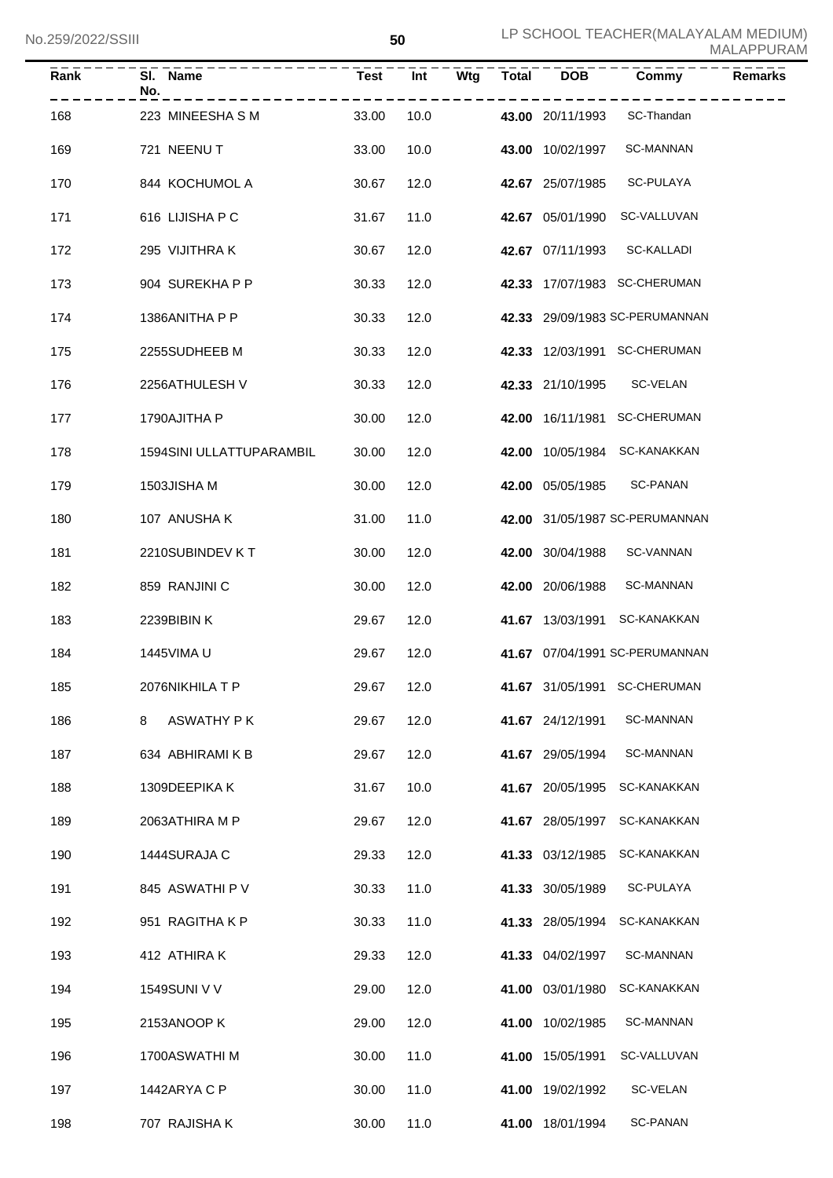| Rank | Sl. No. | Name | Test | Int | Wtg | Total | DOB | Commy | Remarks |
|---|---|---|---|---|---|---|---|---|---|
| 168 | 223 | MINEESHA S M | 33.00 | 10.0 | | **43.00** | 20/11/1993 | SC-Thandan | |
| 169 | 721 | NEENU T | 33.00 | 10.0 | | **43.00** | 10/02/1997 | SC-MANNAN | |
| 170 | 844 | KOCHUMOL A | 30.67 | 12.0 | | **42.67** | 25/07/1985 | SC-PULAYA | |
| 171 | 616 | LIJISHA P C | 31.67 | 11.0 | | **42.67** | 05/01/1990 | SC-VALLUVAN | |
| 172 | 295 | VIJITHRA K | 30.67 | 12.0 | | **42.67** | 07/11/1993 | SC-KALLADI | |
| 173 | 904 | SUREKHA P P | 30.33 | 12.0 | | **42.33** | 17/07/1983 | SC-CHERUMAN | |
| 174 | 1386 | ANITHA P P | 30.33 | 12.0 | | **42.33** | 29/09/1983 | SC-PERUMANNAN | |
| 175 | 2255 | SUDHEEB M | 30.33 | 12.0 | | **42.33** | 12/03/1991 | SC-CHERUMAN | |
| 176 | 2256 | ATHULESH V | 30.33 | 12.0 | | **42.33** | 21/10/1995 | SC-VELAN | |
| 177 | 1790 | AJITHA P | 30.00 | 12.0 | | **42.00** | 16/11/1981 | SC-CHERUMAN | |
| 178 | 1594 | SINI ULLATTUPARAMBIL | 30.00 | 12.0 | | **42.00** | 10/05/1984 | SC-KANAKKAN | |
| 179 | 1503 | JISHA M | 30.00 | 12.0 | | **42.00** | 05/05/1985 | SC-PANAN | |
| 180 | 107 | ANUSHA K | 31.00 | 11.0 | | **42.00** | 31/05/1987 | SC-PERUMANNAN | |
| 181 | 2210 | SUBINDEV K T | 30.00 | 12.0 | | **42.00** | 30/04/1988 | SC-VANNAN | |
| 182 | 859 | RANJINI C | 30.00 | 12.0 | | **42.00** | 20/06/1988 | SC-MANNAN | |
| 183 | 2239 | BIBIN K | 29.67 | 12.0 | | **41.67** | 13/03/1991 | SC-KANAKKAN | |
| 184 | 1445 | VIMA U | 29.67 | 12.0 | | **41.67** | 07/04/1991 | SC-PERUMANNAN | |
| 185 | 2076 | NIKHILA T P | 29.67 | 12.0 | | **41.67** | 31/05/1991 | SC-CHERUMAN | |
| 186 | 8 | ASWATHY P K | 29.67 | 12.0 | | **41.67** | 24/12/1991 | SC-MANNAN | |
| 187 | 634 | ABHIRAMI K B | 29.67 | 12.0 | | **41.67** | 29/05/1994 | SC-MANNAN | |
| 188 | 1309 | DEEPIKA K | 31.67 | 10.0 | | **41.67** | 20/05/1995 | SC-KANAKKAN | |
| 189 | 2063 | ATHIRA M P | 29.67 | 12.0 | | **41.67** | 28/05/1997 | SC-KANAKKAN | |
| 190 | 1444 | SURAJA C | 29.33 | 12.0 | | **41.33** | 03/12/1985 | SC-KANAKKAN | |
| 191 | 845 | ASWATHI P V | 30.33 | 11.0 | | **41.33** | 30/05/1989 | SC-PULAYA | |
| 192 | 951 | RAGITHA K P | 30.33 | 11.0 | | **41.33** | 28/05/1994 | SC-KANAKKAN | |
| 193 | 412 | ATHIRA K | 29.33 | 12.0 | | **41.33** | 04/02/1997 | SC-MANNAN | |
| 194 | 1549 | SUNI V V | 29.00 | 12.0 | | **41.00** | 03/01/1980 | SC-KANAKKAN | |
| 195 | 2153 | ANOOP K | 29.00 | 12.0 | | **41.00** | 10/02/1985 | SC-MANNAN | |
| 196 | 1700 | ASWATHI M | 30.00 | 11.0 | | **41.00** | 15/05/1991 | SC-VALLUVAN | |
| 197 | 1442 | ARYA C P | 30.00 | 11.0 | | **41.00** | 19/02/1992 | SC-VELAN | |
| 198 | 707 | RAJISHA K | 30.00 | 11.0 | | **41.00** | 18/01/1994 | SC-PANAN | |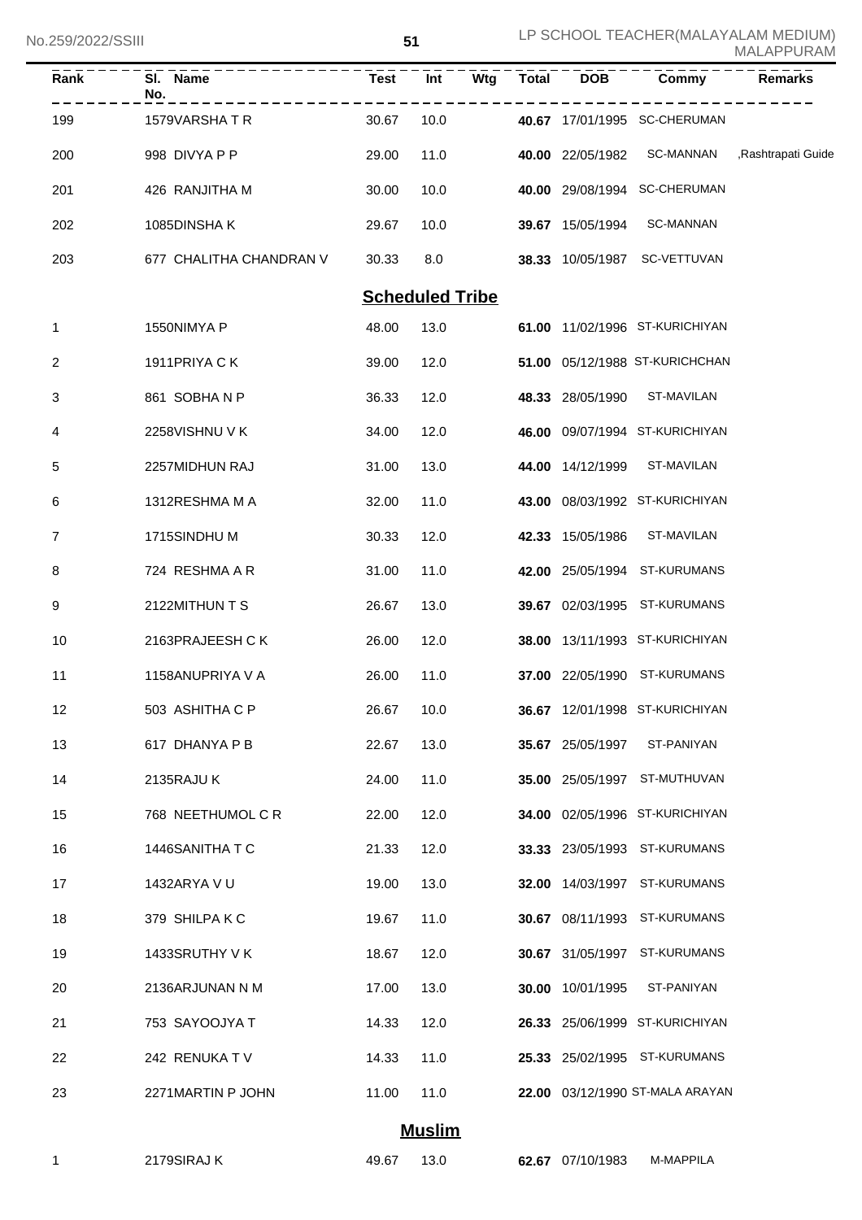| Rank | Sl. No. | Name | Test | Int | Wtg | Total | DOB | Commy | Remarks |
|---|---|---|---|---|---|---|---|---|---|
| 199 | 1579 | VARSHA T R | 30.67 | 10.0 | | **40.67** | 17/01/1995 | SC-CHERUMAN | |
| 200 | 998 | DIVYA P P | 29.00 | 11.0 | | **40.00** | 22/05/1982 | SC-MANNAN | ,Rashtrapati Guide |
| 201 | 426 | RANJITHA M | 30.00 | 10.0 | | **40.00** | 29/08/1994 | SC-CHERUMAN | |
| 202 | 1085 | DINSHA K | 29.67 | 10.0 | | **39.67** | 15/05/1994 | SC-MANNAN | |
| 203 | 677 | CHALITHA CHANDRAN V | 30.33 | 8.0 | | **38.33** | 10/05/1987 | SC-VETTUVAN | |

## Scheduled Tribe

| Rank | Sl. No. | Name | Test | Int | Wtg | Total | DOB | Commy | Remarks |
|---|---|---|---|---|---|---|---|---|---|
| 1 | 1550 | NIMYA P | 48.00 | 13.0 | | **61.00** | 11/02/1996 | ST-KURICHIYAN | |
| 2 | 1911 | PRIYA C K | 39.00 | 12.0 | | **51.00** | 05/12/1988 | ST-KURICHCHAN | |
| 3 | 861 | SOBHA N P | 36.33 | 12.0 | | **48.33** | 28/05/1990 | ST-MAVILAN | |
| 4 | 2258 | VISHNU V K | 34.00 | 12.0 | | **46.00** | 09/07/1994 | ST-KURICHIYAN | |
| 5 | 2257 | MIDHUN RAJ | 31.00 | 13.0 | | **44.00** | 14/12/1999 | ST-MAVILAN | |
| 6 | 1312 | RESHMA M A | 32.00 | 11.0 | | **43.00** | 08/03/1992 | ST-KURICHIYAN | |
| 7 | 1715 | SINDHU M | 30.33 | 12.0 | | **42.33** | 15/05/1986 | ST-MAVILAN | |
| 8 | 724 | RESHMA A R | 31.00 | 11.0 | | **42.00** | 25/05/1994 | ST-KURUMANS | |
| 9 | 2122 | MITHUN T S | 26.67 | 13.0 | | **39.67** | 02/03/1995 | ST-KURUMANS | |
| 10 | 2163 | PRAJEESH C K | 26.00 | 12.0 | | **38.00** | 13/11/1993 | ST-KURICHIYAN | |
| 11 | 1158 | ANUPRIYA V A | 26.00 | 11.0 | | **37.00** | 22/05/1990 | ST-KURUMANS | |
| 12 | 503 | ASHITHA C P | 26.67 | 10.0 | | **36.67** | 12/01/1998 | ST-KURICHIYAN | |
| 13 | 617 | DHANYA P B | 22.67 | 13.0 | | **35.67** | 25/05/1997 | ST-PANIYAN | |
| 14 | 2135 | RAJU K | 24.00 | 11.0 | | **35.00** | 25/05/1997 | ST-MUTHUVAN | |
| 15 | 768 | NEETHUMOL C R | 22.00 | 12.0 | | **34.00** | 02/05/1996 | ST-KURICHIYAN | |
| 16 | 1446 | SANITHA T C | 21.33 | 12.0 | | **33.33** | 23/05/1993 | ST-KURUMANS | |
| 17 | 1432 | ARYA V U | 19.00 | 13.0 | | **32.00** | 14/03/1997 | ST-KURUMANS | |
| 18 | 379 | SHILPA K C | 19.67 | 11.0 | | **30.67** | 08/11/1993 | ST-KURUMANS | |
| 19 | 1433 | SRUTHY V K | 18.67 | 12.0 | | **30.67** | 31/05/1997 | ST-KURUMANS | |
| 20 | 2136 | ARJUNAN N M | 17.00 | 13.0 | | **30.00** | 10/01/1995 | ST-PANIYAN | |
| 21 | 753 | SAYOOJYA T | 14.33 | 12.0 | | **26.33** | 25/06/1999 | ST-KURICHIYAN | |
| 22 | 242 | RENUKA T V | 14.33 | 11.0 | | **25.33** | 25/02/1995 | ST-KURUMANS | |
| 23 | 2271 | MARTIN P JOHN | 11.00 | 11.0 | | **22.00** | 03/12/1990 | ST-MALA ARAYAN | |

## Muslim

| Rank | Sl. No. | Name | Test | Int | Wtg | Total | DOB | Commy | Remarks |
|---|---|---|---|---|---|---|---|---|---|
| 1 | 2179 | SIRAJ K | 49.67 | 13.0 | | **62.67** | 07/10/1983 | M-MAPPILA | |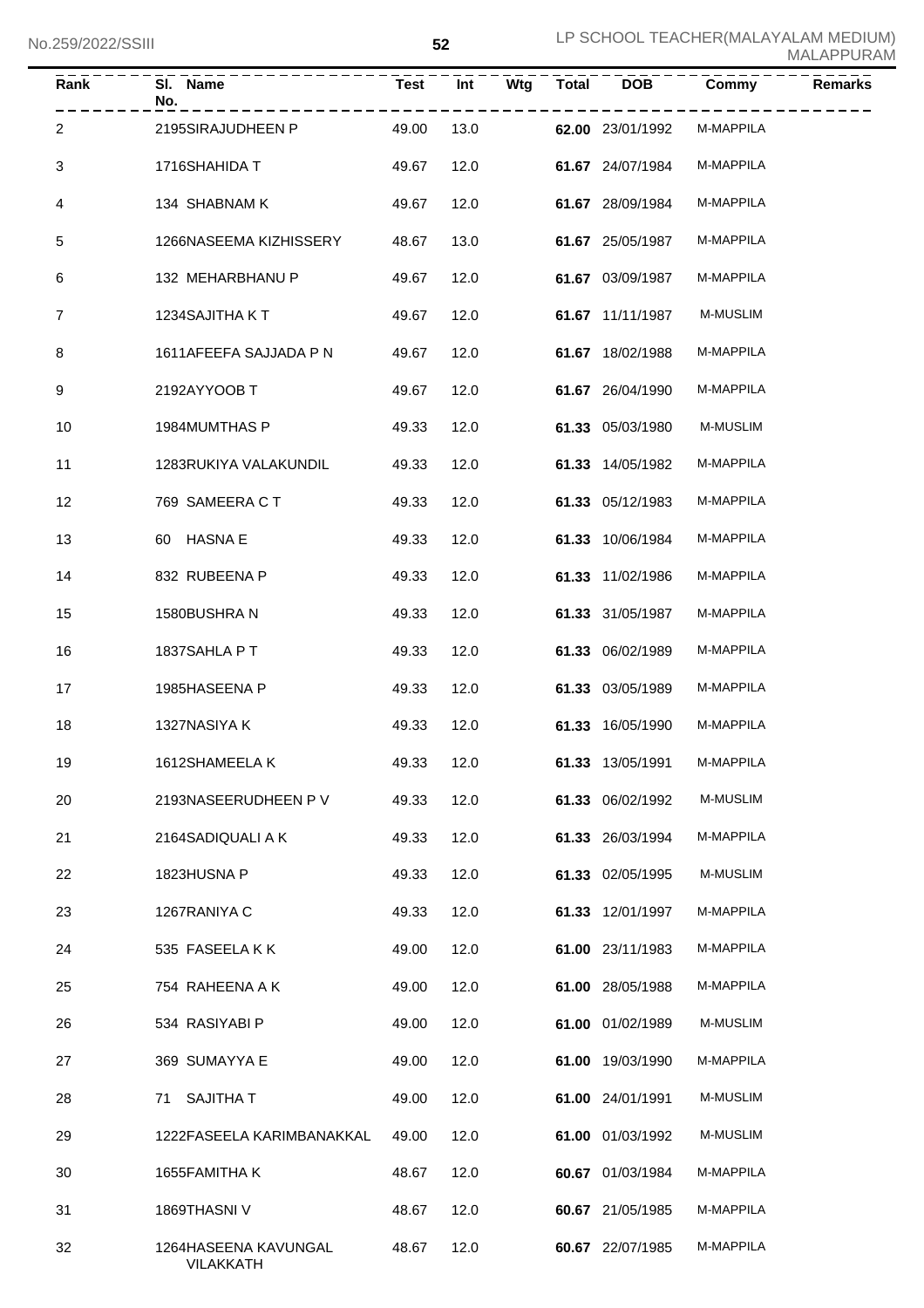| Rank | Sl. No. | Name | Test | Int | Wtg | Total | DOB | Commy | Remarks |
|---|---|---|---|---|---|---|---|---|---|
| 2 | 2195 | SIRAJUDHEEN P | 49.00 | 13.0 | | **62.00** | 23/01/1992 | M-MAPPILA | |
| 3 | 1716 | SHAHIDA T | 49.67 | 12.0 | | **61.67** | 24/07/1984 | M-MAPPILA | |
| 4 | 134 | SHABNAM K | 49.67 | 12.0 | | **61.67** | 28/09/1984 | M-MAPPILA | |
| 5 | 1266 | NASEEMA KIZHISSERY | 48.67 | 13.0 | | **61.67** | 25/05/1987 | M-MAPPILA | |
| 6 | 132 | MEHARBHANU P | 49.67 | 12.0 | | **61.67** | 03/09/1987 | M-MAPPILA | |
| 7 | 1234 | SAJITHA K T | 49.67 | 12.0 | | **61.67** | 11/11/1987 | M-MUSLIM | |
| 8 | 1611 | AFEEFA SAJJADA P N | 49.67 | 12.0 | | **61.67** | 18/02/1988 | M-MAPPILA | |
| 9 | 2192 | AYYOOB T | 49.67 | 12.0 | | **61.67** | 26/04/1990 | M-MAPPILA | |
| 10 | 1984 | MUMTHAS P | 49.33 | 12.0 | | **61.33** | 05/03/1980 | M-MUSLIM | |
| 11 | 1283 | RUKIYA VALAKUNDIL | 49.33 | 12.0 | | **61.33** | 14/05/1982 | M-MAPPILA | |
| 12 | 769 | SAMEERA C T | 49.33 | 12.0 | | **61.33** | 05/12/1983 | M-MAPPILA | |
| 13 | 60 | HASNA E | 49.33 | 12.0 | | **61.33** | 10/06/1984 | M-MAPPILA | |
| 14 | 832 | RUBEENA P | 49.33 | 12.0 | | **61.33** | 11/02/1986 | M-MAPPILA | |
| 15 | 1580 | BUSHRA N | 49.33 | 12.0 | | **61.33** | 31/05/1987 | M-MAPPILA | |
| 16 | 1837 | SAHLA P T | 49.33 | 12.0 | | **61.33** | 06/02/1989 | M-MAPPILA | |
| 17 | 1985 | HASEENA P | 49.33 | 12.0 | | **61.33** | 03/05/1989 | M-MAPPILA | |
| 18 | 1327 | NASIYA K | 49.33 | 12.0 | | **61.33** | 16/05/1990 | M-MAPPILA | |
| 19 | 1612 | SHAMEELA K | 49.33 | 12.0 | | **61.33** | 13/05/1991 | M-MAPPILA | |
| 20 | 2193 | NASEERUDHEEN P V | 49.33 | 12.0 | | **61.33** | 06/02/1992 | M-MUSLIM | |
| 21 | 2164 | SADIQUALI A K | 49.33 | 12.0 | | **61.33** | 26/03/1994 | M-MAPPILA | |
| 22 | 1823 | HUSNA P | 49.33 | 12.0 | | **61.33** | 02/05/1995 | M-MUSLIM | |
| 23 | 1267 | RANIYA C | 49.33 | 12.0 | | **61.33** | 12/01/1997 | M-MAPPILA | |
| 24 | 535 | FASEELA K K | 49.00 | 12.0 | | **61.00** | 23/11/1983 | M-MAPPILA | |
| 25 | 754 | RAHEENA A K | 49.00 | 12.0 | | **61.00** | 28/05/1988 | M-MAPPILA | |
| 26 | 534 | RASIYABI P | 49.00 | 12.0 | | **61.00** | 01/02/1989 | M-MUSLIM | |
| 27 | 369 | SUMAYYA E | 49.00 | 12.0 | | **61.00** | 19/03/1990 | M-MAPPILA | |
| 28 | 71 | SAJITHA T | 49.00 | 12.0 | | **61.00** | 24/01/1991 | M-MUSLIM | |
| 29 | 1222 | FASEELA KARIMBANAKKAL | 49.00 | 12.0 | | **61.00** | 01/03/1992 | M-MUSLIM | |
| 30 | 1655 | FAMITHA K | 48.67 | 12.0 | | **60.67** | 01/03/1984 | M-MAPPILA | |
| 31 | 1869 | THASNI V | 48.67 | 12.0 | | **60.67** | 21/05/1985 | M-MAPPILA | |
| 32 | 1264 | HASEENA KAVUNGAL VILAKKATH | 48.67 | 12.0 | | **60.67** | 22/07/1985 | M-MAPPILA | |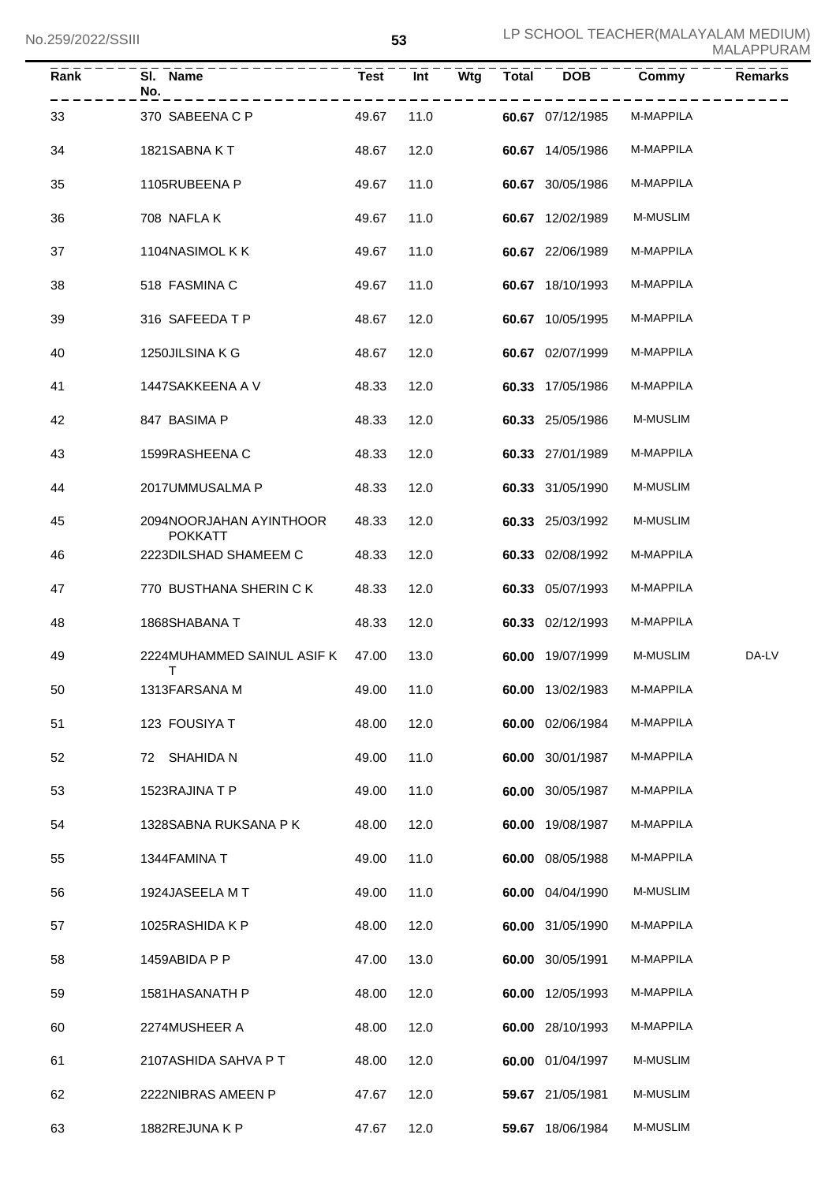| Rank | Sl. No. | Name | Test | Int | Wtg | Total | DOB | Commy | Remarks |
|---|---|---|---|---|---|---|---|---|---|
| 33 | 370 | SABEENA C P | 49.67 | 11.0 | | **60.67** | 07/12/1985 | M-MAPPILA | |
| 34 | 1821 | SABNA K T | 48.67 | 12.0 | | **60.67** | 14/05/1986 | M-MAPPILA | |
| 35 | 1105 | RUBEENA P | 49.67 | 11.0 | | **60.67** | 30/05/1986 | M-MAPPILA | |
| 36 | 708 | NAFLA K | 49.67 | 11.0 | | **60.67** | 12/02/1989 | M-MUSLIM | |
| 37 | 1104 | NASIMOL K K | 49.67 | 11.0 | | **60.67** | 22/06/1989 | M-MAPPILA | |
| 38 | 518 | FASMINA C | 49.67 | 11.0 | | **60.67** | 18/10/1993 | M-MAPPILA | |
| 39 | 316 | SAFEEDA T P | 48.67 | 12.0 | | **60.67** | 10/05/1995 | M-MAPPILA | |
| 40 | 1250 | JILSINA K G | 48.67 | 12.0 | | **60.67** | 02/07/1999 | M-MAPPILA | |
| 41 | 1447 | SAKKEENA A V | 48.33 | 12.0 | | **60.33** | 17/05/1986 | M-MAPPILA | |
| 42 | 847 | BASIMA P | 48.33 | 12.0 | | **60.33** | 25/05/1986 | M-MUSLIM | |
| 43 | 1599 | RASHEENA C | 48.33 | 12.0 | | **60.33** | 27/01/1989 | M-MAPPILA | |
| 44 | 2017 | UMMUSALMA P | 48.33 | 12.0 | | **60.33** | 31/05/1990 | M-MUSLIM | |
| 45 | 2094 | NOORJAHAN AYINTHOOR POKKATT | 48.33 | 12.0 | | **60.33** | 25/03/1992 | M-MUSLIM | |
| 46 | 2223 | DILSHAD SHAMEEM C | 48.33 | 12.0 | | **60.33** | 02/08/1992 | M-MAPPILA | |
| 47 | 770 | BUSTHANA SHERIN C K | 48.33 | 12.0 | | **60.33** | 05/07/1993 | M-MAPPILA | |
| 48 | 1868 | SHABANA T | 48.33 | 12.0 | | **60.33** | 02/12/1993 | M-MAPPILA | |
| 49 | 2224 | MUHAMMED SAINUL ASIF K T | 47.00 | 13.0 | | **60.00** | 19/07/1999 | M-MUSLIM | DA-LV |
| 50 | 1313 | FARSANA M | 49.00 | 11.0 | | **60.00** | 13/02/1983 | M-MAPPILA | |
| 51 | 123 | FOUSIYA T | 48.00 | 12.0 | | **60.00** | 02/06/1984 | M-MAPPILA | |
| 52 | 72 | SHAHIDA N | 49.00 | 11.0 | | **60.00** | 30/01/1987 | M-MAPPILA | |
| 53 | 1523 | RAJINA T P | 49.00 | 11.0 | | **60.00** | 30/05/1987 | M-MAPPILA | |
| 54 | 1328 | SABNA RUKSANA P K | 48.00 | 12.0 | | **60.00** | 19/08/1987 | M-MAPPILA | |
| 55 | 1344 | FAMINA T | 49.00 | 11.0 | | **60.00** | 08/05/1988 | M-MAPPILA | |
| 56 | 1924 | JASEELA M T | 49.00 | 11.0 | | **60.00** | 04/04/1990 | M-MUSLIM | |
| 57 | 1025 | RASHIDA K P | 48.00 | 12.0 | | **60.00** | 31/05/1990 | M-MAPPILA | |
| 58 | 1459 | ABIDA P P | 47.00 | 13.0 | | **60.00** | 30/05/1991 | M-MAPPILA | |
| 59 | 1581 | HASANATH P | 48.00 | 12.0 | | **60.00** | 12/05/1993 | M-MAPPILA | |
| 60 | 2274 | MUSHEER A | 48.00 | 12.0 | | **60.00** | 28/10/1993 | M-MAPPILA | |
| 61 | 2107 | ASHIDA SAHVA P T | 48.00 | 12.0 | | **60.00** | 01/04/1997 | M-MUSLIM | |
| 62 | 2222 | NIBRAS AMEEN P | 47.67 | 12.0 | | **59.67** | 21/05/1981 | M-MUSLIM | |
| 63 | 1882 | REJUNA K P | 47.67 | 12.0 | | **59.67** | 18/06/1984 | M-MUSLIM | |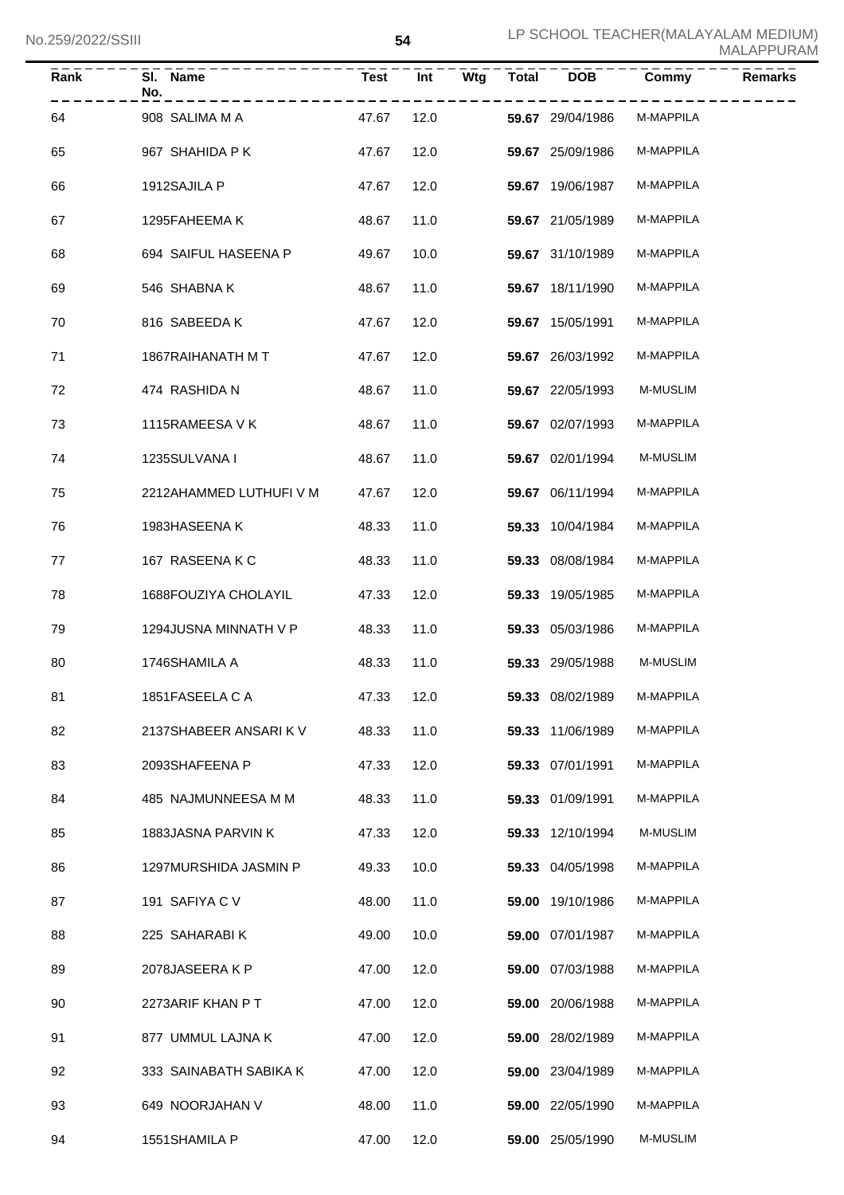| Rank | Sl. No. | Name | Test | Int | Wtg | Total | DOB | Commy | Remarks |
|---|---|---|---|---|---|---|---|---|---|
| 64 | 908 | SALIMA M A | 47.67 | 12.0 | | **59.67** | 29/04/1986 | M-MAPPILA | |
| 65 | 967 | SHAHIDA P K | 47.67 | 12.0 | | **59.67** | 25/09/1986 | M-MAPPILA | |
| 66 | 1912 | SAJILA P | 47.67 | 12.0 | | **59.67** | 19/06/1987 | M-MAPPILA | |
| 67 | 1295 | FAHEEMA K | 48.67 | 11.0 | | **59.67** | 21/05/1989 | M-MAPPILA | |
| 68 | 694 | SAIFUL HASEENA P | 49.67 | 10.0 | | **59.67** | 31/10/1989 | M-MAPPILA | |
| 69 | 546 | SHABNA K | 48.67 | 11.0 | | **59.67** | 18/11/1990 | M-MAPPILA | |
| 70 | 816 | SABEEDA K | 47.67 | 12.0 | | **59.67** | 15/05/1991 | M-MAPPILA | |
| 71 | 1867 | RAIHANATH M T | 47.67 | 12.0 | | **59.67** | 26/03/1992 | M-MAPPILA | |
| 72 | 474 | RASHIDA N | 48.67 | 11.0 | | **59.67** | 22/05/1993 | M-MUSLIM | |
| 73 | 1115 | RAMEESA V K | 48.67 | 11.0 | | **59.67** | 02/07/1993 | M-MAPPILA | |
| 74 | 1235 | SULVANA I | 48.67 | 11.0 | | **59.67** | 02/01/1994 | M-MUSLIM | |
| 75 | 2212 | AHAMMED LUTHUFI V M | 47.67 | 12.0 | | **59.67** | 06/11/1994 | M-MAPPILA | |
| 76 | 1983 | HASEENA K | 48.33 | 11.0 | | **59.33** | 10/04/1984 | M-MAPPILA | |
| 77 | 167 | RASEENA K C | 48.33 | 11.0 | | **59.33** | 08/08/1984 | M-MAPPILA | |
| 78 | 1688 | FOUZIYA CHOLAYIL | 47.33 | 12.0 | | **59.33** | 19/05/1985 | M-MAPPILA | |
| 79 | 1294 | JUSNA MINNATH V P | 48.33 | 11.0 | | **59.33** | 05/03/1986 | M-MAPPILA | |
| 80 | 1746 | SHAMILA A | 48.33 | 11.0 | | **59.33** | 29/05/1988 | M-MUSLIM | |
| 81 | 1851 | FASEELA C A | 47.33 | 12.0 | | **59.33** | 08/02/1989 | M-MAPPILA | |
| 82 | 2137 | SHABEER ANSARI K V | 48.33 | 11.0 | | **59.33** | 11/06/1989 | M-MAPPILA | |
| 83 | 2093 | SHAFEENA P | 47.33 | 12.0 | | **59.33** | 07/01/1991 | M-MAPPILA | |
| 84 | 485 | NAJMUNNEESA M M | 48.33 | 11.0 | | **59.33** | 01/09/1991 | M-MAPPILA | |
| 85 | 1883 | JASNA PARVIN K | 47.33 | 12.0 | | **59.33** | 12/10/1994 | M-MUSLIM | |
| 86 | 1297 | MURSHIDA JASMIN P | 49.33 | 10.0 | | **59.33** | 04/05/1998 | M-MAPPILA | |
| 87 | 191 | SAFIYA C V | 48.00 | 11.0 | | **59.00** | 19/10/1986 | M-MAPPILA | |
| 88 | 225 | SAHARABI K | 49.00 | 10.0 | | **59.00** | 07/01/1987 | M-MAPPILA | |
| 89 | 2078 | JASEERA K P | 47.00 | 12.0 | | **59.00** | 07/03/1988 | M-MAPPILA | |
| 90 | 2273 | ARIF KHAN P T | 47.00 | 12.0 | | **59.00** | 20/06/1988 | M-MAPPILA | |
| 91 | 877 | UMMUL LAJNA K | 47.00 | 12.0 | | **59.00** | 28/02/1989 | M-MAPPILA | |
| 92 | 333 | SAINABATH SABIKA K | 47.00 | 12.0 | | **59.00** | 23/04/1989 | M-MAPPILA | |
| 93 | 649 | NOORJAHAN V | 48.00 | 11.0 | | **59.00** | 22/05/1990 | M-MAPPILA | |
| 94 | 1551 | SHAMILA P | 47.00 | 12.0 | | **59.00** | 25/05/1990 | M-MUSLIM | |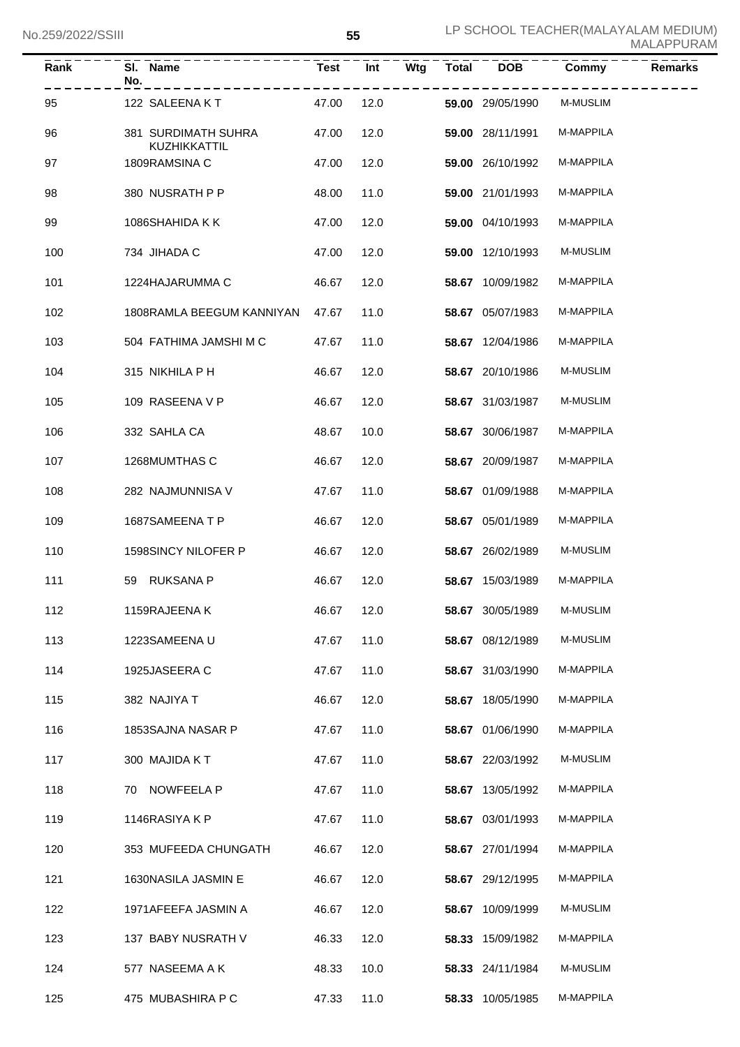| Rank | Sl. No. | Name | Test | Int | Wtg | Total | DOB | Commy | Remarks |
|---|---|---|---|---|---|---|---|---|---|
| 95 | 122 | SALEENA K T | 47.00 | 12.0 | | **59.00** | 29/05/1990 | M-MUSLIM | |
| 96 | 381 | SURDIMATH SUHRA KUZHIKKATTIL | 47.00 | 12.0 | | **59.00** | 28/11/1991 | M-MAPPILA | |
| 97 | 1809 | RAMSINA C | 47.00 | 12.0 | | **59.00** | 26/10/1992 | M-MAPPILA | |
| 98 | 380 | NUSRATH P P | 48.00 | 11.0 | | **59.00** | 21/01/1993 | M-MAPPILA | |
| 99 | 1086 | SHAHIDA K K | 47.00 | 12.0 | | **59.00** | 04/10/1993 | M-MAPPILA | |
| 100 | 734 | JIHADA C | 47.00 | 12.0 | | **59.00** | 12/10/1993 | M-MUSLIM | |
| 101 | 1224 | HAJARUMMA C | 46.67 | 12.0 | | **58.67** | 10/09/1982 | M-MAPPILA | |
| 102 | 1808 | RAMLA BEEGUM KANNIYAN | 47.67 | 11.0 | | **58.67** | 05/07/1983 | M-MAPPILA | |
| 103 | 504 | FATHIMA JAMSHI M C | 47.67 | 11.0 | | **58.67** | 12/04/1986 | M-MAPPILA | |
| 104 | 315 | NIKHILA P H | 46.67 | 12.0 | | **58.67** | 20/10/1986 | M-MUSLIM | |
| 105 | 109 | RASEENA V P | 46.67 | 12.0 | | **58.67** | 31/03/1987 | M-MUSLIM | |
| 106 | 332 | SAHLA CA | 48.67 | 10.0 | | **58.67** | 30/06/1987 | M-MAPPILA | |
| 107 | 1268 | MUMTHAS C | 46.67 | 12.0 | | **58.67** | 20/09/1987 | M-MAPPILA | |
| 108 | 282 | NAJMUNNISA V | 47.67 | 11.0 | | **58.67** | 01/09/1988 | M-MAPPILA | |
| 109 | 1687 | SAMEENA T P | 46.67 | 12.0 | | **58.67** | 05/01/1989 | M-MAPPILA | |
| 110 | 1598 | SINCY NILOFER P | 46.67 | 12.0 | | **58.67** | 26/02/1989 | M-MUSLIM | |
| 111 | 59 | RUKSANA P | 46.67 | 12.0 | | **58.67** | 15/03/1989 | M-MAPPILA | |
| 112 | 1159 | RAJEENA K | 46.67 | 12.0 | | **58.67** | 30/05/1989 | M-MUSLIM | |
| 113 | 1223 | SAMEENA U | 47.67 | 11.0 | | **58.67** | 08/12/1989 | M-MUSLIM | |
| 114 | 1925 | JASEERA C | 47.67 | 11.0 | | **58.67** | 31/03/1990 | M-MAPPILA | |
| 115 | 382 | NAJIYA T | 46.67 | 12.0 | | **58.67** | 18/05/1990 | M-MAPPILA | |
| 116 | 1853 | SAJNA NASAR P | 47.67 | 11.0 | | **58.67** | 01/06/1990 | M-MAPPILA | |
| 117 | 300 | MAJIDA K T | 47.67 | 11.0 | | **58.67** | 22/03/1992 | M-MUSLIM | |
| 118 | 70 | NOWFEELA P | 47.67 | 11.0 | | **58.67** | 13/05/1992 | M-MAPPILA | |
| 119 | 1146 | RASIYA K P | 47.67 | 11.0 | | **58.67** | 03/01/1993 | M-MAPPILA | |
| 120 | 353 | MUFEEDA CHUNGATH | 46.67 | 12.0 | | **58.67** | 27/01/1994 | M-MAPPILA | |
| 121 | 1630 | NASILA JASMIN E | 46.67 | 12.0 | | **58.67** | 29/12/1995 | M-MAPPILA | |
| 122 | 1971 | AFEEFA JASMIN A | 46.67 | 12.0 | | **58.67** | 10/09/1999 | M-MUSLIM | |
| 123 | 137 | BABY NUSRATH V | 46.33 | 12.0 | | **58.33** | 15/09/1982 | M-MAPPILA | |
| 124 | 577 | NASEEMA A K | 48.33 | 10.0 | | **58.33** | 24/11/1984 | M-MUSLIM | |
| 125 | 475 | MUBASHIRA P C | 47.33 | 11.0 | | **58.33** | 10/05/1985 | M-MAPPILA | |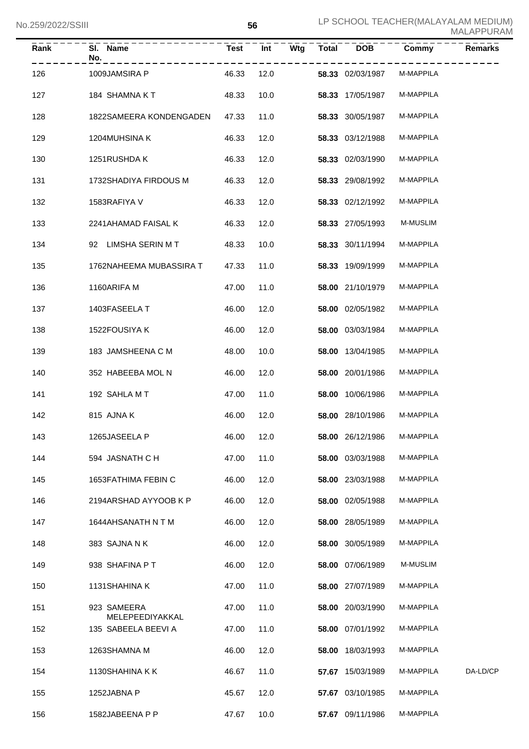| Rank | Sl. No. | Name | Test | Int | Wtg | Total | DOB | Commy | Remarks |
|---|---|---|---|---|---|---|---|---|---|
| 126 | 1009 | JAMSIRA P | 46.33 | 12.0 | | **58.33** | 02/03/1987 | M-MAPPILA | |
| 127 | 184 | SHAMNA K T | 48.33 | 10.0 | | **58.33** | 17/05/1987 | M-MAPPILA | |
| 128 | 1822 | SAMEERA KONDENGADEN | 47.33 | 11.0 | | **58.33** | 30/05/1987 | M-MAPPILA | |
| 129 | 1204 | MUHSINA K | 46.33 | 12.0 | | **58.33** | 03/12/1988 | M-MAPPILA | |
| 130 | 1251 | RUSHDA K | 46.33 | 12.0 | | **58.33** | 02/03/1990 | M-MAPPILA | |
| 131 | 1732 | SHADIYA FIRDOUS M | 46.33 | 12.0 | | **58.33** | 29/08/1992 | M-MAPPILA | |
| 132 | 1583 | RAFIYA V | 46.33 | 12.0 | | **58.33** | 02/12/1992 | M-MAPPILA | |
| 133 | 2241 | AHAMAD FAISAL K | 46.33 | 12.0 | | **58.33** | 27/05/1993 | M-MUSLIM | |
| 134 | 92 | LIMSHA SERIN M T | 48.33 | 10.0 | | **58.33** | 30/11/1994 | M-MAPPILA | |
| 135 | 1762 | NAHEEMA MUBASSIRA T | 47.33 | 11.0 | | **58.33** | 19/09/1999 | M-MAPPILA | |
| 136 | 1160 | ARIFA M | 47.00 | 11.0 | | **58.00** | 21/10/1979 | M-MAPPILA | |
| 137 | 1403 | FASEELA T | 46.00 | 12.0 | | **58.00** | 02/05/1982 | M-MAPPILA | |
| 138 | 1522 | FOUSIYA K | 46.00 | 12.0 | | **58.00** | 03/03/1984 | M-MAPPILA | |
| 139 | 183 | JAMSHEENA C M | 48.00 | 10.0 | | **58.00** | 13/04/1985 | M-MAPPILA | |
| 140 | 352 | HABEEBA MOL N | 46.00 | 12.0 | | **58.00** | 20/01/1986 | M-MAPPILA | |
| 141 | 192 | SAHLA M T | 47.00 | 11.0 | | **58.00** | 10/06/1986 | M-MAPPILA | |
| 142 | 815 | AJNA K | 46.00 | 12.0 | | **58.00** | 28/10/1986 | M-MAPPILA | |
| 143 | 1265 | JASEELA P | 46.00 | 12.0 | | **58.00** | 26/12/1986 | M-MAPPILA | |
| 144 | 594 | JASNATH C H | 47.00 | 11.0 | | **58.00** | 03/03/1988 | M-MAPPILA | |
| 145 | 1653 | FATHIMA FEBIN C | 46.00 | 12.0 | | **58.00** | 23/03/1988 | M-MAPPILA | |
| 146 | 2194 | ARSHAD AYYOOB K P | 46.00 | 12.0 | | **58.00** | 02/05/1988 | M-MAPPILA | |
| 147 | 1644 | AHSANATH N T M | 46.00 | 12.0 | | **58.00** | 28/05/1989 | M-MAPPILA | |
| 148 | 383 | SAJNA N K | 46.00 | 12.0 | | **58.00** | 30/05/1989 | M-MAPPILA | |
| 149 | 938 | SHAFINA P T | 46.00 | 12.0 | | **58.00** | 07/06/1989 | M-MUSLIM | |
| 150 | 1131 | SHAHINA K | 47.00 | 11.0 | | **58.00** | 27/07/1989 | M-MAPPILA | |
| 151 | 923 | SAMEERA MELEPEEDIYAKKAL | 47.00 | 11.0 | | **58.00** | 20/03/1990 | M-MAPPILA | |
| 152 | 135 | SABEELA BEEVI A | 47.00 | 11.0 | | **58.00** | 07/01/1992 | M-MAPPILA | |
| 153 | 1263 | SHAMNA M | 46.00 | 12.0 | | **58.00** | 18/03/1993 | M-MAPPILA | |
| 154 | 1130 | SHAHINA K K | 46.67 | 11.0 | | **57.67** | 15/03/1989 | M-MAPPILA | DA-LD/CP |
| 155 | 1252 | JABNA P | 45.67 | 12.0 | | **57.67** | 03/10/1985 | M-MAPPILA | |
| 156 | 1582 | JABEENA P P | 47.67 | 10.0 | | **57.67** | 09/11/1986 | M-MAPPILA | |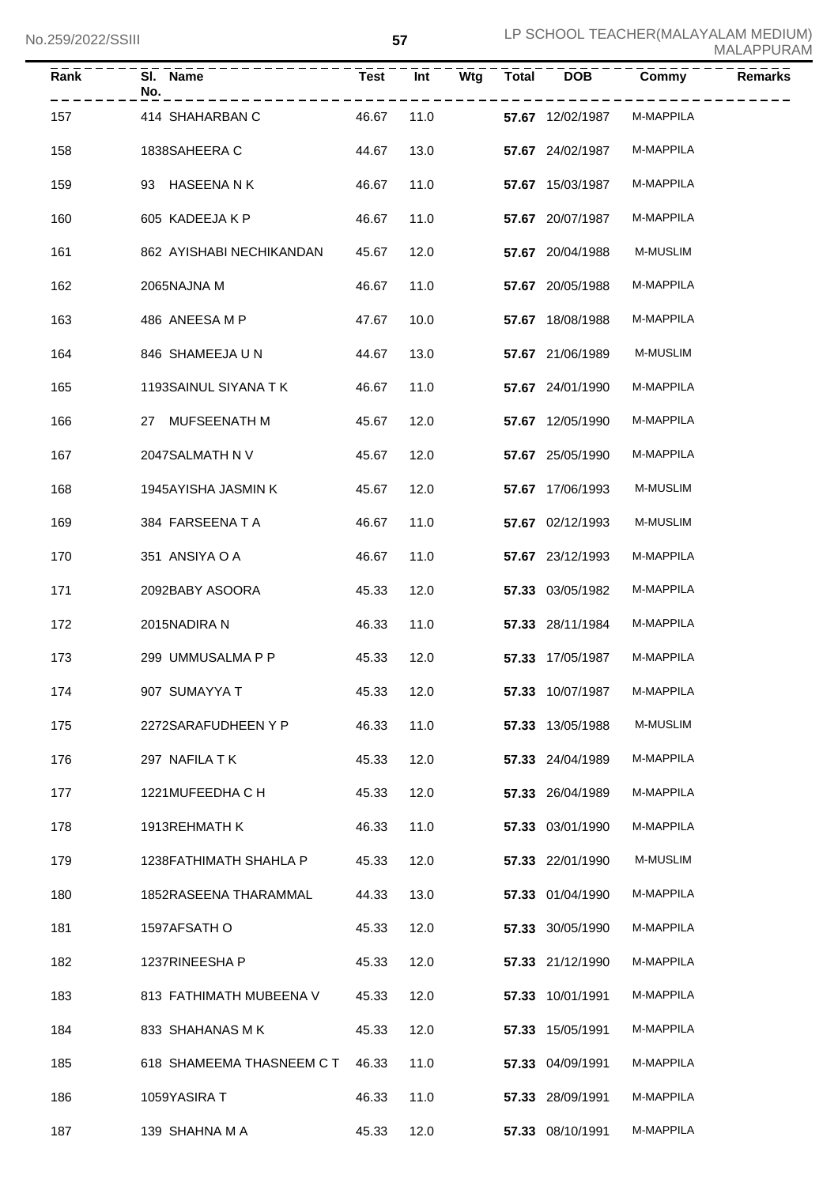| Rank | Sl. No. | Name | Test | Int | Wtg | Total | DOB | Commy | Remarks |
|---|---|---|---|---|---|---|---|---|---|
| 157 | 414 | SHAHARBAN C | 46.67 | 11.0 | | **57.67** | 12/02/1987 | M-MAPPILA | |
| 158 | 1838 | SAHEERA C | 44.67 | 13.0 | | **57.67** | 24/02/1987 | M-MAPPILA | |
| 159 | 93 | HASEENA N K | 46.67 | 11.0 | | **57.67** | 15/03/1987 | M-MAPPILA | |
| 160 | 605 | KADEEJA K P | 46.67 | 11.0 | | **57.67** | 20/07/1987 | M-MAPPILA | |
| 161 | 862 | AYISHABI NECHIKANDAN | 45.67 | 12.0 | | **57.67** | 20/04/1988 | M-MUSLIM | |
| 162 | 2065 | NAJNA M | 46.67 | 11.0 | | **57.67** | 20/05/1988 | M-MAPPILA | |
| 163 | 486 | ANEESA M P | 47.67 | 10.0 | | **57.67** | 18/08/1988 | M-MAPPILA | |
| 164 | 846 | SHAMEEJA U N | 44.67 | 13.0 | | **57.67** | 21/06/1989 | M-MUSLIM | |
| 165 | 1193 | SAINUL SIYANA T K | 46.67 | 11.0 | | **57.67** | 24/01/1990 | M-MAPPILA | |
| 166 | 27 | MUFSEENATH M | 45.67 | 12.0 | | **57.67** | 12/05/1990 | M-MAPPILA | |
| 167 | 2047 | SALMATH N V | 45.67 | 12.0 | | **57.67** | 25/05/1990 | M-MAPPILA | |
| 168 | 1945 | AYISHA JASMIN K | 45.67 | 12.0 | | **57.67** | 17/06/1993 | M-MUSLIM | |
| 169 | 384 | FARSEENA T A | 46.67 | 11.0 | | **57.67** | 02/12/1993 | M-MUSLIM | |
| 170 | 351 | ANSIYA O A | 46.67 | 11.0 | | **57.67** | 23/12/1993 | M-MAPPILA | |
| 171 | 2092 | BABY ASOORA | 45.33 | 12.0 | | **57.33** | 03/05/1982 | M-MAPPILA | |
| 172 | 2015 | NADIRA N | 46.33 | 11.0 | | **57.33** | 28/11/1984 | M-MAPPILA | |
| 173 | 299 | UMMUSALMA P P | 45.33 | 12.0 | | **57.33** | 17/05/1987 | M-MAPPILA | |
| 174 | 907 | SUMAYYA T | 45.33 | 12.0 | | **57.33** | 10/07/1987 | M-MAPPILA | |
| 175 | 2272 | SARAFUDHEEN Y P | 46.33 | 11.0 | | **57.33** | 13/05/1988 | M-MUSLIM | |
| 176 | 297 | NAFILA T K | 45.33 | 12.0 | | **57.33** | 24/04/1989 | M-MAPPILA | |
| 177 | 1221 | MUFEEDHA C H | 45.33 | 12.0 | | **57.33** | 26/04/1989 | M-MAPPILA | |
| 178 | 1913 | REHMATH K | 46.33 | 11.0 | | **57.33** | 03/01/1990 | M-MAPPILA | |
| 179 | 1238 | FATHIMATH SHAHLA P | 45.33 | 12.0 | | **57.33** | 22/01/1990 | M-MUSLIM | |
| 180 | 1852 | RASEENA THARAMMAL | 44.33 | 13.0 | | **57.33** | 01/04/1990 | M-MAPPILA | |
| 181 | 1597 | AFSATH O | 45.33 | 12.0 | | **57.33** | 30/05/1990 | M-MAPPILA | |
| 182 | 1237 | RINEESHA P | 45.33 | 12.0 | | **57.33** | 21/12/1990 | M-MAPPILA | |
| 183 | 813 | FATHIMATH MUBEENA V | 45.33 | 12.0 | | **57.33** | 10/01/1991 | M-MAPPILA | |
| 184 | 833 | SHAHANAS M K | 45.33 | 12.0 | | **57.33** | 15/05/1991 | M-MAPPILA | |
| 185 | 618 | SHAMEEMA THASNEEM C T | 46.33 | 11.0 | | **57.33** | 04/09/1991 | M-MAPPILA | |
| 186 | 1059 | YASIRA T | 46.33 | 11.0 | | **57.33** | 28/09/1991 | M-MAPPILA | |
| 187 | 139 | SHAHNA M A | 45.33 | 12.0 | | **57.33** | 08/10/1991 | M-MAPPILA | |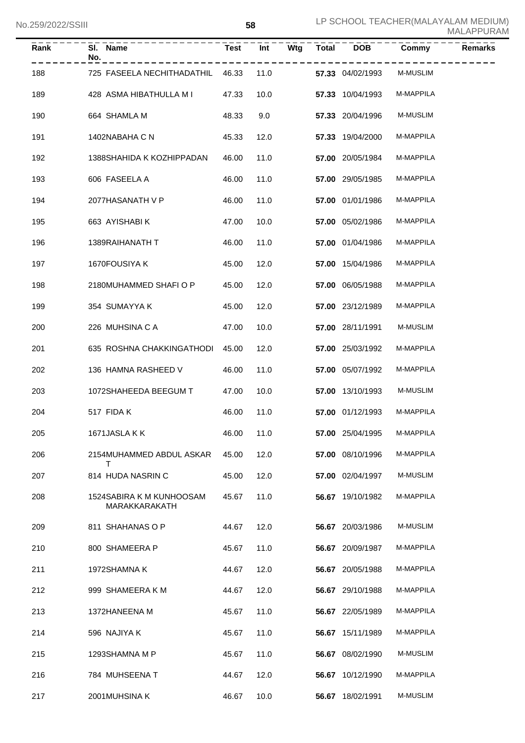| Rank | Sl. No. | Name | Test | Int | Wtg | Total | DOB | Commy | Remarks |
|---|---|---|---|---|---|---|---|---|---|
| 188 | 725 | FASEELA NECHITHADATHIL | 46.33 | 11.0 | | 57.33 | 04/02/1993 | M-MUSLIM | |
| 189 | 428 | ASMA HIBATHULLA M I | 47.33 | 10.0 | | 57.33 | 10/04/1993 | M-MAPPILA | |
| 190 | 664 | SHAMLA M | 48.33 | 9.0 | | 57.33 | 20/04/1996 | M-MUSLIM | |
| 191 | 1402 | NABAHA C N | 45.33 | 12.0 | | 57.33 | 19/04/2000 | M-MAPPILA | |
| 192 | 1388 | SHAHIDA K KOZHIPPADAN | 46.00 | 11.0 | | 57.00 | 20/05/1984 | M-MAPPILA | |
| 193 | 606 | FASEELA A | 46.00 | 11.0 | | 57.00 | 29/05/1985 | M-MAPPILA | |
| 194 | 2077 | HASANATH V P | 46.00 | 11.0 | | 57.00 | 01/01/1986 | M-MAPPILA | |
| 195 | 663 | AYISHABI K | 47.00 | 10.0 | | 57.00 | 05/02/1986 | M-MAPPILA | |
| 196 | 1389 | RAIHANATH T | 46.00 | 11.0 | | 57.00 | 01/04/1986 | M-MAPPILA | |
| 197 | 1670 | FOUSIYA K | 45.00 | 12.0 | | 57.00 | 15/04/1986 | M-MAPPILA | |
| 198 | 2180 | MUHAMMED SHAFI O P | 45.00 | 12.0 | | 57.00 | 06/05/1988 | M-MAPPILA | |
| 199 | 354 | SUMAYYA K | 45.00 | 12.0 | | 57.00 | 23/12/1989 | M-MAPPILA | |
| 200 | 226 | MUHSINA C A | 47.00 | 10.0 | | 57.00 | 28/11/1991 | M-MUSLIM | |
| 201 | 635 | ROSHNA CHAKKINGATHODI | 45.00 | 12.0 | | 57.00 | 25/03/1992 | M-MAPPILA | |
| 202 | 136 | HAMNA RASHEED V | 46.00 | 11.0 | | 57.00 | 05/07/1992 | M-MAPPILA | |
| 203 | 1072 | SHAHEEDA BEEGUM T | 47.00 | 10.0 | | 57.00 | 13/10/1993 | M-MUSLIM | |
| 204 | 517 | FIDA K | 46.00 | 11.0 | | 57.00 | 01/12/1993 | M-MAPPILA | |
| 205 | 1671 | JASLA K K | 46.00 | 11.0 | | 57.00 | 25/04/1995 | M-MAPPILA | |
| 206 | 2154 | MUHAMMED ABDUL ASKAR T | 45.00 | 12.0 | | 57.00 | 08/10/1996 | M-MAPPILA | |
| 207 | 814 | HUDA NASRIN C | 45.00 | 12.0 | | 57.00 | 02/04/1997 | M-MUSLIM | |
| 208 | 1524 | SABIRA K M KUNHOOSAM MARAKKARAKATH | 45.67 | 11.0 | | 56.67 | 19/10/1982 | M-MAPPILA | |
| 209 | 811 | SHAHANAS O P | 44.67 | 12.0 | | 56.67 | 20/03/1986 | M-MUSLIM | |
| 210 | 800 | SHAMEERA P | 45.67 | 11.0 | | 56.67 | 20/09/1987 | M-MAPPILA | |
| 211 | 1972 | SHAMNA K | 44.67 | 12.0 | | 56.67 | 20/05/1988 | M-MAPPILA | |
| 212 | 999 | SHAMEERA K M | 44.67 | 12.0 | | 56.67 | 29/10/1988 | M-MAPPILA | |
| 213 | 1372 | HANEENA M | 45.67 | 11.0 | | 56.67 | 22/05/1989 | M-MAPPILA | |
| 214 | 596 | NAJIYA K | 45.67 | 11.0 | | 56.67 | 15/11/1989 | M-MAPPILA | |
| 215 | 1293 | SHAMNA M P | 45.67 | 11.0 | | 56.67 | 08/02/1990 | M-MUSLIM | |
| 216 | 784 | MUHSEENA T | 44.67 | 12.0 | | 56.67 | 10/12/1990 | M-MAPPILA | |
| 217 | 2001 | MUHSINA K | 46.67 | 10.0 | | 56.67 | 18/02/1991 | M-MUSLIM | |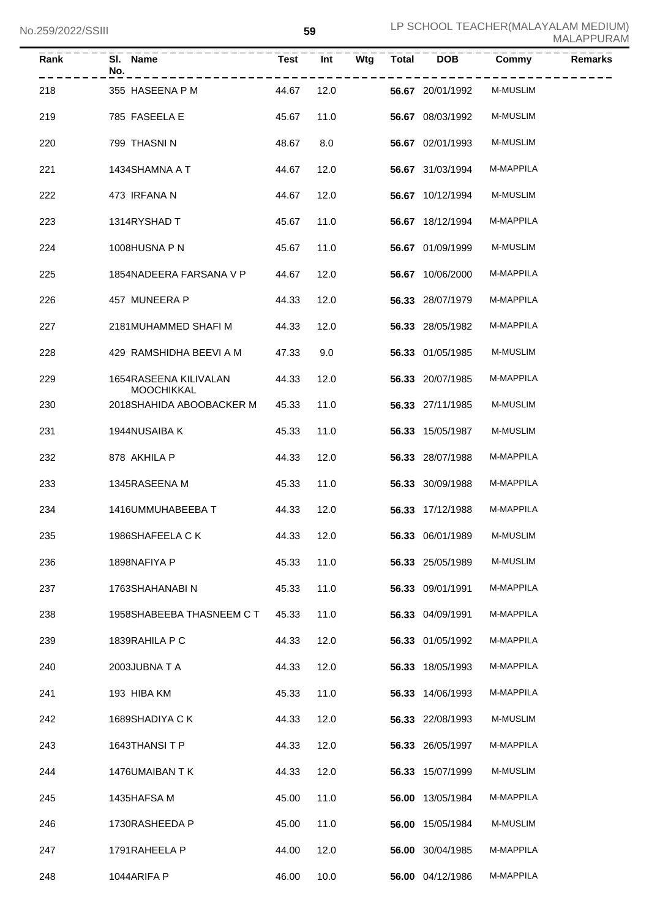| Rank | Sl. No. | Name | Test | Int | Wtg | Total | DOB | Commy | Remarks |
|---|---|---|---|---|---|---|---|---|---|
| 218 | 355 | HASEENA P M | 44.67 | 12.0 | | **56.67** | 20/01/1992 | M-MUSLIM | |
| 219 | 785 | FASEELA E | 45.67 | 11.0 | | **56.67** | 08/03/1992 | M-MUSLIM | |
| 220 | 799 | THASNI N | 48.67 | 8.0 | | **56.67** | 02/01/1993 | M-MUSLIM | |
| 221 | 1434 | SHAMNA A T | 44.67 | 12.0 | | **56.67** | 31/03/1994 | M-MAPPILA | |
| 222 | 473 | IRFANA N | 44.67 | 12.0 | | **56.67** | 10/12/1994 | M-MUSLIM | |
| 223 | 1314 | RYSHAD T | 45.67 | 11.0 | | **56.67** | 18/12/1994 | M-MAPPILA | |
| 224 | 1008 | HUSNA P N | 45.67 | 11.0 | | **56.67** | 01/09/1999 | M-MUSLIM | |
| 225 | 1854 | NADEERA FARSANA V P | 44.67 | 12.0 | | **56.67** | 10/06/2000 | M-MAPPILA | |
| 226 | 457 | MUNEERA P | 44.33 | 12.0 | | **56.33** | 28/07/1979 | M-MAPPILA | |
| 227 | 2181 | MUHAMMED SHAFI M | 44.33 | 12.0 | | **56.33** | 28/05/1982 | M-MAPPILA | |
| 228 | 429 | RAMSHIDHA BEEVI A M | 47.33 | 9.0 | | **56.33** | 01/05/1985 | M-MUSLIM | |
| 229 | 1654 | RASEENA KILIVALAN MOOCHIKKAL | 44.33 | 12.0 | | **56.33** | 20/07/1985 | M-MAPPILA | |
| 230 | 2018 | SHAHIDA ABOOBACKER M | 45.33 | 11.0 | | **56.33** | 27/11/1985 | M-MUSLIM | |
| 231 | 1944 | NUSAIBA K | 45.33 | 11.0 | | **56.33** | 15/05/1987 | M-MUSLIM | |
| 232 | 878 | AKHILA P | 44.33 | 12.0 | | **56.33** | 28/07/1988 | M-MAPPILA | |
| 233 | 1345 | RASEENA M | 45.33 | 11.0 | | **56.33** | 30/09/1988 | M-MAPPILA | |
| 234 | 1416 | UMMUHABEEBA T | 44.33 | 12.0 | | **56.33** | 17/12/1988 | M-MAPPILA | |
| 235 | 1986 | SHAFEELA C K | 44.33 | 12.0 | | **56.33** | 06/01/1989 | M-MUSLIM | |
| 236 | 1898 | NAFIYA P | 45.33 | 11.0 | | **56.33** | 25/05/1989 | M-MUSLIM | |
| 237 | 1763 | SHAHANABI N | 45.33 | 11.0 | | **56.33** | 09/01/1991 | M-MAPPILA | |
| 238 | 1958 | SHABEEBA THASNEEM C T | 45.33 | 11.0 | | **56.33** | 04/09/1991 | M-MAPPILA | |
| 239 | 1839 | RAHILA P C | 44.33 | 12.0 | | **56.33** | 01/05/1992 | M-MAPPILA | |
| 240 | 2003 | JUBNA T A | 44.33 | 12.0 | | **56.33** | 18/05/1993 | M-MAPPILA | |
| 241 | 193 | HIBA KM | 45.33 | 11.0 | | **56.33** | 14/06/1993 | M-MAPPILA | |
| 242 | 1689 | SHADIYA C K | 44.33 | 12.0 | | **56.33** | 22/08/1993 | M-MUSLIM | |
| 243 | 1643 | THANSI T P | 44.33 | 12.0 | | **56.33** | 26/05/1997 | M-MAPPILA | |
| 244 | 1476 | UMAIBAN T K | 44.33 | 12.0 | | **56.33** | 15/07/1999 | M-MUSLIM | |
| 245 | 1435 | HAFSA M | 45.00 | 11.0 | | **56.00** | 13/05/1984 | M-MAPPILA | |
| 246 | 1730 | RASHEEDA P | 45.00 | 11.0 | | **56.00** | 15/05/1984 | M-MUSLIM | |
| 247 | 1791 | RAHEELA P | 44.00 | 12.0 | | **56.00** | 30/04/1985 | M-MAPPILA | |
| 248 | 1044 | ARIFA P | 46.00 | 10.0 | | **56.00** | 04/12/1986 | M-MAPPILA | |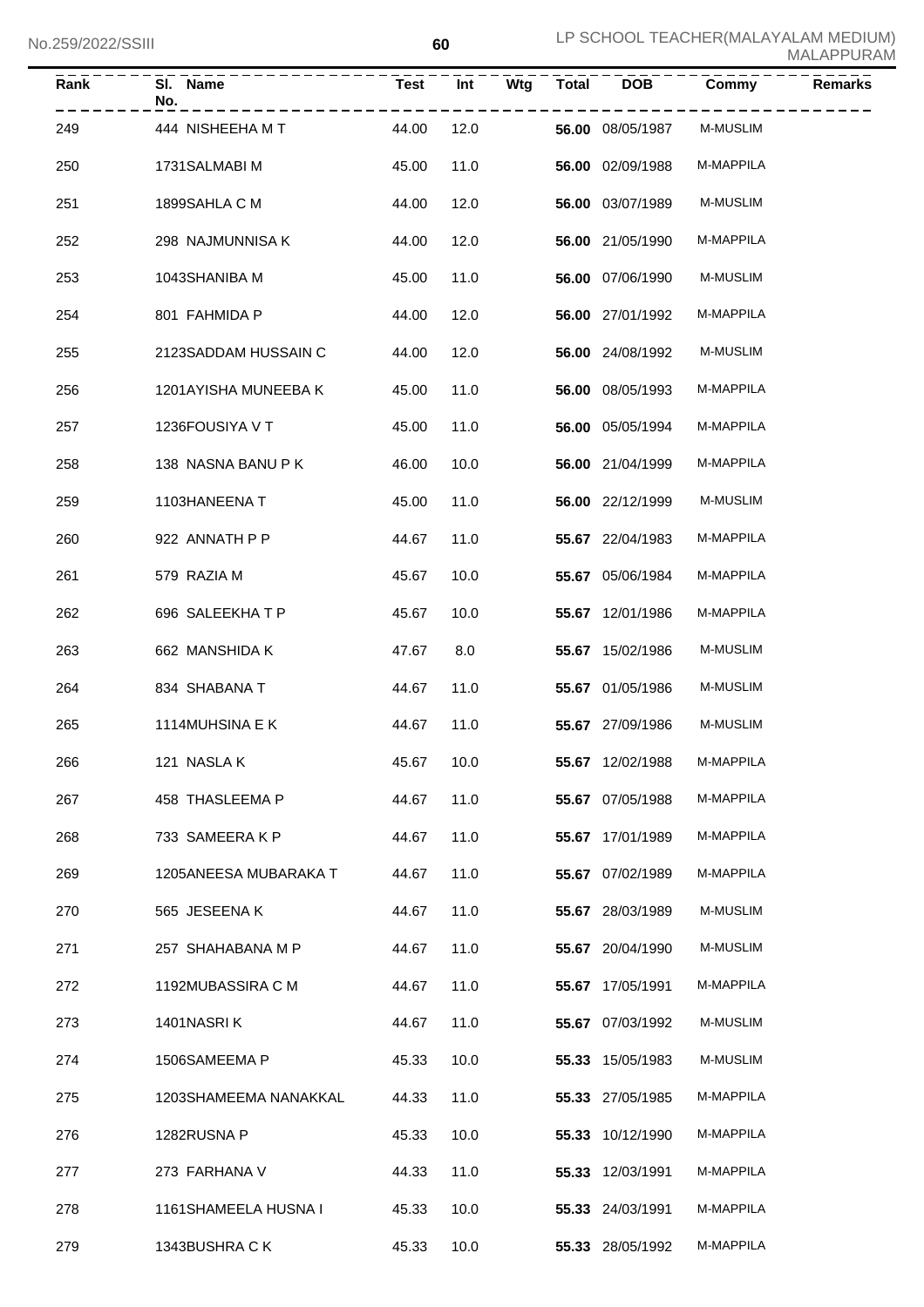| Rank | Sl. No. | Name | Test | Int | Wtg | Total | DOB | Commy | Remarks |
|---|---|---|---|---|---|---|---|---|---|
| 249 | 444 | NISHEEHA M T | 44.00 | 12.0 | | **56.00** | 08/05/1987 | M-MUSLIM | |
| 250 | 1731 | SALMABI M | 45.00 | 11.0 | | **56.00** | 02/09/1988 | M-MAPPILA | |
| 251 | 1899 | SAHLA C M | 44.00 | 12.0 | | **56.00** | 03/07/1989 | M-MUSLIM | |
| 252 | 298 | NAJMUNNISA K | 44.00 | 12.0 | | **56.00** | 21/05/1990 | M-MAPPILA | |
| 253 | 1043 | SHANIBA M | 45.00 | 11.0 | | **56.00** | 07/06/1990 | M-MUSLIM | |
| 254 | 801 | FAHMIDA P | 44.00 | 12.0 | | **56.00** | 27/01/1992 | M-MAPPILA | |
| 255 | 2123 | SADDAM HUSSAIN C | 44.00 | 12.0 | | **56.00** | 24/08/1992 | M-MUSLIM | |
| 256 | 1201 | AYISHA MUNEEBA K | 45.00 | 11.0 | | **56.00** | 08/05/1993 | M-MAPPILA | |
| 257 | 1236 | FOUSIYA V T | 45.00 | 11.0 | | **56.00** | 05/05/1994 | M-MAPPILA | |
| 258 | 138 | NASNA BANU P K | 46.00 | 10.0 | | **56.00** | 21/04/1999 | M-MAPPILA | |
| 259 | 1103 | HANEENA T | 45.00 | 11.0 | | **56.00** | 22/12/1999 | M-MUSLIM | |
| 260 | 922 | ANNATH P P | 44.67 | 11.0 | | **55.67** | 22/04/1983 | M-MAPPILA | |
| 261 | 579 | RAZIA M | 45.67 | 10.0 | | **55.67** | 05/06/1984 | M-MAPPILA | |
| 262 | 696 | SALEEKHA T P | 45.67 | 10.0 | | **55.67** | 12/01/1986 | M-MAPPILA | |
| 263 | 662 | MANSHIDA K | 47.67 | 8.0 | | **55.67** | 15/02/1986 | M-MUSLIM | |
| 264 | 834 | SHABANA T | 44.67 | 11.0 | | **55.67** | 01/05/1986 | M-MUSLIM | |
| 265 | 1114 | MUHSINA E K | 44.67 | 11.0 | | **55.67** | 27/09/1986 | M-MUSLIM | |
| 266 | 121 | NASLA K | 45.67 | 10.0 | | **55.67** | 12/02/1988 | M-MAPPILA | |
| 267 | 458 | THASLEEMA P | 44.67 | 11.0 | | **55.67** | 07/05/1988 | M-MAPPILA | |
| 268 | 733 | SAMEERA K P | 44.67 | 11.0 | | **55.67** | 17/01/1989 | M-MAPPILA | |
| 269 | 1205 | ANEESA MUBARAKA T | 44.67 | 11.0 | | **55.67** | 07/02/1989 | M-MAPPILA | |
| 270 | 565 | JESEENA K | 44.67 | 11.0 | | **55.67** | 28/03/1989 | M-MUSLIM | |
| 271 | 257 | SHAHABANA M P | 44.67 | 11.0 | | **55.67** | 20/04/1990 | M-MUSLIM | |
| 272 | 1192 | MUBASSIRA C M | 44.67 | 11.0 | | **55.67** | 17/05/1991 | M-MAPPILA | |
| 273 | 1401 | NASRI K | 44.67 | 11.0 | | **55.67** | 07/03/1992 | M-MUSLIM | |
| 274 | 1506 | SAMEEMA P | 45.33 | 10.0 | | **55.33** | 15/05/1983 | M-MUSLIM | |
| 275 | 1203 | SHAMEEMA NANAKKAL | 44.33 | 11.0 | | **55.33** | 27/05/1985 | M-MAPPILA | |
| 276 | 1282 | RUSNA P | 45.33 | 10.0 | | **55.33** | 10/12/1990 | M-MAPPILA | |
| 277 | 273 | FARHANA V | 44.33 | 11.0 | | **55.33** | 12/03/1991 | M-MAPPILA | |
| 278 | 1161 | SHAMEELA HUSNA I | 45.33 | 10.0 | | **55.33** | 24/03/1991 | M-MAPPILA | |
| 279 | 1343 | BUSHRA C K | 45.33 | 10.0 | | **55.33** | 28/05/1992 | M-MAPPILA | |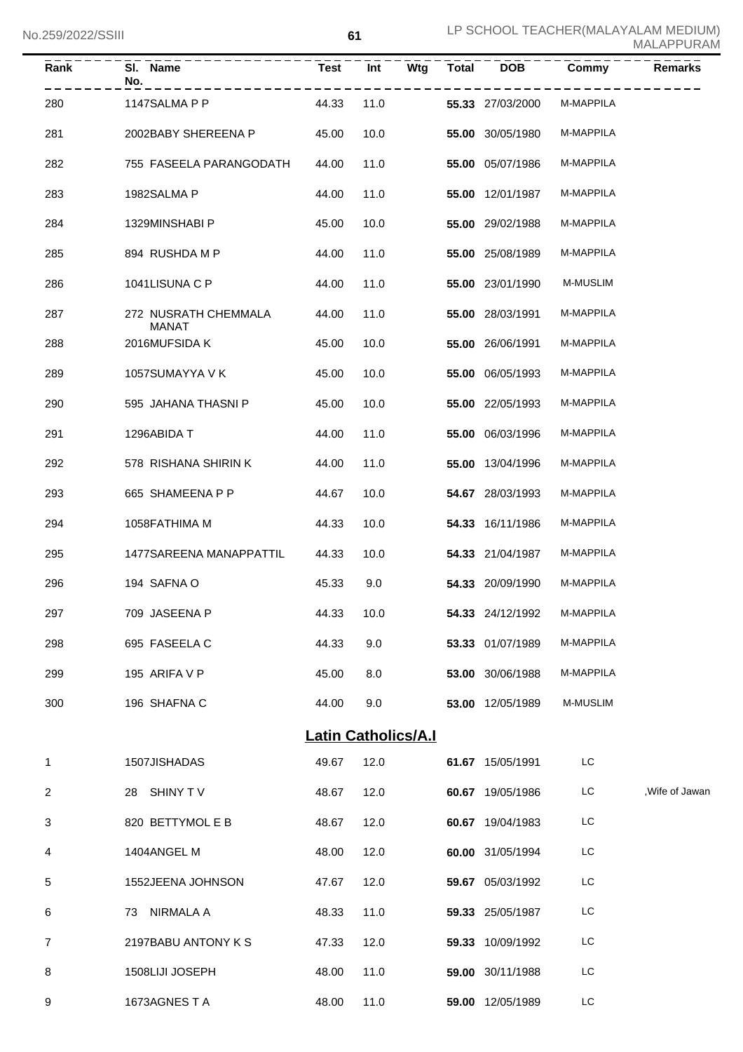| Rank | Sl. No. | Name | Test | Int | Wtg | Total | DOB | Commy | Remarks |
|---|---|---|---|---|---|---|---|---|---|
| 280 | 1147 | SALMA P P | 44.33 | 11.0 | | 55.33 | 27/03/2000 | M-MAPPILA | |
| 281 | 2002 | BABY SHEREENA P | 45.00 | 10.0 | | 55.00 | 30/05/1980 | M-MAPPILA | |
| 282 | 755 | FASEELA PARANGODATH | 44.00 | 11.0 | | 55.00 | 05/07/1986 | M-MAPPILA | |
| 283 | 1982 | SALMA P | 44.00 | 11.0 | | 55.00 | 12/01/1987 | M-MAPPILA | |
| 284 | 1329 | MINSHABI P | 45.00 | 10.0 | | 55.00 | 29/02/1988 | M-MAPPILA | |
| 285 | 894 | RUSHDA M P | 44.00 | 11.0 | | 55.00 | 25/08/1989 | M-MAPPILA | |
| 286 | 1041 | LISUNA C P | 44.00 | 11.0 | | 55.00 | 23/01/1990 | M-MUSLIM | |
| 287 | 272 | NUSRATH CHEMMALA MANAT | 44.00 | 11.0 | | 55.00 | 28/03/1991 | M-MAPPILA | |
| 288 | 2016 | MUFSIDA K | 45.00 | 10.0 | | 55.00 | 26/06/1991 | M-MAPPILA | |
| 289 | 1057 | SUMAYYA V K | 45.00 | 10.0 | | 55.00 | 06/05/1993 | M-MAPPILA | |
| 290 | 595 | JAHANA THASNI P | 45.00 | 10.0 | | 55.00 | 22/05/1993 | M-MAPPILA | |
| 291 | 1296 | ABIDA T | 44.00 | 11.0 | | 55.00 | 06/03/1996 | M-MAPPILA | |
| 292 | 578 | RISHANA SHIRIN K | 44.00 | 11.0 | | 55.00 | 13/04/1996 | M-MAPPILA | |
| 293 | 665 | SHAMEENA P P | 44.67 | 10.0 | | 54.67 | 28/03/1993 | M-MAPPILA | |
| 294 | 1058 | FATHIMA M | 44.33 | 10.0 | | 54.33 | 16/11/1986 | M-MAPPILA | |
| 295 | 1477 | SAREENA MANAPPATTIL | 44.33 | 10.0 | | 54.33 | 21/04/1987 | M-MAPPILA | |
| 296 | 194 | SAFNA O | 45.33 | 9.0 | | 54.33 | 20/09/1990 | M-MAPPILA | |
| 297 | 709 | JASEENA P | 44.33 | 10.0 | | 54.33 | 24/12/1992 | M-MAPPILA | |
| 298 | 695 | FASEELA C | 44.33 | 9.0 | | 53.33 | 01/07/1989 | M-MAPPILA | |
| 299 | 195 | ARIFA V P | 45.00 | 8.0 | | 53.00 | 30/06/1988 | M-MAPPILA | |
| 300 | 196 | SHAFNA C | 44.00 | 9.0 | | 53.00 | 12/05/1989 | M-MUSLIM | |

## Latin Catholics/A.I

| Rank | Sl. No. | Name | Test | Int | Wtg | Total | DOB | Commy | Remarks |
|---|---|---|---|---|---|---|---|---|---|
| 1 | 1507 | JISHADAS | 49.67 | 12.0 | | 61.67 | 15/05/1991 | LC | |
| 2 | 28 | SHINY T V | 48.67 | 12.0 | | 60.67 | 19/05/1986 | LC | ,Wife of Jawan |
| 3 | 820 | BETTYMOL E B | 48.67 | 12.0 | | 60.67 | 19/04/1983 | LC | |
| 4 | 1404 | ANGEL M | 48.00 | 12.0 | | 60.00 | 31/05/1994 | LC | |
| 5 | 1552 | JEENA JOHNSON | 47.67 | 12.0 | | 59.67 | 05/03/1992 | LC | |
| 6 | 73 | NIRMALA A | 48.33 | 11.0 | | 59.33 | 25/05/1987 | LC | |
| 7 | 2197 | BABU ANTONY K S | 47.33 | 12.0 | | 59.33 | 10/09/1992 | LC | |
| 8 | 1508 | LIJI JOSEPH | 48.00 | 11.0 | | 59.00 | 30/11/1988 | LC | |
| 9 | 1673 | AGNES T A | 48.00 | 11.0 | | 59.00 | 12/05/1989 | LC | |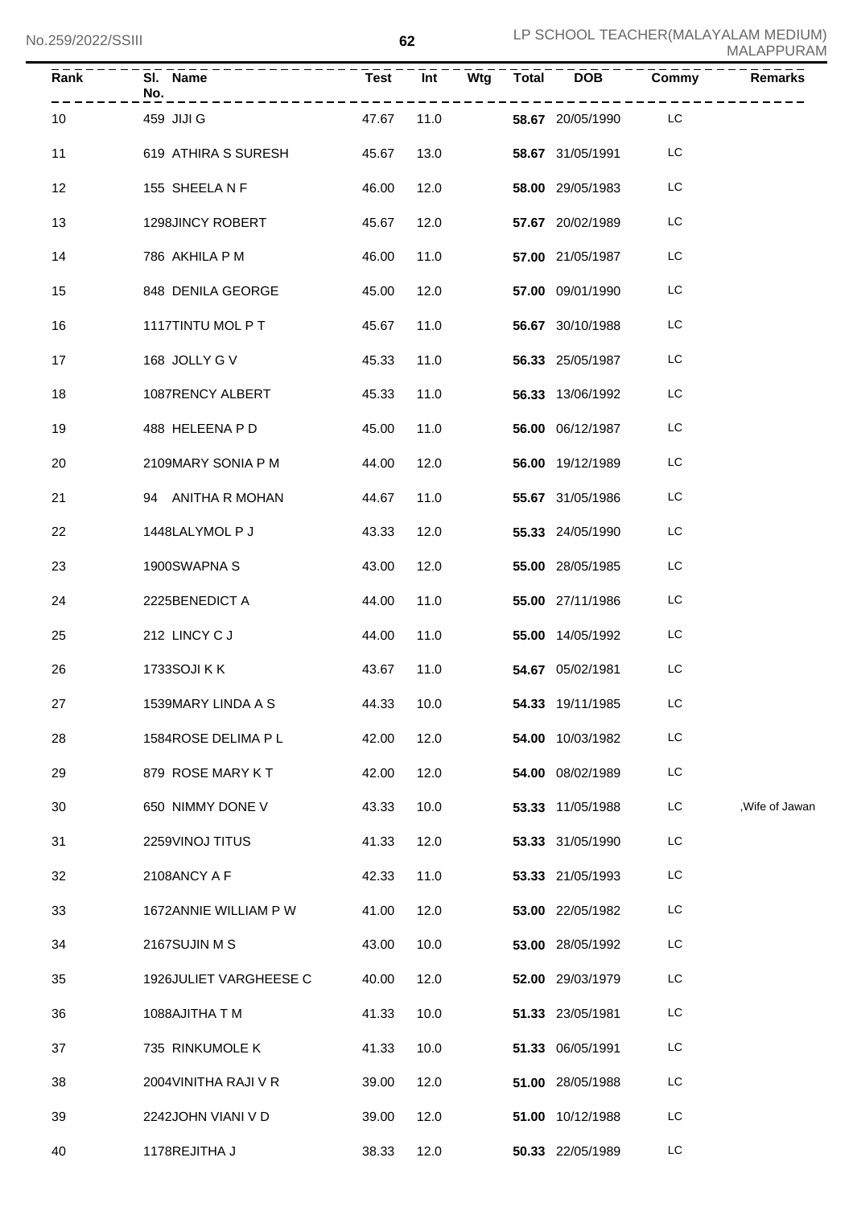| Rank | Sl. No. | Name | Test | Int | Wtg | Total | DOB | Commy | Remarks |
|---|---|---|---|---|---|---|---|---|---|
| 10 | 459 | JIJI G | 47.67 | 11.0 | | **58.67** | 20/05/1990 | LC | |
| 11 | 619 | ATHIRA S SURESH | 45.67 | 13.0 | | **58.67** | 31/05/1991 | LC | |
| 12 | 155 | SHEELA N F | 46.00 | 12.0 | | **58.00** | 29/05/1983 | LC | |
| 13 | 1298 | JINCY ROBERT | 45.67 | 12.0 | | **57.67** | 20/02/1989 | LC | |
| 14 | 786 | AKHILA P M | 46.00 | 11.0 | | **57.00** | 21/05/1987 | LC | |
| 15 | 848 | DENILA GEORGE | 45.00 | 12.0 | | **57.00** | 09/01/1990 | LC | |
| 16 | 1117 | TINTU MOL P T | 45.67 | 11.0 | | **56.67** | 30/10/1988 | LC | |
| 17 | 168 | JOLLY G V | 45.33 | 11.0 | | **56.33** | 25/05/1987 | LC | |
| 18 | 1087 | RENCY ALBERT | 45.33 | 11.0 | | **56.33** | 13/06/1992 | LC | |
| 19 | 488 | HELEENA P D | 45.00 | 11.0 | | **56.00** | 06/12/1987 | LC | |
| 20 | 2109 | MARY SONIA P M | 44.00 | 12.0 | | **56.00** | 19/12/1989 | LC | |
| 21 | 94 | ANITHA R MOHAN | 44.67 | 11.0 | | **55.67** | 31/05/1986 | LC | |
| 22 | 1448 | LALYMOL P J | 43.33 | 12.0 | | **55.33** | 24/05/1990 | LC | |
| 23 | 1900 | SWAPNA S | 43.00 | 12.0 | | **55.00** | 28/05/1985 | LC | |
| 24 | 2225 | BENEDICT A | 44.00 | 11.0 | | **55.00** | 27/11/1986 | LC | |
| 25 | 212 | LINCY C J | 44.00 | 11.0 | | **55.00** | 14/05/1992 | LC | |
| 26 | 1733 | SOJI K K | 43.67 | 11.0 | | **54.67** | 05/02/1981 | LC | |
| 27 | 1539 | MARY LINDA A S | 44.33 | 10.0 | | **54.33** | 19/11/1985 | LC | |
| 28 | 1584 | ROSE DELIMA P L | 42.00 | 12.0 | | **54.00** | 10/03/1982 | LC | |
| 29 | 879 | ROSE MARY K T | 42.00 | 12.0 | | **54.00** | 08/02/1989 | LC | |
| 30 | 650 | NIMMY DONE V | 43.33 | 10.0 | | **53.33** | 11/05/1988 | LC | ,Wife of Jawan |
| 31 | 2259 | VINOJ TITUS | 41.33 | 12.0 | | **53.33** | 31/05/1990 | LC | |
| 32 | 2108 | ANCY A F | 42.33 | 11.0 | | **53.33** | 21/05/1993 | LC | |
| 33 | 1672 | ANNIE WILLIAM P W | 41.00 | 12.0 | | **53.00** | 22/05/1982 | LC | |
| 34 | 2167 | SUJIN M S | 43.00 | 10.0 | | **53.00** | 28/05/1992 | LC | |
| 35 | 1926 | JULIET VARGHEESE C | 40.00 | 12.0 | | **52.00** | 29/03/1979 | LC | |
| 36 | 1088 | AJITHA T M | 41.33 | 10.0 | | **51.33** | 23/05/1981 | LC | |
| 37 | 735 | RINKUMOLE K | 41.33 | 10.0 | | **51.33** | 06/05/1991 | LC | |
| 38 | 2004 | VINITHA RAJI V R | 39.00 | 12.0 | | **51.00** | 28/05/1988 | LC | |
| 39 | 2242 | JOHN VIANI V D | 39.00 | 12.0 | | **51.00** | 10/12/1988 | LC | |
| 40 | 1178 | REJITHA J | 38.33 | 12.0 | | **50.33** | 22/05/1989 | LC | |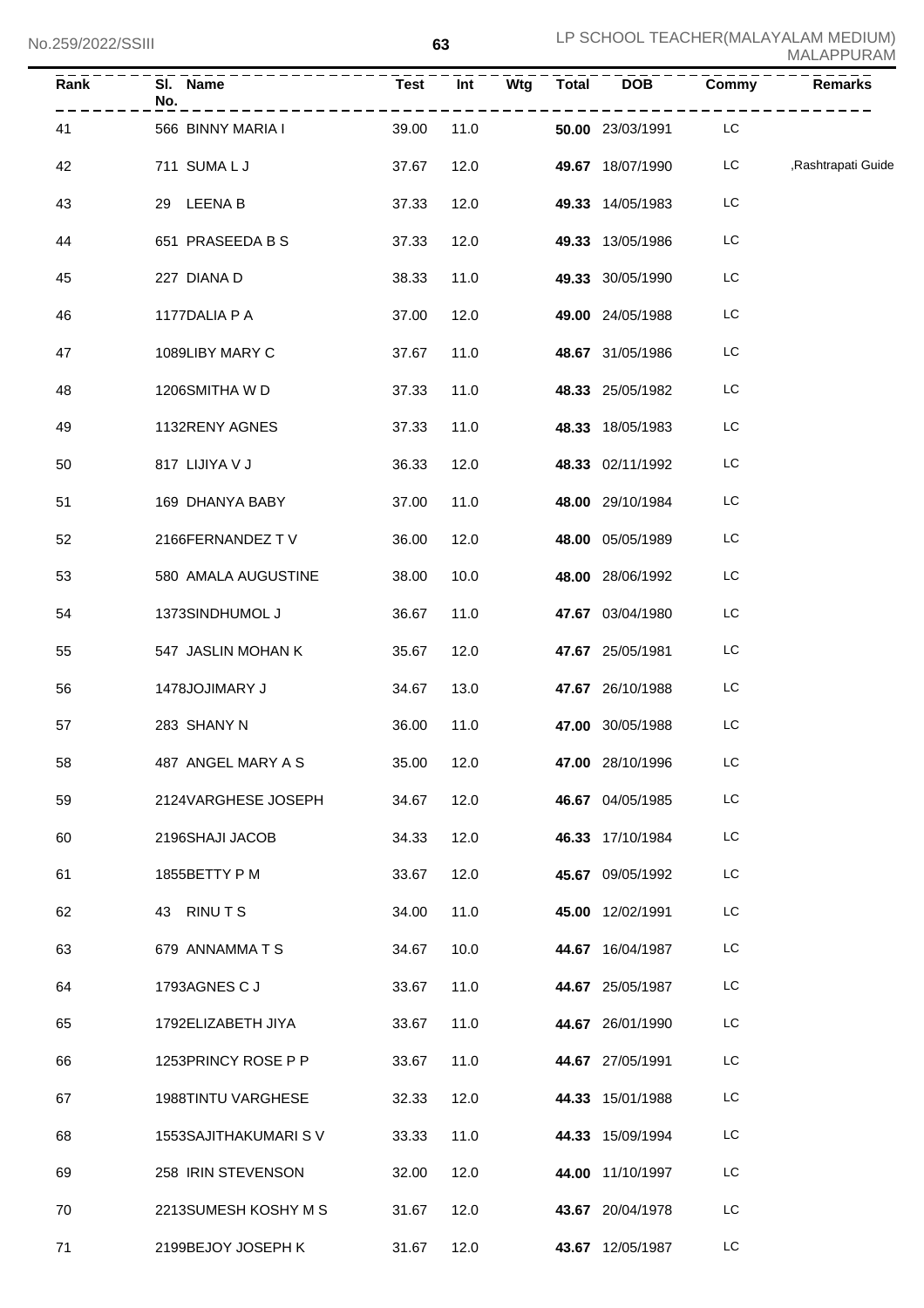| Rank | Sl. No. | Name | Test | Int | Wtg | Total | DOB | Commy | Remarks |
|---|---|---|---|---|---|---|---|---|---|
| 41 | 566 | BINNY MARIA I | 39.00 | 11.0 | | **50.00** | 23/03/1991 | LC | |
| 42 | 711 | SUMA L J | 37.67 | 12.0 | | **49.67** | 18/07/1990 | LC | ,Rashtrapati Guide |
| 43 | 29 | LEENA B | 37.33 | 12.0 | | **49.33** | 14/05/1983 | LC | |
| 44 | 651 | PRASEEDA B S | 37.33 | 12.0 | | **49.33** | 13/05/1986 | LC | |
| 45 | 227 | DIANA D | 38.33 | 11.0 | | **49.33** | 30/05/1990 | LC | |
| 46 | 1177 | DALIA P A | 37.00 | 12.0 | | **49.00** | 24/05/1988 | LC | |
| 47 | 1089 | LIBY MARY C | 37.67 | 11.0 | | **48.67** | 31/05/1986 | LC | |
| 48 | 1206 | SMITHA W D | 37.33 | 11.0 | | **48.33** | 25/05/1982 | LC | |
| 49 | 1132 | RENY AGNES | 37.33 | 11.0 | | **48.33** | 18/05/1983 | LC | |
| 50 | 817 | LIJIYA V J | 36.33 | 12.0 | | **48.33** | 02/11/1992 | LC | |
| 51 | 169 | DHANYA BABY | 37.00 | 11.0 | | **48.00** | 29/10/1984 | LC | |
| 52 | 2166 | FERNANDEZ T V | 36.00 | 12.0 | | **48.00** | 05/05/1989 | LC | |
| 53 | 580 | AMALA AUGUSTINE | 38.00 | 10.0 | | **48.00** | 28/06/1992 | LC | |
| 54 | 1373 | SINDHUMOL J | 36.67 | 11.0 | | **47.67** | 03/04/1980 | LC | |
| 55 | 547 | JASLIN MOHAN K | 35.67 | 12.0 | | **47.67** | 25/05/1981 | LC | |
| 56 | 1478 | JOJIMARY J | 34.67 | 13.0 | | **47.67** | 26/10/1988 | LC | |
| 57 | 283 | SHANY N | 36.00 | 11.0 | | **47.00** | 30/05/1988 | LC | |
| 58 | 487 | ANGEL MARY A S | 35.00 | 12.0 | | **47.00** | 28/10/1996 | LC | |
| 59 | 2124 | VARGHESE JOSEPH | 34.67 | 12.0 | | **46.67** | 04/05/1985 | LC | |
| 60 | 2196 | SHAJI JACOB | 34.33 | 12.0 | | **46.33** | 17/10/1984 | LC | |
| 61 | 1855 | BETTY P M | 33.67 | 12.0 | | **45.67** | 09/05/1992 | LC | |
| 62 | 43 | RINU T S | 34.00 | 11.0 | | **45.00** | 12/02/1991 | LC | |
| 63 | 679 | ANNAMMA T S | 34.67 | 10.0 | | **44.67** | 16/04/1987 | LC | |
| 64 | 1793 | AGNES C J | 33.67 | 11.0 | | **44.67** | 25/05/1987 | LC | |
| 65 | 1792 | ELIZABETH JIYA | 33.67 | 11.0 | | **44.67** | 26/01/1990 | LC | |
| 66 | 1253 | PRINCY ROSE P P | 33.67 | 11.0 | | **44.67** | 27/05/1991 | LC | |
| 67 | 1988 | TINTU VARGHESE | 32.33 | 12.0 | | **44.33** | 15/01/1988 | LC | |
| 68 | 1553 | SAJITHAKUMARI S V | 33.33 | 11.0 | | **44.33** | 15/09/1994 | LC | |
| 69 | 258 | IRIN STEVENSON | 32.00 | 12.0 | | **44.00** | 11/10/1997 | LC | |
| 70 | 2213 | SUMESH KOSHY M S | 31.67 | 12.0 | | **43.67** | 20/04/1978 | LC | |
| 71 | 2199 | BEJOY JOSEPH K | 31.67 | 12.0 | | **43.67** | 12/05/1987 | LC | |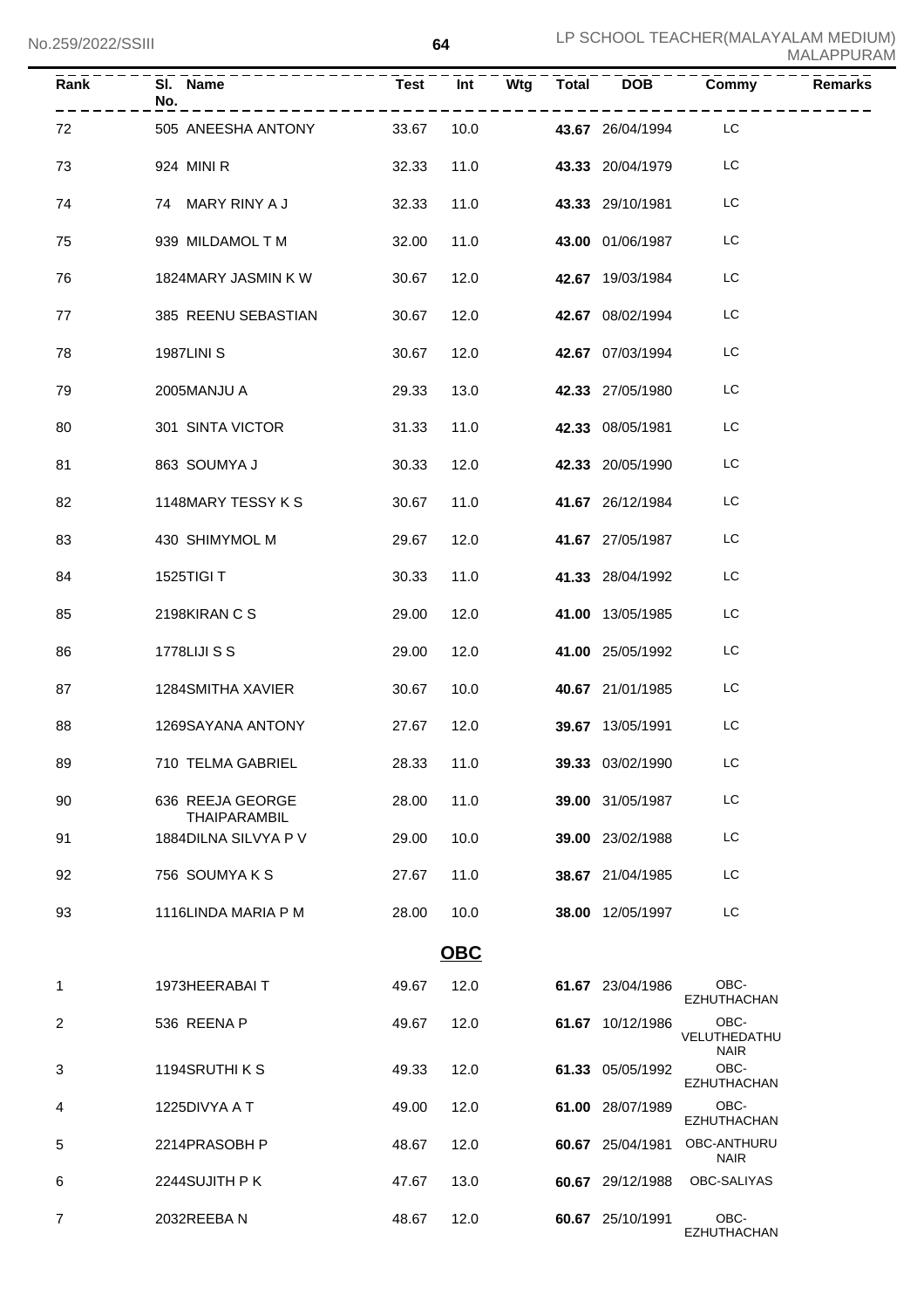| Rank | Sl. No. | Name | Test | Int | Wtg | Total | DOB | Commy | Remarks |
|---|---|---|---|---|---|---|---|---|---|
| 72 | 505 | ANEESHA ANTONY | 33.67 | 10.0 | | 43.67 | 26/04/1994 | LC | |
| 73 | 924 | MINI R | 32.33 | 11.0 | | 43.33 | 20/04/1979 | LC | |
| 74 | 74 | MARY RINY A J | 32.33 | 11.0 | | 43.33 | 29/10/1981 | LC | |
| 75 | 939 | MILDAMOL T M | 32.00 | 11.0 | | 43.00 | 01/06/1987 | LC | |
| 76 | 1824 | MARY JASMIN K W | 30.67 | 12.0 | | 42.67 | 19/03/1984 | LC | |
| 77 | 385 | REENU SEBASTIAN | 30.67 | 12.0 | | 42.67 | 08/02/1994 | LC | |
| 78 | 1987 | LINI S | 30.67 | 12.0 | | 42.67 | 07/03/1994 | LC | |
| 79 | 2005 | MANJU A | 29.33 | 13.0 | | 42.33 | 27/05/1980 | LC | |
| 80 | 301 | SINTA VICTOR | 31.33 | 11.0 | | 42.33 | 08/05/1981 | LC | |
| 81 | 863 | SOUMYA J | 30.33 | 12.0 | | 42.33 | 20/05/1990 | LC | |
| 82 | 1148 | MARY TESSY K S | 30.67 | 11.0 | | 41.67 | 26/12/1984 | LC | |
| 83 | 430 | SHIMYMOL M | 29.67 | 12.0 | | 41.67 | 27/05/1987 | LC | |
| 84 | 1525 | TIGI T | 30.33 | 11.0 | | 41.33 | 28/04/1992 | LC | |
| 85 | 2198 | KIRAN C S | 29.00 | 12.0 | | 41.00 | 13/05/1985 | LC | |
| 86 | 1778 | LIJI S S | 29.00 | 12.0 | | 41.00 | 25/05/1992 | LC | |
| 87 | 1284 | SMITHA XAVIER | 30.67 | 10.0 | | 40.67 | 21/01/1985 | LC | |
| 88 | 1269 | SAYANA ANTONY | 27.67 | 12.0 | | 39.67 | 13/05/1991 | LC | |
| 89 | 710 | TELMA GABRIEL | 28.33 | 11.0 | | 39.33 | 03/02/1990 | LC | |
| 90 | 636 | REEJA GEORGE THAIPARAMBIL | 28.00 | 11.0 | | 39.00 | 31/05/1987 | LC | |
| 91 | 1884 | DILNA SILVYA P V | 29.00 | 10.0 | | 39.00 | 23/02/1988 | LC | |
| 92 | 756 | SOUMYA K S | 27.67 | 11.0 | | 38.67 | 21/04/1985 | LC | |
| 93 | 1116 | LINDA MARIA P M | 28.00 | 10.0 | | 38.00 | 12/05/1997 | LC | |

## OBC

| Rank | Sl. No. | Name | Test | Int | Wtg | Total | DOB | Commy | Remarks |
|---|---|---|---|---|---|---|---|---|---|
| 1 | 1973 | HEERABAI T | 49.67 | 12.0 | | 61.67 | 23/04/1986 | OBC-EZHUTHACHAN | |
| 2 | 536 | REENA P | 49.67 | 12.0 | | 61.67 | 10/12/1986 | OBC-VELUTHEDATHU NAIR | |
| 3 | 1194 | SRUTHI K S | 49.33 | 12.0 | | 61.33 | 05/05/1992 | OBC-EZHUTHACHAN | |
| 4 | 1225 | DIVYA A T | 49.00 | 12.0 | | 61.00 | 28/07/1989 | OBC-EZHUTHACHAN | |
| 5 | 2214 | PRASOBH P | 48.67 | 12.0 | | 60.67 | 25/04/1981 | OBC-ANTHURU NAIR | |
| 6 | 2244 | SUJITH P K | 47.67 | 13.0 | | 60.67 | 29/12/1988 | OBC-SALIYAS | |
| 7 | 2032 | REEBA N | 48.67 | 12.0 | | 60.67 | 25/10/1991 | OBC-EZHUTHACHAN | |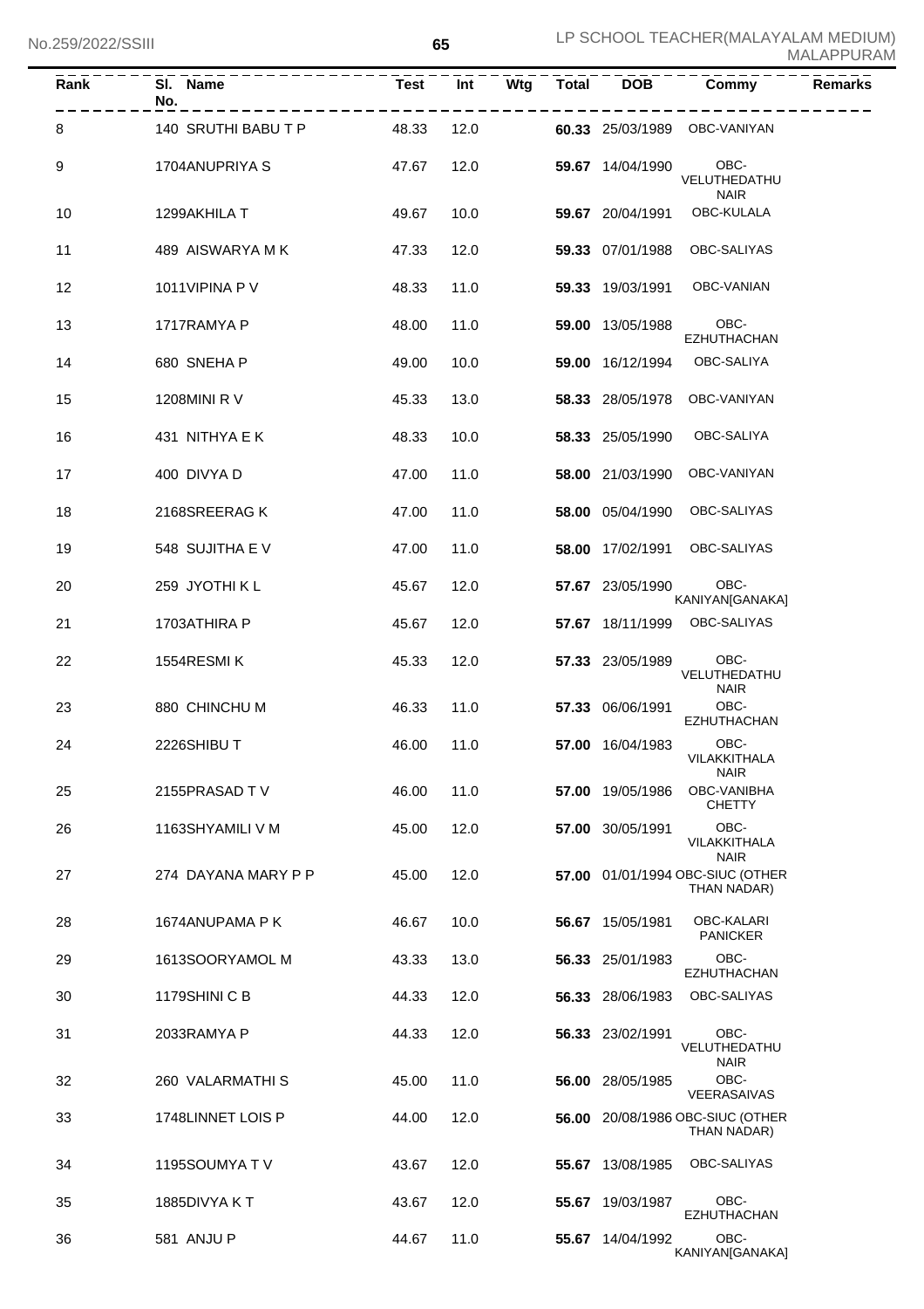| Rank | Sl. No. | Name | Test | Int | Wtg | Total | DOB | Commy | Remarks |
|---|---|---|---|---|---|---|---|---|---|
| 8 | 140 | SRUTHI BABU T P | 48.33 | 12.0 | | **60.33** | 25/03/1989 | OBC-VANIYAN | |
| 9 | 1704 | ANUPRIYA S | 47.67 | 12.0 | | **59.67** | 14/04/1990 | OBC-VELUTHEDATHU NAIR | |
| 10 | 1299 | AKHILA T | 49.67 | 10.0 | | **59.67** | 20/04/1991 | OBC-KULALA | |
| 11 | 489 | AISWARYA M K | 47.33 | 12.0 | | **59.33** | 07/01/1988 | OBC-SALIYAS | |
| 12 | 1011 | VIPINA P V | 48.33 | 11.0 | | **59.33** | 19/03/1991 | OBC-VANIAN | |
| 13 | 1717 | RAMYA P | 48.00 | 11.0 | | **59.00** | 13/05/1988 | OBC-EZHUTHACHAN | |
| 14 | 680 | SNEHA P | 49.00 | 10.0 | | **59.00** | 16/12/1994 | OBC-SALIYA | |
| 15 | 1208 | MINI R V | 45.33 | 13.0 | | **58.33** | 28/05/1978 | OBC-VANIYAN | |
| 16 | 431 | NITHYA E K | 48.33 | 10.0 | | **58.33** | 25/05/1990 | OBC-SALIYA | |
| 17 | 400 | DIVYA D | 47.00 | 11.0 | | **58.00** | 21/03/1990 | OBC-VANIYAN | |
| 18 | 2168 | SREERAG K | 47.00 | 11.0 | | **58.00** | 05/04/1990 | OBC-SALIYAS | |
| 19 | 548 | SUJITHA E V | 47.00 | 11.0 | | **58.00** | 17/02/1991 | OBC-SALIYAS | |
| 20 | 259 | JYOTHI K L | 45.67 | 12.0 | | **57.67** | 23/05/1990 | OBC-KANIYAN[GANAKA] | |
| 21 | 1703 | ATHIRA P | 45.67 | 12.0 | | **57.67** | 18/11/1999 | OBC-SALIYAS | |
| 22 | 1554 | RESMI K | 45.33 | 12.0 | | **57.33** | 23/05/1989 | OBC-VELUTHEDATHU NAIR | |
| 23 | 880 | CHINCHU M | 46.33 | 11.0 | | **57.33** | 06/06/1991 | OBC-EZHUTHACHAN | |
| 24 | 2226 | SHIBU T | 46.00 | 11.0 | | **57.00** | 16/04/1983 | OBC-VILAKKITHALA NAIR | |
| 25 | 2155 | PRASAD T V | 46.00 | 11.0 | | **57.00** | 19/05/1986 | OBC-VANIBHA CHETTY | |
| 26 | 1163 | SHYAMILI V M | 45.00 | 12.0 | | **57.00** | 30/05/1991 | OBC-VILAKKITHALA NAIR | |
| 27 | 274 | DAYANA MARY P P | 45.00 | 12.0 | | **57.00** | 01/01/1994 | OBC-SIUC (OTHER THAN NADAR) | |
| 28 | 1674 | ANUPAMA P K | 46.67 | 10.0 | | **56.67** | 15/05/1981 | OBC-KALARI PANICKER | |
| 29 | 1613 | SOORYAMOL M | 43.33 | 13.0 | | **56.33** | 25/01/1983 | OBC-EZHUTHACHAN | |
| 30 | 1179 | SHINI C B | 44.33 | 12.0 | | **56.33** | 28/06/1983 | OBC-SALIYAS | |
| 31 | 2033 | RAMYA P | 44.33 | 12.0 | | **56.33** | 23/02/1991 | OBC-VELUTHEDATHU NAIR | |
| 32 | 260 | VALARMATHI S | 45.00 | 11.0 | | **56.00** | 28/05/1985 | OBC-VEERASAIVAS | |
| 33 | 1748 | LINNET LOIS P | 44.00 | 12.0 | | **56.00** | 20/08/1986 | OBC-SIUC (OTHER THAN NADAR) | |
| 34 | 1195 | SOUMYA T V | 43.67 | 12.0 | | **55.67** | 13/08/1985 | OBC-SALIYAS | |
| 35 | 1885 | DIVYA K T | 43.67 | 12.0 | | **55.67** | 19/03/1987 | OBC-EZHUTHACHAN | |
| 36 | 581 | ANJU P | 44.67 | 11.0 | | **55.67** | 14/04/1992 | OBC-KANIYAN[GANAKA] | |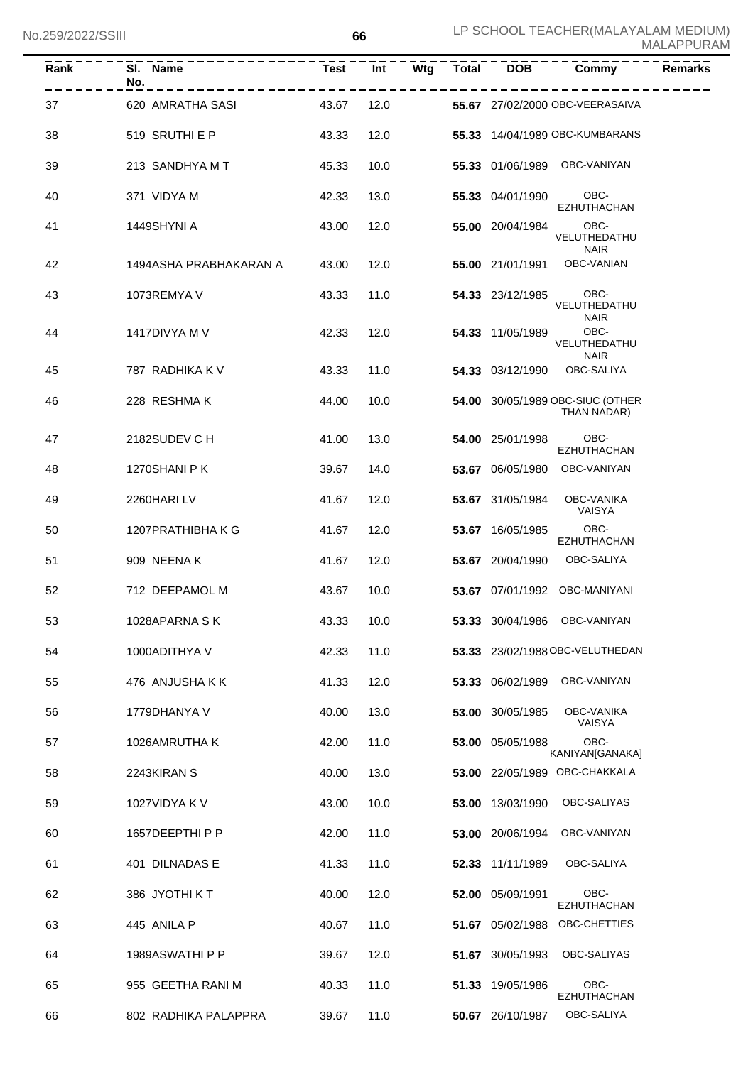| Rank | Sl. No. | Name | Test | Int | Wtg | Total | DOB | Commy | Remarks |
|---|---|---|---|---|---|---|---|---|---|
| 37 | 620 | AMRATHA SASI | 43.67 | 12.0 | | **55.67** | 27/02/2000 | OBC-VEERASAIVA | |
| 38 | 519 | SRUTHI E P | 43.33 | 12.0 | | **55.33** | 14/04/1989 | OBC-KUMBARANS | |
| 39 | 213 | SANDHYA M T | 45.33 | 10.0 | | **55.33** | 01/06/1989 | OBC-VANIYAN | |
| 40 | 371 | VIDYA M | 42.33 | 13.0 | | **55.33** | 04/01/1990 | OBC-EZHUTHACHAN | |
| 41 | 1449 | SHYNI A | 43.00 | 12.0 | | **55.00** | 20/04/1984 | OBC-VELUTHEDATHU NAIR | |
| 42 | 1494 | ASHA PRABHAKARAN A | 43.00 | 12.0 | | **55.00** | 21/01/1991 | OBC-VANIAN | |
| 43 | 1073 | REMYA V | 43.33 | 11.0 | | **54.33** | 23/12/1985 | OBC-VELUTHEDATHU NAIR | |
| 44 | 1417 | DIVYA M V | 42.33 | 12.0 | | **54.33** | 11/05/1989 | OBC-VELUTHEDATHU NAIR | |
| 45 | 787 | RADHIKA K V | 43.33 | 11.0 | | **54.33** | 03/12/1990 | OBC-SALIYA | |
| 46 | 228 | RESHMA K | 44.00 | 10.0 | | **54.00** | 30/05/1989 | OBC-SIUC (OTHER THAN NADAR) | |
| 47 | 2182 | SUDEV C H | 41.00 | 13.0 | | **54.00** | 25/01/1998 | OBC-EZHUTHACHAN | |
| 48 | 1270 | SHANI P K | 39.67 | 14.0 | | **53.67** | 06/05/1980 | OBC-VANIYAN | |
| 49 | 2260 | HARI LV | 41.67 | 12.0 | | **53.67** | 31/05/1984 | OBC-VANIKA VAISYA | |
| 50 | 1207 | PRATHIBHA K G | 41.67 | 12.0 | | **53.67** | 16/05/1985 | OBC-EZHUTHACHAN | |
| 51 | 909 | NEENA K | 41.67 | 12.0 | | **53.67** | 20/04/1990 | OBC-SALIYA | |
| 52 | 712 | DEEPAMOL M | 43.67 | 10.0 | | **53.67** | 07/01/1992 | OBC-MANIYANI | |
| 53 | 1028 | APARNA S K | 43.33 | 10.0 | | **53.33** | 30/04/1986 | OBC-VANIYAN | |
| 54 | 1000 | ADITHYA V | 42.33 | 11.0 | | **53.33** | 23/02/1988 | OBC-VELUTHEDAN | |
| 55 | 476 | ANJUSHA K K | 41.33 | 12.0 | | **53.33** | 06/02/1989 | OBC-VANIYAN | |
| 56 | 1779 | DHANYA V | 40.00 | 13.0 | | **53.00** | 30/05/1985 | OBC-VANIKA VAISYA | |
| 57 | 1026 | AMRUTHA K | 42.00 | 11.0 | | **53.00** | 05/05/1988 | OBC-KANIYAN[GANAKA] | |
| 58 | 2243 | KIRAN S | 40.00 | 13.0 | | **53.00** | 22/05/1989 | OBC-CHAKKALA | |
| 59 | 1027 | VIDYA K V | 43.00 | 10.0 | | **53.00** | 13/03/1990 | OBC-SALIYAS | |
| 60 | 1657 | DEEPTHI P P | 42.00 | 11.0 | | **53.00** | 20/06/1994 | OBC-VANIYAN | |
| 61 | 401 | DILNADAS E | 41.33 | 11.0 | | **52.33** | 11/11/1989 | OBC-SALIYA | |
| 62 | 386 | JYOTHI K T | 40.00 | 12.0 | | **52.00** | 05/09/1991 | OBC-EZHUTHACHAN | |
| 63 | 445 | ANILA P | 40.67 | 11.0 | | **51.67** | 05/02/1988 | OBC-CHETTIES | |
| 64 | 1989 | ASWATHI P P | 39.67 | 12.0 | | **51.67** | 30/05/1993 | OBC-SALIYAS | |
| 65 | 955 | GEETHA RANI M | 40.33 | 11.0 | | **51.33** | 19/05/1986 | OBC-EZHUTHACHAN | |
| 66 | 802 | RADHIKA PALAPPRA | 39.67 | 11.0 | | **50.67** | 26/10/1987 | OBC-SALIYA | |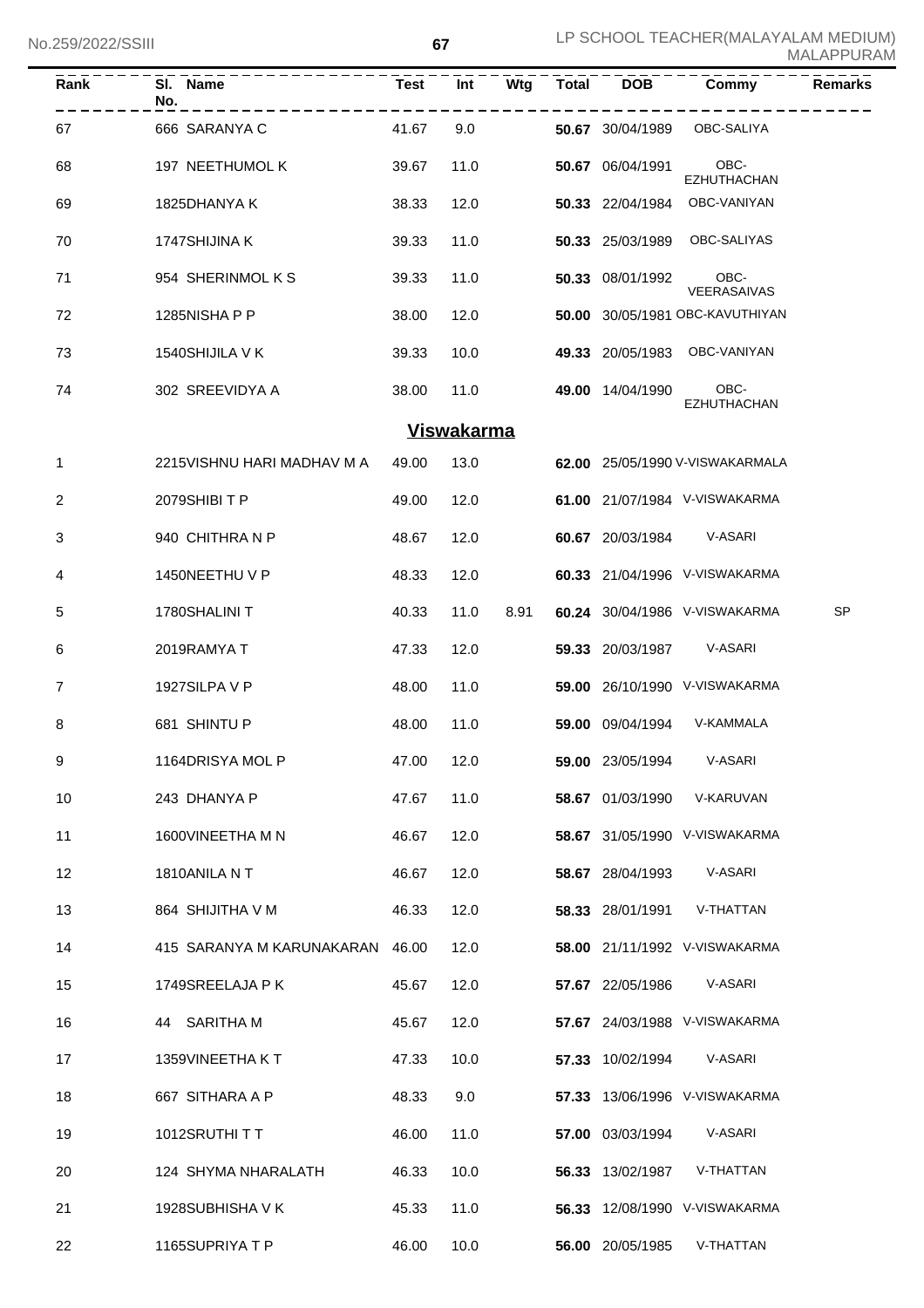| Rank | Sl. No. | Name | Test | Int | Wtg | Total | DOB | Commy | Remarks |
|---|---|---|---|---|---|---|---|---|---|
| 67 | 666 | SARANYA C | 41.67 | 9.0 | | **50.67** | 30/04/1989 | OBC-SALIYA | |
| 68 | 197 | NEETHUMOL K | 39.67 | 11.0 | | **50.67** | 06/04/1991 | OBC-EZHUTHACHAN | |
| 69 | 1825 | DHANYA K | 38.33 | 12.0 | | **50.33** | 22/04/1984 | OBC-VANIYAN | |
| 70 | 1747 | SHIJINA K | 39.33 | 11.0 | | **50.33** | 25/03/1989 | OBC-SALIYAS | |
| 71 | 954 | SHERINMOL K S | 39.33 | 11.0 | | **50.33** | 08/01/1992 | OBC-VEERASAIVAS | |
| 72 | 1285 | NISHA P P | 38.00 | 12.0 | | **50.00** | 30/05/1981 | OBC-KAVUTHIYAN | |
| 73 | 1540 | SHIJILA V K | 39.33 | 10.0 | | **49.33** | 20/05/1983 | OBC-VANIYAN | |
| 74 | 302 | SREEVIDYA A | 38.00 | 11.0 | | **49.00** | 14/04/1990 | OBC-EZHUTHACHAN | |

## Viswakarma

| Rank | Sl. No. | Name | Test | Int | Wtg | Total | DOB | Commy | Remarks |
|---|---|---|---|---|---|---|---|---|---|
| 1 | 2215 | VISHNU HARI MADHAV M A | 49.00 | 13.0 | | **62.00** | 25/05/1990 | V-VISWAKARMALA | |
| 2 | 2079 | SHIBI T P | 49.00 | 12.0 | | **61.00** | 21/07/1984 | V-VISWAKARMA | |
| 3 | 940 | CHITHRA N P | 48.67 | 12.0 | | **60.67** | 20/03/1984 | V-ASARI | |
| 4 | 1450 | NEETHU V P | 48.33 | 12.0 | | **60.33** | 21/04/1996 | V-VISWAKARMA | |
| 5 | 1780 | SHALINI T | 40.33 | 11.0 | 8.91 | **60.24** | 30/04/1986 | V-VISWAKARMA | SP |
| 6 | 2019 | RAMYA T | 47.33 | 12.0 | | **59.33** | 20/03/1987 | V-ASARI | |
| 7 | 1927 | SILPA V P | 48.00 | 11.0 | | **59.00** | 26/10/1990 | V-VISWAKARMA | |
| 8 | 681 | SHINTU P | 48.00 | 11.0 | | **59.00** | 09/04/1994 | V-KAMMALA | |
| 9 | 1164 | DRISYA MOL P | 47.00 | 12.0 | | **59.00** | 23/05/1994 | V-ASARI | |
| 10 | 243 | DHANYA P | 47.67 | 11.0 | | **58.67** | 01/03/1990 | V-KARUVAN | |
| 11 | 1600 | VINEETHA M N | 46.67 | 12.0 | | **58.67** | 31/05/1990 | V-VISWAKARMA | |
| 12 | 1810 | ANILA N T | 46.67 | 12.0 | | **58.67** | 28/04/1993 | V-ASARI | |
| 13 | 864 | SHIJITHA V M | 46.33 | 12.0 | | **58.33** | 28/01/1991 | V-THATTAN | |
| 14 | 415 | SARANYA M KARUNAKARAN | 46.00 | 12.0 | | **58.00** | 21/11/1992 | V-VISWAKARMA | |
| 15 | 1749 | SREELAJA P K | 45.67 | 12.0 | | **57.67** | 22/05/1986 | V-ASARI | |
| 16 | 44 | SARITHA M | 45.67 | 12.0 | | **57.67** | 24/03/1988 | V-VISWAKARMA | |
| 17 | 1359 | VINEETHA K T | 47.33 | 10.0 | | **57.33** | 10/02/1994 | V-ASARI | |
| 18 | 667 | SITHARA A P | 48.33 | 9.0 | | **57.33** | 13/06/1996 | V-VISWAKARMA | |
| 19 | 1012 | SRUTHI T T | 46.00 | 11.0 | | **57.00** | 03/03/1994 | V-ASARI | |
| 20 | 124 | SHYMA NHARALATH | 46.33 | 10.0 | | **56.33** | 13/02/1987 | V-THATTAN | |
| 21 | 1928 | SUBHISHA V K | 45.33 | 11.0 | | **56.33** | 12/08/1990 | V-VISWAKARMA | |
| 22 | 1165 | SUPRIYA T P | 46.00 | 10.0 | | **56.00** | 20/05/1985 | V-THATTAN | |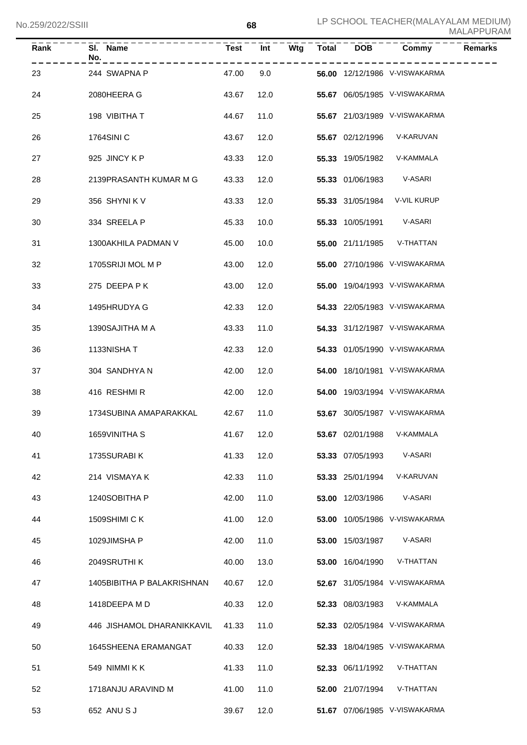| Rank | Sl. No. | Name | Test | Int | Wtg | Total | DOB | Commy | Remarks |
|---|---|---|---|---|---|---|---|---|---|
| 23 | 244 | SWAPNA P | 47.00 | 9.0 | | **56.00** | 12/12/1986 | V-VISWAKARMA | |
| 24 | 2080 | HEERA G | 43.67 | 12.0 | | **55.67** | 06/05/1985 | V-VISWAKARMA | |
| 25 | 198 | VIBITHA T | 44.67 | 11.0 | | **55.67** | 21/03/1989 | V-VISWAKARMA | |
| 26 | 1764 | SINI C | 43.67 | 12.0 | | **55.67** | 02/12/1996 | V-KARUVAN | |
| 27 | 925 | JINCY K P | 43.33 | 12.0 | | **55.33** | 19/05/1982 | V-KAMMALA | |
| 28 | 2139 | PRASANTH KUMAR M G | 43.33 | 12.0 | | **55.33** | 01/06/1983 | V-ASARI | |
| 29 | 356 | SHYNI K V | 43.33 | 12.0 | | **55.33** | 31/05/1984 | V-VIL KURUP | |
| 30 | 334 | SREELA P | 45.33 | 10.0 | | **55.33** | 10/05/1991 | V-ASARI | |
| 31 | 1300 | AKHILA PADMAN V | 45.00 | 10.0 | | **55.00** | 21/11/1985 | V-THATTAN | |
| 32 | 1705 | SRIJI MOL M P | 43.00 | 12.0 | | **55.00** | 27/10/1986 | V-VISWAKARMA | |
| 33 | 275 | DEEPA P K | 43.00 | 12.0 | | **55.00** | 19/04/1993 | V-VISWAKARMA | |
| 34 | 1495 | HRUDYA G | 42.33 | 12.0 | | **54.33** | 22/05/1983 | V-VISWAKARMA | |
| 35 | 1390 | SAJITHA M A | 43.33 | 11.0 | | **54.33** | 31/12/1987 | V-VISWAKARMA | |
| 36 | 1133 | NISHA T | 42.33 | 12.0 | | **54.33** | 01/05/1990 | V-VISWAKARMA | |
| 37 | 304 | SANDHYA N | 42.00 | 12.0 | | **54.00** | 18/10/1981 | V-VISWAKARMA | |
| 38 | 416 | RESHMI R | 42.00 | 12.0 | | **54.00** | 19/03/1994 | V-VISWAKARMA | |
| 39 | 1734 | SUBINA AMAPARAKKAL | 42.67 | 11.0 | | **53.67** | 30/05/1987 | V-VISWAKARMA | |
| 40 | 1659 | VINITHA S | 41.67 | 12.0 | | **53.67** | 02/01/1988 | V-KAMMALA | |
| 41 | 1735 | SURABI K | 41.33 | 12.0 | | **53.33** | 07/05/1993 | V-ASARI | |
| 42 | 214 | VISMAYA K | 42.33 | 11.0 | | **53.33** | 25/01/1994 | V-KARUVAN | |
| 43 | 1240 | SOBITHA P | 42.00 | 11.0 | | **53.00** | 12/03/1986 | V-ASARI | |
| 44 | 1509 | SHIMI C K | 41.00 | 12.0 | | **53.00** | 10/05/1986 | V-VISWAKARMA | |
| 45 | 1029 | JIMSHA P | 42.00 | 11.0 | | **53.00** | 15/03/1987 | V-ASARI | |
| 46 | 2049 | SRUTHI K | 40.00 | 13.0 | | **53.00** | 16/04/1990 | V-THATTAN | |
| 47 | 1405 | BIBITHA P BALAKRISHNAN | 40.67 | 12.0 | | **52.67** | 31/05/1984 | V-VISWAKARMA | |
| 48 | 1418 | DEEPA M D | 40.33 | 12.0 | | **52.33** | 08/03/1983 | V-KAMMALA | |
| 49 | 446 | JISHAMOL DHARANIKKAVIL | 41.33 | 11.0 | | **52.33** | 02/05/1984 | V-VISWAKARMA | |
| 50 | 1645 | SHEENA ERAMANGAT | 40.33 | 12.0 | | **52.33** | 18/04/1985 | V-VISWAKARMA | |
| 51 | 549 | NIMMI K K | 41.33 | 11.0 | | **52.33** | 06/11/1992 | V-THATTAN | |
| 52 | 1718 | ANJU ARAVIND M | 41.00 | 11.0 | | **52.00** | 21/07/1994 | V-THATTAN | |
| 53 | 652 | ANU S J | 39.67 | 12.0 | | **51.67** | 07/06/1985 | V-VISWAKARMA | |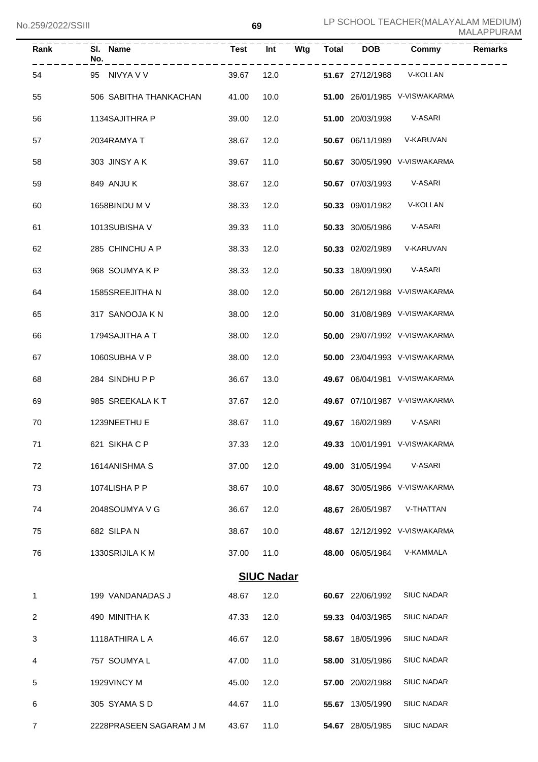| Rank | Sl. No. | Name | Test | Int | Wtg | Total | DOB | Commy | Remarks |
|---|---|---|---|---|---|---|---|---|---|
| 54 | 95 | NIVYA V V | 39.67 | 12.0 | | **51.67** | 27/12/1988 | V-KOLLAN | |
| 55 | 506 | SABITHA THANKACHAN | 41.00 | 10.0 | | **51.00** | 26/01/1985 | V-VISWAKARMA | |
| 56 | 1134 | SAJITHRA P | 39.00 | 12.0 | | **51.00** | 20/03/1998 | V-ASARI | |
| 57 | 2034 | RAMYA T | 38.67 | 12.0 | | **50.67** | 06/11/1989 | V-KARUVAN | |
| 58 | 303 | JINSY A K | 39.67 | 11.0 | | **50.67** | 30/05/1990 | V-VISWAKARMA | |
| 59 | 849 | ANJU K | 38.67 | 12.0 | | **50.67** | 07/03/1993 | V-ASARI | |
| 60 | 1658 | BINDU M V | 38.33 | 12.0 | | **50.33** | 09/01/1982 | V-KOLLAN | |
| 61 | 1013 | SUBISHA V | 39.33 | 11.0 | | **50.33** | 30/05/1986 | V-ASARI | |
| 62 | 285 | CHINCHU A P | 38.33 | 12.0 | | **50.33** | 02/02/1989 | V-KARUVAN | |
| 63 | 968 | SOUMYA K P | 38.33 | 12.0 | | **50.33** | 18/09/1990 | V-ASARI | |
| 64 | 1585 | SREEJITHA N | 38.00 | 12.0 | | **50.00** | 26/12/1988 | V-VISWAKARMA | |
| 65 | 317 | SANOOJA K N | 38.00 | 12.0 | | **50.00** | 31/08/1989 | V-VISWAKARMA | |
| 66 | 1794 | SAJITHA A T | 38.00 | 12.0 | | **50.00** | 29/07/1992 | V-VISWAKARMA | |
| 67 | 1060 | SUBHA V P | 38.00 | 12.0 | | **50.00** | 23/04/1993 | V-VISWAKARMA | |
| 68 | 284 | SINDHU P P | 36.67 | 13.0 | | **49.67** | 06/04/1981 | V-VISWAKARMA | |
| 69 | 985 | SREEKALA K T | 37.67 | 12.0 | | **49.67** | 07/10/1987 | V-VISWAKARMA | |
| 70 | 1239 | NEETHU E | 38.67 | 11.0 | | **49.67** | 16/02/1989 | V-ASARI | |
| 71 | 621 | SIKHA C P | 37.33 | 12.0 | | **49.33** | 10/01/1991 | V-VISWAKARMA | |
| 72 | 1614 | ANISHMA S | 37.00 | 12.0 | | **49.00** | 31/05/1994 | V-ASARI | |
| 73 | 1074 | LISHA P P | 38.67 | 10.0 | | **48.67** | 30/05/1986 | V-VISWAKARMA | |
| 74 | 2048 | SOUMYA V G | 36.67 | 12.0 | | **48.67** | 26/05/1987 | V-THATTAN | |
| 75 | 682 | SILPA N | 38.67 | 10.0 | | **48.67** | 12/12/1992 | V-VISWAKARMA | |
| 76 | 1330 | SRIJILA K M | 37.00 | 11.0 | | **48.00** | 06/05/1984 | V-KAMMALA | |

## SIUC Nadar

| Rank | Sl. No. | Name | Test | Int | Wtg | Total | DOB | Commy | Remarks |
|---|---|---|---|---|---|---|---|---|---|
| 1 | 199 | VANDANADAS J | 48.67 | 12.0 | | **60.67** | 22/06/1992 | SIUC NADAR | |
| 2 | 490 | MINITHA K | 47.33 | 12.0 | | **59.33** | 04/03/1985 | SIUC NADAR | |
| 3 | 1118 | ATHIRA L A | 46.67 | 12.0 | | **58.67** | 18/05/1996 | SIUC NADAR | |
| 4 | 757 | SOUMYA L | 47.00 | 11.0 | | **58.00** | 31/05/1986 | SIUC NADAR | |
| 5 | 1929 | VINCY M | 45.00 | 12.0 | | **57.00** | 20/02/1988 | SIUC NADAR | |
| 6 | 305 | SYAMA S D | 44.67 | 11.0 | | **55.67** | 13/05/1990 | SIUC NADAR | |
| 7 | 2228 | PRASEEN SAGARAM J M | 43.67 | 11.0 | | **54.67** | 28/05/1985 | SIUC NADAR | |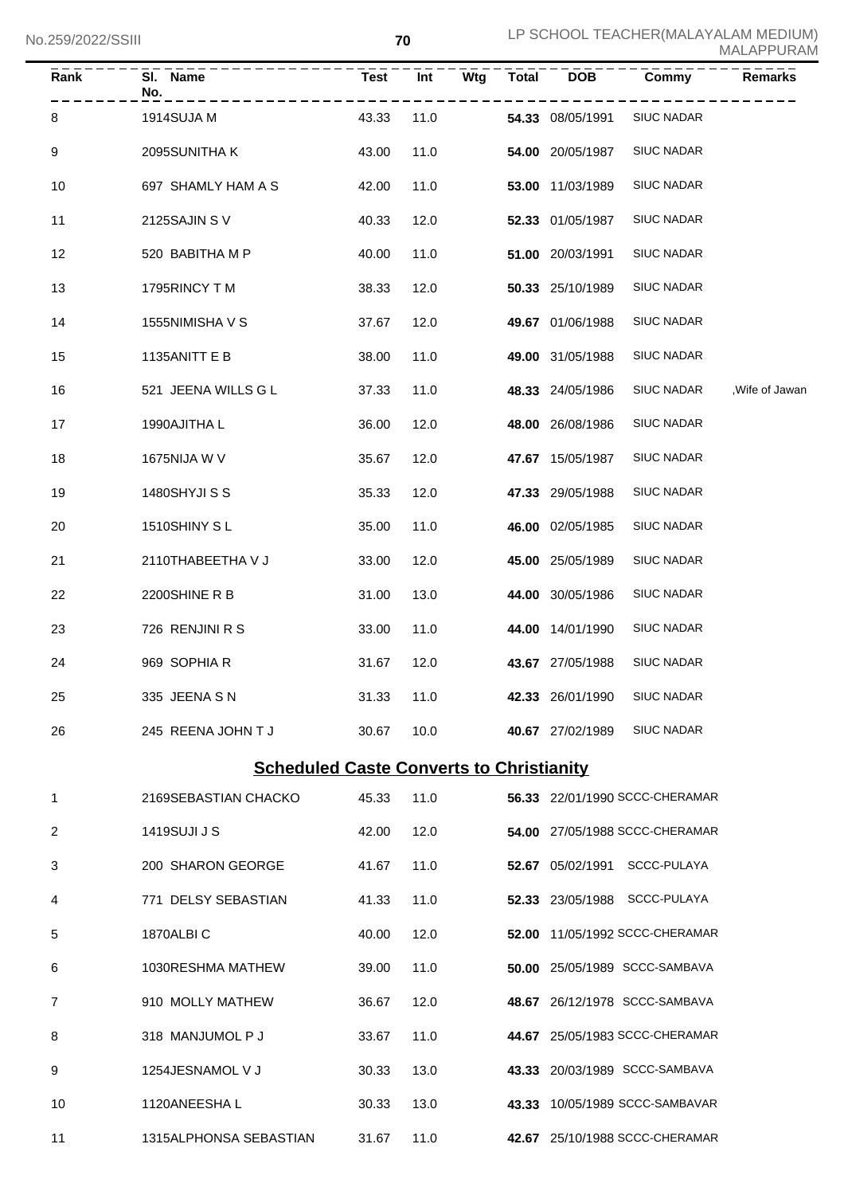| Rank | Sl. No. | Name | Test | Int | Wtg | Total | DOB | Commy | Remarks |
|---|---|---|---|---|---|---|---|---|---|
| 8 | 1914 | SUJA M | 43.33 | 11.0 | | 54.33 | 08/05/1991 | SIUC NADAR | |
| 9 | 2095 | SUNITHA K | 43.00 | 11.0 | | 54.00 | 20/05/1987 | SIUC NADAR | |
| 10 | 697 | SHAMLY HAM A S | 42.00 | 11.0 | | 53.00 | 11/03/1989 | SIUC NADAR | |
| 11 | 2125 | SAJIN S V | 40.33 | 12.0 | | 52.33 | 01/05/1987 | SIUC NADAR | |
| 12 | 520 | BABITHA M P | 40.00 | 11.0 | | 51.00 | 20/03/1991 | SIUC NADAR | |
| 13 | 1795 | RINCY T M | 38.33 | 12.0 | | 50.33 | 25/10/1989 | SIUC NADAR | |
| 14 | 1555 | NIMISHA V S | 37.67 | 12.0 | | 49.67 | 01/06/1988 | SIUC NADAR | |
| 15 | 1135 | ANITT E B | 38.00 | 11.0 | | 49.00 | 31/05/1988 | SIUC NADAR | |
| 16 | 521 | JEENA WILLS G L | 37.33 | 11.0 | | 48.33 | 24/05/1986 | SIUC NADAR | ,Wife of Jawan |
| 17 | 1990 | AJITHA L | 36.00 | 12.0 | | 48.00 | 26/08/1986 | SIUC NADAR | |
| 18 | 1675 | NIJA W V | 35.67 | 12.0 | | 47.67 | 15/05/1987 | SIUC NADAR | |
| 19 | 1480 | SHYJI S S | 35.33 | 12.0 | | 47.33 | 29/05/1988 | SIUC NADAR | |
| 20 | 1510 | SHINY S L | 35.00 | 11.0 | | 46.00 | 02/05/1985 | SIUC NADAR | |
| 21 | 2110 | THABEETHA V J | 33.00 | 12.0 | | 45.00 | 25/05/1989 | SIUC NADAR | |
| 22 | 2200 | SHINE R B | 31.00 | 13.0 | | 44.00 | 30/05/1986 | SIUC NADAR | |
| 23 | 726 | RENJINI R S | 33.00 | 11.0 | | 44.00 | 14/01/1990 | SIUC NADAR | |
| 24 | 969 | SOPHIA R | 31.67 | 12.0 | | 43.67 | 27/05/1988 | SIUC NADAR | |
| 25 | 335 | JEENA S N | 31.33 | 11.0 | | 42.33 | 26/01/1990 | SIUC NADAR | |
| 26 | 245 | REENA JOHN T J | 30.67 | 10.0 | | 40.67 | 27/02/1989 | SIUC NADAR | |

## Scheduled Caste Converts to Christianity

| Rank | Sl. No. | Name | Test | Int | Wtg | Total | DOB | Commy | Remarks |
|---|---|---|---|---|---|---|---|---|---|
| 1 | 2169 | SEBASTIAN CHACKO | 45.33 | 11.0 | | 56.33 | 22/01/1990 | SCCC-CHERAMAR | |
| 2 | 1419 | SUJI J S | 42.00 | 12.0 | | 54.00 | 27/05/1988 | SCCC-CHERAMAR | |
| 3 | 200 | SHARON GEORGE | 41.67 | 11.0 | | 52.67 | 05/02/1991 | SCCC-PULAYA | |
| 4 | 771 | DELSY SEBASTIAN | 41.33 | 11.0 | | 52.33 | 23/05/1988 | SCCC-PULAYA | |
| 5 | 1870 | ALBI C | 40.00 | 12.0 | | 52.00 | 11/05/1992 | SCCC-CHERAMAR | |
| 6 | 1030 | RESHMA MATHEW | 39.00 | 11.0 | | 50.00 | 25/05/1989 | SCCC-SAMBAVA | |
| 7 | 910 | MOLLY MATHEW | 36.67 | 12.0 | | 48.67 | 26/12/1978 | SCCC-SAMBAVA | |
| 8 | 318 | MANJUMOL P J | 33.67 | 11.0 | | 44.67 | 25/05/1983 | SCCC-CHERAMAR | |
| 9 | 1254 | JESNAMOL V J | 30.33 | 13.0 | | 43.33 | 20/03/1989 | SCCC-SAMBAVA | |
| 10 | 1120 | ANEESHA L | 30.33 | 13.0 | | 43.33 | 10/05/1989 | SCCC-SAMBAVAR | |
| 11 | 1315 | ALPHONSA SEBASTIAN | 31.67 | 11.0 | | 42.67 | 25/10/1988 | SCCC-CHERAMAR | |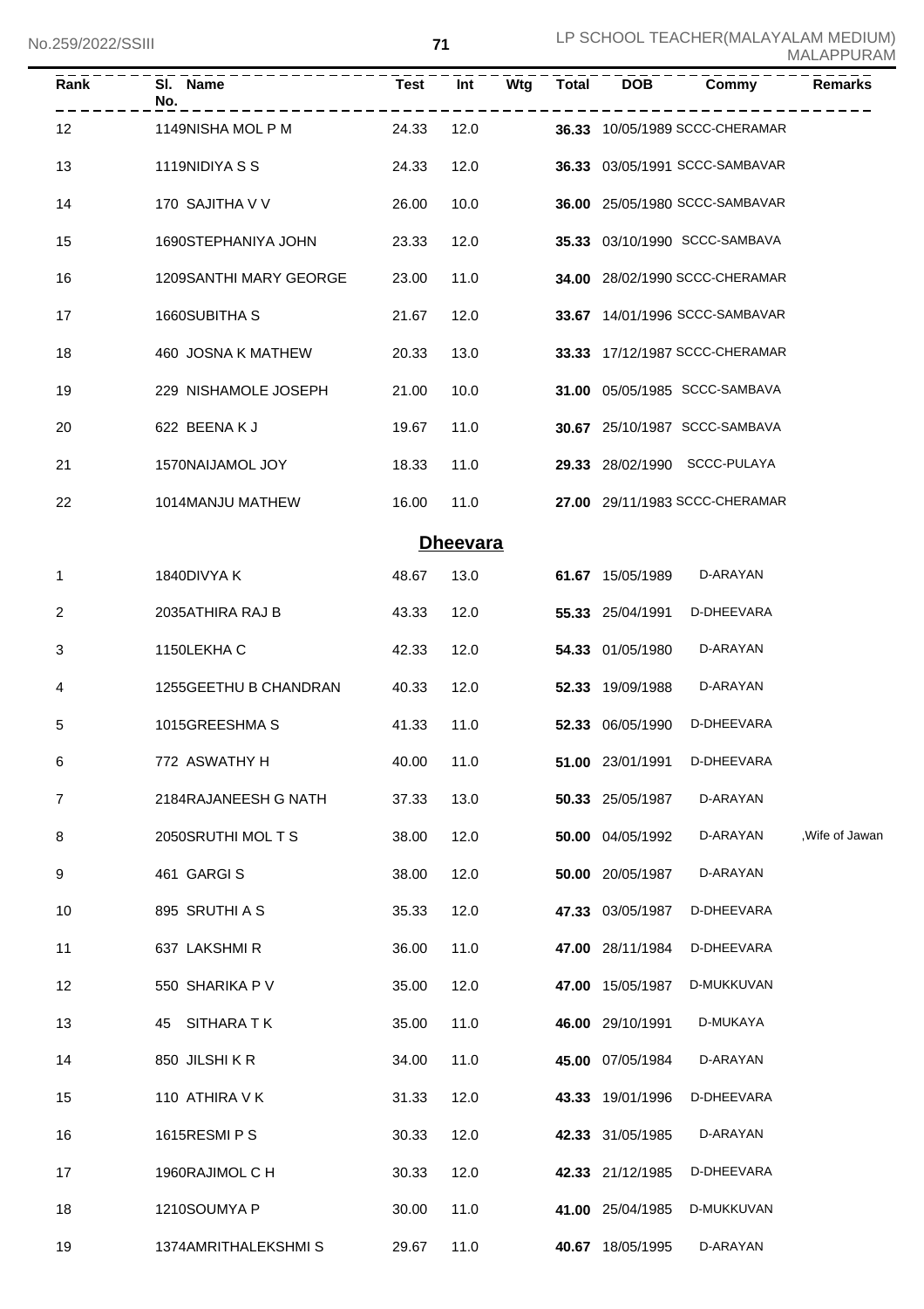| Rank | Sl. No. | Name | Test | Int | Wtg | Total | DOB | Commy | Remarks |
|---|---|---|---|---|---|---|---|---|---|
| 12 | 1149 | NISHA MOL P M | 24.33 | 12.0 | | **36.33** | 10/05/1989 | SCCC-CHERAMAR | |
| 13 | 1119 | NIDIYA S S | 24.33 | 12.0 | | **36.33** | 03/05/1991 | SCCC-SAMBAVAR | |
| 14 | 170 | SAJITHA V V | 26.00 | 10.0 | | **36.00** | 25/05/1980 | SCCC-SAMBAVAR | |
| 15 | 1690 | STEPHANIYA JOHN | 23.33 | 12.0 | | **35.33** | 03/10/1990 | SCCC-SAMBAVA | |
| 16 | 1209 | SANTHI MARY GEORGE | 23.00 | 11.0 | | **34.00** | 28/02/1990 | SCCC-CHERAMAR | |
| 17 | 1660 | SUBITHA S | 21.67 | 12.0 | | **33.67** | 14/01/1996 | SCCC-SAMBAVAR | |
| 18 | 460 | JOSNA K MATHEW | 20.33 | 13.0 | | **33.33** | 17/12/1987 | SCCC-CHERAMAR | |
| 19 | 229 | NISHAMOLE JOSEPH | 21.00 | 10.0 | | **31.00** | 05/05/1985 | SCCC-SAMBAVA | |
| 20 | 622 | BEENA K J | 19.67 | 11.0 | | **30.67** | 25/10/1987 | SCCC-SAMBAVA | |
| 21 | 1570 | NAIJAMOL JOY | 18.33 | 11.0 | | **29.33** | 28/02/1990 | SCCC-PULAYA | |
| 22 | 1014 | MANJU MATHEW | 16.00 | 11.0 | | **27.00** | 29/11/1983 | SCCC-CHERAMAR | |

## Dheevara

| Rank | Sl. No. | Name | Test | Int | Wtg | Total | DOB | Commy | Remarks |
|---|---|---|---|---|---|---|---|---|---|
| 1 | 1840 | DIVYA K | 48.67 | 13.0 | | **61.67** | 15/05/1989 | D-ARAYAN | |
| 2 | 2035 | ATHIRA RAJ B | 43.33 | 12.0 | | **55.33** | 25/04/1991 | D-DHEEVARA | |
| 3 | 1150 | LEKHA C | 42.33 | 12.0 | | **54.33** | 01/05/1980 | D-ARAYAN | |
| 4 | 1255 | GEETHU B CHANDRAN | 40.33 | 12.0 | | **52.33** | 19/09/1988 | D-ARAYAN | |
| 5 | 1015 | GREESHMA S | 41.33 | 11.0 | | **52.33** | 06/05/1990 | D-DHEEVARA | |
| 6 | 772 | ASWATHY H | 40.00 | 11.0 | | **51.00** | 23/01/1991 | D-DHEEVARA | |
| 7 | 2184 | RAJANEESH G NATH | 37.33 | 13.0 | | **50.33** | 25/05/1987 | D-ARAYAN | |
| 8 | 2050 | SRUTHI MOL T S | 38.00 | 12.0 | | **50.00** | 04/05/1992 | D-ARAYAN | ,Wife of Jawan |
| 9 | 461 | GARGI S | 38.00 | 12.0 | | **50.00** | 20/05/1987 | D-ARAYAN | |
| 10 | 895 | SRUTHI A S | 35.33 | 12.0 | | **47.33** | 03/05/1987 | D-DHEEVARA | |
| 11 | 637 | LAKSHMI R | 36.00 | 11.0 | | **47.00** | 28/11/1984 | D-DHEEVARA | |
| 12 | 550 | SHARIKA P V | 35.00 | 12.0 | | **47.00** | 15/05/1987 | D-MUKKUVAN | |
| 13 | 45 | SITHARA T K | 35.00 | 11.0 | | **46.00** | 29/10/1991 | D-MUKAYA | |
| 14 | 850 | JILSHI K R | 34.00 | 11.0 | | **45.00** | 07/05/1984 | D-ARAYAN | |
| 15 | 110 | ATHIRA V K | 31.33 | 12.0 | | **43.33** | 19/01/1996 | D-DHEEVARA | |
| 16 | 1615 | RESMI P S | 30.33 | 12.0 | | **42.33** | 31/05/1985 | D-ARAYAN | |
| 17 | 1960 | RAJIMOL C H | 30.33 | 12.0 | | **42.33** | 21/12/1985 | D-DHEEVARA | |
| 18 | 1210 | SOUMYA P | 30.00 | 11.0 | | **41.00** | 25/04/1985 | D-MUKKUVAN | |
| 19 | 1374 | AMRITHALEKSHMI S | 29.67 | 11.0 | | **40.67** | 18/05/1995 | D-ARAYAN | |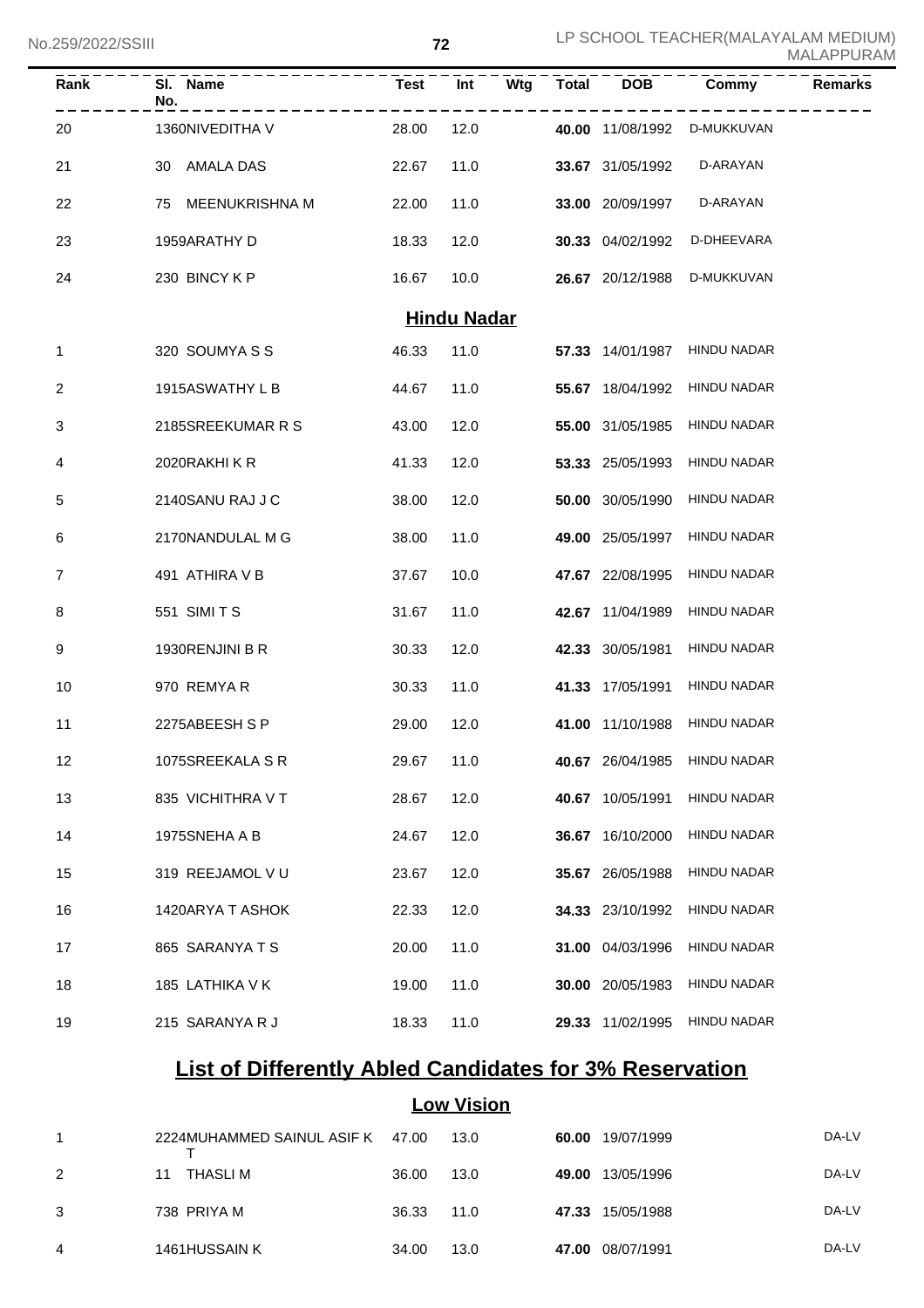| Rank | Sl. No. | Name | Test | Int | Wtg | Total | DOB | Commy | Remarks |
|---|---|---|---|---|---|---|---|---|---|
| 20 | 1360 | NIVEDITHA V | 28.00 | 12.0 | | **40.00** | 11/08/1992 | D-MUKKUVAN | |
| 21 | 30 | AMALA DAS | 22.67 | 11.0 | | **33.67** | 31/05/1992 | D-ARAYAN | |
| 22 | 75 | MEENUKRISHNA M | 22.00 | 11.0 | | **33.00** | 20/09/1997 | D-ARAYAN | |
| 23 | 1959 | ARATHY D | 18.33 | 12.0 | | **30.33** | 04/02/1992 | D-DHEEVARA | |
| 24 | 230 | BINCY K P | 16.67 | 10.0 | | **26.67** | 20/12/1988 | D-MUKKUVAN | |

## Hindu Nadar

| Rank | Sl. No. | Name | Test | Int | Wtg | Total | DOB | Commy | Remarks |
|---|---|---|---|---|---|---|---|---|---|
| 1 | 320 | SOUMYA S S | 46.33 | 11.0 | | **57.33** | 14/01/1987 | HINDU NADAR | |
| 2 | 1915 | ASWATHY L B | 44.67 | 11.0 | | **55.67** | 18/04/1992 | HINDU NADAR | |
| 3 | 2185 | SREEKUMAR R S | 43.00 | 12.0 | | **55.00** | 31/05/1985 | HINDU NADAR | |
| 4 | 2020 | RAKHI K R | 41.33 | 12.0 | | **53.33** | 25/05/1993 | HINDU NADAR | |
| 5 | 2140 | SANU RAJ J C | 38.00 | 12.0 | | **50.00** | 30/05/1990 | HINDU NADAR | |
| 6 | 2170 | NANDULAL M G | 38.00 | 11.0 | | **49.00** | 25/05/1997 | HINDU NADAR | |
| 7 | 491 | ATHIRA V B | 37.67 | 10.0 | | **47.67** | 22/08/1995 | HINDU NADAR | |
| 8 | 551 | SIMI T S | 31.67 | 11.0 | | **42.67** | 11/04/1989 | HINDU NADAR | |
| 9 | 1930 | RENJINI B R | 30.33 | 12.0 | | **42.33** | 30/05/1981 | HINDU NADAR | |
| 10 | 970 | REMYA R | 30.33 | 11.0 | | **41.33** | 17/05/1991 | HINDU NADAR | |
| 11 | 2275 | ABEESH S P | 29.00 | 12.0 | | **41.00** | 11/10/1988 | HINDU NADAR | |
| 12 | 1075 | SREEKALA S R | 29.67 | 11.0 | | **40.67** | 26/04/1985 | HINDU NADAR | |
| 13 | 835 | VICHITHRA V T | 28.67 | 12.0 | | **40.67** | 10/05/1991 | HINDU NADAR | |
| 14 | 1975 | SNEHA A B | 24.67 | 12.0 | | **36.67** | 16/10/2000 | HINDU NADAR | |
| 15 | 319 | REEJAMOL V U | 23.67 | 12.0 | | **35.67** | 26/05/1988 | HINDU NADAR | |
| 16 | 1420 | ARYA T ASHOK | 22.33 | 12.0 | | **34.33** | 23/10/1992 | HINDU NADAR | |
| 17 | 865 | SARANYA T S | 20.00 | 11.0 | | **31.00** | 04/03/1996 | HINDU NADAR | |
| 18 | 185 | LATHIKA V K | 19.00 | 11.0 | | **30.00** | 20/05/1983 | HINDU NADAR | |
| 19 | 215 | SARANYA R J | 18.33 | 11.0 | | **29.33** | 11/02/1995 | HINDU NADAR | |

# List of Differently Abled Candidates for 3% Reservation

## Low Vision

| Rank | Sl. No. | Name | Test | Int | Wtg | Total | DOB | Commy | Remarks |
|---|---|---|---|---|---|---|---|---|---|
| 1 | 2224 | MUHAMMED SAINUL ASIF K T | 47.00 | 13.0 | | **60.00** | 19/07/1999 | | DA-LV |
| 2 | 11 | THASLI M | 36.00 | 13.0 | | **49.00** | 13/05/1996 | | DA-LV |
| 3 | 738 | PRIYA M | 36.33 | 11.0 | | **47.33** | 15/05/1988 | | DA-LV |
| 4 | 1461 | HUSSAIN K | 34.00 | 13.0 | | **47.00** | 08/07/1991 | | DA-LV |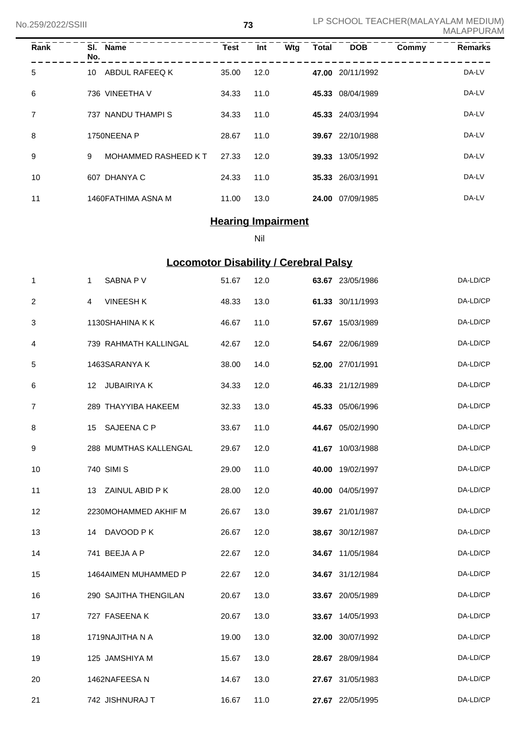| Rank | Sl. No. | Name | Test | Int | Wtg | Total | DOB | Commy | Remarks |
|---|---|---|---|---|---|---|---|---|---|
| 5 | 10 | ABDUL RAFEEQ K | 35.00 | 12.0 | | **47.00** | 20/11/1992 | | DA-LV |
| 6 | 736 | VINEETHA V | 34.33 | 11.0 | | **45.33** | 08/04/1989 | | DA-LV |
| 7 | 737 | NANDU THAMPI S | 34.33 | 11.0 | | **45.33** | 24/03/1994 | | DA-LV |
| 8 | 1750 | NEENA P | 28.67 | 11.0 | | **39.67** | 22/10/1988 | | DA-LV |
| 9 | 9 | MOHAMMED RASHEED K T | 27.33 | 12.0 | | **39.33** | 13/05/1992 | | DA-LV |
| 10 | 607 | DHANYA C | 24.33 | 11.0 | | **35.33** | 26/03/1991 | | DA-LV |
| 11 | 1460 | FATHIMA ASNA M | 11.00 | 13.0 | | **24.00** | 07/09/1985 | | DA-LV |

## Hearing Impairment

Nil

## Locomotor Disability / Cerebral Palsy

| Rank | Sl. No. | Name | Test | Int | Wtg | Total | DOB | Commy | Remarks |
|---|---|---|---|---|---|---|---|---|---|
| 1 | 1 | SABNA P V | 51.67 | 12.0 | | **63.67** | 23/05/1986 | | DA-LD/CP |
| 2 | 4 | VINEESH K | 48.33 | 13.0 | | **61.33** | 30/11/1993 | | DA-LD/CP |
| 3 | 1130 | SHAHINA K K | 46.67 | 11.0 | | **57.67** | 15/03/1989 | | DA-LD/CP |
| 4 | 739 | RAHMATH KALLINGAL | 42.67 | 12.0 | | **54.67** | 22/06/1989 | | DA-LD/CP |
| 5 | 1463 | SARANYA K | 38.00 | 14.0 | | **52.00** | 27/01/1991 | | DA-LD/CP |
| 6 | 12 | JUBAIRIYA K | 34.33 | 12.0 | | **46.33** | 21/12/1989 | | DA-LD/CP |
| 7 | 289 | THAYYIBA HAKEEM | 32.33 | 13.0 | | **45.33** | 05/06/1996 | | DA-LD/CP |
| 8 | 15 | SAJEENA C P | 33.67 | 11.0 | | **44.67** | 05/02/1990 | | DA-LD/CP |
| 9 | 288 | MUMTHAS KALLENGAL | 29.67 | 12.0 | | **41.67** | 10/03/1988 | | DA-LD/CP |
| 10 | 740 | SIMI S | 29.00 | 11.0 | | **40.00** | 19/02/1997 | | DA-LD/CP |
| 11 | 13 | ZAINUL ABID P K | 28.00 | 12.0 | | **40.00** | 04/05/1997 | | DA-LD/CP |
| 12 | 2230 | MOHAMMED AKHIF M | 26.67 | 13.0 | | **39.67** | 21/01/1987 | | DA-LD/CP |
| 13 | 14 | DAVOOD P K | 26.67 | 12.0 | | **38.67** | 30/12/1987 | | DA-LD/CP |
| 14 | 741 | BEEJA A P | 22.67 | 12.0 | | **34.67** | 11/05/1984 | | DA-LD/CP |
| 15 | 1464 | AIMEN MUHAMMED P | 22.67 | 12.0 | | **34.67** | 31/12/1984 | | DA-LD/CP |
| 16 | 290 | SAJITHA THENGILAN | 20.67 | 13.0 | | **33.67** | 20/05/1989 | | DA-LD/CP |
| 17 | 727 | FASEENA K | 20.67 | 13.0 | | **33.67** | 14/05/1993 | | DA-LD/CP |
| 18 | 1719 | NAJITHA N A | 19.00 | 13.0 | | **32.00** | 30/07/1992 | | DA-LD/CP |
| 19 | 125 | JAMSHIYA M | 15.67 | 13.0 | | **28.67** | 28/09/1984 | | DA-LD/CP |
| 20 | 1462 | NAFEESA N | 14.67 | 13.0 | | **27.67** | 31/05/1983 | | DA-LD/CP |
| 21 | 742 | JISHNURAJ T | 16.67 | 11.0 | | **27.67** | 22/05/1995 | | DA-LD/CP |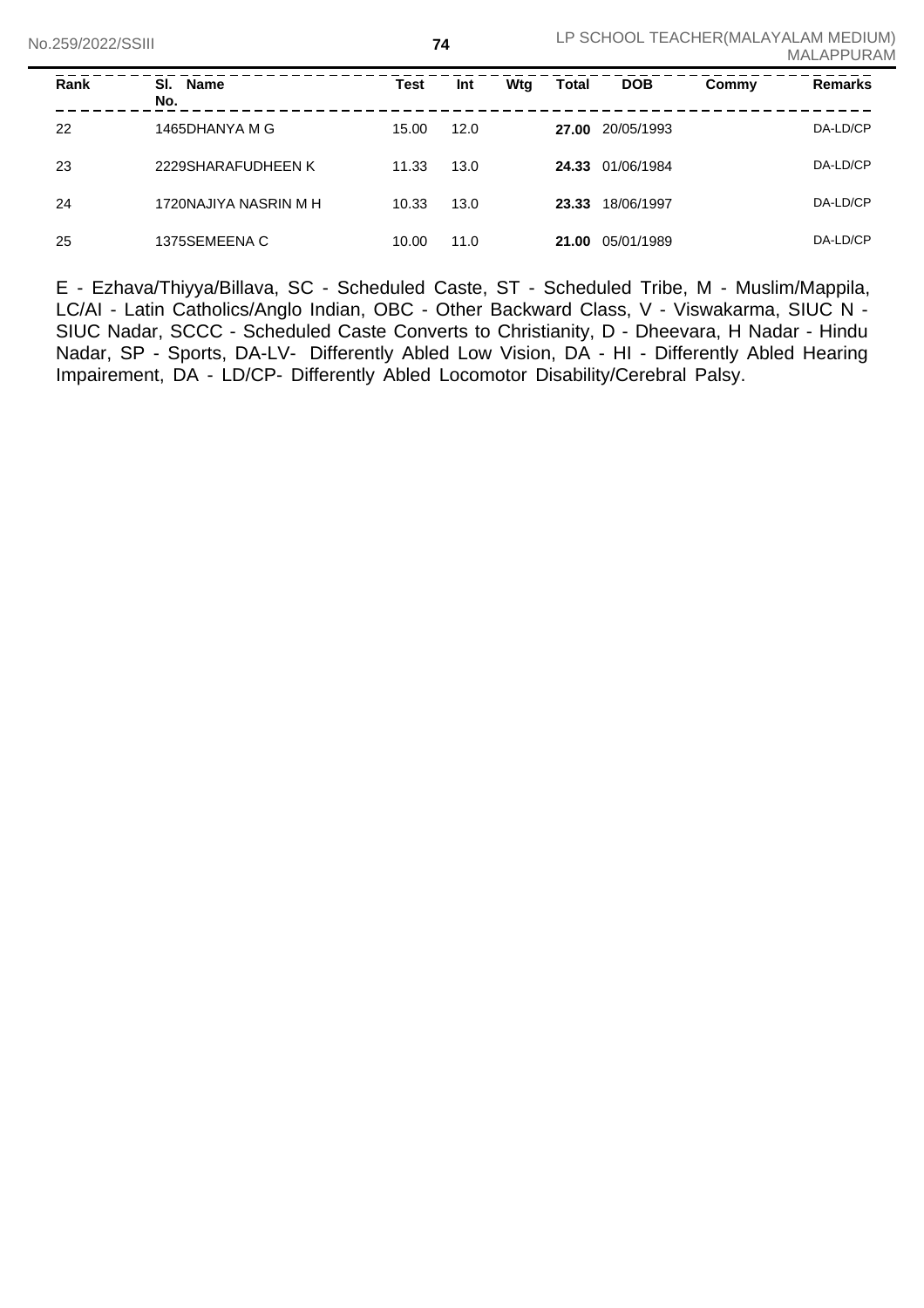| Rank | Sl. No. | Name | Test | Int | Wtg | Total | DOB | Commy | Remarks |
|---|---|---|---|---|---|---|---|---|---|
| 22 | 1465 | DHANYA M G | 15.00 | 12.0 | | **27.00** | 20/05/1993 | | DA-LD/CP |
| 23 | 2229 | SHARAFUDHEEN K | 11.33 | 13.0 | | **24.33** | 01/06/1984 | | DA-LD/CP |
| 24 | 1720 | NAJIYA NASRIN M H | 10.33 | 13.0 | | **23.33** | 18/06/1997 | | DA-LD/CP |
| 25 | 1375 | SEMEENA C | 10.00 | 11.0 | | **21.00** | 05/01/1989 | | DA-LD/CP |

E - Ezhava/Thiyya/Billava, SC - Scheduled Caste, ST - Scheduled Tribe, M - Muslim/Mappila, LC/AI - Latin Catholics/Anglo Indian, OBC - Other Backward Class, V - Viswakarma, SIUC N - SIUC Nadar, SCCC - Scheduled Caste Converts to Christianity, D - Dheevara, H Nadar - Hindu Nadar, SP - Sports, DA-LV- Differently Abled Low Vision, DA - HI - Differently Abled Hearing Impairement, DA - LD/CP- Differently Abled Locomotor Disability/Cerebral Palsy.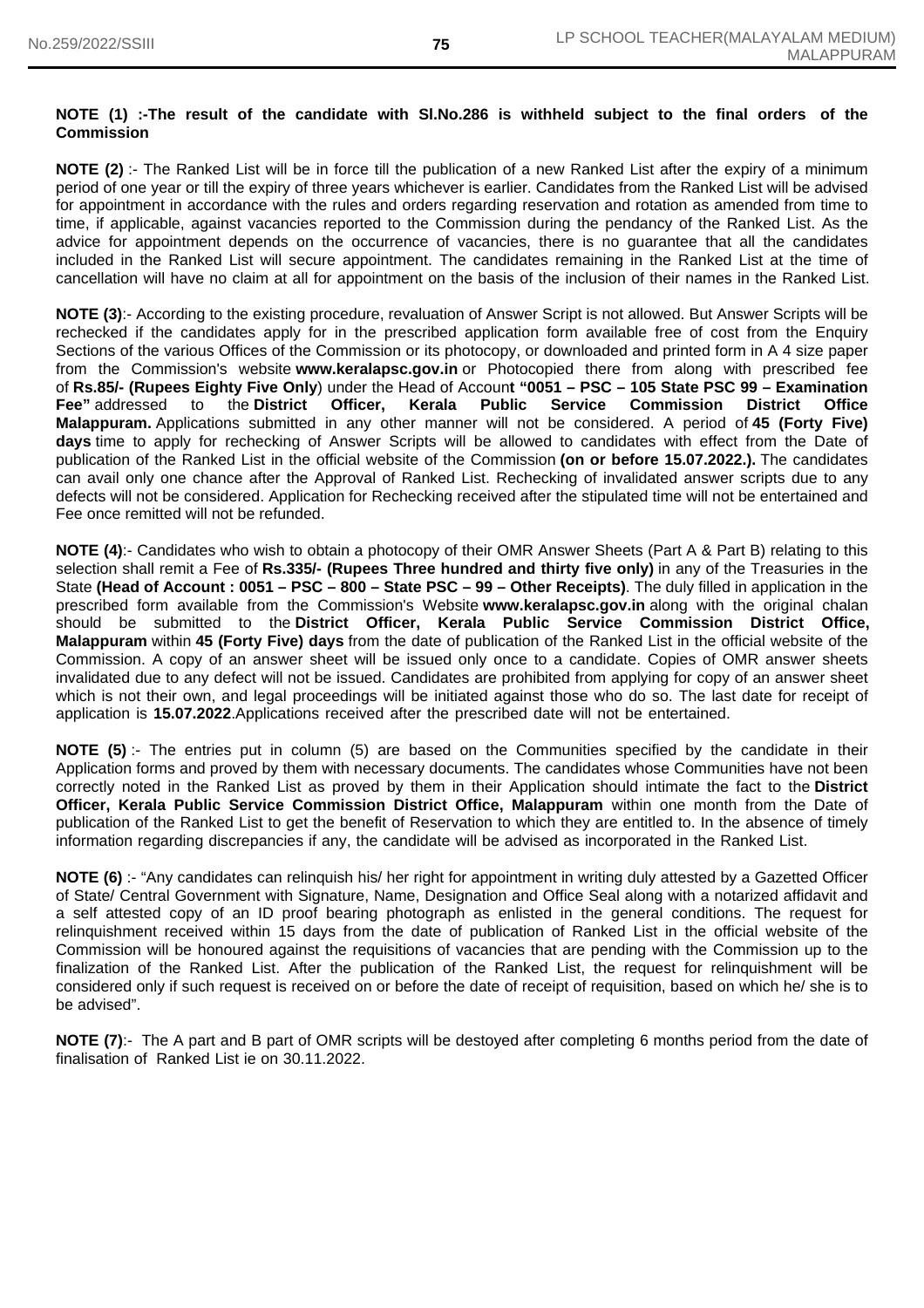**NOTE (1) :-The result of the candidate with Sl.No.286 is withheld subject to the final orders of the Commission**

**NOTE (2)** :- The Ranked List will be in force till the publication of a new Ranked List after the expiry of a minimum period of one year or till the expiry of three years whichever is earlier. Candidates from the Ranked List will be advised for appointment in accordance with the rules and orders regarding reservation and rotation as amended from time to time, if applicable, against vacancies reported to the Commission during the pendancy of the Ranked List. As the advice for appointment depends on the occurrence of vacancies, there is no guarantee that all the candidates included in the Ranked List will secure appointment. The candidates remaining in the Ranked List at the time of cancellation will have no claim at all for appointment on the basis of the inclusion of their names in the Ranked List.

**NOTE (3)**:- According to the existing procedure, revaluation of Answer Script is not allowed. But Answer Scripts will be rechecked if the candidates apply for in the prescribed application form available free of cost from the Enquiry Sections of the various Offices of the Commission or its photocopy, or downloaded and printed form in A 4 size paper from the Commission's website **www.keralapsc.gov.in** or Photocopied there from along with prescribed fee of **Rs.85/- (Rupees Eighty Five Only**) under the Head of Accoun**t "0051 – PSC – 105 State PSC 99 – Examination Fee"** addressed to the **District Officer, Kerala Public Service Commission District Office Malappuram.** Applications submitted in any other manner will not be considered. A period of **45 (Forty Five) days** time to apply for rechecking of Answer Scripts will be allowed to candidates with effect from the Date of publication of the Ranked List in the official website of the Commission **(on or before 15.07.2022.).** The candidates can avail only one chance after the Approval of Ranked List. Rechecking of invalidated answer scripts due to any defects will not be considered. Application for Rechecking received after the stipulated time will not be entertained and Fee once remitted will not be refunded.

**NOTE (4)**:- Candidates who wish to obtain a photocopy of their OMR Answer Sheets (Part A & Part B) relating to this selection shall remit a Fee of **Rs.335/- (Rupees Three hundred and thirty five only)** in any of the Treasuries in the State **(Head of Account : 0051 – PSC – 800 – State PSC – 99 – Other Receipts)**. The duly filled in application in the prescribed form available from the Commission's Website **www.keralapsc.gov.in** along with the original chalan should be submitted to the **District Officer, Kerala Public Service Commission District Office, Malappuram** within **45 (Forty Five) days** from the date of publication of the Ranked List in the official website of the Commission. A copy of an answer sheet will be issued only once to a candidate. Copies of OMR answer sheets invalidated due to any defect will not be issued. Candidates are prohibited from applying for copy of an answer sheet which is not their own, and legal proceedings will be initiated against those who do so. The last date for receipt of application is **15.07.2022**.Applications received after the prescribed date will not be entertained.

**NOTE (5)** :- The entries put in column (5) are based on the Communities specified by the candidate in their Application forms and proved by them with necessary documents. The candidates whose Communities have not been correctly noted in the Ranked List as proved by them in their Application should intimate the fact to the **District Officer, Kerala Public Service Commission District Office, Malappuram** within one month from the Date of publication of the Ranked List to get the benefit of Reservation to which they are entitled to. In the absence of timely information regarding discrepancies if any, the candidate will be advised as incorporated in the Ranked List.

**NOTE (6)** :- "Any candidates can relinquish his/ her right for appointment in writing duly attested by a Gazetted Officer of State/ Central Government with Signature, Name, Designation and Office Seal along with a notarized affidavit and a self attested copy of an ID proof bearing photograph as enlisted in the general conditions. The request for relinquishment received within 15 days from the date of publication of Ranked List in the official website of the Commission will be honoured against the requisitions of vacancies that are pending with the Commission up to the finalization of the Ranked List. After the publication of the Ranked List, the request for relinquishment will be considered only if such request is received on or before the date of receipt of requisition, based on which he/ she is to be advised".

**NOTE (7)**:- The A part and B part of OMR scripts will be destoyed after completing 6 months period from the date of finalisation of Ranked List ie on 30.11.2022.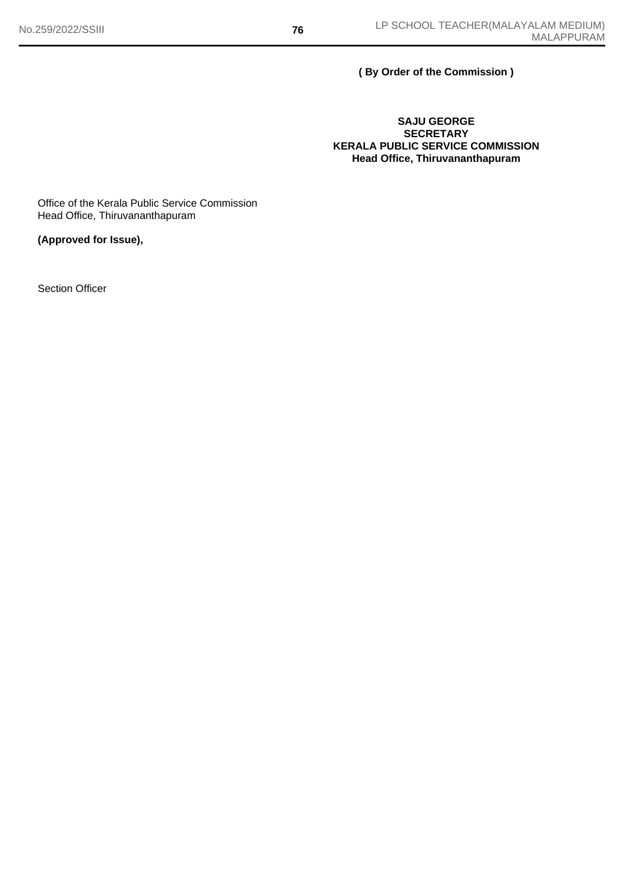**( By Order of the Commission )**

**SAJU GEORGE**
**SECRETARY**
**KERALA PUBLIC SERVICE COMMISSION**
**Head Office, Thiruvananthapuram**

Office of the Kerala Public Service Commission
Head Office, Thiruvananthapuram

**(Approved for Issue),**

Section Officer